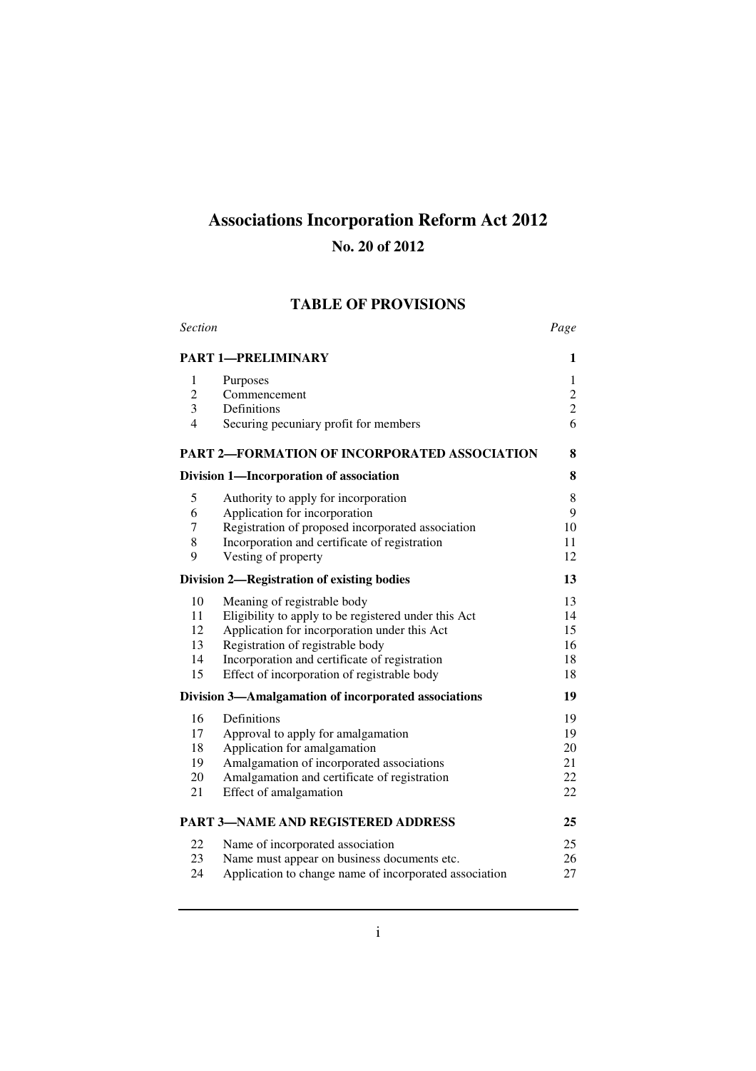# Associations Incorporation Reform Act 2012

## No. 20 of 2012

## TABLE OF PROVISIONS

| Section | | Page |
|---|---|---|
| **PART 1—PRELIMINARY** | | **1** |
| 1 | Purposes | 1 |
| 2 | Commencement | 2 |
| 3 | Definitions | 2 |
| 4 | Securing pecuniary profit for members | 6 |
| **PART 2—FORMATION OF INCORPORATED ASSOCIATION** | | **8** |
| **Division 1—Incorporation of association** | | **8** |
| 5 | Authority to apply for incorporation | 8 |
| 6 | Application for incorporation | 9 |
| 7 | Registration of proposed incorporated association | 10 |
| 8 | Incorporation and certificate of registration | 11 |
| 9 | Vesting of property | 12 |
| **Division 2—Registration of existing bodies** | | **13** |
| 10 | Meaning of registrable body | 13 |
| 11 | Eligibility to apply to be registered under this Act | 14 |
| 12 | Application for incorporation under this Act | 15 |
| 13 | Registration of registrable body | 16 |
| 14 | Incorporation and certificate of registration | 18 |
| 15 | Effect of incorporation of registrable body | 18 |
| **Division 3—Amalgamation of incorporated associations** | | **19** |
| 16 | Definitions | 19 |
| 17 | Approval to apply for amalgamation | 19 |
| 18 | Application for amalgamation | 20 |
| 19 | Amalgamation of incorporated associations | 21 |
| 20 | Amalgamation and certificate of registration | 22 |
| 21 | Effect of amalgamation | 22 |
| **PART 3—NAME AND REGISTERED ADDRESS** | | **25** |
| 22 | Name of incorporated association | 25 |
| 23 | Name must appear on business documents etc. | 26 |
| 24 | Application to change name of incorporated association | 27 |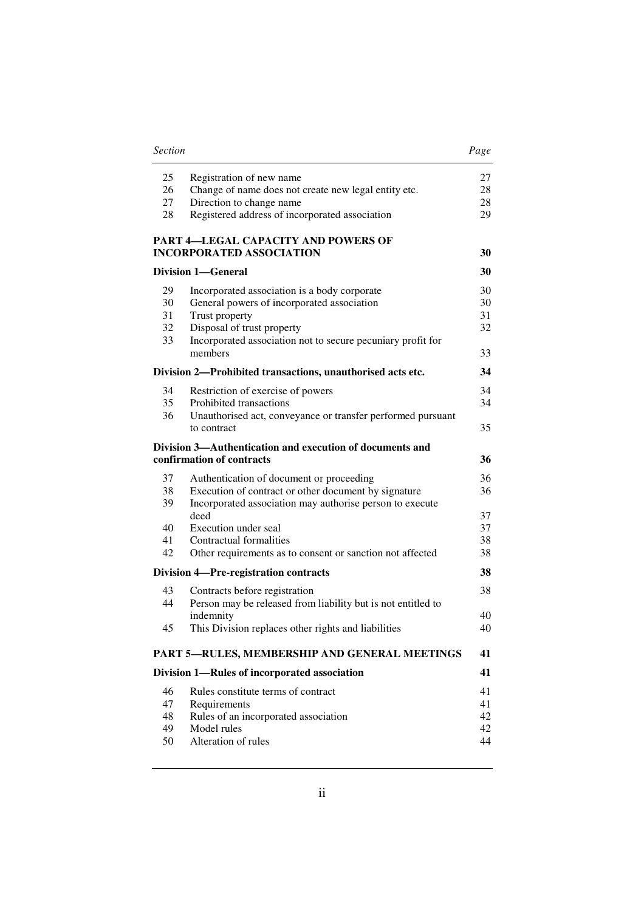| Section | | Page |
|---|---|---|
| 25 | Registration of new name | 27 |
| 26 | Change of name does not create new legal entity etc. | 28 |
| 27 | Direction to change name | 28 |
| 28 | Registered address of incorporated association | 29 |
| | **PART 4—LEGAL CAPACITY AND POWERS OF INCORPORATED ASSOCIATION** | **30** |
| | **Division 1—General** | **30** |
| 29 | Incorporated association is a body corporate | 30 |
| 30 | General powers of incorporated association | 30 |
| 31 | Trust property | 31 |
| 32 | Disposal of trust property | 32 |
| 33 | Incorporated association not to secure pecuniary profit for members | 33 |
| | **Division 2—Prohibited transactions, unauthorised acts etc.** | **34** |
| 34 | Restriction of exercise of powers | 34 |
| 35 | Prohibited transactions | 34 |
| 36 | Unauthorised act, conveyance or transfer performed pursuant to contract | 35 |
| | **Division 3—Authentication and execution of documents and confirmation of contracts** | **36** |
| 37 | Authentication of document or proceeding | 36 |
| 38 | Execution of contract or other document by signature | 36 |
| 39 | Incorporated association may authorise person to execute deed | 37 |
| 40 | Execution under seal | 37 |
| 41 | Contractual formalities | 38 |
| 42 | Other requirements as to consent or sanction not affected | 38 |
| | **Division 4—Pre-registration contracts** | **38** |
| 43 | Contracts before registration | 38 |
| 44 | Person may be released from liability but is not entitled to indemnity | 40 |
| 45 | This Division replaces other rights and liabilities | 40 |
| | **PART 5—RULES, MEMBERSHIP AND GENERAL MEETINGS** | **41** |
| | **Division 1—Rules of incorporated association** | **41** |
| 46 | Rules constitute terms of contract | 41 |
| 47 | Requirements | 41 |
| 48 | Rules of an incorporated association | 42 |
| 49 | Model rules | 42 |
| 50 | Alteration of rules | 44 |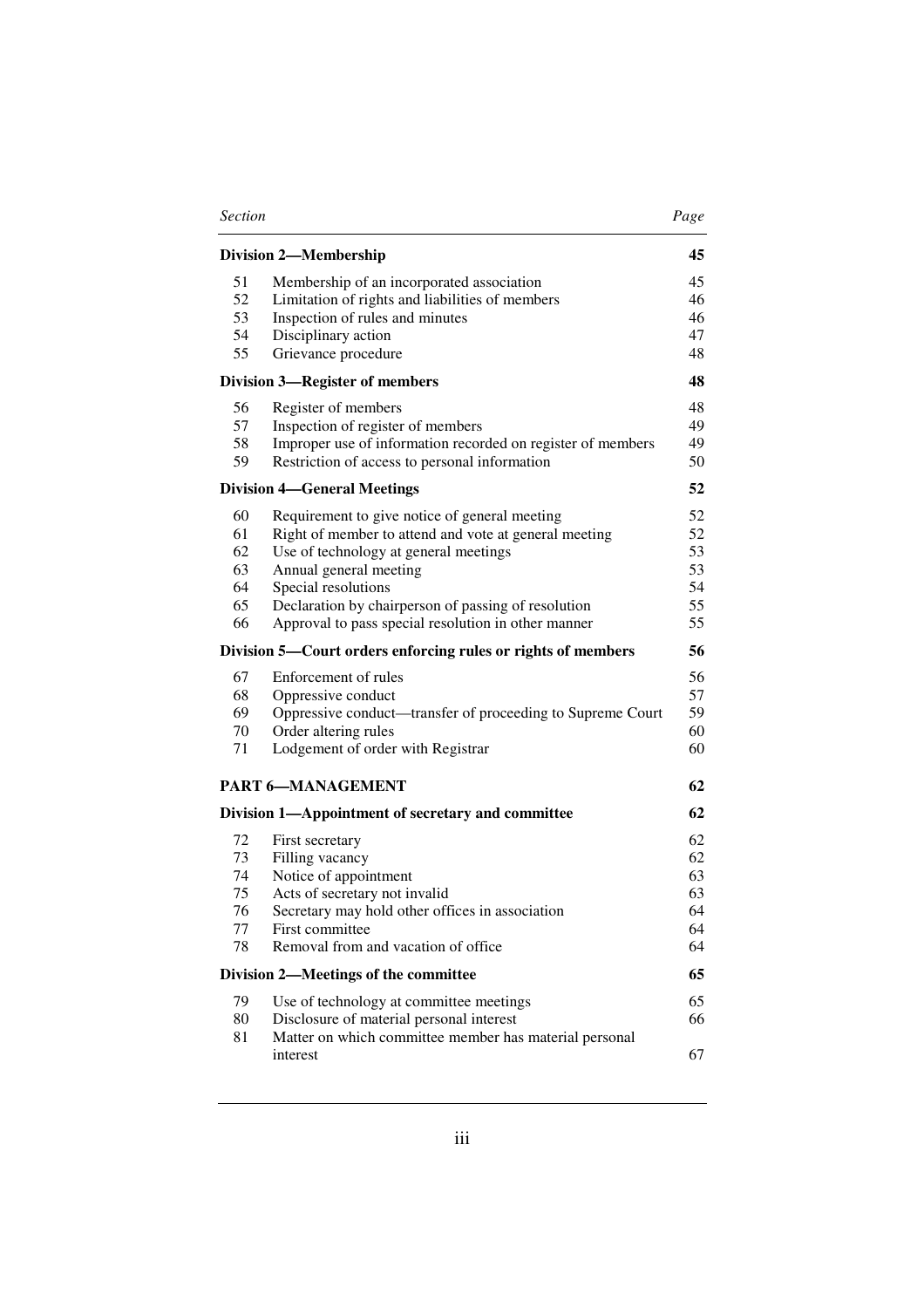| Section | | Page |
|---|---|---|
| **Division 2—Membership** | | **45** |
| 51 | Membership of an incorporated association | 45 |
| 52 | Limitation of rights and liabilities of members | 46 |
| 53 | Inspection of rules and minutes | 46 |
| 54 | Disciplinary action | 47 |
| 55 | Grievance procedure | 48 |
| **Division 3—Register of members** | | **48** |
| 56 | Register of members | 48 |
| 57 | Inspection of register of members | 49 |
| 58 | Improper use of information recorded on register of members | 49 |
| 59 | Restriction of access to personal information | 50 |
| **Division 4—General Meetings** | | **52** |
| 60 | Requirement to give notice of general meeting | 52 |
| 61 | Right of member to attend and vote at general meeting | 52 |
| 62 | Use of technology at general meetings | 53 |
| 63 | Annual general meeting | 53 |
| 64 | Special resolutions | 54 |
| 65 | Declaration by chairperson of passing of resolution | 55 |
| 66 | Approval to pass special resolution in other manner | 55 |
| **Division 5—Court orders enforcing rules or rights of members** | | **56** |
| 67 | Enforcement of rules | 56 |
| 68 | Oppressive conduct | 57 |
| 69 | Oppressive conduct—transfer of proceeding to Supreme Court | 59 |
| 70 | Order altering rules | 60 |
| 71 | Lodgement of order with Registrar | 60 |
| **PART 6—MANAGEMENT** | | **62** |
| **Division 1—Appointment of secretary and committee** | | **62** |
| 72 | First secretary | 62 |
| 73 | Filling vacancy | 62 |
| 74 | Notice of appointment | 63 |
| 75 | Acts of secretary not invalid | 63 |
| 76 | Secretary may hold other offices in association | 64 |
| 77 | First committee | 64 |
| 78 | Removal from and vacation of office | 64 |
| **Division 2—Meetings of the committee** | | **65** |
| 79 | Use of technology at committee meetings | 65 |
| 80 | Disclosure of material personal interest | 66 |
| 81 | Matter on which committee member has material personal interest | 67 |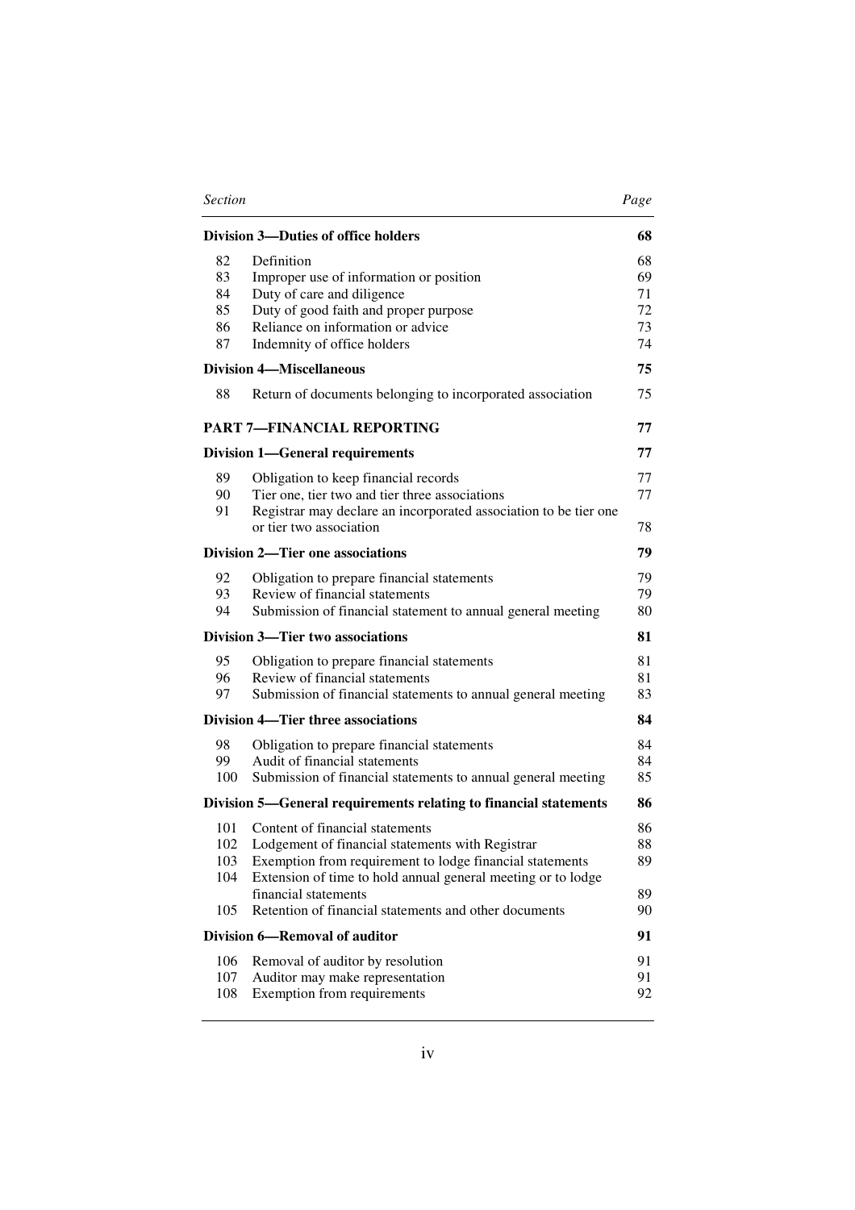| Section | | Page |
|---|---|---|
| **Division 3—Duties of office holders** | | **68** |
| 82 | Definition | 68 |
| 83 | Improper use of information or position | 69 |
| 84 | Duty of care and diligence | 71 |
| 85 | Duty of good faith and proper purpose | 72 |
| 86 | Reliance on information or advice | 73 |
| 87 | Indemnity of office holders | 74 |
| **Division 4—Miscellaneous** | | **75** |
| 88 | Return of documents belonging to incorporated association | 75 |
| **PART 7—FINANCIAL REPORTING** | | **77** |
| **Division 1—General requirements** | | **77** |
| 89 | Obligation to keep financial records | 77 |
| 90 | Tier one, tier two and tier three associations | 77 |
| 91 | Registrar may declare an incorporated association to be tier one or tier two association | 78 |
| **Division 2—Tier one associations** | | **79** |
| 92 | Obligation to prepare financial statements | 79 |
| 93 | Review of financial statements | 79 |
| 94 | Submission of financial statement to annual general meeting | 80 |
| **Division 3—Tier two associations** | | **81** |
| 95 | Obligation to prepare financial statements | 81 |
| 96 | Review of financial statements | 81 |
| 97 | Submission of financial statements to annual general meeting | 83 |
| **Division 4—Tier three associations** | | **84** |
| 98 | Obligation to prepare financial statements | 84 |
| 99 | Audit of financial statements | 84 |
| 100 | Submission of financial statements to annual general meeting | 85 |
| **Division 5—General requirements relating to financial statements** | | **86** |
| 101 | Content of financial statements | 86 |
| 102 | Lodgement of financial statements with Registrar | 88 |
| 103 | Exemption from requirement to lodge financial statements | 89 |
| 104 | Extension of time to hold annual general meeting or to lodge financial statements | 89 |
| 105 | Retention of financial statements and other documents | 90 |
| **Division 6—Removal of auditor** | | **91** |
| 106 | Removal of auditor by resolution | 91 |
| 107 | Auditor may make representation | 91 |
| 108 | Exemption from requirements | 92 |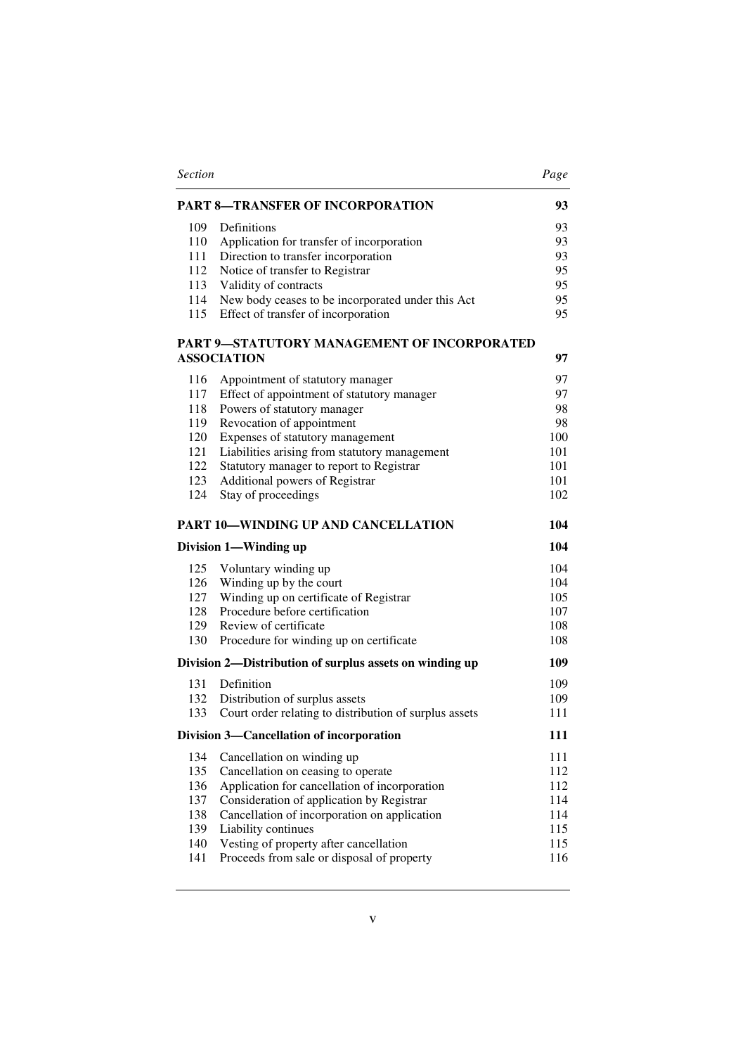| Section | | Page |
|---|---|---|
| **PART 8—TRANSFER OF INCORPORATION** | | **93** |
| 109 | Definitions | 93 |
| 110 | Application for transfer of incorporation | 93 |
| 111 | Direction to transfer incorporation | 93 |
| 112 | Notice of transfer to Registrar | 95 |
| 113 | Validity of contracts | 95 |
| 114 | New body ceases to be incorporated under this Act | 95 |
| 115 | Effect of transfer of incorporation | 95 |
| **PART 9—STATUTORY MANAGEMENT OF INCORPORATED ASSOCIATION** | | **97** |
| 116 | Appointment of statutory manager | 97 |
| 117 | Effect of appointment of statutory manager | 97 |
| 118 | Powers of statutory manager | 98 |
| 119 | Revocation of appointment | 98 |
| 120 | Expenses of statutory management | 100 |
| 121 | Liabilities arising from statutory management | 101 |
| 122 | Statutory manager to report to Registrar | 101 |
| 123 | Additional powers of Registrar | 101 |
| 124 | Stay of proceedings | 102 |
| **PART 10—WINDING UP AND CANCELLATION** | | **104** |
| **Division 1—Winding up** | | **104** |
| 125 | Voluntary winding up | 104 |
| 126 | Winding up by the court | 104 |
| 127 | Winding up on certificate of Registrar | 105 |
| 128 | Procedure before certification | 107 |
| 129 | Review of certificate | 108 |
| 130 | Procedure for winding up on certificate | 108 |
| **Division 2—Distribution of surplus assets on winding up** | | **109** |
| 131 | Definition | 109 |
| 132 | Distribution of surplus assets | 109 |
| 133 | Court order relating to distribution of surplus assets | 111 |
| **Division 3—Cancellation of incorporation** | | **111** |
| 134 | Cancellation on winding up | 111 |
| 135 | Cancellation on ceasing to operate | 112 |
| 136 | Application for cancellation of incorporation | 112 |
| 137 | Consideration of application by Registrar | 114 |
| 138 | Cancellation of incorporation on application | 114 |
| 139 | Liability continues | 115 |
| 140 | Vesting of property after cancellation | 115 |
| 141 | Proceeds from sale or disposal of property | 116 |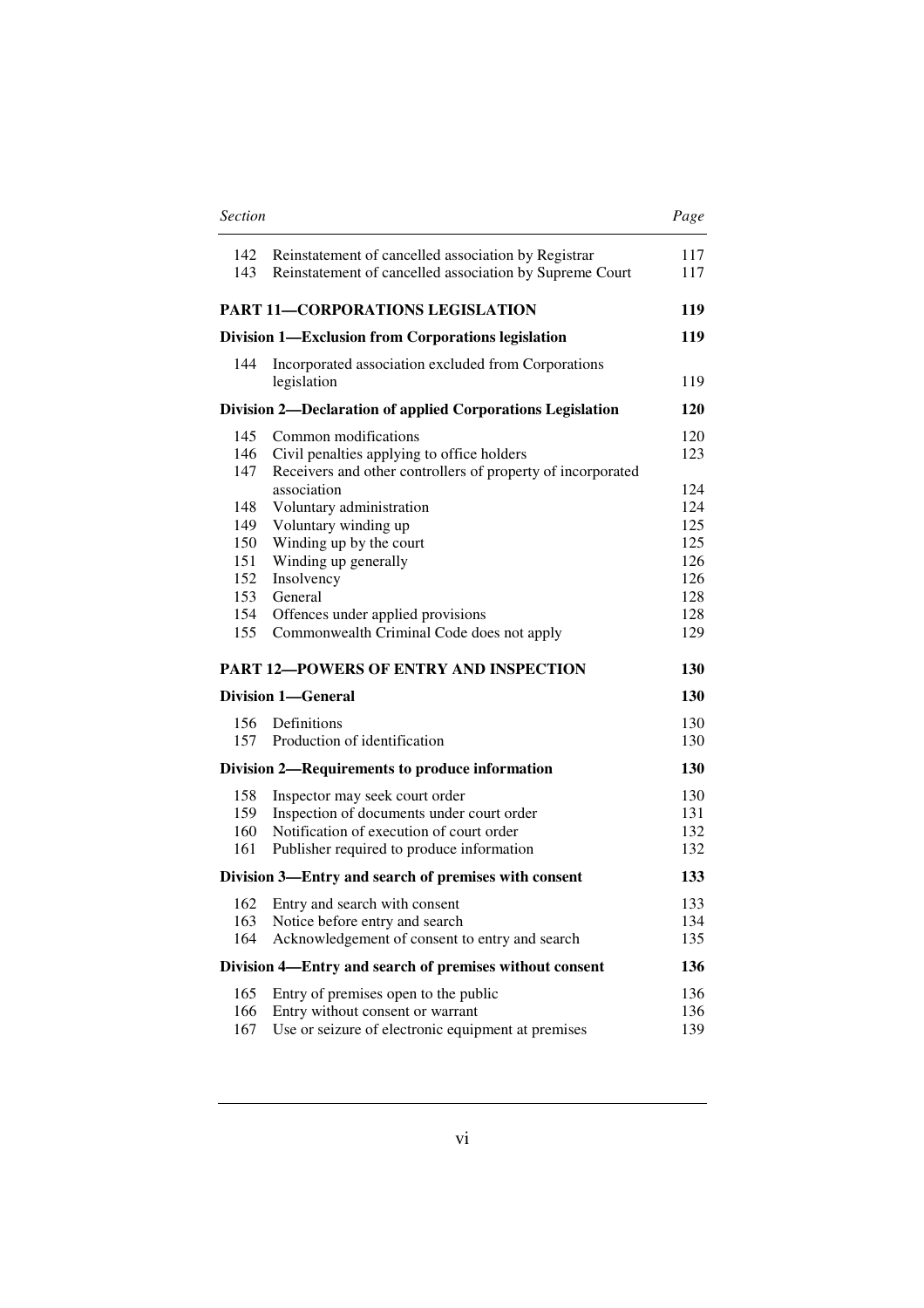| Section | | Page |
|---|---|---|
| 142 | Reinstatement of cancelled association by Registrar | 117 |
| 143 | Reinstatement of cancelled association by Supreme Court | 117 |
| **PART 11—CORPORATIONS LEGISLATION** | | **119** |
| **Division 1—Exclusion from Corporations legislation** | | **119** |
| 144 | Incorporated association excluded from Corporations legislation | 119 |
| **Division 2—Declaration of applied Corporations Legislation** | | **120** |
| 145 | Common modifications | 120 |
| 146 | Civil penalties applying to office holders | 123 |
| 147 | Receivers and other controllers of property of incorporated association | 124 |
| 148 | Voluntary administration | 124 |
| 149 | Voluntary winding up | 125 |
| 150 | Winding up by the court | 125 |
| 151 | Winding up generally | 126 |
| 152 | Insolvency | 126 |
| 153 | General | 128 |
| 154 | Offences under applied provisions | 128 |
| 155 | Commonwealth Criminal Code does not apply | 129 |
| **PART 12—POWERS OF ENTRY AND INSPECTION** | | **130** |
| **Division 1—General** | | **130** |
| 156 | Definitions | 130 |
| 157 | Production of identification | 130 |
| **Division 2—Requirements to produce information** | | **130** |
| 158 | Inspector may seek court order | 130 |
| 159 | Inspection of documents under court order | 131 |
| 160 | Notification of execution of court order | 132 |
| 161 | Publisher required to produce information | 132 |
| **Division 3—Entry and search of premises with consent** | | **133** |
| 162 | Entry and search with consent | 133 |
| 163 | Notice before entry and search | 134 |
| 164 | Acknowledgement of consent to entry and search | 135 |
| **Division 4—Entry and search of premises without consent** | | **136** |
| 165 | Entry of premises open to the public | 136 |
| 166 | Entry without consent or warrant | 136 |
| 167 | Use or seizure of electronic equipment at premises | 139 |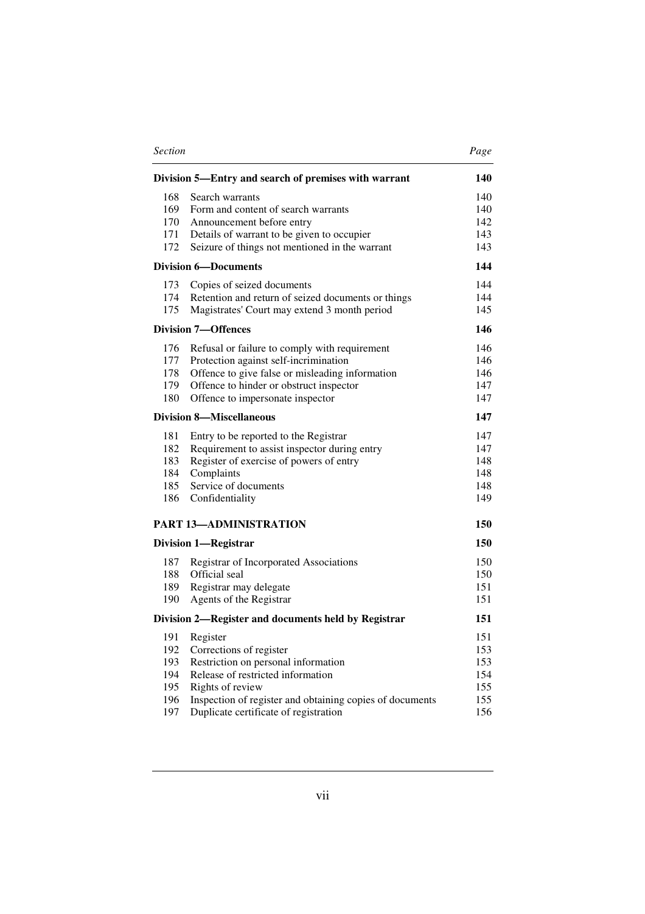| Section | | Page |
|---|---|---|
| **Division 5—Entry and search of premises with warrant** | | **140** |
| 168 | Search warrants | 140 |
| 169 | Form and content of search warrants | 140 |
| 170 | Announcement before entry | 142 |
| 171 | Details of warrant to be given to occupier | 143 |
| 172 | Seizure of things not mentioned in the warrant | 143 |
| **Division 6—Documents** | | **144** |
| 173 | Copies of seized documents | 144 |
| 174 | Retention and return of seized documents or things | 144 |
| 175 | Magistrates' Court may extend 3 month period | 145 |
| **Division 7—Offences** | | **146** |
| 176 | Refusal or failure to comply with requirement | 146 |
| 177 | Protection against self-incrimination | 146 |
| 178 | Offence to give false or misleading information | 146 |
| 179 | Offence to hinder or obstruct inspector | 147 |
| 180 | Offence to impersonate inspector | 147 |
| **Division 8—Miscellaneous** | | **147** |
| 181 | Entry to be reported to the Registrar | 147 |
| 182 | Requirement to assist inspector during entry | 147 |
| 183 | Register of exercise of powers of entry | 148 |
| 184 | Complaints | 148 |
| 185 | Service of documents | 148 |
| 186 | Confidentiality | 149 |
| **PART 13—ADMINISTRATION** | | **150** |
| **Division 1—Registrar** | | **150** |
| 187 | Registrar of Incorporated Associations | 150 |
| 188 | Official seal | 150 |
| 189 | Registrar may delegate | 151 |
| 190 | Agents of the Registrar | 151 |
| **Division 2—Register and documents held by Registrar** | | **151** |
| 191 | Register | 151 |
| 192 | Corrections of register | 153 |
| 193 | Restriction on personal information | 153 |
| 194 | Release of restricted information | 154 |
| 195 | Rights of review | 155 |
| 196 | Inspection of register and obtaining copies of documents | 155 |
| 197 | Duplicate certificate of registration | 156 |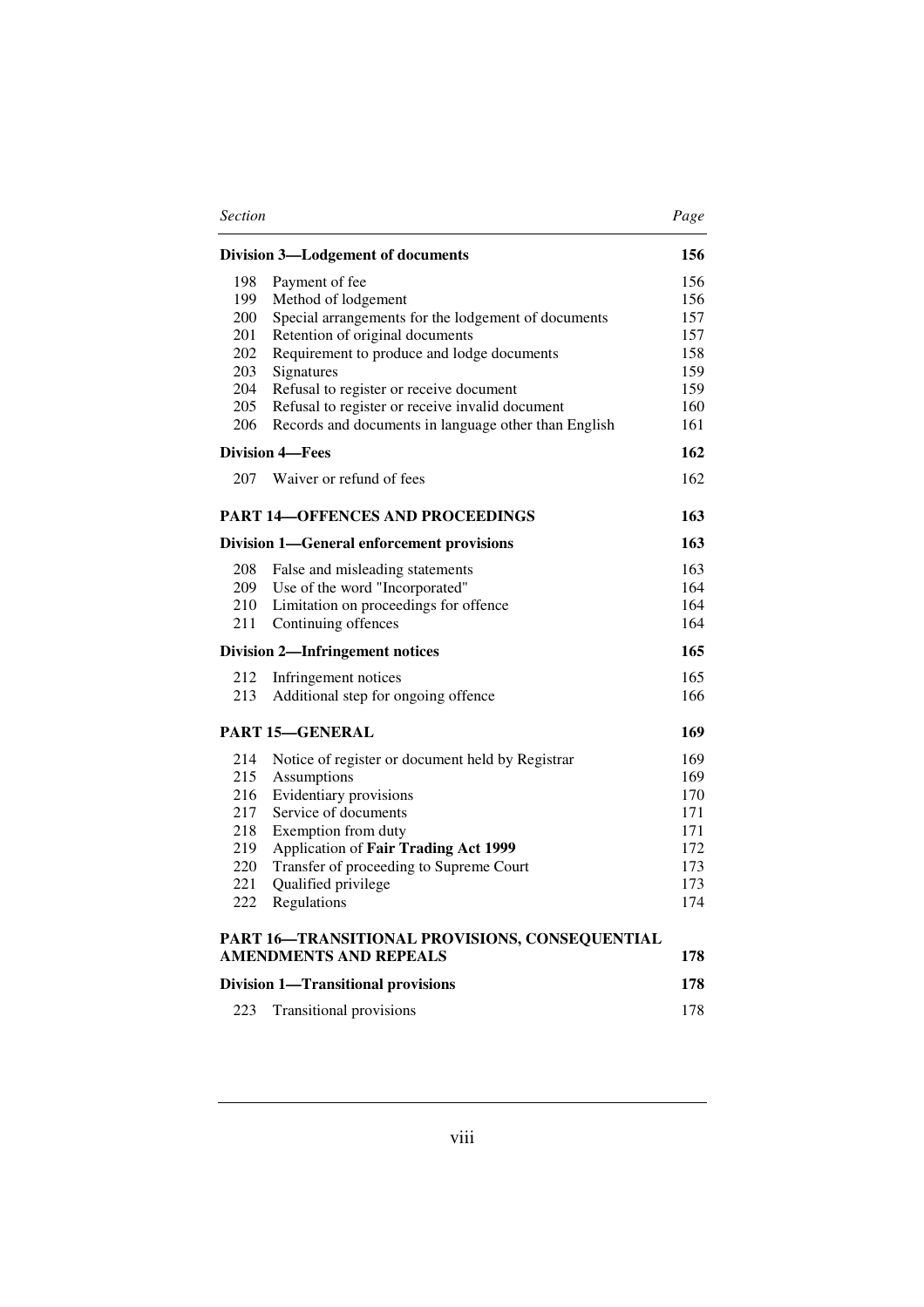| Section | | Page |
|---|---|---|
| **Division 3—Lodgement of documents** | | **156** |
| 198 | Payment of fee | 156 |
| 199 | Method of lodgement | 156 |
| 200 | Special arrangements for the lodgement of documents | 157 |
| 201 | Retention of original documents | 157 |
| 202 | Requirement to produce and lodge documents | 158 |
| 203 | Signatures | 159 |
| 204 | Refusal to register or receive document | 159 |
| 205 | Refusal to register or receive invalid document | 160 |
| 206 | Records and documents in language other than English | 161 |
| **Division 4—Fees** | | **162** |
| 207 | Waiver or refund of fees | 162 |
| **PART 14—OFFENCES AND PROCEEDINGS** | | **163** |
| **Division 1—General enforcement provisions** | | **163** |
| 208 | False and misleading statements | 163 |
| 209 | Use of the word "Incorporated" | 164 |
| 210 | Limitation on proceedings for offence | 164 |
| 211 | Continuing offences | 164 |
| **Division 2—Infringement notices** | | **165** |
| 212 | Infringement notices | 165 |
| 213 | Additional step for ongoing offence | 166 |
| **PART 15—GENERAL** | | **169** |
| 214 | Notice of register or document held by Registrar | 169 |
| 215 | Assumptions | 169 |
| 216 | Evidentiary provisions | 170 |
| 217 | Service of documents | 171 |
| 218 | Exemption from duty | 171 |
| 219 | Application of **Fair Trading Act 1999** | 172 |
| 220 | Transfer of proceeding to Supreme Court | 173 |
| 221 | Qualified privilege | 173 |
| 222 | Regulations | 174 |
| **PART 16—TRANSITIONAL PROVISIONS, CONSEQUENTIAL AMENDMENTS AND REPEALS** | | **178** |
| **Division 1—Transitional provisions** | | **178** |
| 223 | Transitional provisions | 178 |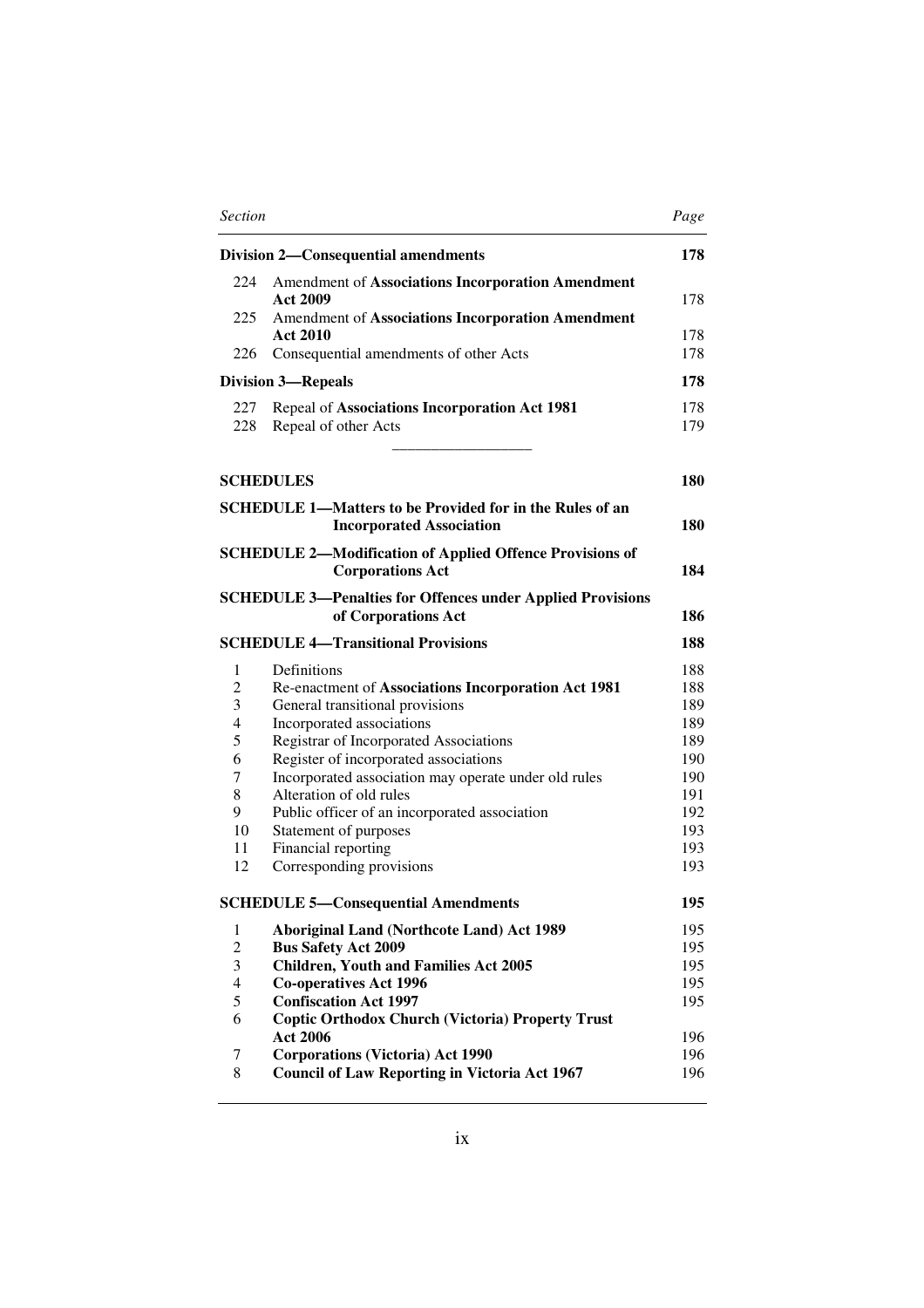| Section | | Page |
|---|---|---|
| **Division 2—Consequential amendments** | | **178** |
| 224 | Amendment of **Associations Incorporation Amendment Act 2009** | 178 |
| 225 | Amendment of **Associations Incorporation Amendment Act 2010** | 178 |
| 226 | Consequential amendments of other Acts | 178 |
| **Division 3—Repeals** | | **178** |
| 227 | Repeal of **Associations Incorporation Act 1981** | 178 |
| 228 | Repeal of other Acts | 179 |

---

| | | |
|---|---|---|
| **SCHEDULES** | | **180** |
| **SCHEDULE 1—Matters to be Provided for in the Rules of an Incorporated Association** | | **180** |
| **SCHEDULE 2—Modification of Applied Offence Provisions of Corporations Act** | | **184** |
| **SCHEDULE 3—Penalties for Offences under Applied Provisions of Corporations Act** | | **186** |
| **SCHEDULE 4—Transitional Provisions** | | **188** |
| 1 | Definitions | 188 |
| 2 | Re-enactment of **Associations Incorporation Act 1981** | 188 |
| 3 | General transitional provisions | 189 |
| 4 | Incorporated associations | 189 |
| 5 | Registrar of Incorporated Associations | 189 |
| 6 | Register of incorporated associations | 190 |
| 7 | Incorporated association may operate under old rules | 190 |
| 8 | Alteration of old rules | 191 |
| 9 | Public officer of an incorporated association | 192 |
| 10 | Statement of purposes | 193 |
| 11 | Financial reporting | 193 |
| 12 | Corresponding provisions | 193 |
| **SCHEDULE 5—Consequential Amendments** | | **195** |
| 1 | **Aboriginal Land (Northcote Land) Act 1989** | 195 |
| 2 | **Bus Safety Act 2009** | 195 |
| 3 | **Children, Youth and Families Act 2005** | 195 |
| 4 | **Co-operatives Act 1996** | 195 |
| 5 | **Confiscation Act 1997** | 195 |
| 6 | **Coptic Orthodox Church (Victoria) Property Trust Act 2006** | 196 |
| 7 | **Corporations (Victoria) Act 1990** | 196 |
| 8 | **Council of Law Reporting in Victoria Act 1967** | 196 |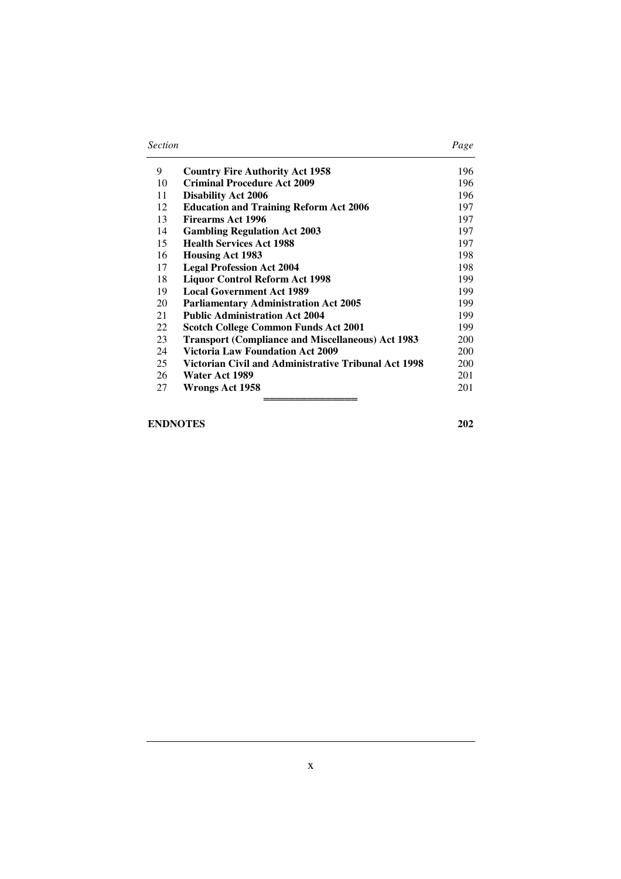| Section | | Page |
|---|---|---|
| 9 | **Country Fire Authority Act 1958** | 196 |
| 10 | **Criminal Procedure Act 2009** | 196 |
| 11 | **Disability Act 2006** | 196 |
| 12 | **Education and Training Reform Act 2006** | 197 |
| 13 | **Firearms Act 1996** | 197 |
| 14 | **Gambling Regulation Act 2003** | 197 |
| 15 | **Health Services Act 1988** | 197 |
| 16 | **Housing Act 1983** | 198 |
| 17 | **Legal Profession Act 2004** | 198 |
| 18 | **Liquor Control Reform Act 1998** | 199 |
| 19 | **Local Government Act 1989** | 199 |
| 20 | **Parliamentary Administration Act 2005** | 199 |
| 21 | **Public Administration Act 2004** | 199 |
| 22 | **Scotch College Common Funds Act 2001** | 199 |
| 23 | **Transport (Compliance and Miscellaneous) Act 1983** | 200 |
| 24 | **Victoria Law Foundation Act 2009** | 200 |
| 25 | **Victorian Civil and Administrative Tribunal Act 1998** | 200 |
| 26 | **Water Act 1989** | 201 |
| 27 | **Wrongs Act 1958** | 201 |

═══════════════

**ENDNOTES** **202**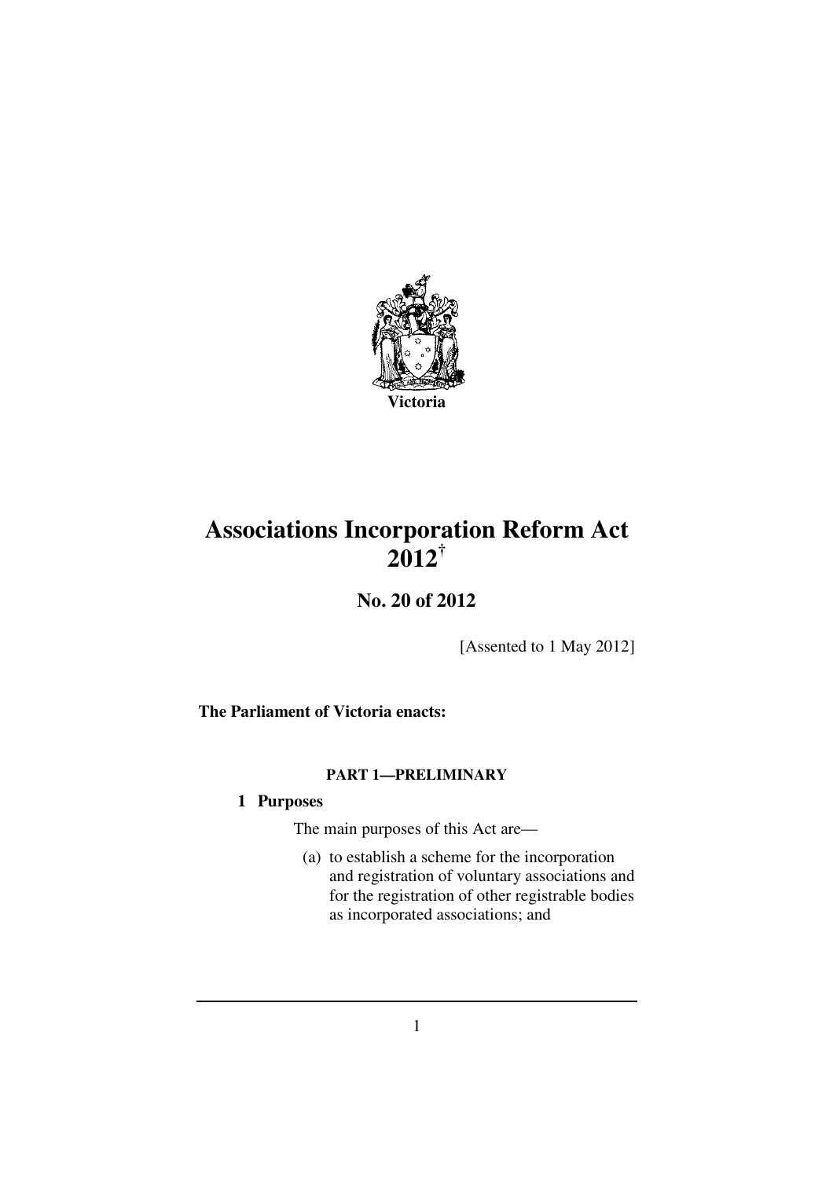Victoria

# Associations Incorporation Reform Act 2012†

## No. 20 of 2012

[Assented to 1 May 2012]

**The Parliament of Victoria enacts:**

### PART 1—PRELIMINARY

**1 Purposes**

The main purposes of this Act are—

(a) to establish a scheme for the incorporation and registration of voluntary associations and for the registration of other registrable bodies as incorporated associations; and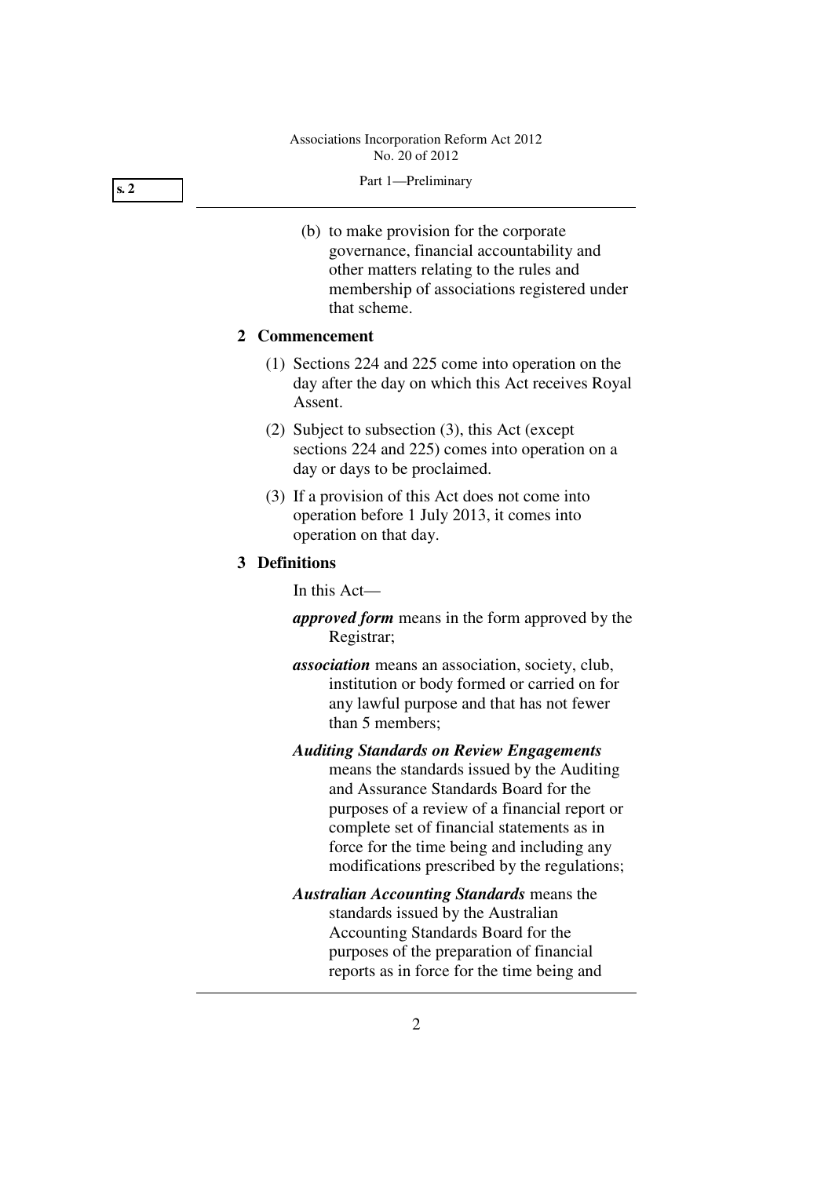(b) to make provision for the corporate governance, financial accountability and other matters relating to the rules and membership of associations registered under that scheme.

## 2 Commencement

(1) Sections 224 and 225 come into operation on the day after the day on which this Act receives Royal Assent.

(2) Subject to subsection (3), this Act (except sections 224 and 225) comes into operation on a day or days to be proclaimed.

(3) If a provision of this Act does not come into operation before 1 July 2013, it comes into operation on that day.

## 3 Definitions

In this Act—

***approved form*** means in the form approved by the Registrar;

***association*** means an association, society, club, institution or body formed or carried on for any lawful purpose and that has not fewer than 5 members;

***Auditing Standards on Review Engagements*** means the standards issued by the Auditing and Assurance Standards Board for the purposes of a review of a financial report or complete set of financial statements as in force for the time being and including any modifications prescribed by the regulations;

***Australian Accounting Standards*** means the standards issued by the Australian Accounting Standards Board for the purposes of the preparation of financial reports as in force for the time being and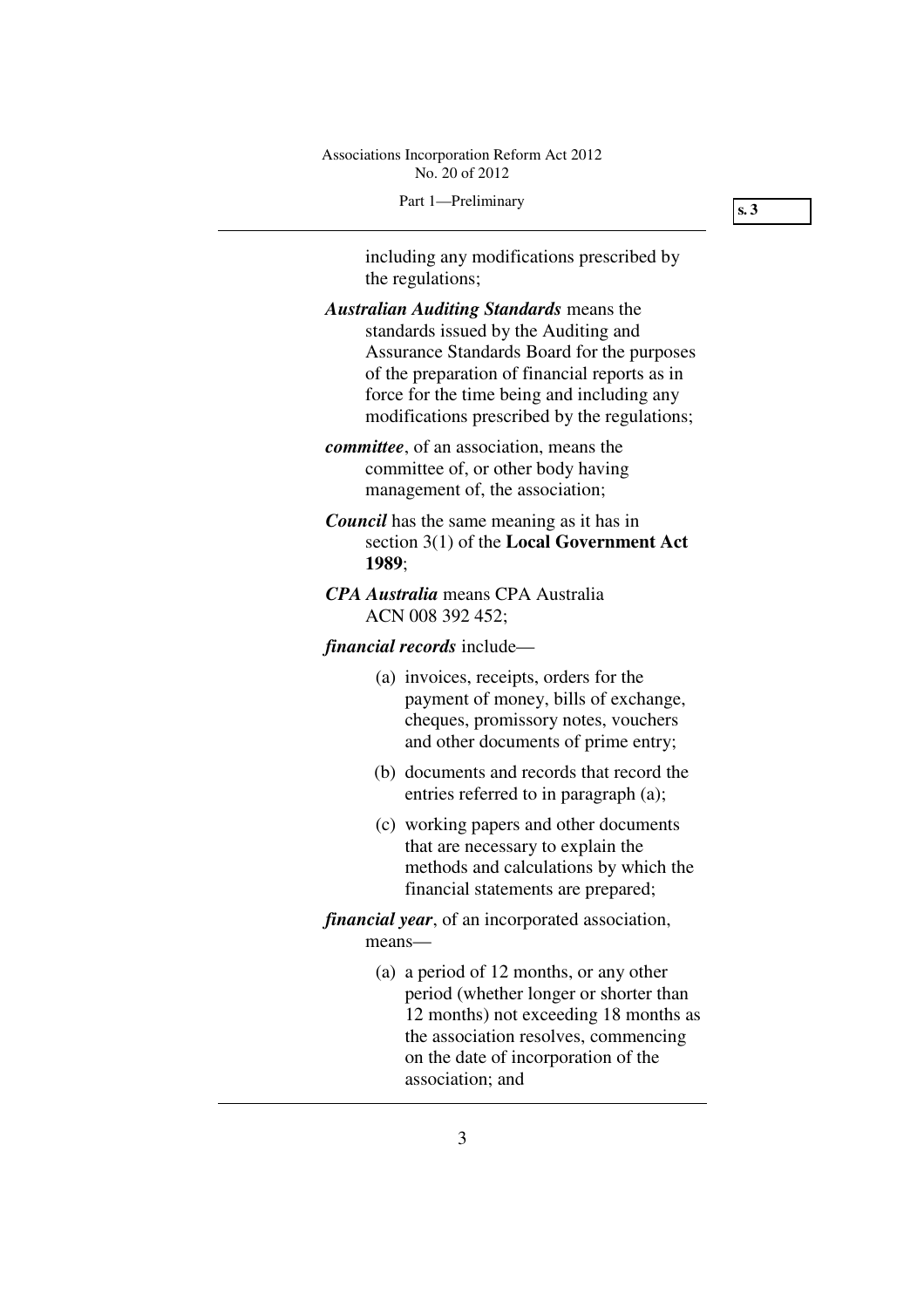including any modifications prescribed by the regulations;

***Australian Auditing Standards*** means the standards issued by the Auditing and Assurance Standards Board for the purposes of the preparation of financial reports as in force for the time being and including any modifications prescribed by the regulations;

***committee***, of an association, means the committee of, or other body having management of, the association;

***Council*** has the same meaning as it has in section 3(1) of the **Local Government Act 1989**;

***CPA Australia*** means CPA Australia ACN 008 392 452;

***financial records*** include—

(a) invoices, receipts, orders for the payment of money, bills of exchange, cheques, promissory notes, vouchers and other documents of prime entry;

(b) documents and records that record the entries referred to in paragraph (a);

(c) working papers and other documents that are necessary to explain the methods and calculations by which the financial statements are prepared;

***financial year***, of an incorporated association, means—

(a) a period of 12 months, or any other period (whether longer or shorter than 12 months) not exceeding 18 months as the association resolves, commencing on the date of incorporation of the association; and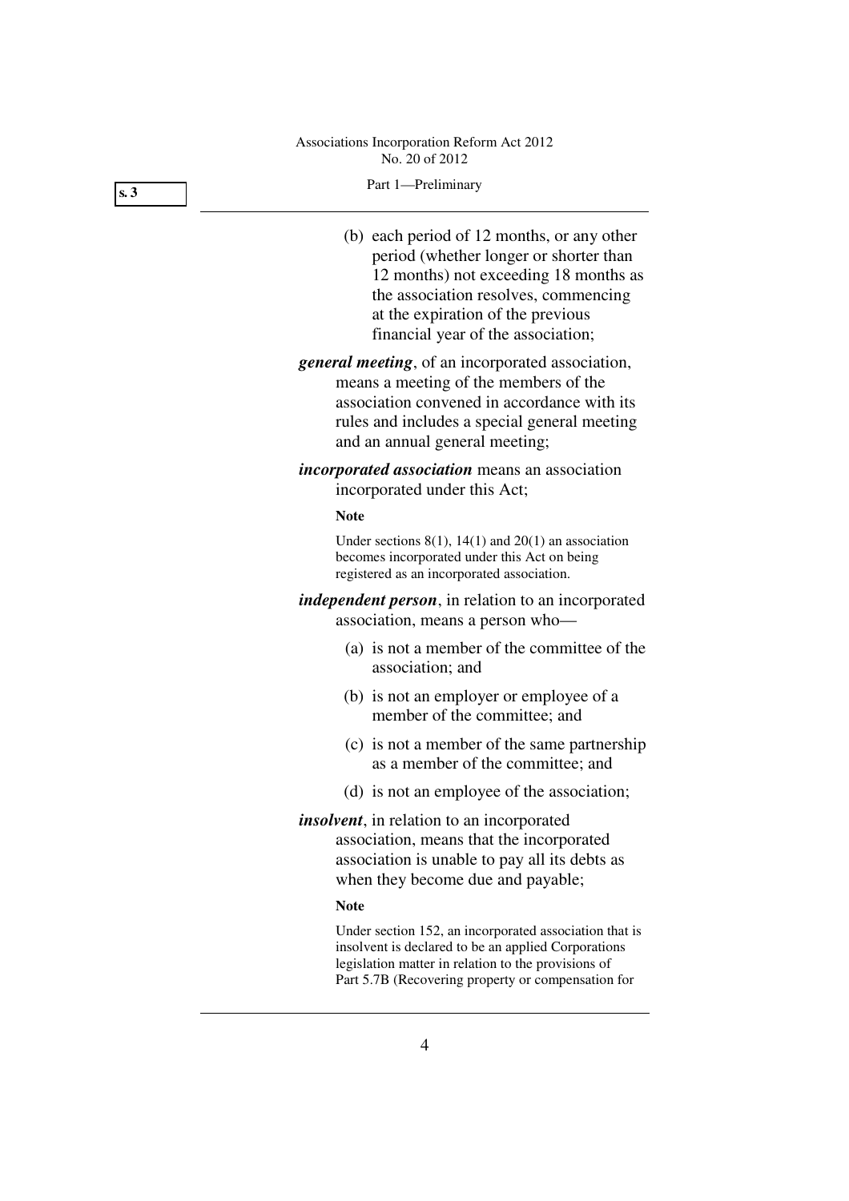(b) each period of 12 months, or any other period (whether longer or shorter than 12 months) not exceeding 18 months as the association resolves, commencing at the expiration of the previous financial year of the association;

***general meeting***, of an incorporated association, means a meeting of the members of the association convened in accordance with its rules and includes a special general meeting and an annual general meeting;

***incorporated association*** means an association incorporated under this Act;

**Note**

Under sections 8(1), 14(1) and 20(1) an association becomes incorporated under this Act on being registered as an incorporated association.

***independent person***, in relation to an incorporated association, means a person who—

(a) is not a member of the committee of the association; and

(b) is not an employer or employee of a member of the committee; and

(c) is not a member of the same partnership as a member of the committee; and

(d) is not an employee of the association;

***insolvent***, in relation to an incorporated association, means that the incorporated association is unable to pay all its debts as when they become due and payable;

**Note**

Under section 152, an incorporated association that is insolvent is declared to be an applied Corporations legislation matter in relation to the provisions of Part 5.7B (Recovering property or compensation for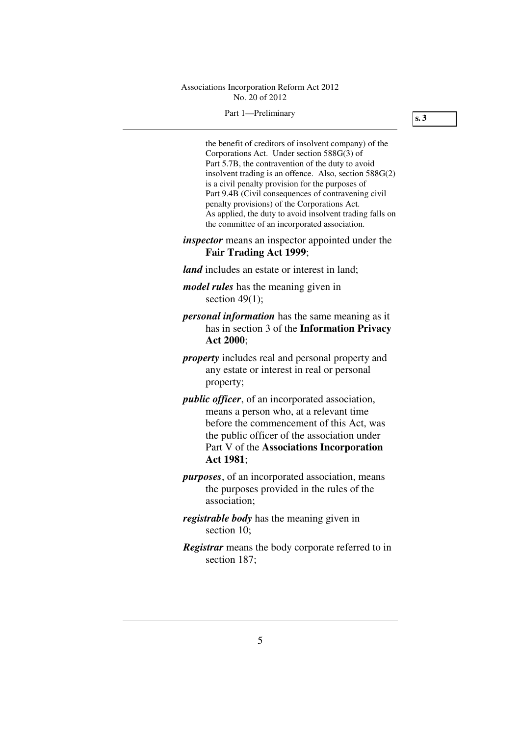the benefit of creditors of insolvent company) of the Corporations Act. Under section 588G(3) of Part 5.7B, the contravention of the duty to avoid insolvent trading is an offence. Also, section 588G(2) is a civil penalty provision for the purposes of Part 9.4B (Civil consequences of contravening civil penalty provisions) of the Corporations Act. As applied, the duty to avoid insolvent trading falls on the committee of an incorporated association.

***inspector*** means an inspector appointed under the **Fair Trading Act 1999**;

***land*** includes an estate or interest in land;

***model rules*** has the meaning given in section 49(1);

***personal information*** has the same meaning as it has in section 3 of the **Information Privacy Act 2000**;

***property*** includes real and personal property and any estate or interest in real or personal property;

***public officer***, of an incorporated association, means a person who, at a relevant time before the commencement of this Act, was the public officer of the association under Part V of the **Associations Incorporation Act 1981**;

***purposes***, of an incorporated association, means the purposes provided in the rules of the association;

***registrable body*** has the meaning given in section 10;

***Registrar*** means the body corporate referred to in section 187;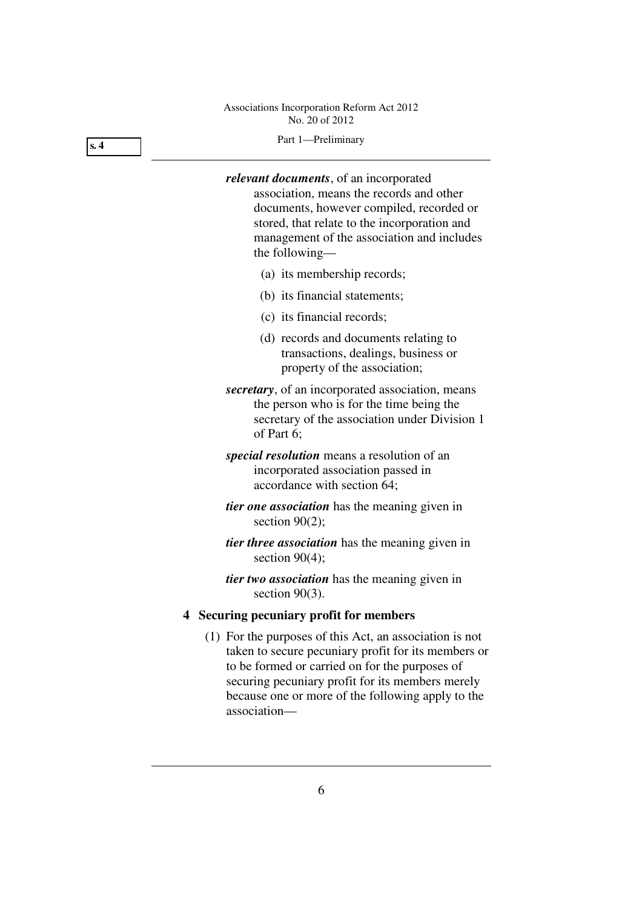***relevant documents***, of an incorporated association, means the records and other documents, however compiled, recorded or stored, that relate to the incorporation and management of the association and includes the following—

(a) its membership records;

(b) its financial statements;

(c) its financial records;

(d) records and documents relating to transactions, dealings, business or property of the association;

***secretary***, of an incorporated association, means the person who is for the time being the secretary of the association under Division 1 of Part 6;

***special resolution*** means a resolution of an incorporated association passed in accordance with section 64;

***tier one association*** has the meaning given in section 90(2);

***tier three association*** has the meaning given in section 90(4);

***tier two association*** has the meaning given in section 90(3).

### 4 Securing pecuniary profit for members

(1) For the purposes of this Act, an association is not taken to secure pecuniary profit for its members or to be formed or carried on for the purposes of securing pecuniary profit for its members merely because one or more of the following apply to the association—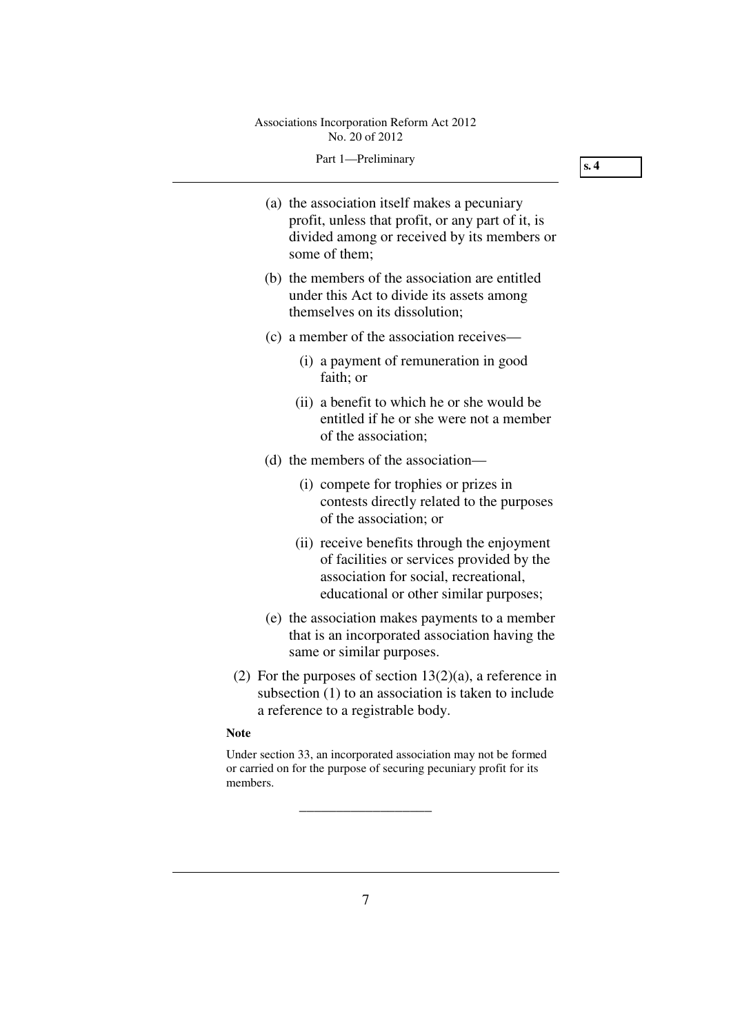(a) the association itself makes a pecuniary profit, unless that profit, or any part of it, is divided among or received by its members or some of them;

(b) the members of the association are entitled under this Act to divide its assets among themselves on its dissolution;

(c) a member of the association receives—

  (i) a payment of remuneration in good faith; or

  (ii) a benefit to which he or she would be entitled if he or she were not a member of the association;

(d) the members of the association—

  (i) compete for trophies or prizes in contests directly related to the purposes of the association; or

  (ii) receive benefits through the enjoyment of facilities or services provided by the association for social, recreational, educational or other similar purposes;

(e) the association makes payments to a member that is an incorporated association having the same or similar purposes.

(2) For the purposes of section 13(2)(a), a reference in subsection (1) to an association is taken to include a reference to a registrable body.

**Note**

Under section 33, an incorporated association may not be formed or carried on for the purpose of securing pecuniary profit for its members.

---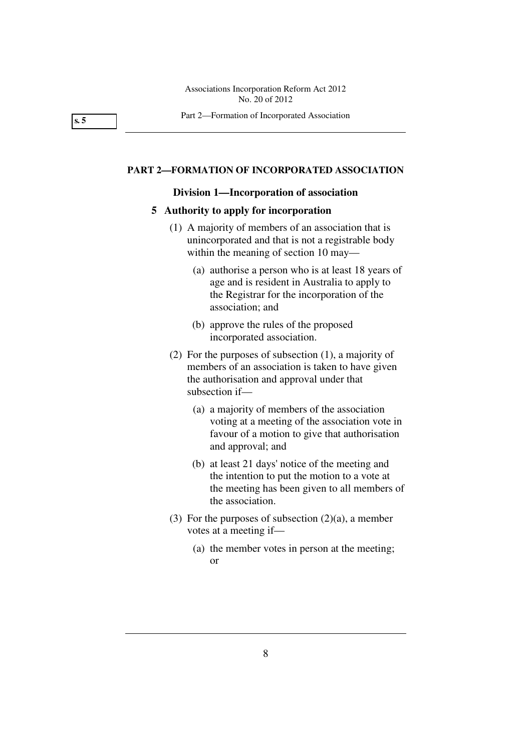## PART 2—FORMATION OF INCORPORATED ASSOCIATION

### Division 1—Incorporation of association

**5 Authority to apply for incorporation**

(1) A majority of members of an association that is unincorporated and that is not a registrable body within the meaning of section 10 may—

(a) authorise a person who is at least 18 years of age and is resident in Australia to apply to the Registrar for the incorporation of the association; and

(b) approve the rules of the proposed incorporated association.

(2) For the purposes of subsection (1), a majority of members of an association is taken to have given the authorisation and approval under that subsection if—

(a) a majority of members of the association voting at a meeting of the association vote in favour of a motion to give that authorisation and approval; and

(b) at least 21 days' notice of the meeting and the intention to put the motion to a vote at the meeting has been given to all members of the association.

(3) For the purposes of subsection (2)(a), a member votes at a meeting if—

(a) the member votes in person at the meeting; or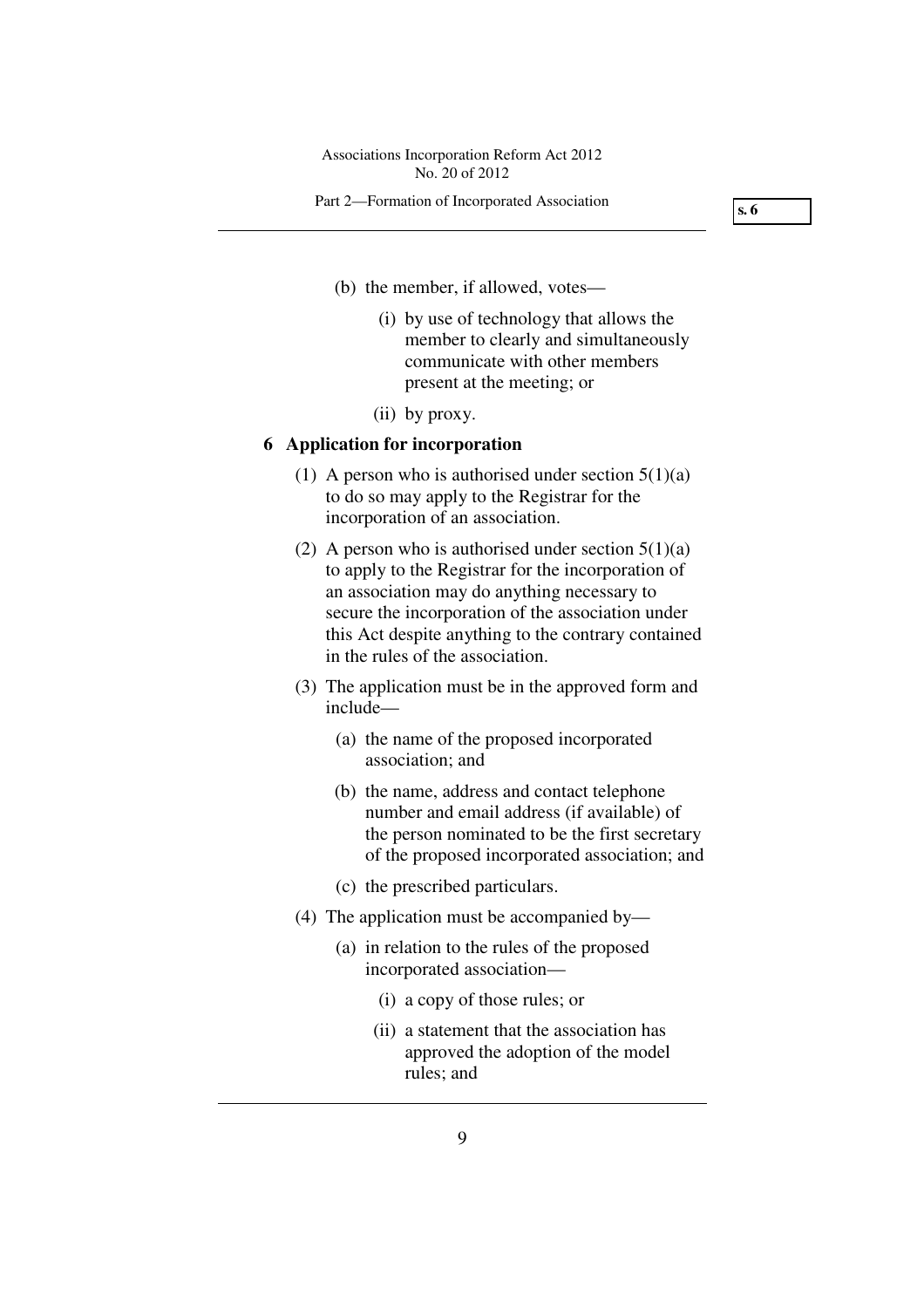(b) the member, if allowed, votes—

(i) by use of technology that allows the member to clearly and simultaneously communicate with other members present at the meeting; or

(ii) by proxy.

**6 Application for incorporation**

(1) A person who is authorised under section 5(1)(a) to do so may apply to the Registrar for the incorporation of an association.

(2) A person who is authorised under section 5(1)(a) to apply to the Registrar for the incorporation of an association may do anything necessary to secure the incorporation of the association under this Act despite anything to the contrary contained in the rules of the association.

(3) The application must be in the approved form and include—

(a) the name of the proposed incorporated association; and

(b) the name, address and contact telephone number and email address (if available) of the person nominated to be the first secretary of the proposed incorporated association; and

(c) the prescribed particulars.

(4) The application must be accompanied by—

(a) in relation to the rules of the proposed incorporated association—

(i) a copy of those rules; or

(ii) a statement that the association has approved the adoption of the model rules; and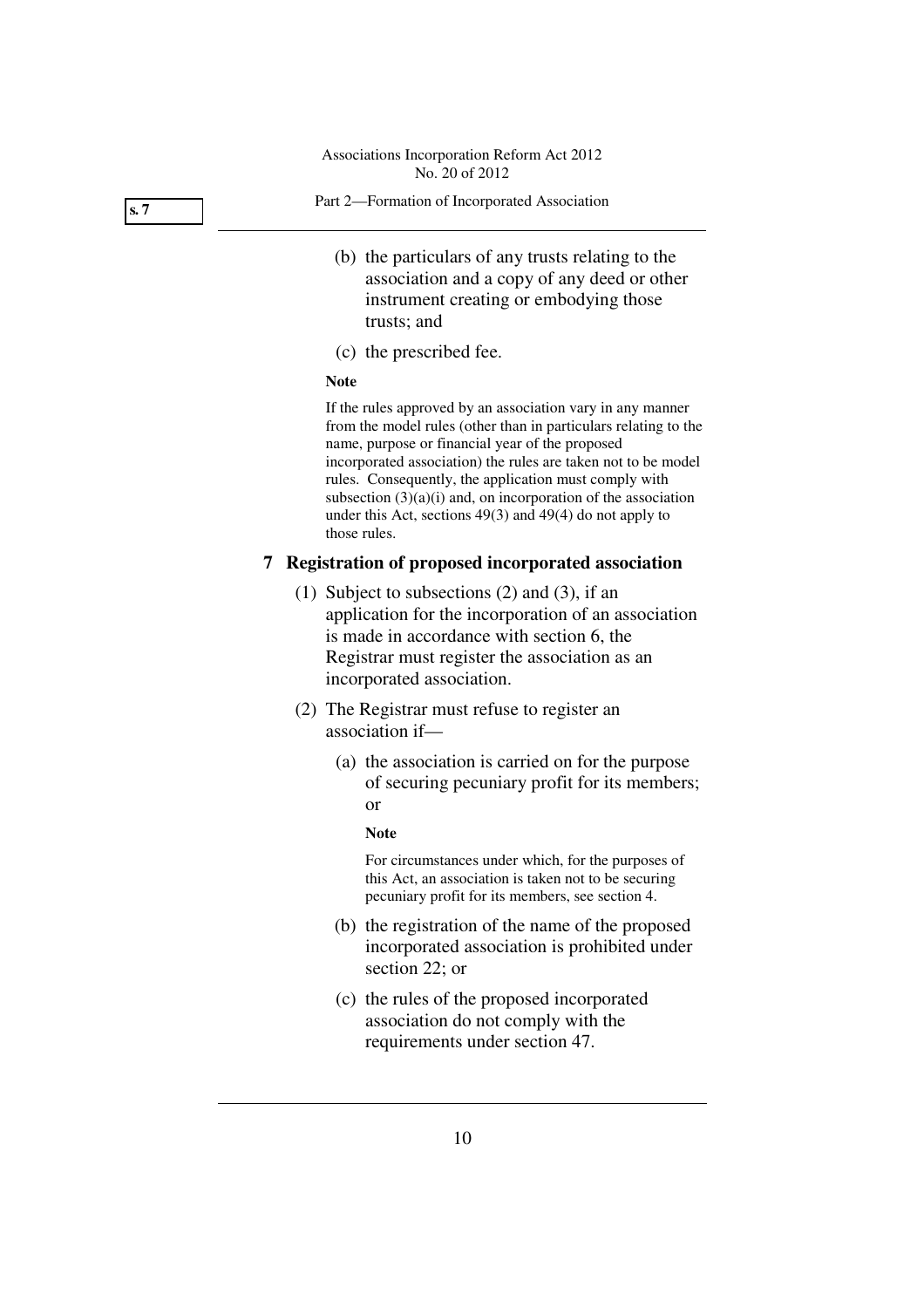(b) the particulars of any trusts relating to the association and a copy of any deed or other instrument creating or embodying those trusts; and

(c) the prescribed fee.

**Note**

If the rules approved by an association vary in any manner from the model rules (other than in particulars relating to the name, purpose or financial year of the proposed incorporated association) the rules are taken not to be model rules. Consequently, the application must comply with subsection (3)(a)(i) and, on incorporation of the association under this Act, sections 49(3) and 49(4) do not apply to those rules.

## 7 Registration of proposed incorporated association

(1) Subject to subsections (2) and (3), if an application for the incorporation of an association is made in accordance with section 6, the Registrar must register the association as an incorporated association.

(2) The Registrar must refuse to register an association if—

(a) the association is carried on for the purpose of securing pecuniary profit for its members; or

**Note**

For circumstances under which, for the purposes of this Act, an association is taken not to be securing pecuniary profit for its members, see section 4.

(b) the registration of the name of the proposed incorporated association is prohibited under section 22; or

(c) the rules of the proposed incorporated association do not comply with the requirements under section 47.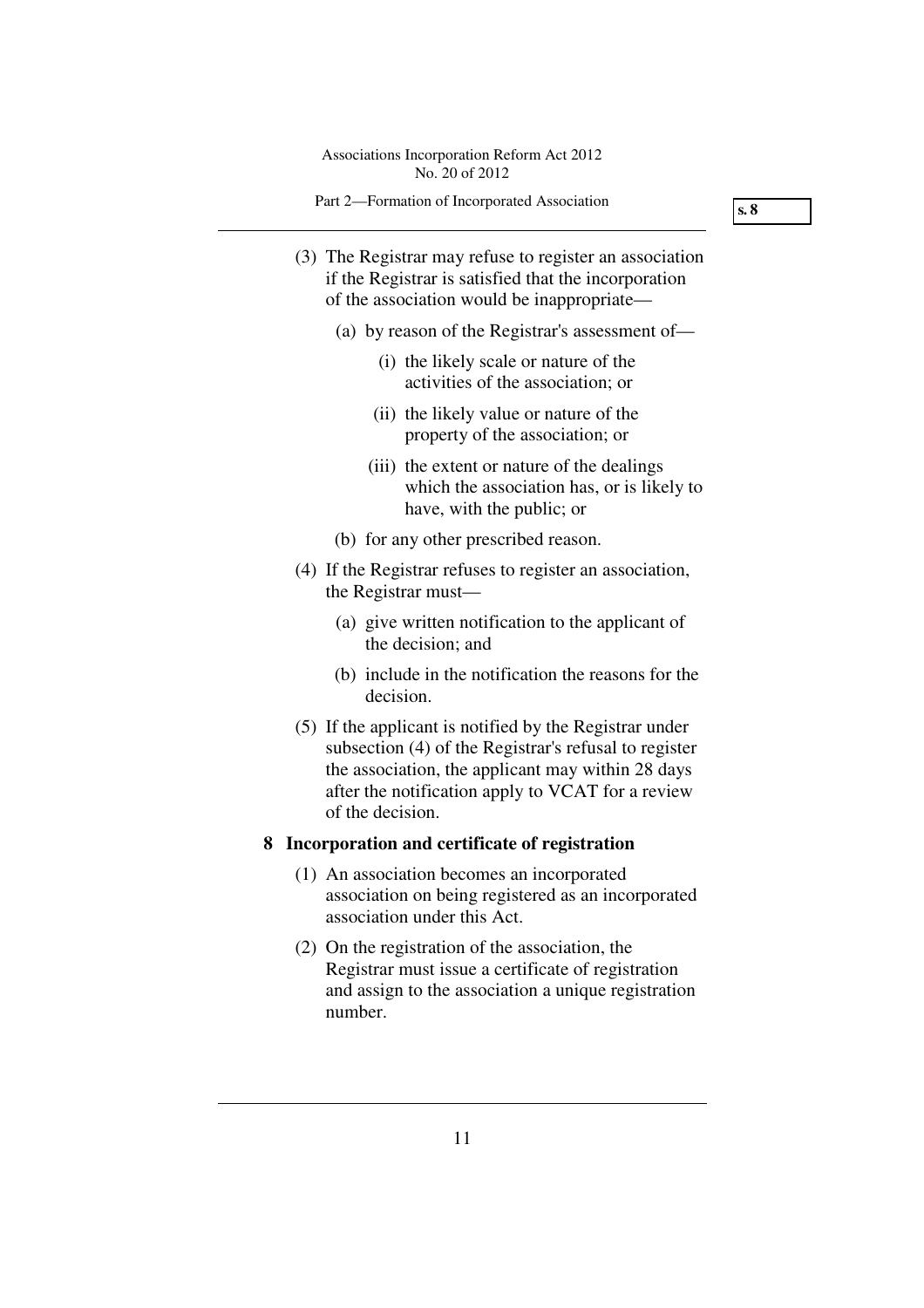(3) The Registrar may refuse to register an association if the Registrar is satisfied that the incorporation of the association would be inappropriate—

(a) by reason of the Registrar's assessment of—

(i) the likely scale or nature of the activities of the association; or

(ii) the likely value or nature of the property of the association; or

(iii) the extent or nature of the dealings which the association has, or is likely to have, with the public; or

(b) for any other prescribed reason.

(4) If the Registrar refuses to register an association, the Registrar must—

(a) give written notification to the applicant of the decision; and

(b) include in the notification the reasons for the decision.

(5) If the applicant is notified by the Registrar under subsection (4) of the Registrar's refusal to register the association, the applicant may within 28 days after the notification apply to VCAT for a review of the decision.

## 8 Incorporation and certificate of registration

(1) An association becomes an incorporated association on being registered as an incorporated association under this Act.

(2) On the registration of the association, the Registrar must issue a certificate of registration and assign to the association a unique registration number.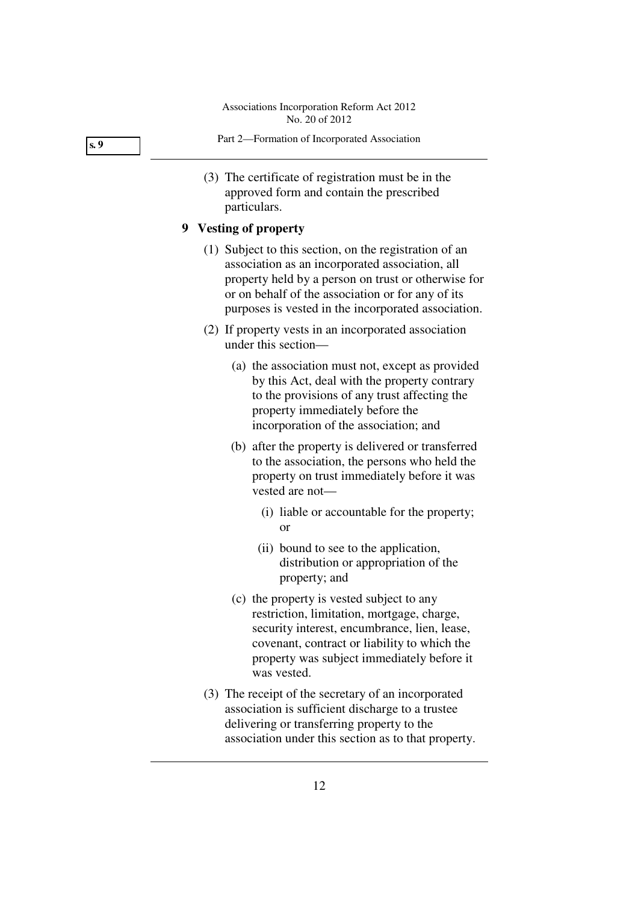(3) The certificate of registration must be in the approved form and contain the prescribed particulars.

### 9 Vesting of property

(1) Subject to this section, on the registration of an association as an incorporated association, all property held by a person on trust or otherwise for or on behalf of the association or for any of its purposes is vested in the incorporated association.

(2) If property vests in an incorporated association under this section—

(a) the association must not, except as provided by this Act, deal with the property contrary to the provisions of any trust affecting the property immediately before the incorporation of the association; and

(b) after the property is delivered or transferred to the association, the persons who held the property on trust immediately before it was vested are not—

(i) liable or accountable for the property; or

(ii) bound to see to the application, distribution or appropriation of the property; and

(c) the property is vested subject to any restriction, limitation, mortgage, charge, security interest, encumbrance, lien, lease, covenant, contract or liability to which the property was subject immediately before it was vested.

(3) The receipt of the secretary of an incorporated association is sufficient discharge to a trustee delivering or transferring property to the association under this section as to that property.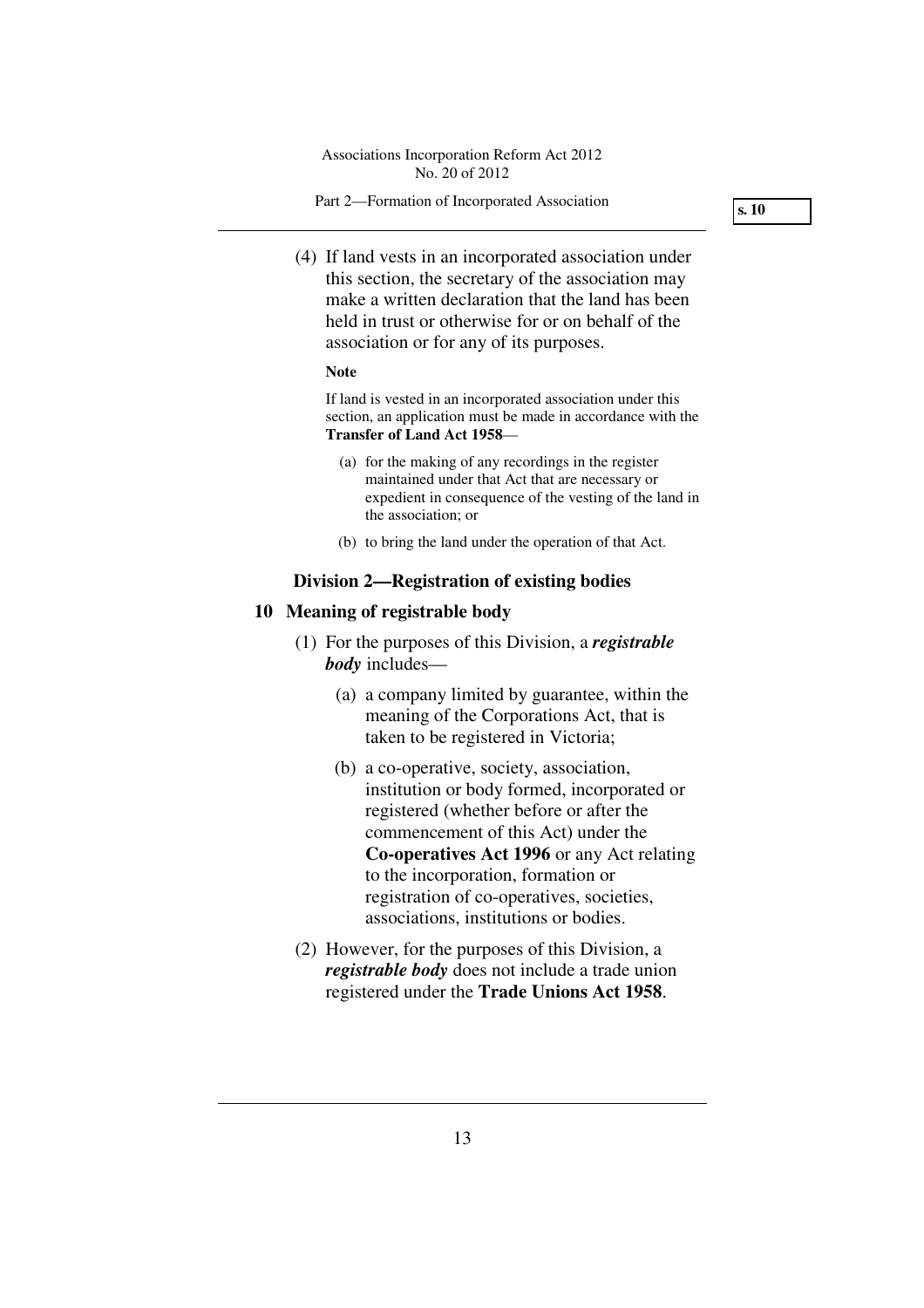(4) If land vests in an incorporated association under this section, the secretary of the association may make a written declaration that the land has been held in trust or otherwise for or on behalf of the association or for any of its purposes.

**Note**

If land is vested in an incorporated association under this section, an application must be made in accordance with the **Transfer of Land Act 1958**—

(a) for the making of any recordings in the register maintained under that Act that are necessary or expedient in consequence of the vesting of the land in the association; or

(b) to bring the land under the operation of that Act.

## Division 2—Registration of existing bodies

### 10 Meaning of registrable body

(1) For the purposes of this Division, a ***registrable body*** includes—

(a) a company limited by guarantee, within the meaning of the Corporations Act, that is taken to be registered in Victoria;

(b) a co-operative, society, association, institution or body formed, incorporated or registered (whether before or after the commencement of this Act) under the **Co-operatives Act 1996** or any Act relating to the incorporation, formation or registration of co-operatives, societies, associations, institutions or bodies.

(2) However, for the purposes of this Division, a ***registrable body*** does not include a trade union registered under the **Trade Unions Act 1958**.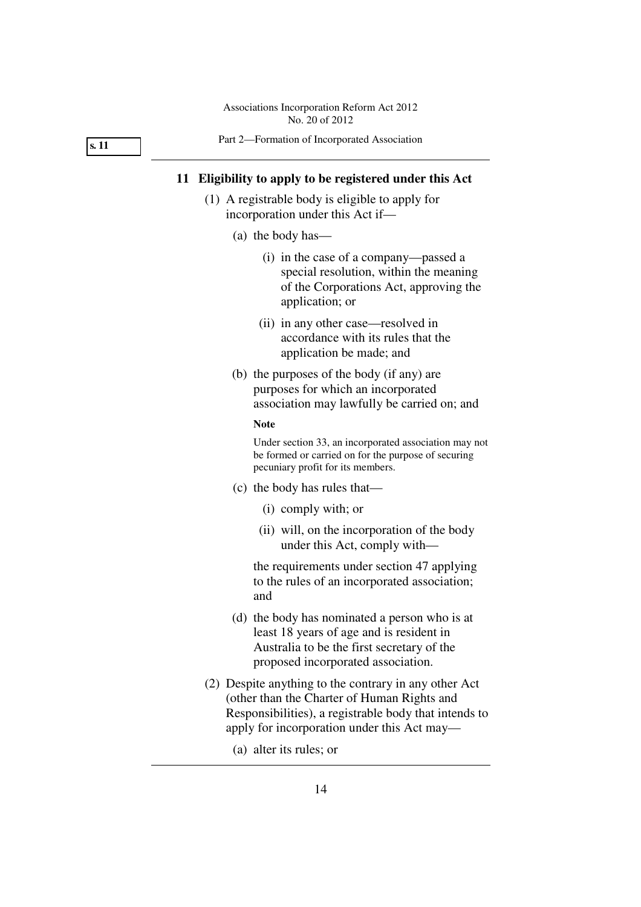## 11 Eligibility to apply to be registered under this Act

(1) A registrable body is eligible to apply for incorporation under this Act if—

(a) the body has—

(i) in the case of a company—passed a special resolution, within the meaning of the Corporations Act, approving the application; or

(ii) in any other case—resolved in accordance with its rules that the application be made; and

(b) the purposes of the body (if any) are purposes for which an incorporated association may lawfully be carried on; and

**Note**

Under section 33, an incorporated association may not be formed or carried on for the purpose of securing pecuniary profit for its members.

(c) the body has rules that—

(i) comply with; or

(ii) will, on the incorporation of the body under this Act, comply with—

the requirements under section 47 applying to the rules of an incorporated association; and

(d) the body has nominated a person who is at least 18 years of age and is resident in Australia to be the first secretary of the proposed incorporated association.

(2) Despite anything to the contrary in any other Act (other than the Charter of Human Rights and Responsibilities), a registrable body that intends to apply for incorporation under this Act may—

(a) alter its rules; or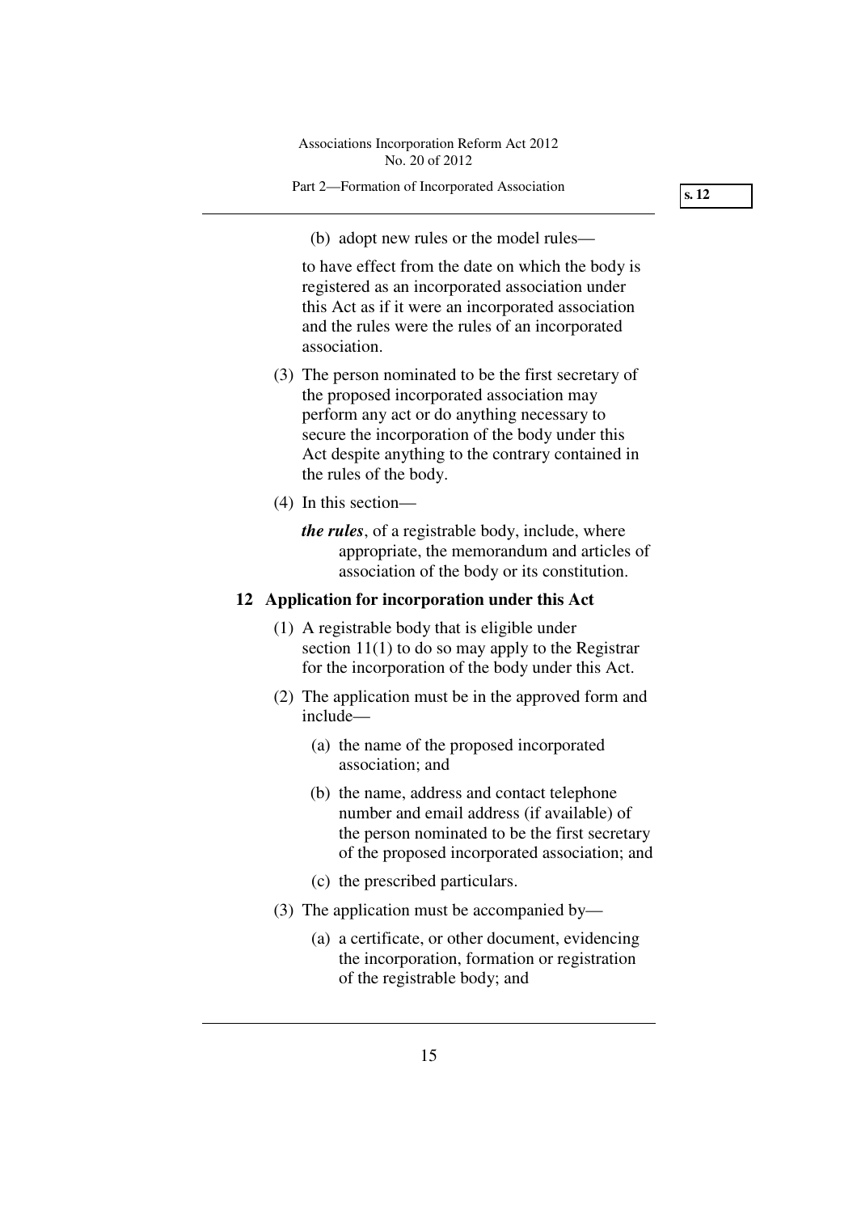(b) adopt new rules or the model rules—

to have effect from the date on which the body is registered as an incorporated association under this Act as if it were an incorporated association and the rules were the rules of an incorporated association.

(3) The person nominated to be the first secretary of the proposed incorporated association may perform any act or do anything necessary to secure the incorporation of the body under this Act despite anything to the contrary contained in the rules of the body.

(4) In this section—

***the rules***, of a registrable body, include, where appropriate, the memorandum and articles of association of the body or its constitution.

### 12 Application for incorporation under this Act

(1) A registrable body that is eligible under section 11(1) to do so may apply to the Registrar for the incorporation of the body under this Act.

(2) The application must be in the approved form and include—

(a) the name of the proposed incorporated association; and

(b) the name, address and contact telephone number and email address (if available) of the person nominated to be the first secretary of the proposed incorporated association; and

(c) the prescribed particulars.

(3) The application must be accompanied by—

(a) a certificate, or other document, evidencing the incorporation, formation or registration of the registrable body; and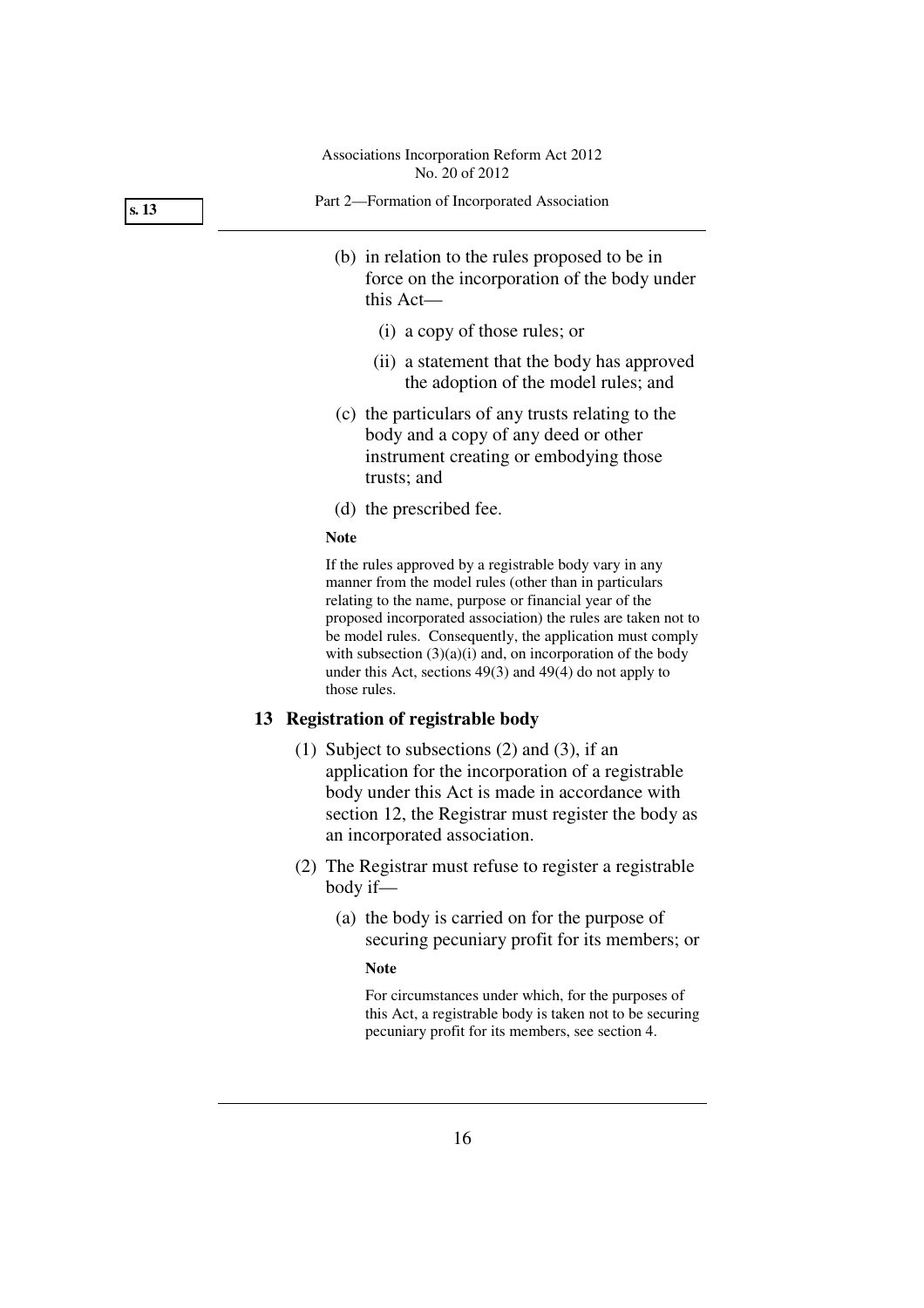(b) in relation to the rules proposed to be in force on the incorporation of the body under this Act—

  (i) a copy of those rules; or

  (ii) a statement that the body has approved the adoption of the model rules; and

(c) the particulars of any trusts relating to the body and a copy of any deed or other instrument creating or embodying those trusts; and

(d) the prescribed fee.

**Note**

If the rules approved by a registrable body vary in any manner from the model rules (other than in particulars relating to the name, purpose or financial year of the proposed incorporated association) the rules are taken not to be model rules. Consequently, the application must comply with subsection (3)(a)(i) and, on incorporation of the body under this Act, sections 49(3) and 49(4) do not apply to those rules.

## 13 Registration of registrable body

(1) Subject to subsections (2) and (3), if an application for the incorporation of a registrable body under this Act is made in accordance with section 12, the Registrar must register the body as an incorporated association.

(2) The Registrar must refuse to register a registrable body if—

  (a) the body is carried on for the purpose of securing pecuniary profit for its members; or

  **Note**

  For circumstances under which, for the purposes of this Act, a registrable body is taken not to be securing pecuniary profit for its members, see section 4.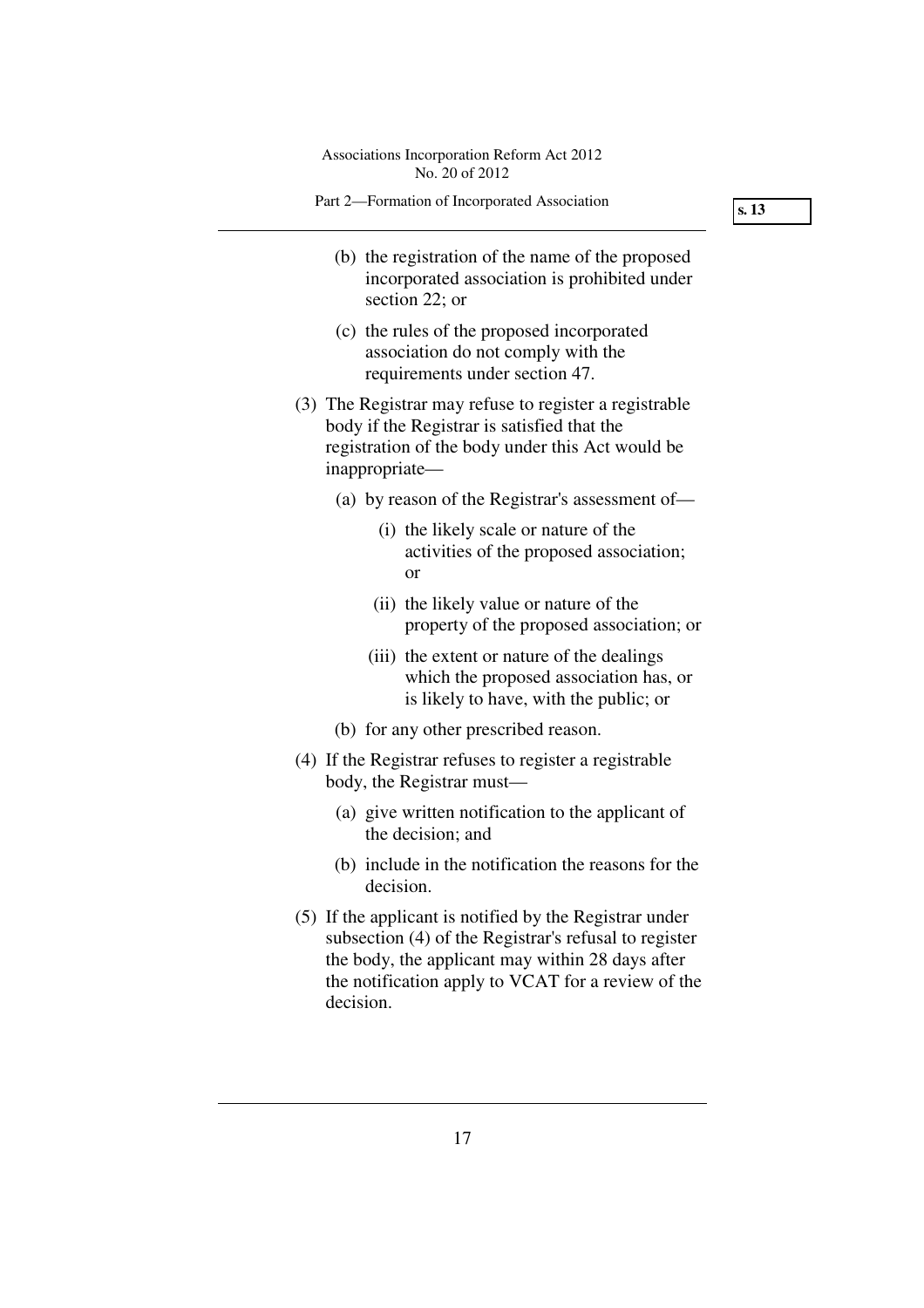(b) the registration of the name of the proposed incorporated association is prohibited under section 22; or

(c) the rules of the proposed incorporated association do not comply with the requirements under section 47.

(3) The Registrar may refuse to register a registrable body if the Registrar is satisfied that the registration of the body under this Act would be inappropriate—

(a) by reason of the Registrar's assessment of—

(i) the likely scale or nature of the activities of the proposed association; or

(ii) the likely value or nature of the property of the proposed association; or

(iii) the extent or nature of the dealings which the proposed association has, or is likely to have, with the public; or

(b) for any other prescribed reason.

(4) If the Registrar refuses to register a registrable body, the Registrar must—

(a) give written notification to the applicant of the decision; and

(b) include in the notification the reasons for the decision.

(5) If the applicant is notified by the Registrar under subsection (4) of the Registrar's refusal to register the body, the applicant may within 28 days after the notification apply to VCAT for a review of the decision.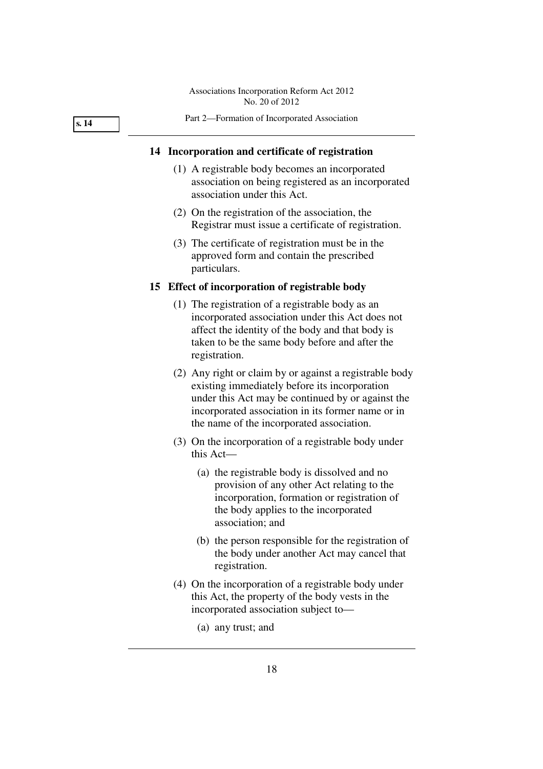## 14 Incorporation and certificate of registration

(1) A registrable body becomes an incorporated association on being registered as an incorporated association under this Act.

(2) On the registration of the association, the Registrar must issue a certificate of registration.

(3) The certificate of registration must be in the approved form and contain the prescribed particulars.

## 15 Effect of incorporation of registrable body

(1) The registration of a registrable body as an incorporated association under this Act does not affect the identity of the body and that body is taken to be the same body before and after the registration.

(2) Any right or claim by or against a registrable body existing immediately before its incorporation under this Act may be continued by or against the incorporated association in its former name or in the name of the incorporated association.

(3) On the incorporation of a registrable body under this Act—

(a) the registrable body is dissolved and no provision of any other Act relating to the incorporation, formation or registration of the body applies to the incorporated association; and

(b) the person responsible for the registration of the body under another Act may cancel that registration.

(4) On the incorporation of a registrable body under this Act, the property of the body vests in the incorporated association subject to—

(a) any trust; and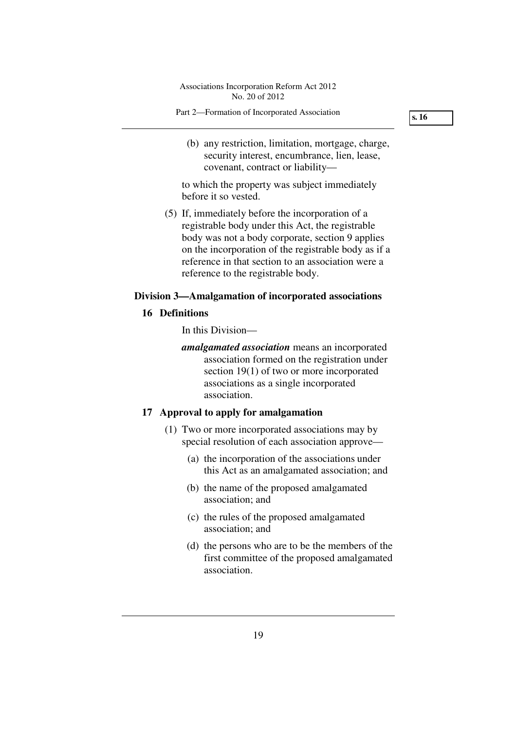(b) any restriction, limitation, mortgage, charge, security interest, encumbrance, lien, lease, covenant, contract or liability—

to which the property was subject immediately before it so vested.

(5) If, immediately before the incorporation of a registrable body under this Act, the registrable body was not a body corporate, section 9 applies on the incorporation of the registrable body as if a reference in that section to an association were a reference to the registrable body.

## Division 3—Amalgamation of incorporated associations

### 16 Definitions

In this Division—

***amalgamated association*** means an incorporated association formed on the registration under section 19(1) of two or more incorporated associations as a single incorporated association.

### 17 Approval to apply for amalgamation

(1) Two or more incorporated associations may by special resolution of each association approve—

(a) the incorporation of the associations under this Act as an amalgamated association; and

(b) the name of the proposed amalgamated association; and

(c) the rules of the proposed amalgamated association; and

(d) the persons who are to be the members of the first committee of the proposed amalgamated association.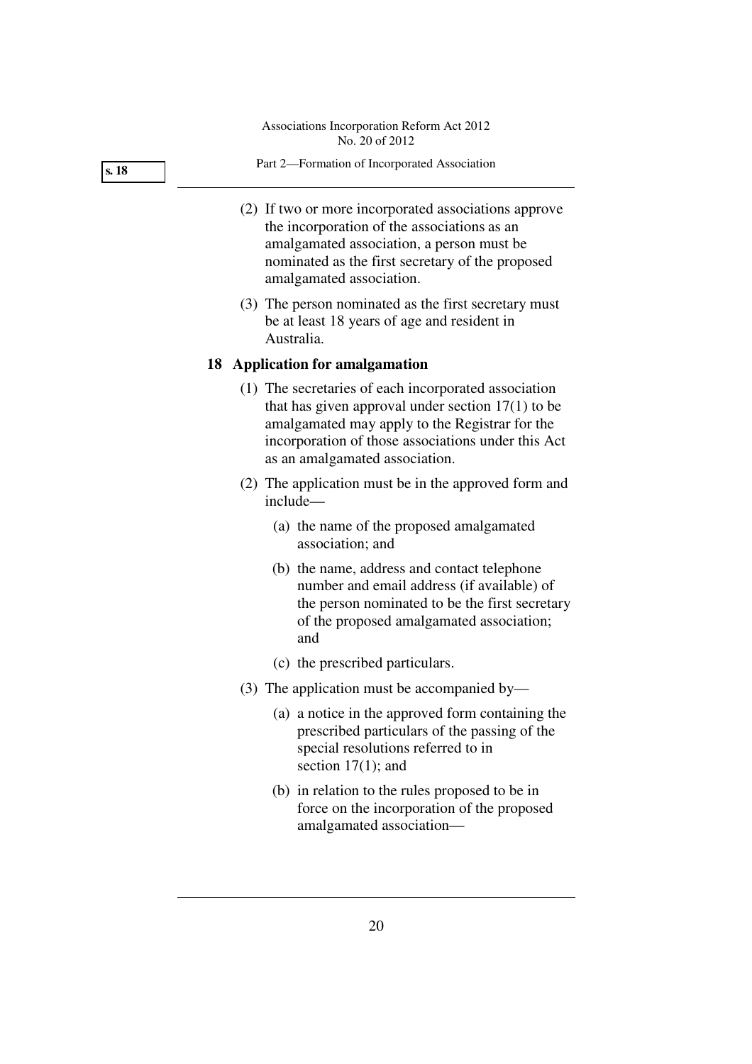(2) If two or more incorporated associations approve the incorporation of the associations as an amalgamated association, a person must be nominated as the first secretary of the proposed amalgamated association.

(3) The person nominated as the first secretary must be at least 18 years of age and resident in Australia.

## 18 Application for amalgamation

(1) The secretaries of each incorporated association that has given approval under section 17(1) to be amalgamated may apply to the Registrar for the incorporation of those associations under this Act as an amalgamated association.

(2) The application must be in the approved form and include—

- (a) the name of the proposed amalgamated association; and
- (b) the name, address and contact telephone number and email address (if available) of the person nominated to be the first secretary of the proposed amalgamated association; and
- (c) the prescribed particulars.

(3) The application must be accompanied by—

- (a) a notice in the approved form containing the prescribed particulars of the passing of the special resolutions referred to in section 17(1); and
- (b) in relation to the rules proposed to be in force on the incorporation of the proposed amalgamated association—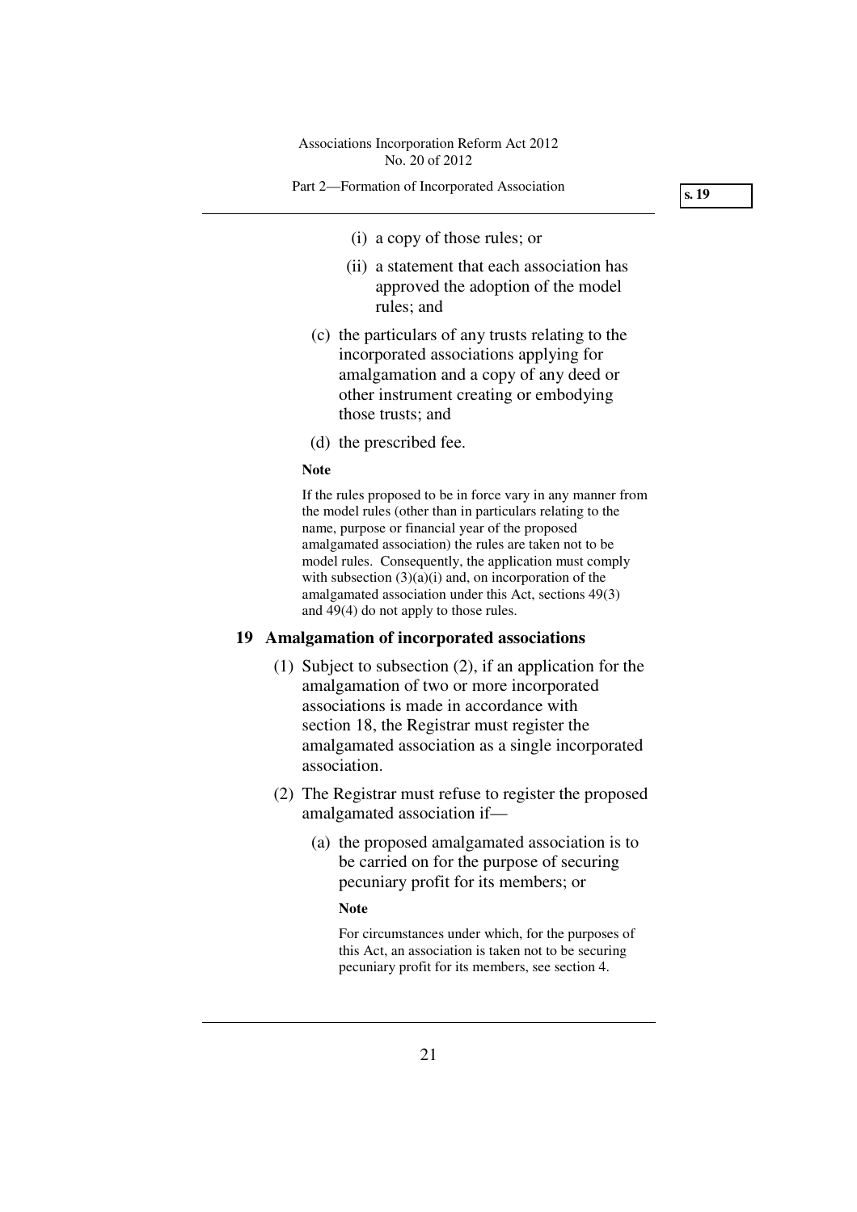(i) a copy of those rules; or

(ii) a statement that each association has approved the adoption of the model rules; and

(c) the particulars of any trusts relating to the incorporated associations applying for amalgamation and a copy of any deed or other instrument creating or embodying those trusts; and

(d) the prescribed fee.

**Note**

If the rules proposed to be in force vary in any manner from the model rules (other than in particulars relating to the name, purpose or financial year of the proposed amalgamated association) the rules are taken not to be model rules. Consequently, the application must comply with subsection (3)(a)(i) and, on incorporation of the amalgamated association under this Act, sections 49(3) and 49(4) do not apply to those rules.

## 19 Amalgamation of incorporated associations

(1) Subject to subsection (2), if an application for the amalgamation of two or more incorporated associations is made in accordance with section 18, the Registrar must register the amalgamated association as a single incorporated association.

(2) The Registrar must refuse to register the proposed amalgamated association if—

(a) the proposed amalgamated association is to be carried on for the purpose of securing pecuniary profit for its members; or

**Note**

For circumstances under which, for the purposes of this Act, an association is taken not to be securing pecuniary profit for its members, see section 4.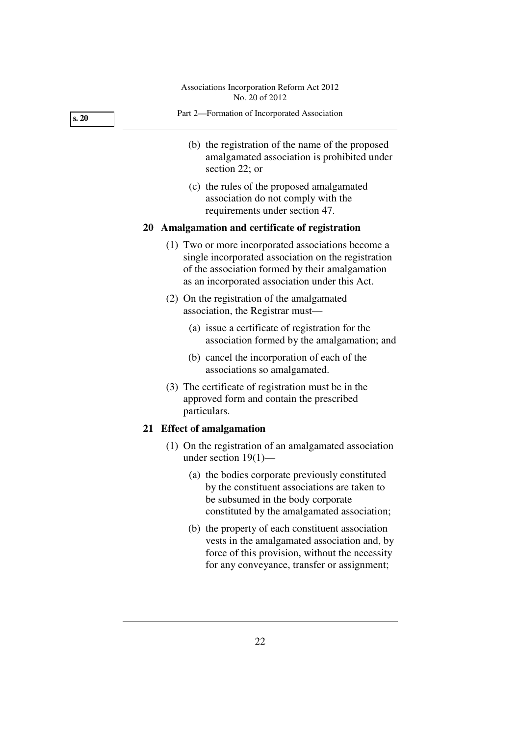(b) the registration of the name of the proposed amalgamated association is prohibited under section 22; or

(c) the rules of the proposed amalgamated association do not comply with the requirements under section 47.

### 20 Amalgamation and certificate of registration

(1) Two or more incorporated associations become a single incorporated association on the registration of the association formed by their amalgamation as an incorporated association under this Act.

(2) On the registration of the amalgamated association, the Registrar must—

(a) issue a certificate of registration for the association formed by the amalgamation; and

(b) cancel the incorporation of each of the associations so amalgamated.

(3) The certificate of registration must be in the approved form and contain the prescribed particulars.

### 21 Effect of amalgamation

(1) On the registration of an amalgamated association under section 19(1)—

(a) the bodies corporate previously constituted by the constituent associations are taken to be subsumed in the body corporate constituted by the amalgamated association;

(b) the property of each constituent association vests in the amalgamated association and, by force of this provision, without the necessity for any conveyance, transfer or assignment;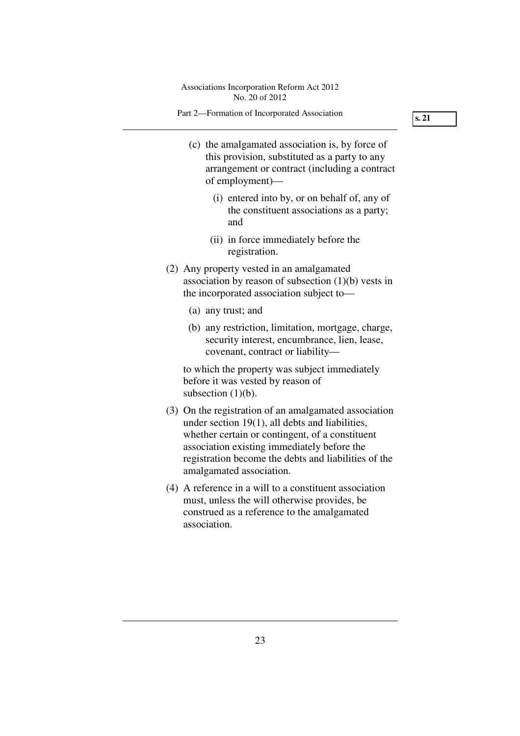(c) the amalgamated association is, by force of this provision, substituted as a party to any arrangement or contract (including a contract of employment)—

   (i) entered into by, or on behalf of, any of the constituent associations as a party; and

   (ii) in force immediately before the registration.

(2) Any property vested in an amalgamated association by reason of subsection (1)(b) vests in the incorporated association subject to—

   (a) any trust; and

   (b) any restriction, limitation, mortgage, charge, security interest, encumbrance, lien, lease, covenant, contract or liability—

   to which the property was subject immediately before it was vested by reason of subsection (1)(b).

(3) On the registration of an amalgamated association under section 19(1), all debts and liabilities, whether certain or contingent, of a constituent association existing immediately before the registration become the debts and liabilities of the amalgamated association.

(4) A reference in a will to a constituent association must, unless the will otherwise provides, be construed as a reference to the amalgamated association.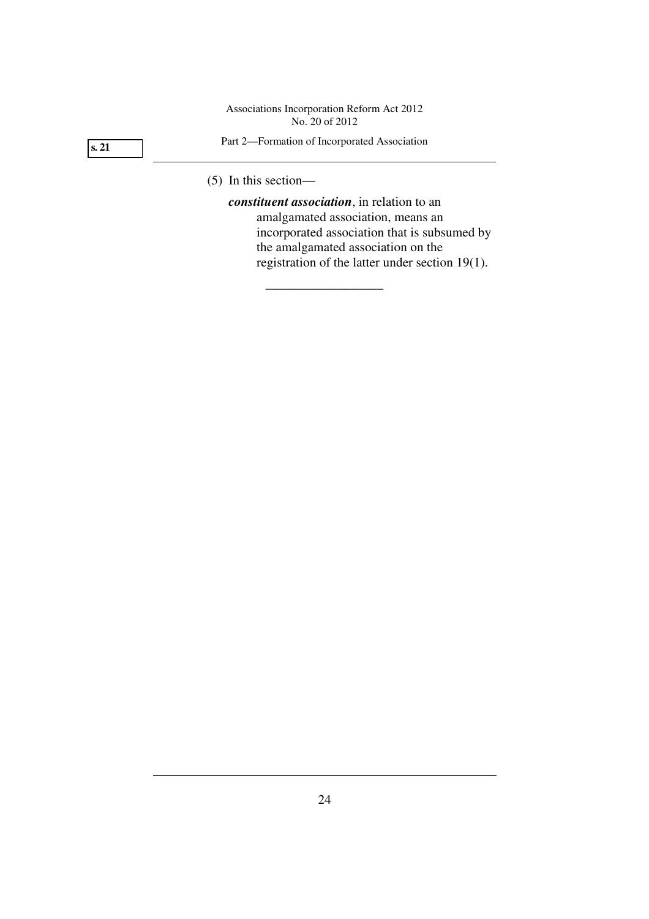(5) In this section—

***constituent association***, in relation to an amalgamated association, means an incorporated association that is subsumed by the amalgamated association on the registration of the latter under section 19(1).

__________________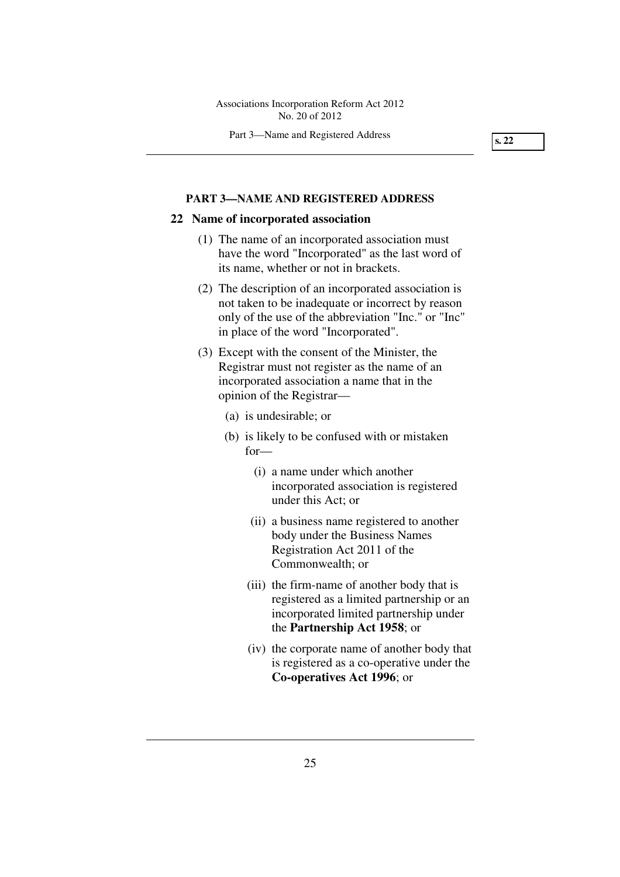## PART 3—NAME AND REGISTERED ADDRESS

### 22 Name of incorporated association

(1) The name of an incorporated association must have the word "Incorporated" as the last word of its name, whether or not in brackets.

(2) The description of an incorporated association is not taken to be inadequate or incorrect by reason only of the use of the abbreviation "Inc." or "Inc" in place of the word "Incorporated".

(3) Except with the consent of the Minister, the Registrar must not register as the name of an incorporated association a name that in the opinion of the Registrar—

- (a) is undesirable; or
- (b) is likely to be confused with or mistaken for—
  - (i) a name under which another incorporated association is registered under this Act; or
  - (ii) a business name registered to another body under the Business Names Registration Act 2011 of the Commonwealth; or
  - (iii) the firm-name of another body that is registered as a limited partnership or an incorporated limited partnership under the **Partnership Act 1958**; or
  - (iv) the corporate name of another body that is registered as a co-operative under the **Co-operatives Act 1996**; or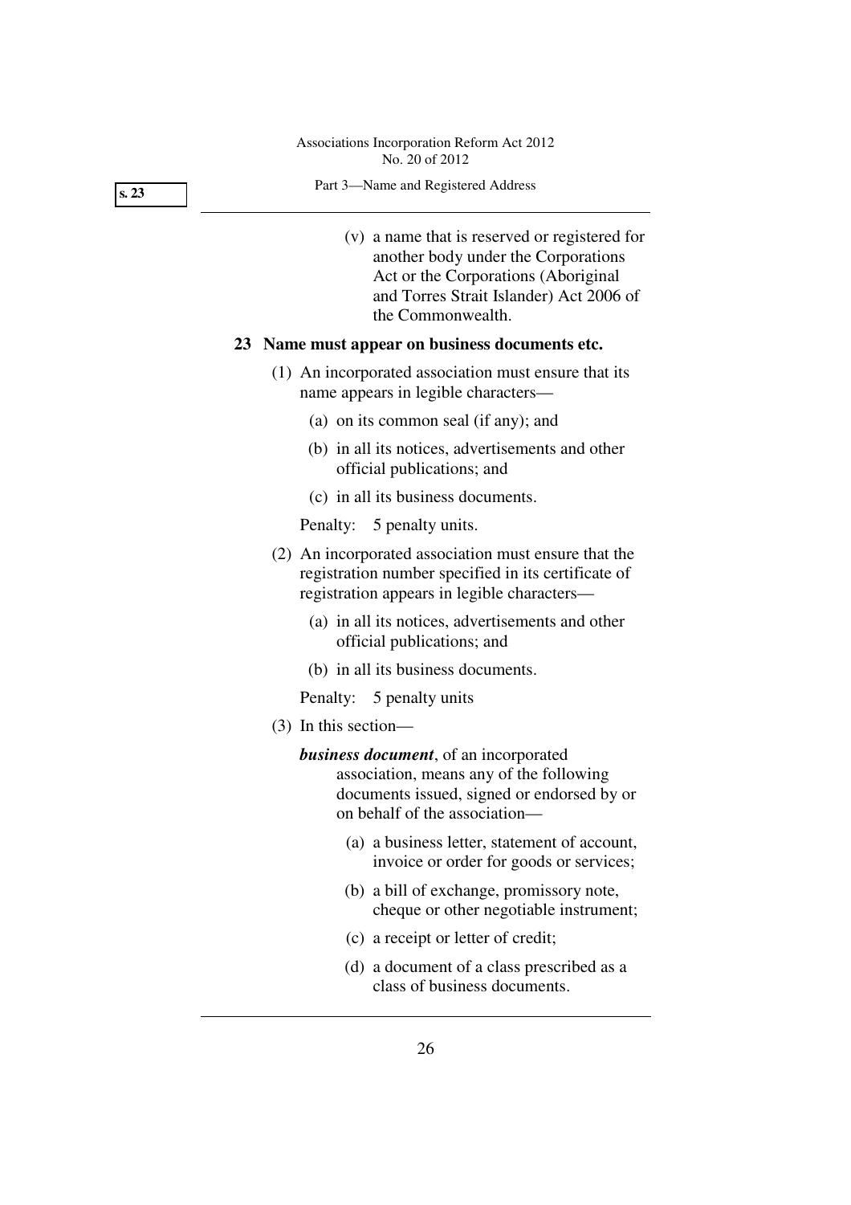(v) a name that is reserved or registered for another body under the Corporations Act or the Corporations (Aboriginal and Torres Strait Islander) Act 2006 of the Commonwealth.

### 23 Name must appear on business documents etc.

(1) An incorporated association must ensure that its name appears in legible characters—

(a) on its common seal (if any); and

(b) in all its notices, advertisements and other official publications; and

(c) in all its business documents.

Penalty: 5 penalty units.

(2) An incorporated association must ensure that the registration number specified in its certificate of registration appears in legible characters—

(a) in all its notices, advertisements and other official publications; and

(b) in all its business documents.

Penalty: 5 penalty units

(3) In this section—

***business document***, of an incorporated association, means any of the following documents issued, signed or endorsed by or on behalf of the association—

(a) a business letter, statement of account, invoice or order for goods or services;

(b) a bill of exchange, promissory note, cheque or other negotiable instrument;

(c) a receipt or letter of credit;

(d) a document of a class prescribed as a class of business documents.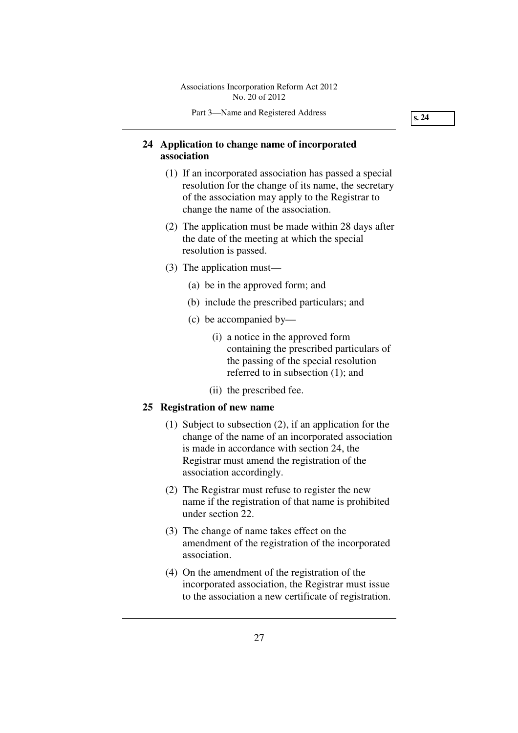## 24 Application to change name of incorporated association

(1) If an incorporated association has passed a special resolution for the change of its name, the secretary of the association may apply to the Registrar to change the name of the association.

(2) The application must be made within 28 days after the date of the meeting at which the special resolution is passed.

(3) The application must—

(a) be in the approved form; and

(b) include the prescribed particulars; and

(c) be accompanied by—

(i) a notice in the approved form containing the prescribed particulars of the passing of the special resolution referred to in subsection (1); and

(ii) the prescribed fee.

## 25 Registration of new name

(1) Subject to subsection (2), if an application for the change of the name of an incorporated association is made in accordance with section 24, the Registrar must amend the registration of the association accordingly.

(2) The Registrar must refuse to register the new name if the registration of that name is prohibited under section 22.

(3) The change of name takes effect on the amendment of the registration of the incorporated association.

(4) On the amendment of the registration of the incorporated association, the Registrar must issue to the association a new certificate of registration.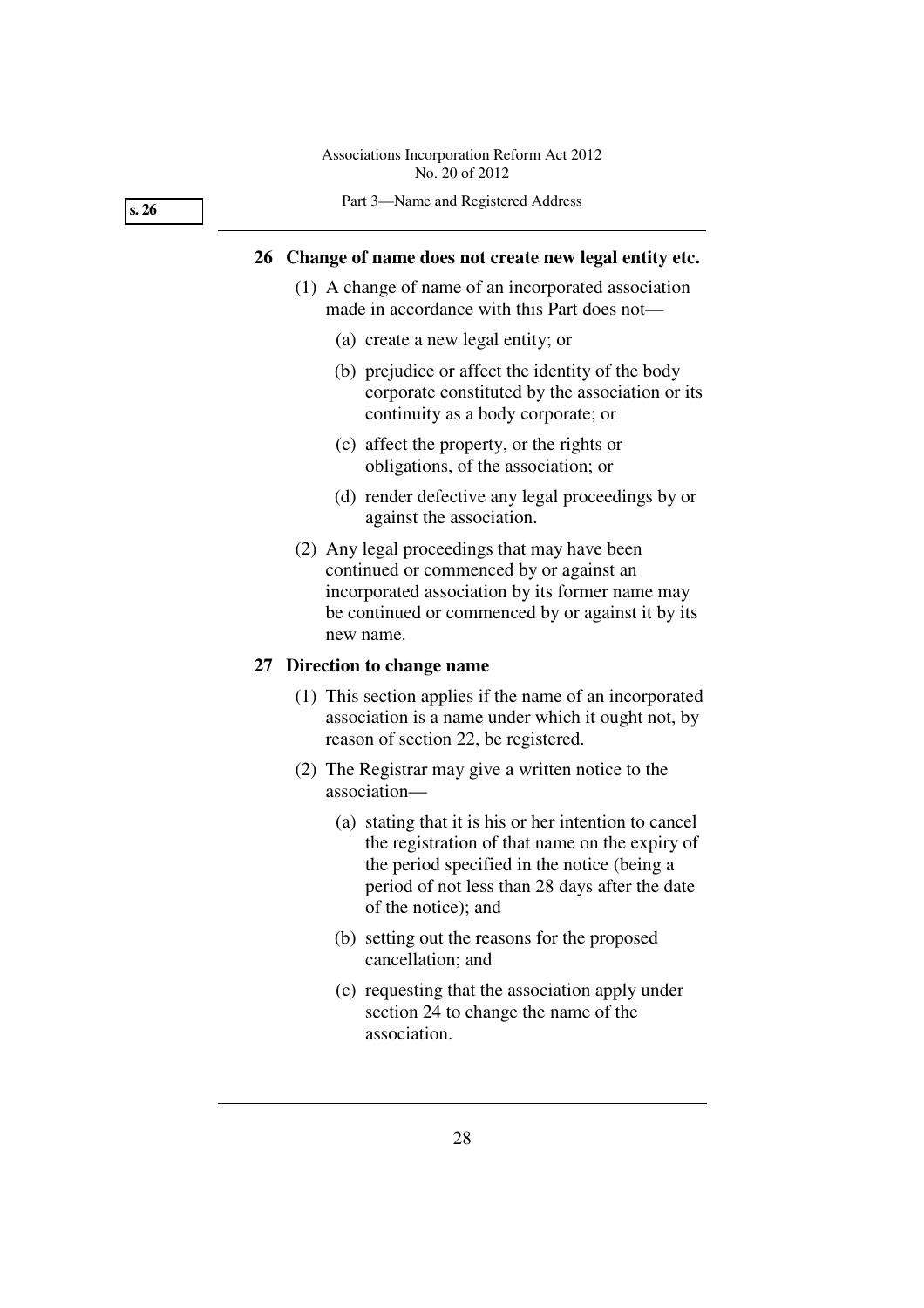## 26 Change of name does not create new legal entity etc.

(1) A change of name of an incorporated association made in accordance with this Part does not—

(a) create a new legal entity; or

(b) prejudice or affect the identity of the body corporate constituted by the association or its continuity as a body corporate; or

(c) affect the property, or the rights or obligations, of the association; or

(d) render defective any legal proceedings by or against the association.

(2) Any legal proceedings that may have been continued or commenced by or against an incorporated association by its former name may be continued or commenced by or against it by its new name.

## 27 Direction to change name

(1) This section applies if the name of an incorporated association is a name under which it ought not, by reason of section 22, be registered.

(2) The Registrar may give a written notice to the association—

(a) stating that it is his or her intention to cancel the registration of that name on the expiry of the period specified in the notice (being a period of not less than 28 days after the date of the notice); and

(b) setting out the reasons for the proposed cancellation; and

(c) requesting that the association apply under section 24 to change the name of the association.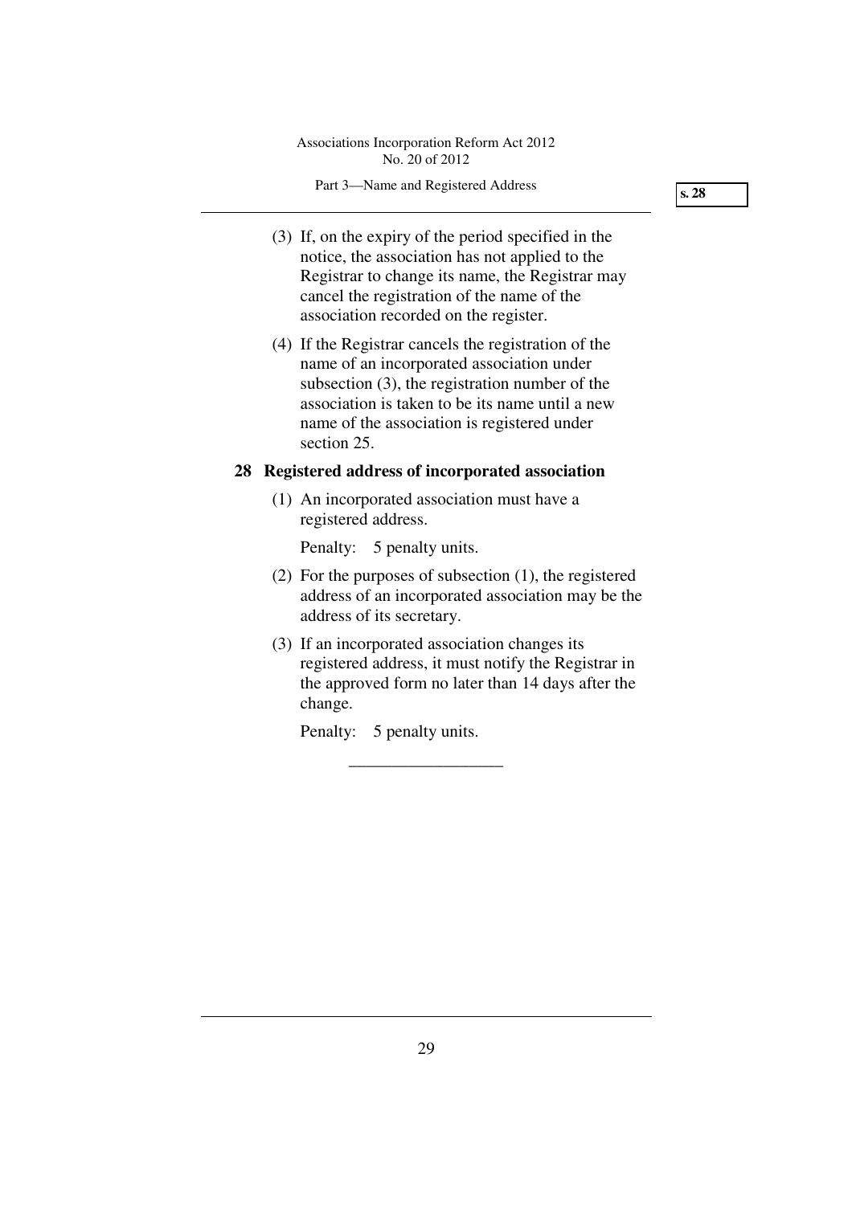(3) If, on the expiry of the period specified in the notice, the association has not applied to the Registrar to change its name, the Registrar may cancel the registration of the name of the association recorded on the register.

(4) If the Registrar cancels the registration of the name of an incorporated association under subsection (3), the registration number of the association is taken to be its name until a new name of the association is registered under section 25.

### 28 Registered address of incorporated association

(1) An incorporated association must have a registered address.

Penalty: 5 penalty units.

(2) For the purposes of subsection (1), the registered address of an incorporated association may be the address of its secretary.

(3) If an incorporated association changes its registered address, it must notify the Registrar in the approved form no later than 14 days after the change.

Penalty: 5 penalty units.

__________________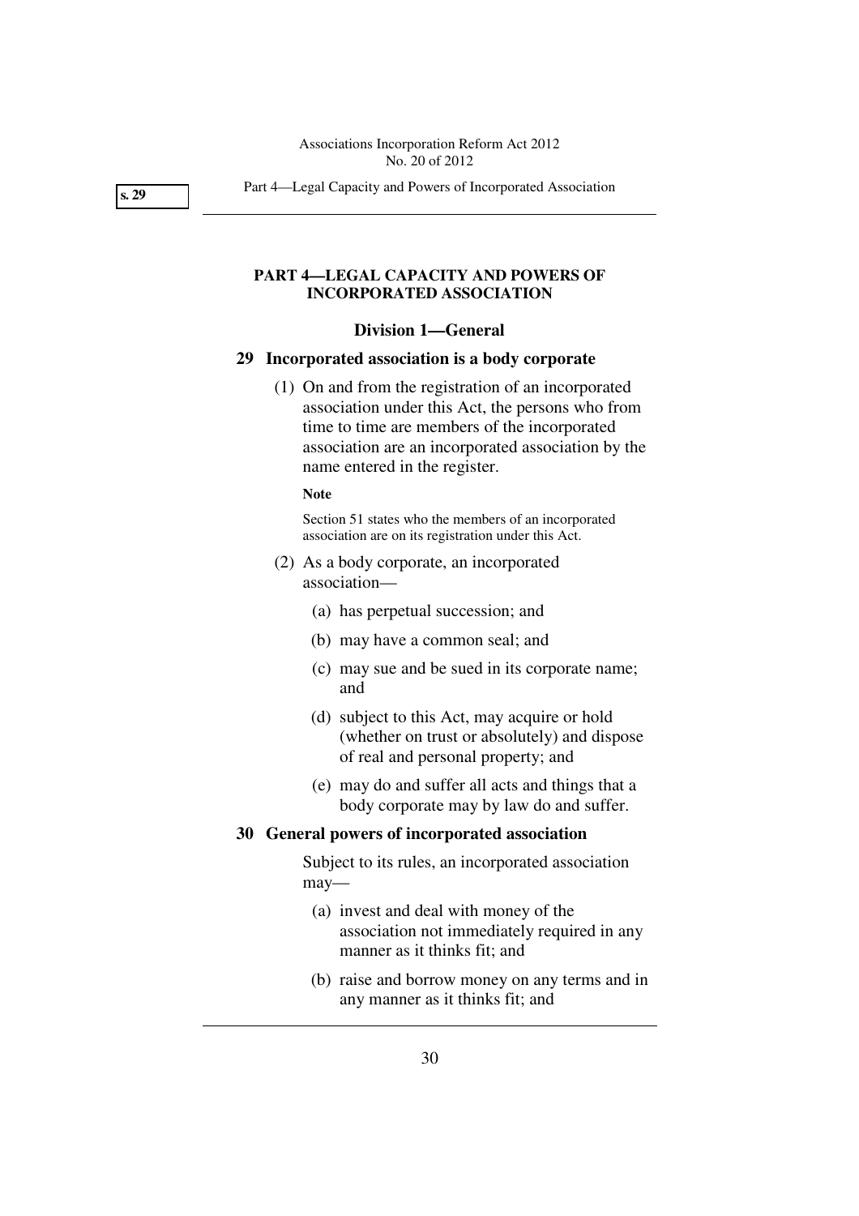## PART 4—LEGAL CAPACITY AND POWERS OF INCORPORATED ASSOCIATION

### Division 1—General

**29 Incorporated association is a body corporate**

(1) On and from the registration of an incorporated association under this Act, the persons who from time to time are members of the incorporated association are an incorporated association by the name entered in the register.

**Note**

Section 51 states who the members of an incorporated association are on its registration under this Act.

(2) As a body corporate, an incorporated association—

(a) has perpetual succession; and

(b) may have a common seal; and

(c) may sue and be sued in its corporate name; and

(d) subject to this Act, may acquire or hold (whether on trust or absolutely) and dispose of real and personal property; and

(e) may do and suffer all acts and things that a body corporate may by law do and suffer.

**30 General powers of incorporated association**

Subject to its rules, an incorporated association may—

(a) invest and deal with money of the association not immediately required in any manner as it thinks fit; and

(b) raise and borrow money on any terms and in any manner as it thinks fit; and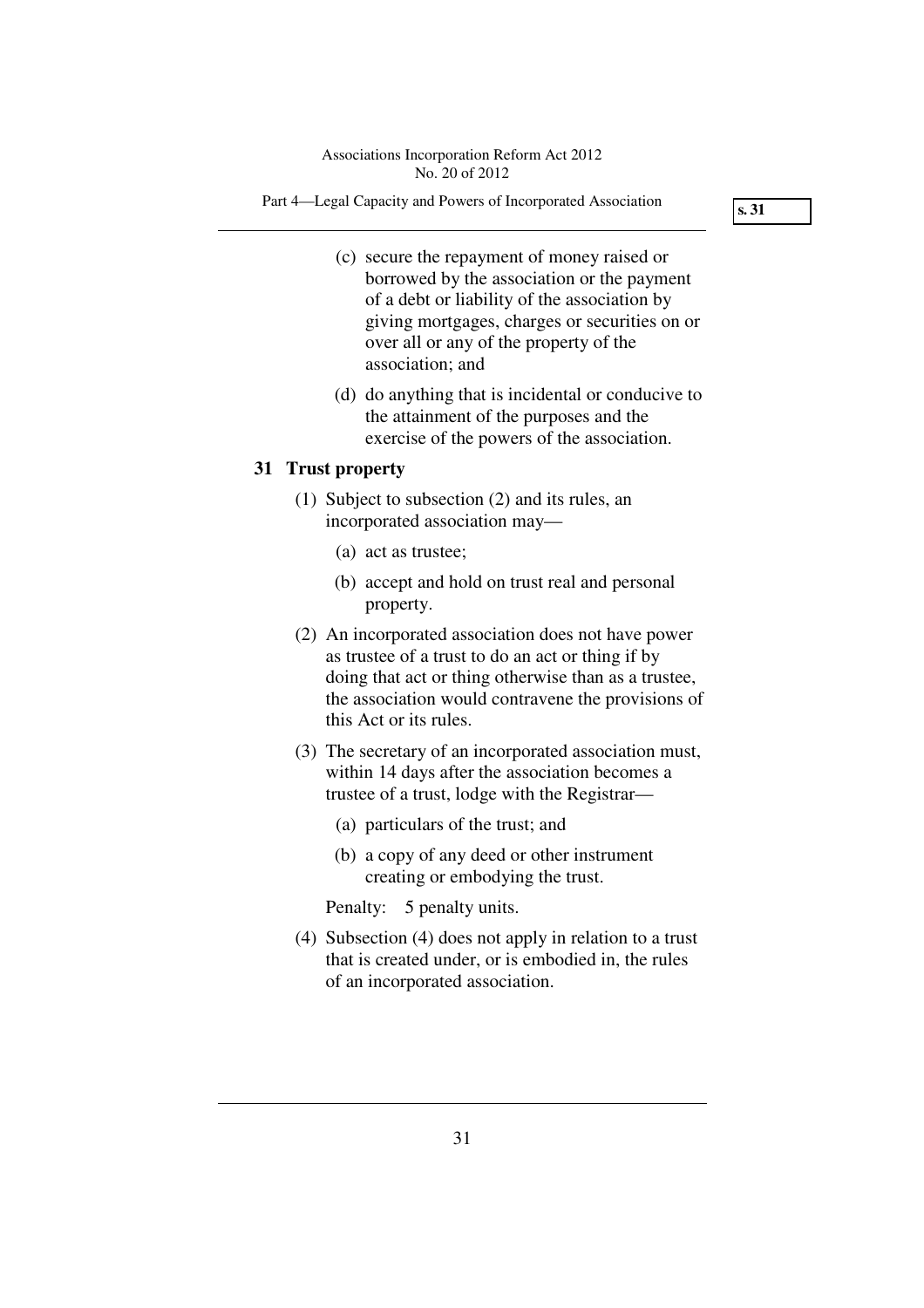(c) secure the repayment of money raised or borrowed by the association or the payment of a debt or liability of the association by giving mortgages, charges or securities on or over all or any of the property of the association; and

(d) do anything that is incidental or conducive to the attainment of the purposes and the exercise of the powers of the association.

## 31 Trust property

(1) Subject to subsection (2) and its rules, an incorporated association may—

(a) act as trustee;

(b) accept and hold on trust real and personal property.

(2) An incorporated association does not have power as trustee of a trust to do an act or thing if by doing that act or thing otherwise than as a trustee, the association would contravene the provisions of this Act or its rules.

(3) The secretary of an incorporated association must, within 14 days after the association becomes a trustee of a trust, lodge with the Registrar—

(a) particulars of the trust; and

(b) a copy of any deed or other instrument creating or embodying the trust.

Penalty: 5 penalty units.

(4) Subsection (4) does not apply in relation to a trust that is created under, or is embodied in, the rules of an incorporated association.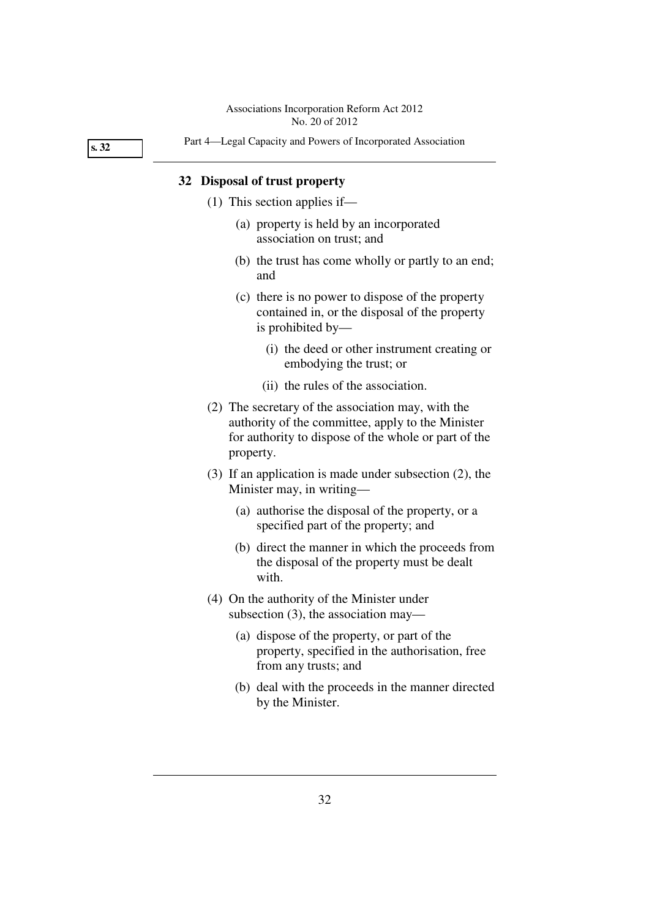## 32 Disposal of trust property

(1) This section applies if—

  (a) property is held by an incorporated association on trust; and

  (b) the trust has come wholly or partly to an end; and

  (c) there is no power to dispose of the property contained in, or the disposal of the property is prohibited by—

    (i) the deed or other instrument creating or embodying the trust; or

    (ii) the rules of the association.

(2) The secretary of the association may, with the authority of the committee, apply to the Minister for authority to dispose of the whole or part of the property.

(3) If an application is made under subsection (2), the Minister may, in writing—

  (a) authorise the disposal of the property, or a specified part of the property; and

  (b) direct the manner in which the proceeds from the disposal of the property must be dealt with.

(4) On the authority of the Minister under subsection (3), the association may—

  (a) dispose of the property, or part of the property, specified in the authorisation, free from any trusts; and

  (b) deal with the proceeds in the manner directed by the Minister.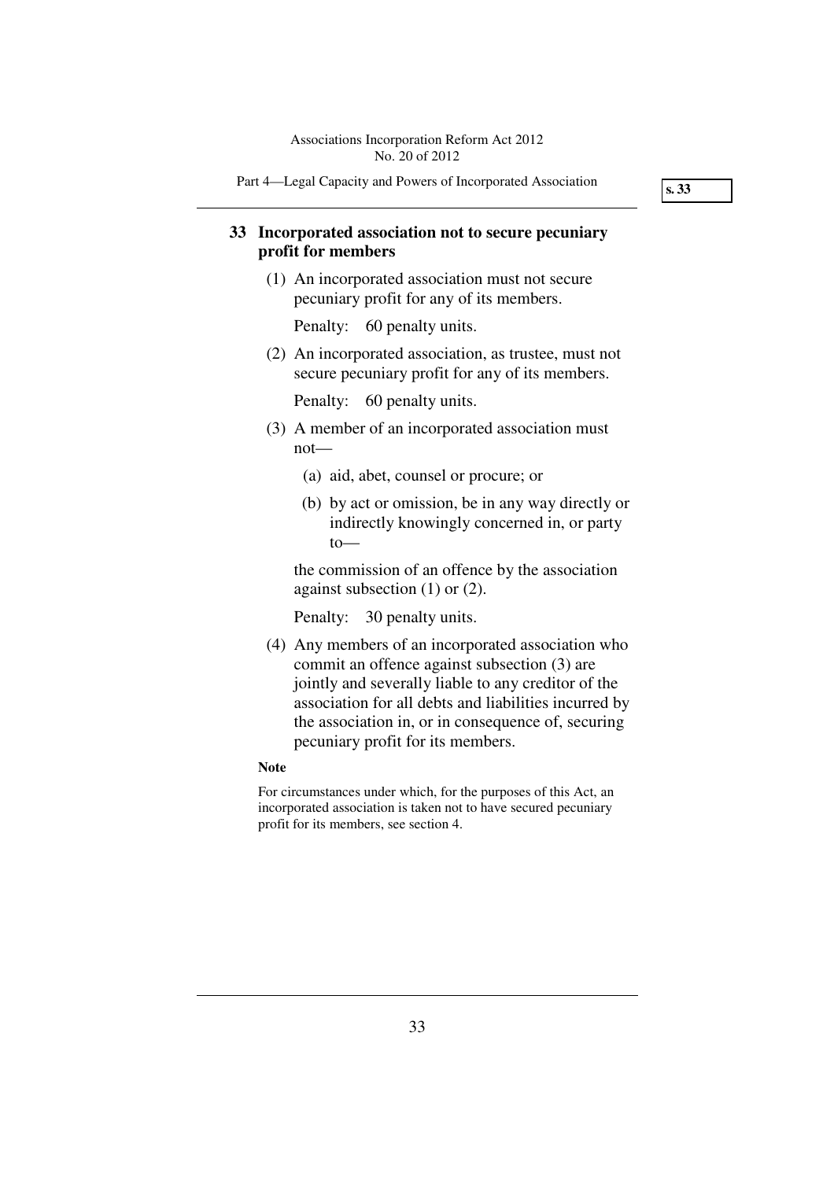## 33 Incorporated association not to secure pecuniary profit for members

(1) An incorporated association must not secure pecuniary profit for any of its members.

Penalty: 60 penalty units.

(2) An incorporated association, as trustee, must not secure pecuniary profit for any of its members.

Penalty: 60 penalty units.

(3) A member of an incorporated association must not—

- (a) aid, abet, counsel or procure; or
- (b) by act or omission, be in any way directly or indirectly knowingly concerned in, or party to—

the commission of an offence by the association against subsection (1) or (2).

Penalty: 30 penalty units.

(4) Any members of an incorporated association who commit an offence against subsection (3) are jointly and severally liable to any creditor of the association for all debts and liabilities incurred by the association in, or in consequence of, securing pecuniary profit for its members.

**Note**

For circumstances under which, for the purposes of this Act, an incorporated association is taken not to have secured pecuniary profit for its members, see section 4.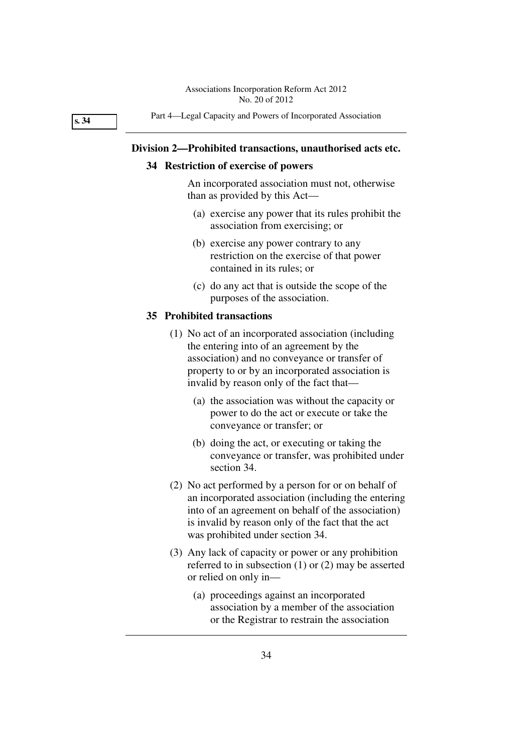## Division 2—Prohibited transactions, unauthorised acts etc.

### 34 Restriction of exercise of powers

An incorporated association must not, otherwise than as provided by this Act—

- (a) exercise any power that its rules prohibit the association from exercising; or
- (b) exercise any power contrary to any restriction on the exercise of that power contained in its rules; or
- (c) do any act that is outside the scope of the purposes of the association.

### 35 Prohibited transactions

(1) No act of an incorporated association (including the entering into of an agreement by the association) and no conveyance or transfer of property to or by an incorporated association is invalid by reason only of the fact that—

- (a) the association was without the capacity or power to do the act or execute or take the conveyance or transfer; or
- (b) doing the act, or executing or taking the conveyance or transfer, was prohibited under section 34.

(2) No act performed by a person for or on behalf of an incorporated association (including the entering into of an agreement on behalf of the association) is invalid by reason only of the fact that the act was prohibited under section 34.

(3) Any lack of capacity or power or any prohibition referred to in subsection (1) or (2) may be asserted or relied on only in—

- (a) proceedings against an incorporated association by a member of the association or the Registrar to restrain the association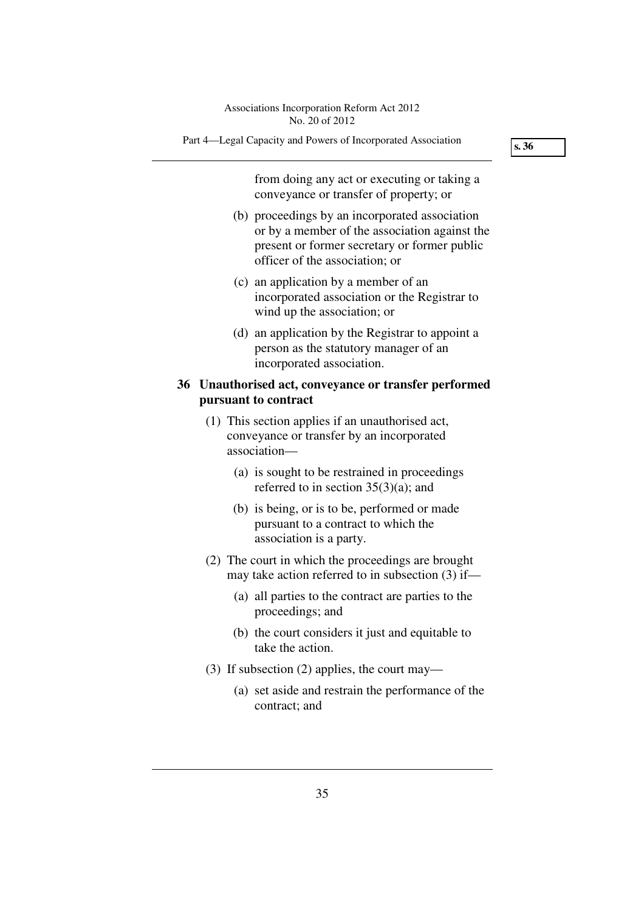from doing any act or executing or taking a conveyance or transfer of property; or

(b) proceedings by an incorporated association or by a member of the association against the present or former secretary or former public officer of the association; or

(c) an application by a member of an incorporated association or the Registrar to wind up the association; or

(d) an application by the Registrar to appoint a person as the statutory manager of an incorporated association.

### 36 Unauthorised act, conveyance or transfer performed pursuant to contract

(1) This section applies if an unauthorised act, conveyance or transfer by an incorporated association—

(a) is sought to be restrained in proceedings referred to in section 35(3)(a); and

(b) is being, or is to be, performed or made pursuant to a contract to which the association is a party.

(2) The court in which the proceedings are brought may take action referred to in subsection (3) if—

(a) all parties to the contract are parties to the proceedings; and

(b) the court considers it just and equitable to take the action.

(3) If subsection (2) applies, the court may—

(a) set aside and restrain the performance of the contract; and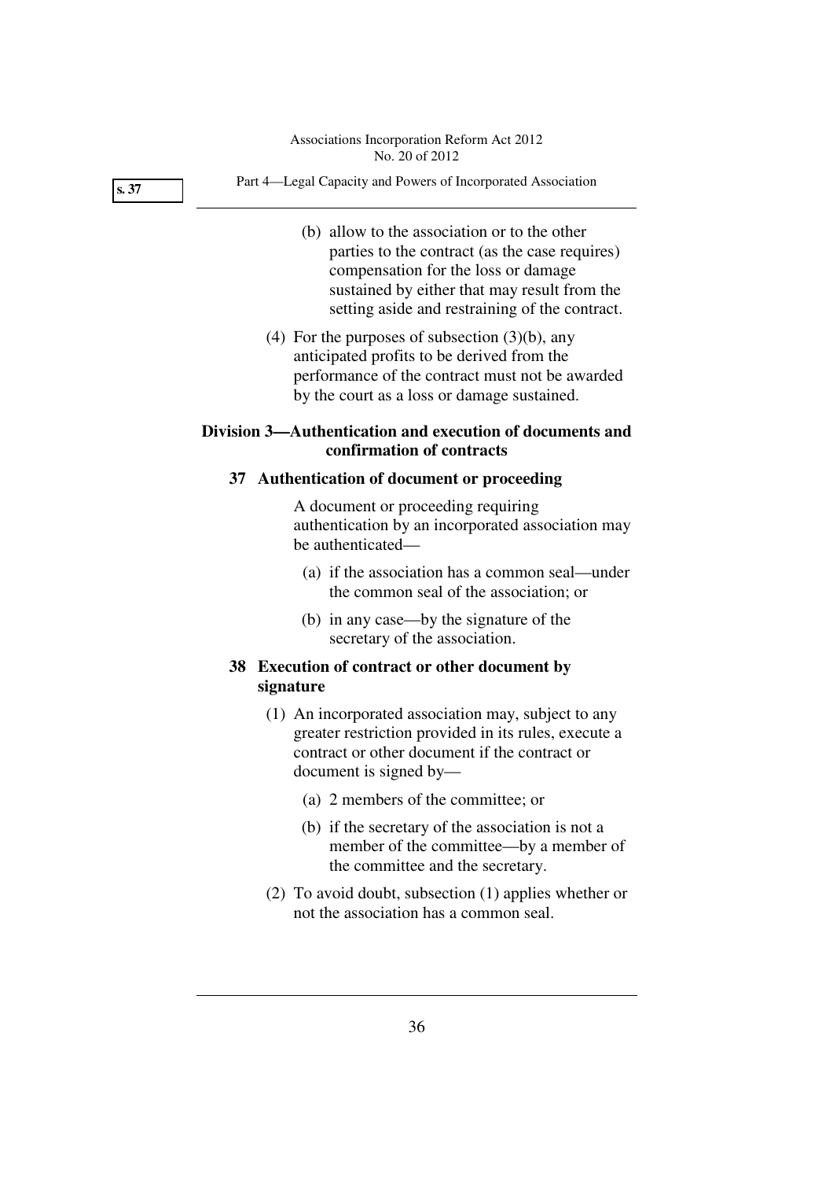(b) allow to the association or to the other parties to the contract (as the case requires) compensation for the loss or damage sustained by either that may result from the setting aside and restraining of the contract.

(4) For the purposes of subsection (3)(b), any anticipated profits to be derived from the performance of the contract must not be awarded by the court as a loss or damage sustained.

## Division 3—Authentication and execution of documents and confirmation of contracts

### 37 Authentication of document or proceeding

A document or proceeding requiring authentication by an incorporated association may be authenticated—

(a) if the association has a common seal—under the common seal of the association; or

(b) in any case—by the signature of the secretary of the association.

### 38 Execution of contract or other document by signature

(1) An incorporated association may, subject to any greater restriction provided in its rules, execute a contract or other document if the contract or document is signed by—

(a) 2 members of the committee; or

(b) if the secretary of the association is not a member of the committee—by a member of the committee and the secretary.

(2) To avoid doubt, subsection (1) applies whether or not the association has a common seal.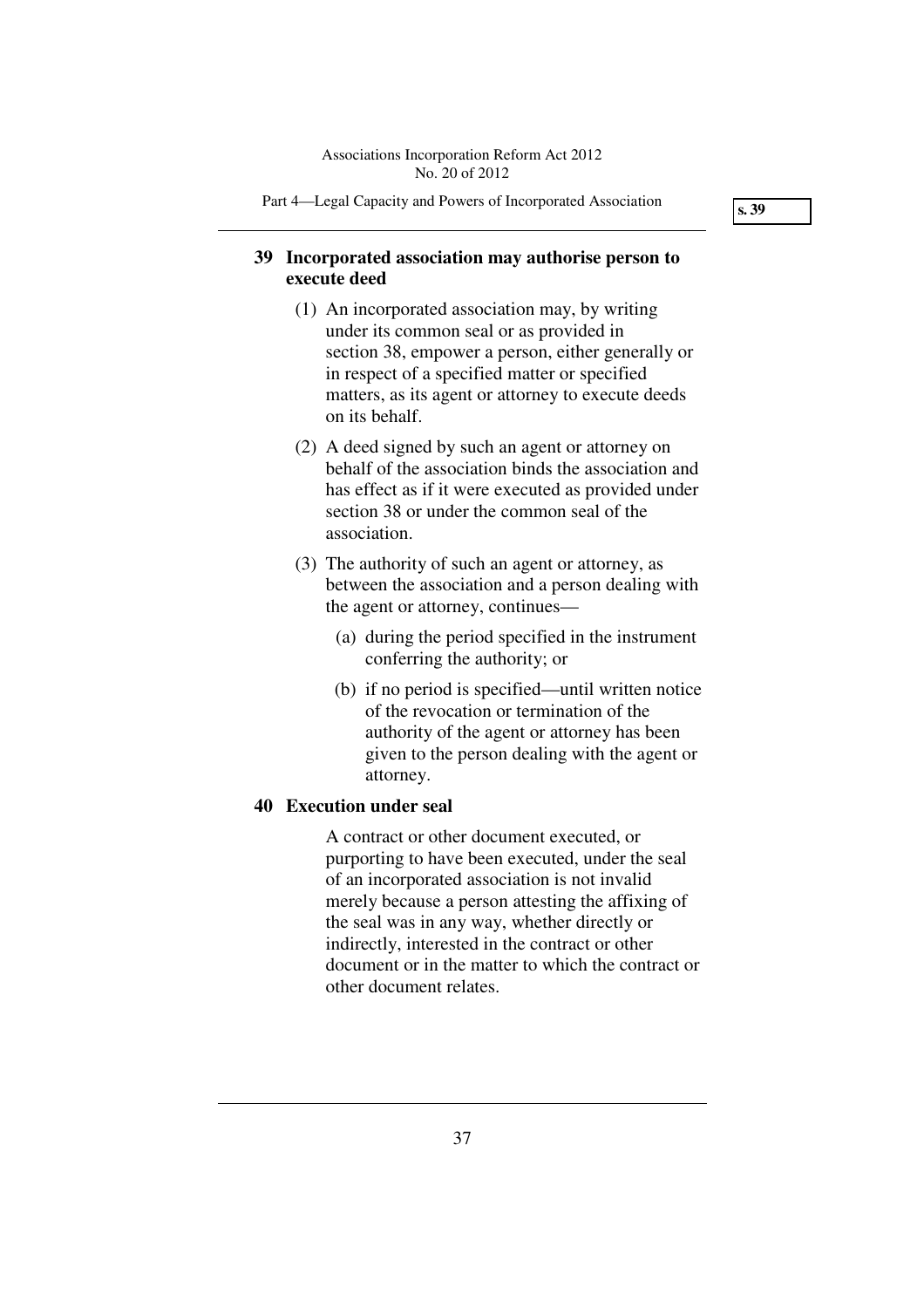## 39 Incorporated association may authorise person to execute deed

(1) An incorporated association may, by writing under its common seal or as provided in section 38, empower a person, either generally or in respect of a specified matter or specified matters, as its agent or attorney to execute deeds on its behalf.

(2) A deed signed by such an agent or attorney on behalf of the association binds the association and has effect as if it were executed as provided under section 38 or under the common seal of the association.

(3) The authority of such an agent or attorney, as between the association and a person dealing with the agent or attorney, continues—

(a) during the period specified in the instrument conferring the authority; or

(b) if no period is specified—until written notice of the revocation or termination of the authority of the agent or attorney has been given to the person dealing with the agent or attorney.

## 40 Execution under seal

A contract or other document executed, or purporting to have been executed, under the seal of an incorporated association is not invalid merely because a person attesting the affixing of the seal was in any way, whether directly or indirectly, interested in the contract or other document or in the matter to which the contract or other document relates.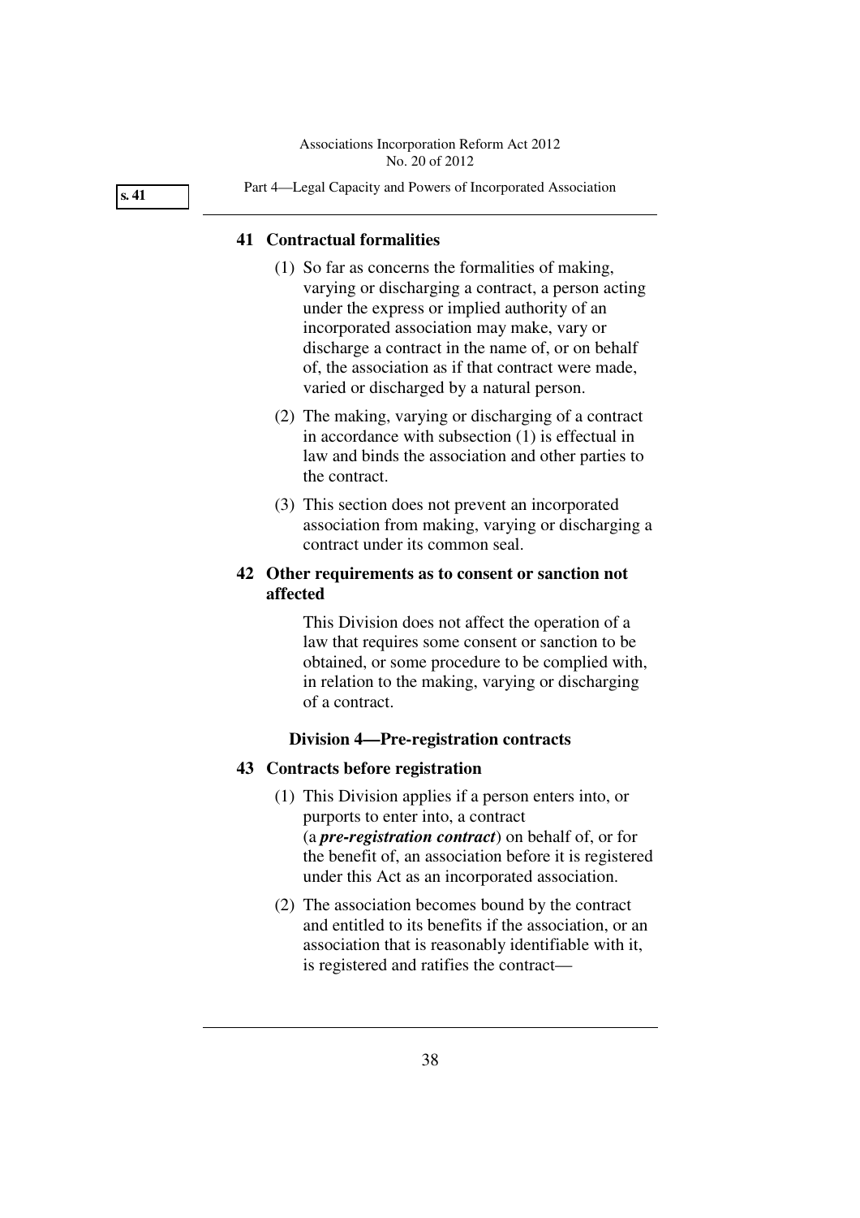### 41 Contractual formalities

(1) So far as concerns the formalities of making, varying or discharging a contract, a person acting under the express or implied authority of an incorporated association may make, vary or discharge a contract in the name of, or on behalf of, the association as if that contract were made, varied or discharged by a natural person.

(2) The making, varying or discharging of a contract in accordance with subsection (1) is effectual in law and binds the association and other parties to the contract.

(3) This section does not prevent an incorporated association from making, varying or discharging a contract under its common seal.

### 42 Other requirements as to consent or sanction not affected

This Division does not affect the operation of a law that requires some consent or sanction to be obtained, or some procedure to be complied with, in relation to the making, varying or discharging of a contract.

## Division 4—Pre-registration contracts

### 43 Contracts before registration

(1) This Division applies if a person enters into, or purports to enter into, a contract (a ***pre-registration contract***) on behalf of, or for the benefit of, an association before it is registered under this Act as an incorporated association.

(2) The association becomes bound by the contract and entitled to its benefits if the association, or an association that is reasonably identifiable with it, is registered and ratifies the contract—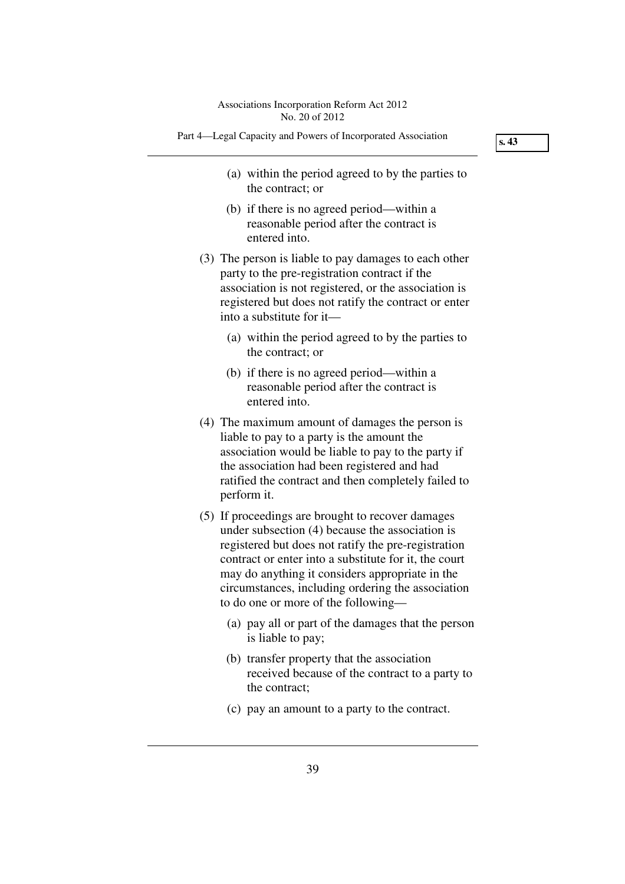(a) within the period agreed to by the parties to the contract; or

(b) if there is no agreed period—within a reasonable period after the contract is entered into.

(3) The person is liable to pay damages to each other party to the pre-registration contract if the association is not registered, or the association is registered but does not ratify the contract or enter into a substitute for it—

(a) within the period agreed to by the parties to the contract; or

(b) if there is no agreed period—within a reasonable period after the contract is entered into.

(4) The maximum amount of damages the person is liable to pay to a party is the amount the association would be liable to pay to the party if the association had been registered and had ratified the contract and then completely failed to perform it.

(5) If proceedings are brought to recover damages under subsection (4) because the association is registered but does not ratify the pre-registration contract or enter into a substitute for it, the court may do anything it considers appropriate in the circumstances, including ordering the association to do one or more of the following—

(a) pay all or part of the damages that the person is liable to pay;

(b) transfer property that the association received because of the contract to a party to the contract;

(c) pay an amount to a party to the contract.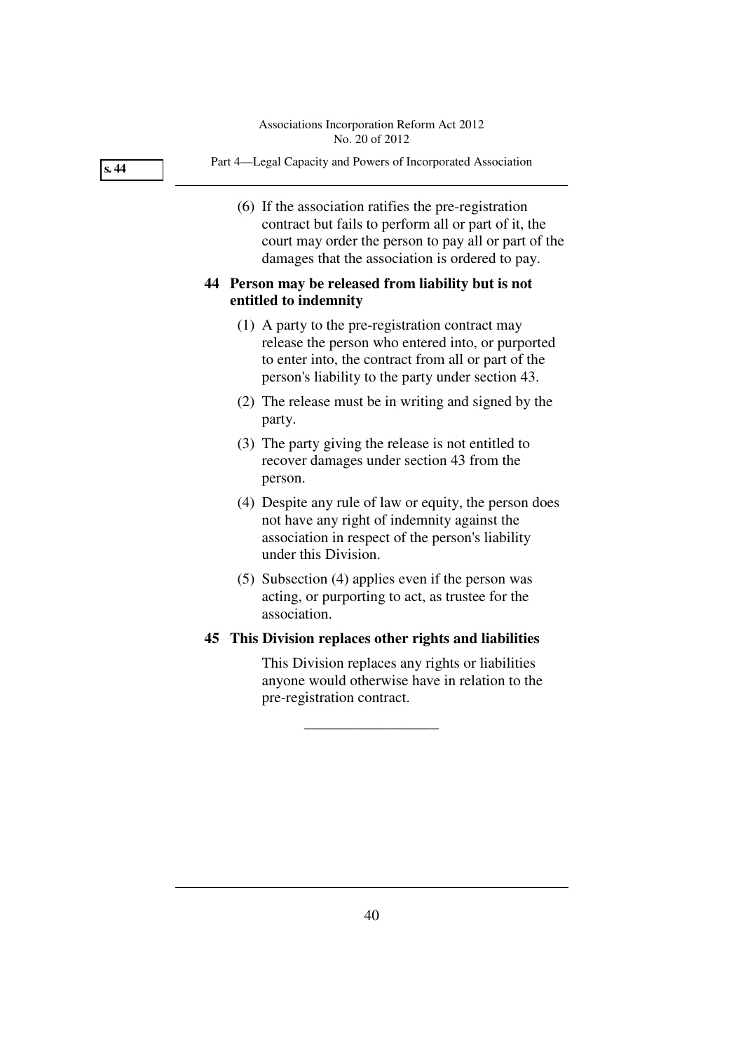(6) If the association ratifies the pre-registration contract but fails to perform all or part of it, the court may order the person to pay all or part of the damages that the association is ordered to pay.

## 44 Person may be released from liability but is not entitled to indemnity

(1) A party to the pre-registration contract may release the person who entered into, or purported to enter into, the contract from all or part of the person's liability to the party under section 43.

(2) The release must be in writing and signed by the party.

(3) The party giving the release is not entitled to recover damages under section 43 from the person.

(4) Despite any rule of law or equity, the person does not have any right of indemnity against the association in respect of the person's liability under this Division.

(5) Subsection (4) applies even if the person was acting, or purporting to act, as trustee for the association.

## 45 This Division replaces other rights and liabilities

This Division replaces any rights or liabilities anyone would otherwise have in relation to the pre-registration contract.

---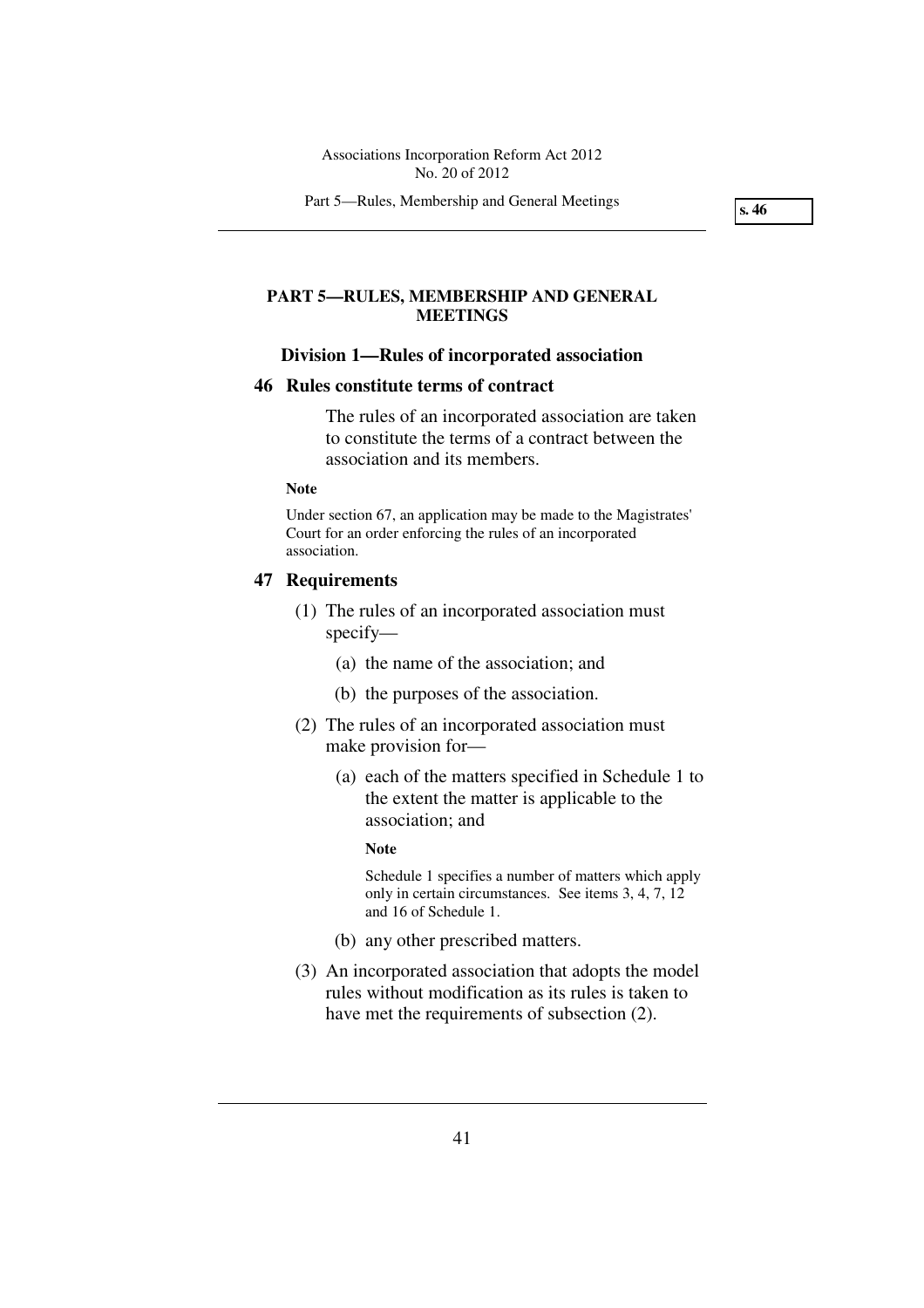# PART 5—RULES, MEMBERSHIP AND GENERAL MEETINGS

## Division 1—Rules of incorporated association

### 46 Rules constitute terms of contract

The rules of an incorporated association are taken to constitute the terms of a contract between the association and its members.

**Note**

Under section 67, an application may be made to the Magistrates' Court for an order enforcing the rules of an incorporated association.

### 47 Requirements

(1) The rules of an incorporated association must specify—

(a) the name of the association; and

(b) the purposes of the association.

(2) The rules of an incorporated association must make provision for—

(a) each of the matters specified in Schedule 1 to the extent the matter is applicable to the association; and

**Note**

Schedule 1 specifies a number of matters which apply only in certain circumstances. See items 3, 4, 7, 12 and 16 of Schedule 1.

(b) any other prescribed matters.

(3) An incorporated association that adopts the model rules without modification as its rules is taken to have met the requirements of subsection (2).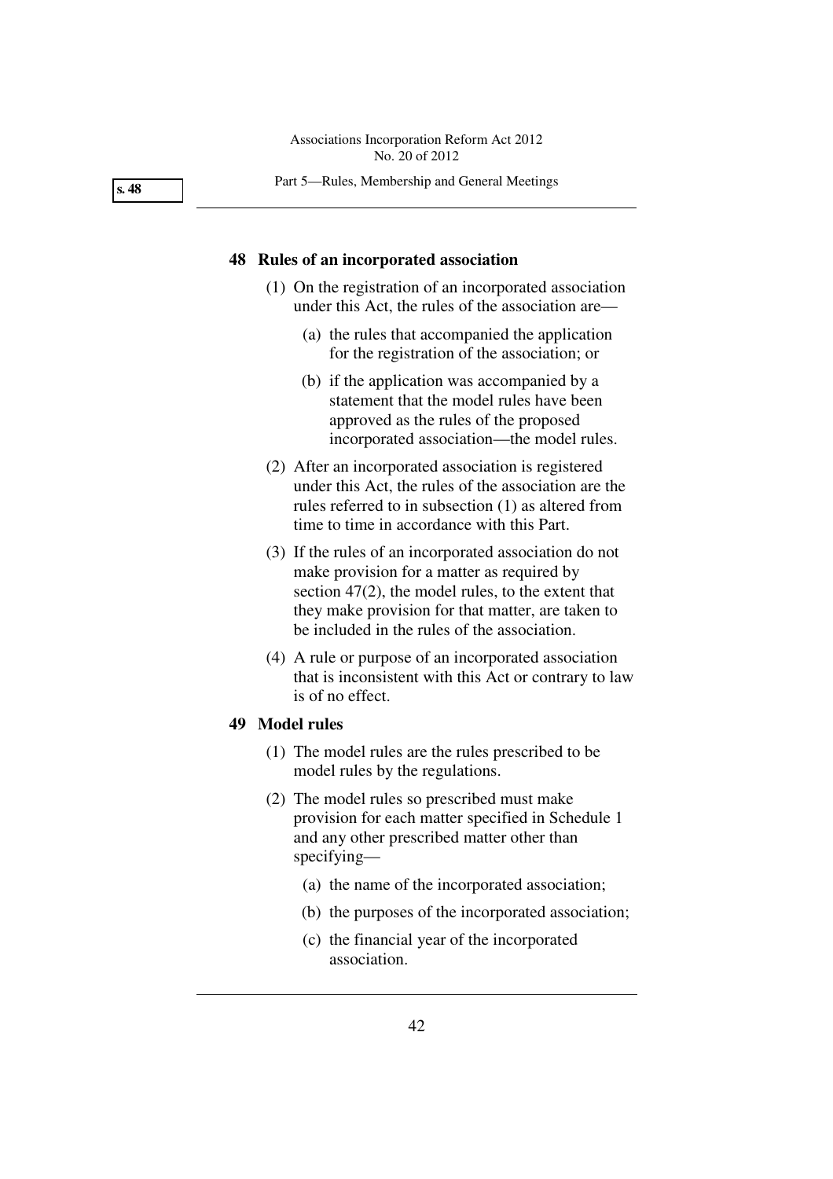## 48 Rules of an incorporated association

(1) On the registration of an incorporated association under this Act, the rules of the association are—

  (a) the rules that accompanied the application for the registration of the association; or

  (b) if the application was accompanied by a statement that the model rules have been approved as the rules of the proposed incorporated association—the model rules.

(2) After an incorporated association is registered under this Act, the rules of the association are the rules referred to in subsection (1) as altered from time to time in accordance with this Part.

(3) If the rules of an incorporated association do not make provision for a matter as required by section 47(2), the model rules, to the extent that they make provision for that matter, are taken to be included in the rules of the association.

(4) A rule or purpose of an incorporated association that is inconsistent with this Act or contrary to law is of no effect.

## 49 Model rules

(1) The model rules are the rules prescribed to be model rules by the regulations.

(2) The model rules so prescribed must make provision for each matter specified in Schedule 1 and any other prescribed matter other than specifying—

  (a) the name of the incorporated association;

  (b) the purposes of the incorporated association;

  (c) the financial year of the incorporated association.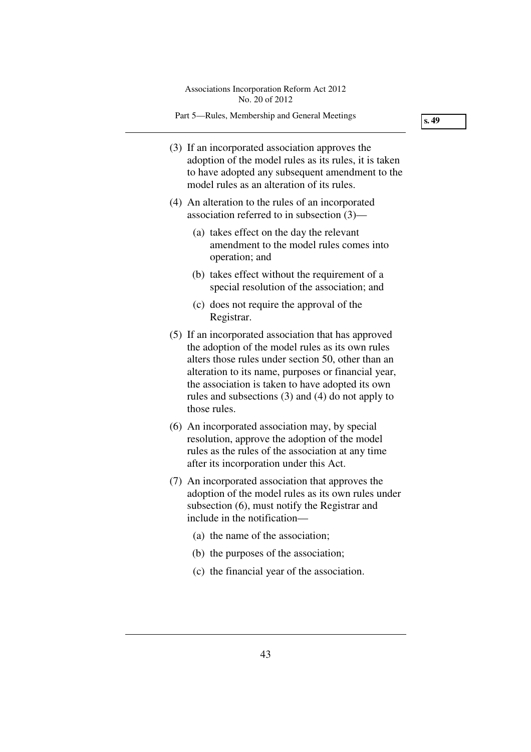(3) If an incorporated association approves the adoption of the model rules as its rules, it is taken to have adopted any subsequent amendment to the model rules as an alteration of its rules.

(4) An alteration to the rules of an incorporated association referred to in subsection (3)—

(a) takes effect on the day the relevant amendment to the model rules comes into operation; and

(b) takes effect without the requirement of a special resolution of the association; and

(c) does not require the approval of the Registrar.

(5) If an incorporated association that has approved the adoption of the model rules as its own rules alters those rules under section 50, other than an alteration to its name, purposes or financial year, the association is taken to have adopted its own rules and subsections (3) and (4) do not apply to those rules.

(6) An incorporated association may, by special resolution, approve the adoption of the model rules as the rules of the association at any time after its incorporation under this Act.

(7) An incorporated association that approves the adoption of the model rules as its own rules under subsection (6), must notify the Registrar and include in the notification—

(a) the name of the association;

(b) the purposes of the association;

(c) the financial year of the association.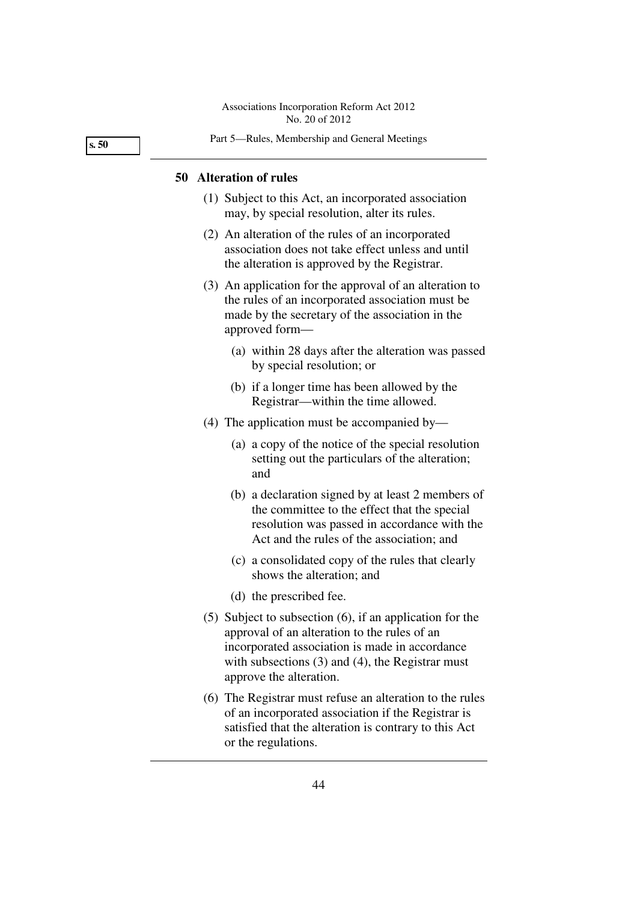## 50 Alteration of rules

(1) Subject to this Act, an incorporated association may, by special resolution, alter its rules.

(2) An alteration of the rules of an incorporated association does not take effect unless and until the alteration is approved by the Registrar.

(3) An application for the approval of an alteration to the rules of an incorporated association must be made by the secretary of the association in the approved form—

- (a) within 28 days after the alteration was passed by special resolution; or
- (b) if a longer time has been allowed by the Registrar—within the time allowed.

(4) The application must be accompanied by—

- (a) a copy of the notice of the special resolution setting out the particulars of the alteration; and
- (b) a declaration signed by at least 2 members of the committee to the effect that the special resolution was passed in accordance with the Act and the rules of the association; and
- (c) a consolidated copy of the rules that clearly shows the alteration; and
- (d) the prescribed fee.

(5) Subject to subsection (6), if an application for the approval of an alteration to the rules of an incorporated association is made in accordance with subsections (3) and (4), the Registrar must approve the alteration.

(6) The Registrar must refuse an alteration to the rules of an incorporated association if the Registrar is satisfied that the alteration is contrary to this Act or the regulations.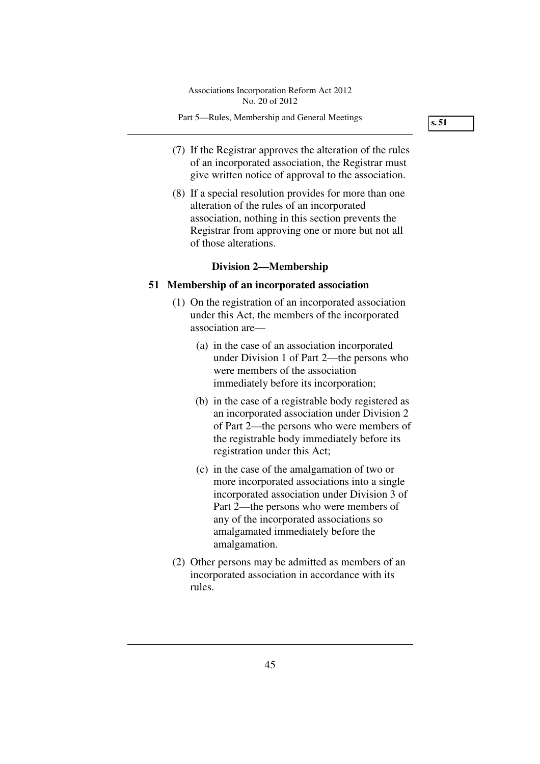(7) If the Registrar approves the alteration of the rules of an incorporated association, the Registrar must give written notice of approval to the association.

(8) If a special resolution provides for more than one alteration of the rules of an incorporated association, nothing in this section prevents the Registrar from approving one or more but not all of those alterations.

## Division 2—Membership

### 51 Membership of an incorporated association

(1) On the registration of an incorporated association under this Act, the members of the incorporated association are—

(a) in the case of an association incorporated under Division 1 of Part 2—the persons who were members of the association immediately before its incorporation;

(b) in the case of a registrable body registered as an incorporated association under Division 2 of Part 2—the persons who were members of the registrable body immediately before its registration under this Act;

(c) in the case of the amalgamation of two or more incorporated associations into a single incorporated association under Division 3 of Part 2—the persons who were members of any of the incorporated associations so amalgamated immediately before the amalgamation.

(2) Other persons may be admitted as members of an incorporated association in accordance with its rules.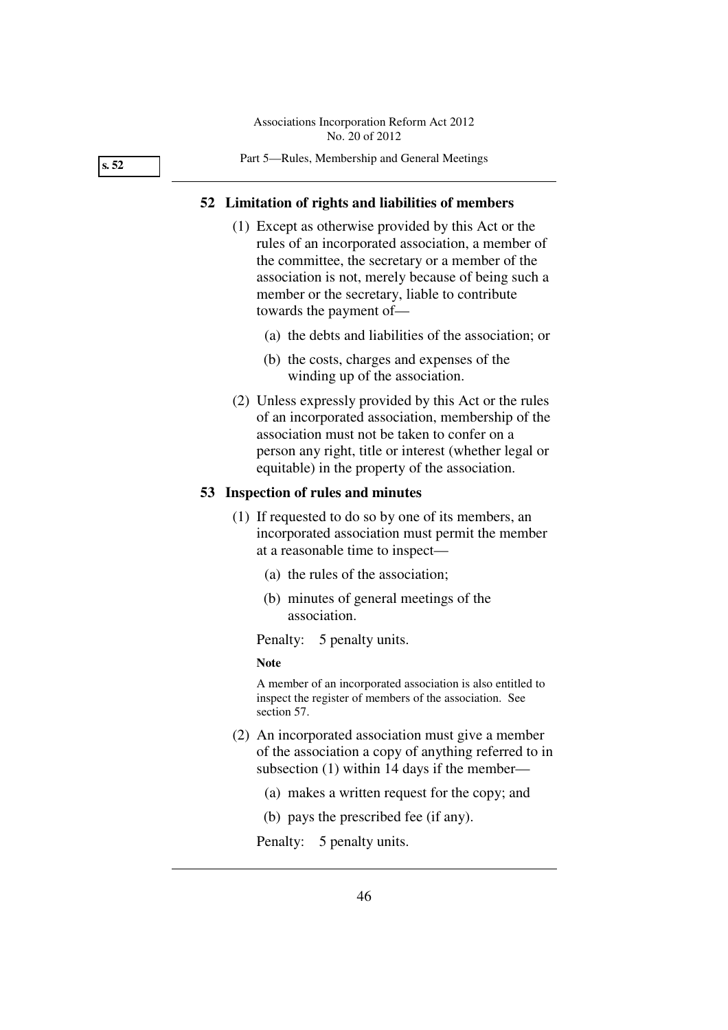## 52 Limitation of rights and liabilities of members

(1) Except as otherwise provided by this Act or the rules of an incorporated association, a member of the committee, the secretary or a member of the association is not, merely because of being such a member or the secretary, liable to contribute towards the payment of—

(a) the debts and liabilities of the association; or

(b) the costs, charges and expenses of the winding up of the association.

(2) Unless expressly provided by this Act or the rules of an incorporated association, membership of the association must not be taken to confer on a person any right, title or interest (whether legal or equitable) in the property of the association.

## 53 Inspection of rules and minutes

(1) If requested to do so by one of its members, an incorporated association must permit the member at a reasonable time to inspect—

(a) the rules of the association;

(b) minutes of general meetings of the association.

Penalty: 5 penalty units.

**Note**

A member of an incorporated association is also entitled to inspect the register of members of the association. See section 57.

(2) An incorporated association must give a member of the association a copy of anything referred to in subsection (1) within 14 days if the member—

(a) makes a written request for the copy; and

(b) pays the prescribed fee (if any).

Penalty: 5 penalty units.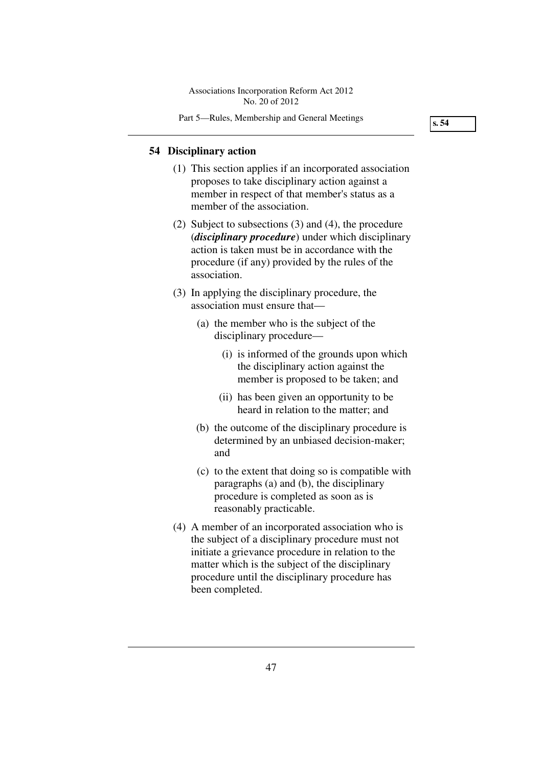## 54 Disciplinary action

(1) This section applies if an incorporated association proposes to take disciplinary action against a member in respect of that member's status as a member of the association.

(2) Subject to subsections (3) and (4), the procedure (***disciplinary procedure***) under which disciplinary action is taken must be in accordance with the procedure (if any) provided by the rules of the association.

(3) In applying the disciplinary procedure, the association must ensure that—

  (a) the member who is the subject of the disciplinary procedure—

    (i) is informed of the grounds upon which the disciplinary action against the member is proposed to be taken; and

    (ii) has been given an opportunity to be heard in relation to the matter; and

  (b) the outcome of the disciplinary procedure is determined by an unbiased decision-maker; and

  (c) to the extent that doing so is compatible with paragraphs (a) and (b), the disciplinary procedure is completed as soon as is reasonably practicable.

(4) A member of an incorporated association who is the subject of a disciplinary procedure must not initiate a grievance procedure in relation to the matter which is the subject of the disciplinary procedure until the disciplinary procedure has been completed.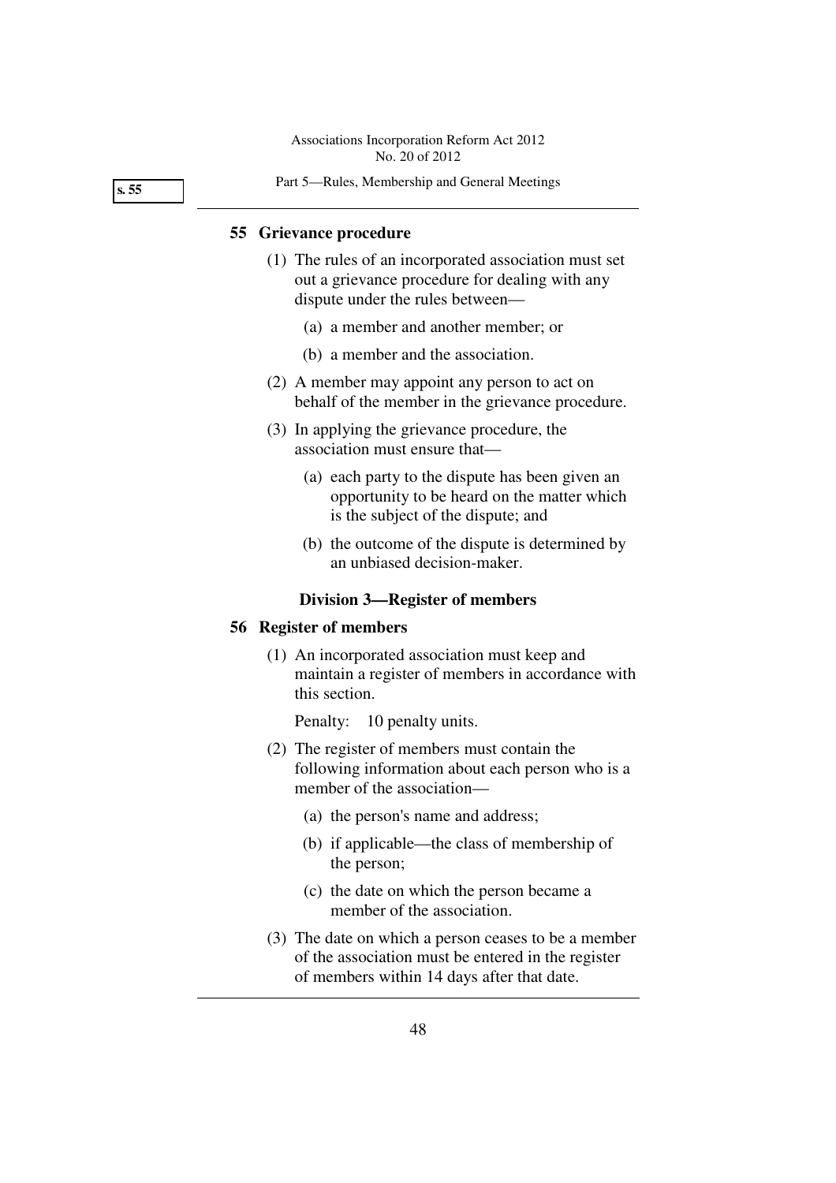## 55 Grievance procedure

(1) The rules of an incorporated association must set out a grievance procedure for dealing with any dispute under the rules between—

(a) a member and another member; or

(b) a member and the association.

(2) A member may appoint any person to act on behalf of the member in the grievance procedure.

(3) In applying the grievance procedure, the association must ensure that—

(a) each party to the dispute has been given an opportunity to be heard on the matter which is the subject of the dispute; and

(b) the outcome of the dispute is determined by an unbiased decision-maker.

### Division 3—Register of members

## 56 Register of members

(1) An incorporated association must keep and maintain a register of members in accordance with this section.

Penalty: 10 penalty units.

(2) The register of members must contain the following information about each person who is a member of the association—

(a) the person's name and address;

(b) if applicable—the class of membership of the person;

(c) the date on which the person became a member of the association.

(3) The date on which a person ceases to be a member of the association must be entered in the register of members within 14 days after that date.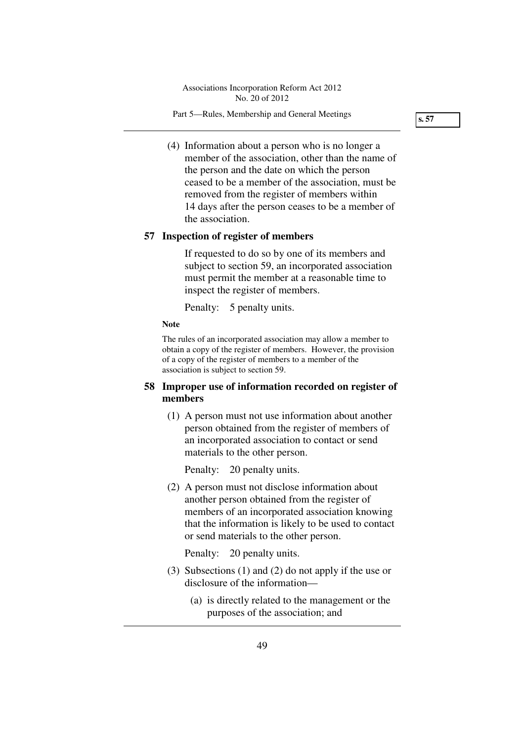(4) Information about a person who is no longer a member of the association, other than the name of the person and the date on which the person ceased to be a member of the association, must be removed from the register of members within 14 days after the person ceases to be a member of the association.

### 57 Inspection of register of members

If requested to do so by one of its members and subject to section 59, an incorporated association must permit the member at a reasonable time to inspect the register of members.

Penalty: 5 penalty units.

**Note**

The rules of an incorporated association may allow a member to obtain a copy of the register of members. However, the provision of a copy of the register of members to a member of the association is subject to section 59.

### 58 Improper use of information recorded on register of members

(1) A person must not use information about another person obtained from the register of members of an incorporated association to contact or send materials to the other person.

Penalty: 20 penalty units.

(2) A person must not disclose information about another person obtained from the register of members of an incorporated association knowing that the information is likely to be used to contact or send materials to the other person.

Penalty: 20 penalty units.

(3) Subsections (1) and (2) do not apply if the use or disclosure of the information—

(a) is directly related to the management or the purposes of the association; and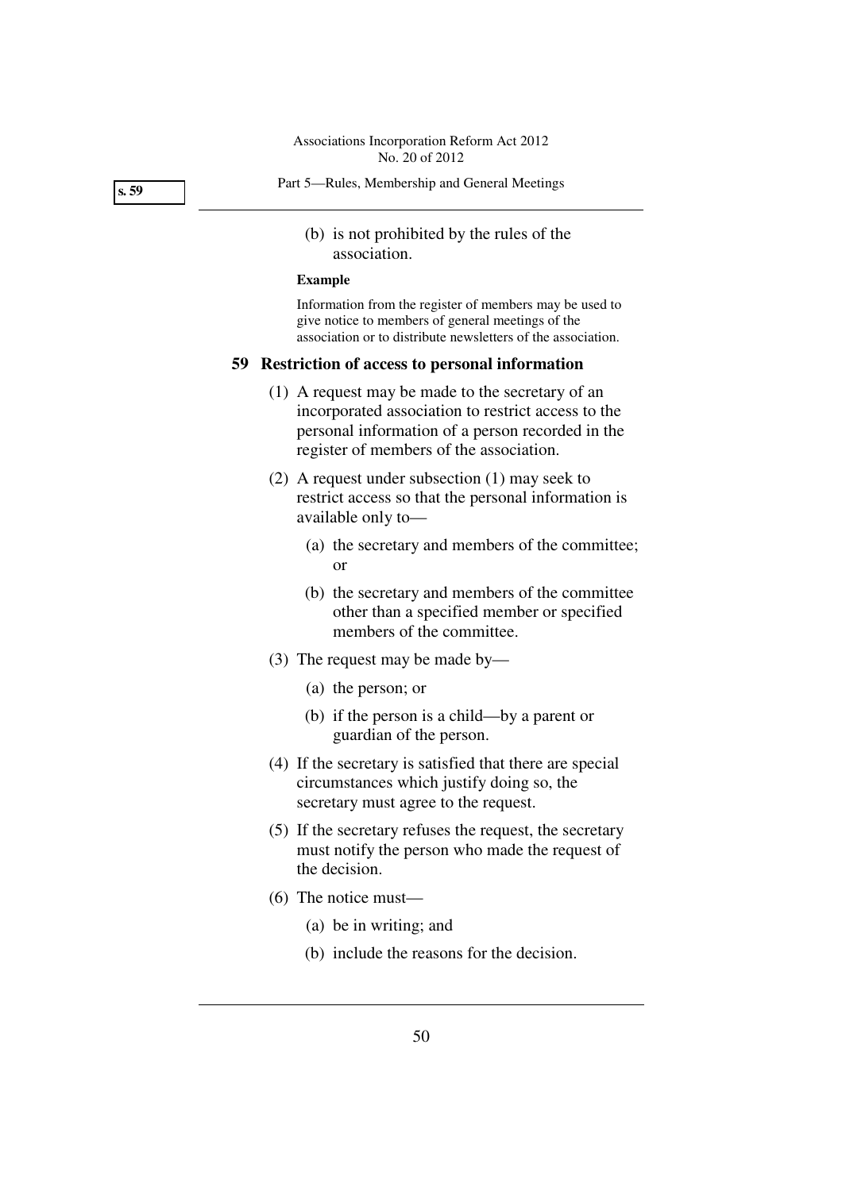(b) is not prohibited by the rules of the association.

**Example**

Information from the register of members may be used to give notice to members of general meetings of the association or to distribute newsletters of the association.

## 59 Restriction of access to personal information

(1) A request may be made to the secretary of an incorporated association to restrict access to the personal information of a person recorded in the register of members of the association.

(2) A request under subsection (1) may seek to restrict access so that the personal information is available only to—

(a) the secretary and members of the committee; or

(b) the secretary and members of the committee other than a specified member or specified members of the committee.

(3) The request may be made by—

(a) the person; or

(b) if the person is a child—by a parent or guardian of the person.

(4) If the secretary is satisfied that there are special circumstances which justify doing so, the secretary must agree to the request.

(5) If the secretary refuses the request, the secretary must notify the person who made the request of the decision.

(6) The notice must—

(a) be in writing; and

(b) include the reasons for the decision.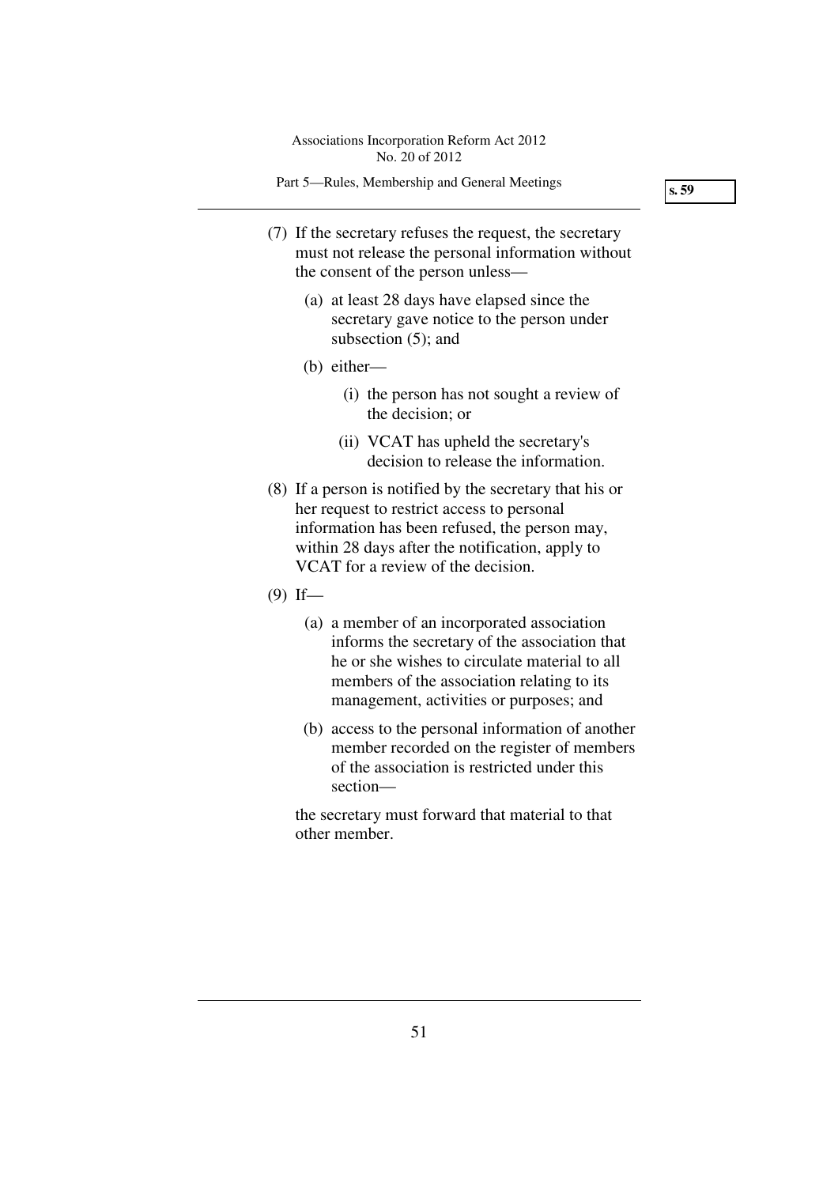(7) If the secretary refuses the request, the secretary must not release the personal information without the consent of the person unless—

(a) at least 28 days have elapsed since the secretary gave notice to the person under subsection (5); and

(b) either—

(i) the person has not sought a review of the decision; or

(ii) VCAT has upheld the secretary's decision to release the information.

(8) If a person is notified by the secretary that his or her request to restrict access to personal information has been refused, the person may, within 28 days after the notification, apply to VCAT for a review of the decision.

(9) If—

(a) a member of an incorporated association informs the secretary of the association that he or she wishes to circulate material to all members of the association relating to its management, activities or purposes; and

(b) access to the personal information of another member recorded on the register of members of the association is restricted under this section—

the secretary must forward that material to that other member.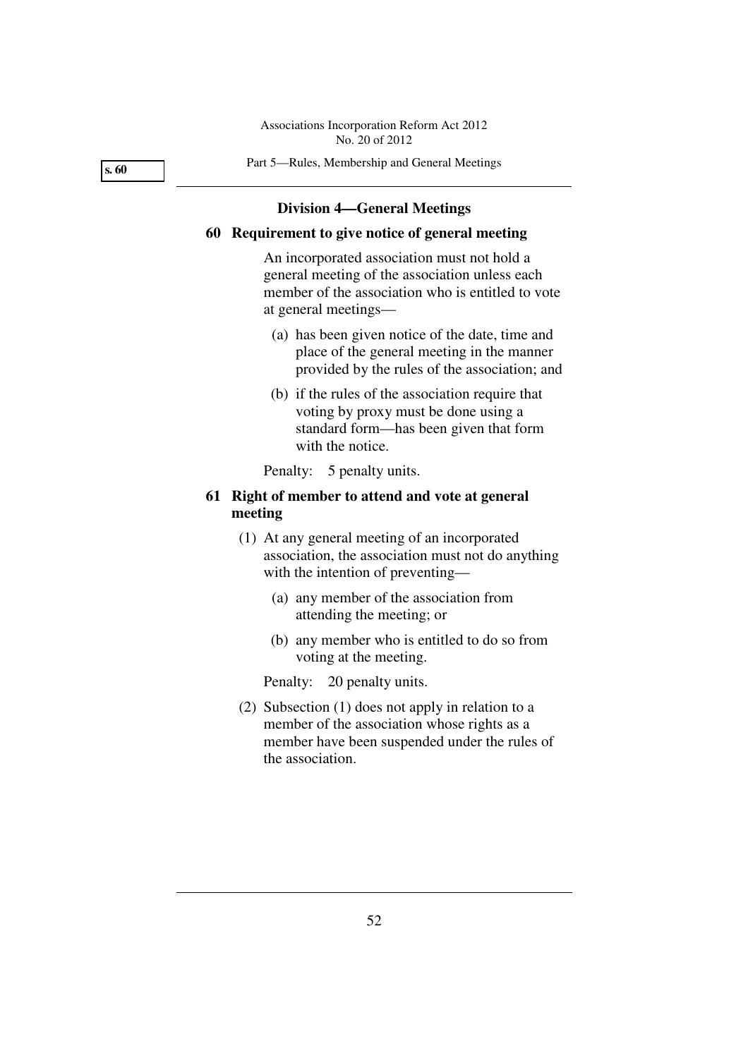## Division 4—General Meetings

### 60 Requirement to give notice of general meeting

An incorporated association must not hold a general meeting of the association unless each member of the association who is entitled to vote at general meetings—

(a) has been given notice of the date, time and place of the general meeting in the manner provided by the rules of the association; and

(b) if the rules of the association require that voting by proxy must be done using a standard form—has been given that form with the notice.

Penalty: 5 penalty units.

### 61 Right of member to attend and vote at general meeting

(1) At any general meeting of an incorporated association, the association must not do anything with the intention of preventing—

(a) any member of the association from attending the meeting; or

(b) any member who is entitled to do so from voting at the meeting.

Penalty: 20 penalty units.

(2) Subsection (1) does not apply in relation to a member of the association whose rights as a member have been suspended under the rules of the association.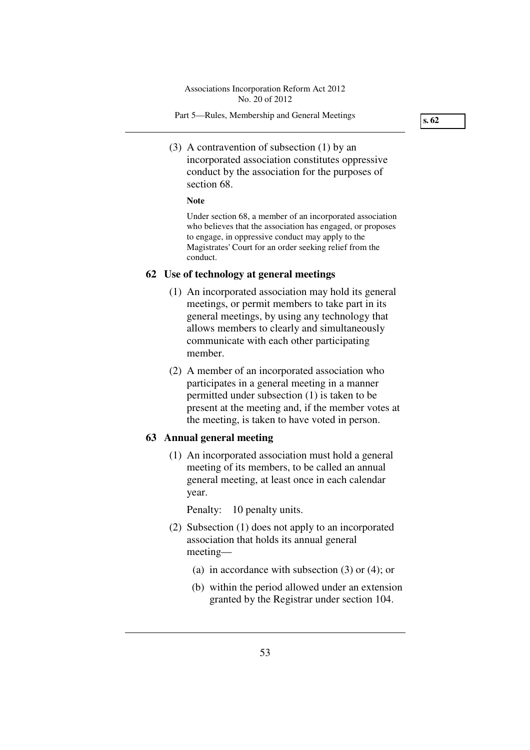(3) A contravention of subsection (1) by an incorporated association constitutes oppressive conduct by the association for the purposes of section 68.

**Note**

Under section 68, a member of an incorporated association who believes that the association has engaged, or proposes to engage, in oppressive conduct may apply to the Magistrates' Court for an order seeking relief from the conduct.

## 62 Use of technology at general meetings

(1) An incorporated association may hold its general meetings, or permit members to take part in its general meetings, by using any technology that allows members to clearly and simultaneously communicate with each other participating member.

(2) A member of an incorporated association who participates in a general meeting in a manner permitted under subsection (1) is taken to be present at the meeting and, if the member votes at the meeting, is taken to have voted in person.

## 63 Annual general meeting

(1) An incorporated association must hold a general meeting of its members, to be called an annual general meeting, at least once in each calendar year.

Penalty: 10 penalty units.

(2) Subsection (1) does not apply to an incorporated association that holds its annual general meeting—

(a) in accordance with subsection (3) or (4); or

(b) within the period allowed under an extension granted by the Registrar under section 104.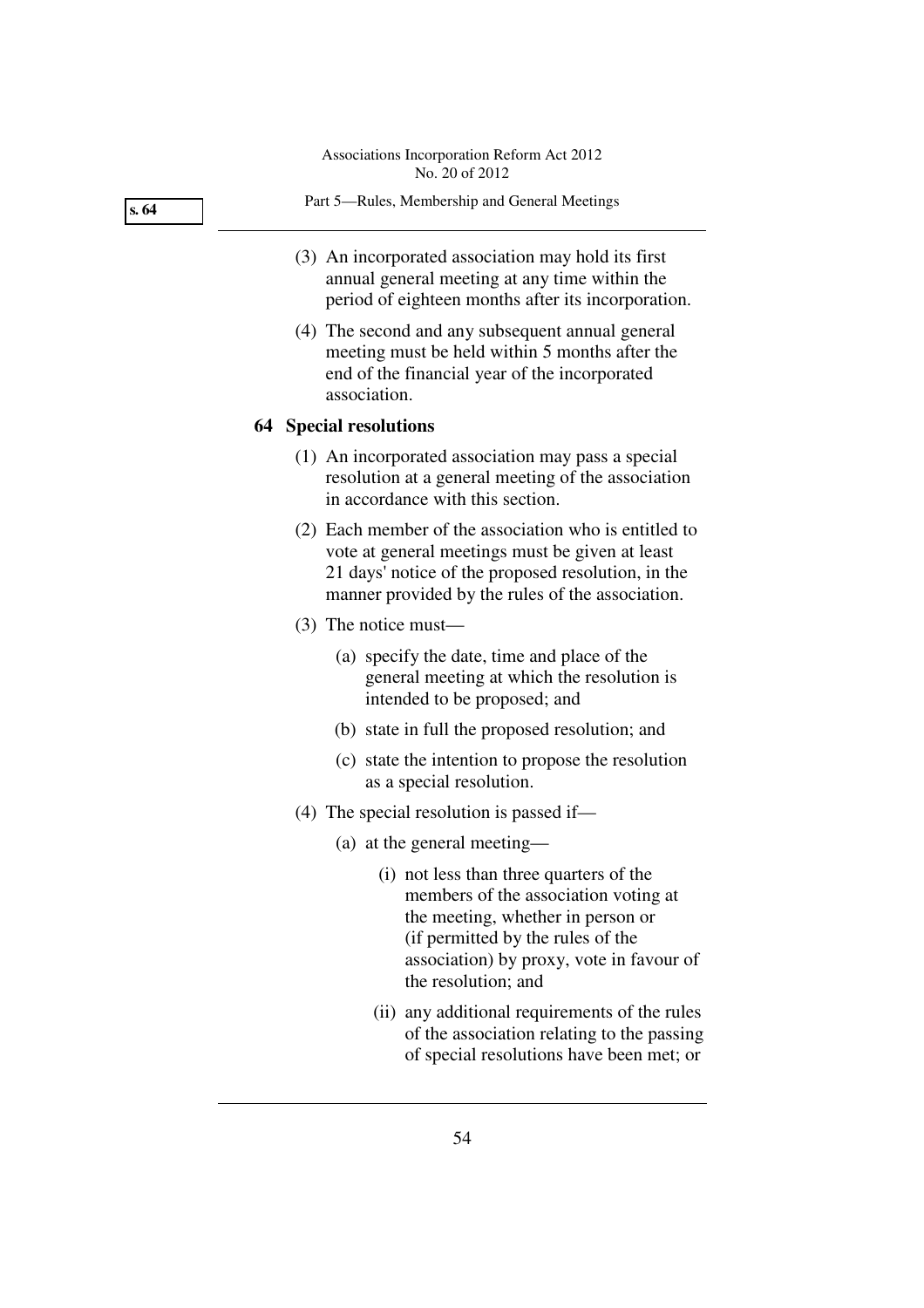(3) An incorporated association may hold its first annual general meeting at any time within the period of eighteen months after its incorporation.

(4) The second and any subsequent annual general meeting must be held within 5 months after the end of the financial year of the incorporated association.

### 64 Special resolutions

(1) An incorporated association may pass a special resolution at a general meeting of the association in accordance with this section.

(2) Each member of the association who is entitled to vote at general meetings must be given at least 21 days' notice of the proposed resolution, in the manner provided by the rules of the association.

(3) The notice must—

(a) specify the date, time and place of the general meeting at which the resolution is intended to be proposed; and

(b) state in full the proposed resolution; and

(c) state the intention to propose the resolution as a special resolution.

(4) The special resolution is passed if—

(a) at the general meeting—

(i) not less than three quarters of the members of the association voting at the meeting, whether in person or (if permitted by the rules of the association) by proxy, vote in favour of the resolution; and

(ii) any additional requirements of the rules of the association relating to the passing of special resolutions have been met; or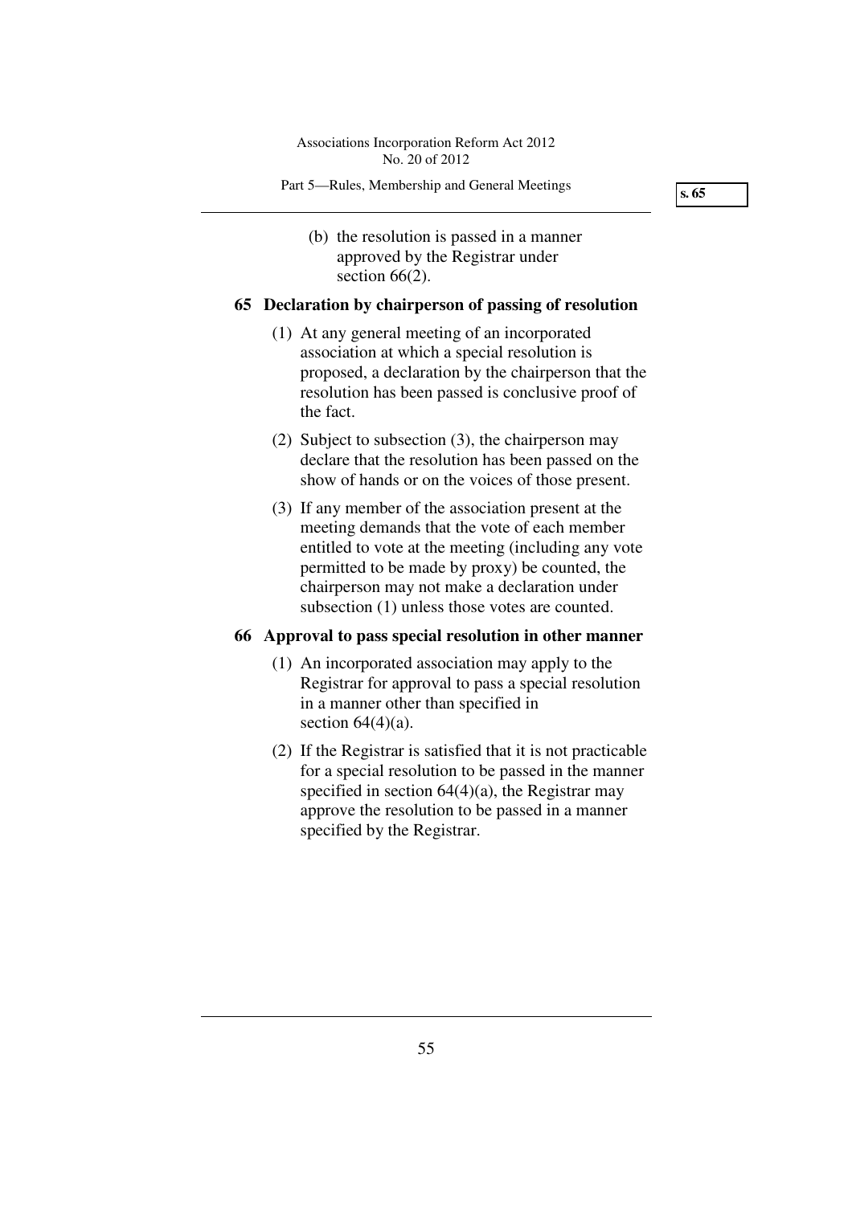(b) the resolution is passed in a manner approved by the Registrar under section 66(2).

## 65 Declaration by chairperson of passing of resolution

(1) At any general meeting of an incorporated association at which a special resolution is proposed, a declaration by the chairperson that the resolution has been passed is conclusive proof of the fact.

(2) Subject to subsection (3), the chairperson may declare that the resolution has been passed on the show of hands or on the voices of those present.

(3) If any member of the association present at the meeting demands that the vote of each member entitled to vote at the meeting (including any vote permitted to be made by proxy) be counted, the chairperson may not make a declaration under subsection (1) unless those votes are counted.

## 66 Approval to pass special resolution in other manner

(1) An incorporated association may apply to the Registrar for approval to pass a special resolution in a manner other than specified in section 64(4)(a).

(2) If the Registrar is satisfied that it is not practicable for a special resolution to be passed in the manner specified in section 64(4)(a), the Registrar may approve the resolution to be passed in a manner specified by the Registrar.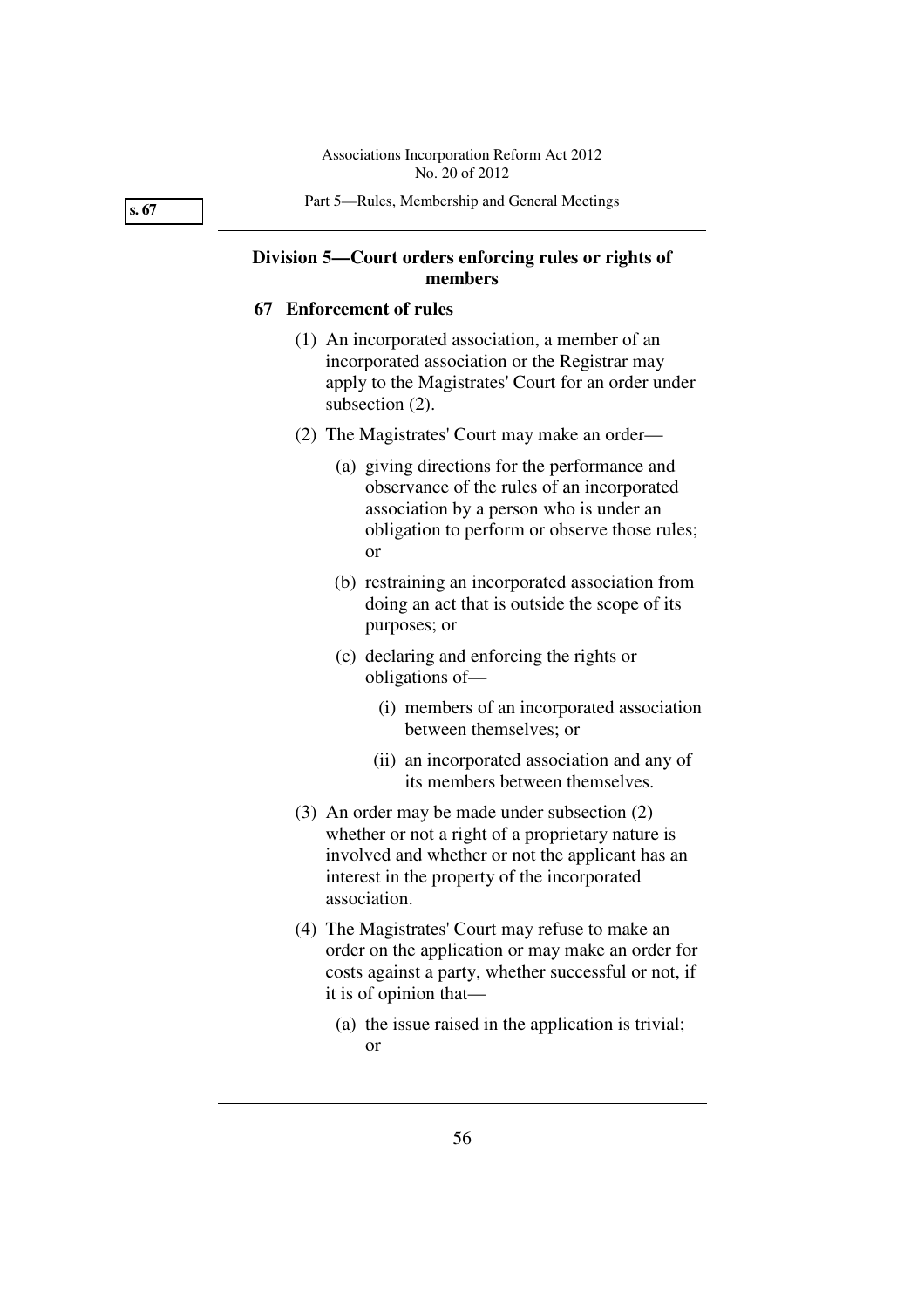## Division 5—Court orders enforcing rules or rights of members

### 67 Enforcement of rules

(1) An incorporated association, a member of an incorporated association or the Registrar may apply to the Magistrates' Court for an order under subsection (2).

(2) The Magistrates' Court may make an order—

(a) giving directions for the performance and observance of the rules of an incorporated association by a person who is under an obligation to perform or observe those rules; or

(b) restraining an incorporated association from doing an act that is outside the scope of its purposes; or

(c) declaring and enforcing the rights or obligations of—

(i) members of an incorporated association between themselves; or

(ii) an incorporated association and any of its members between themselves.

(3) An order may be made under subsection (2) whether or not a right of a proprietary nature is involved and whether or not the applicant has an interest in the property of the incorporated association.

(4) The Magistrates' Court may refuse to make an order on the application or may make an order for costs against a party, whether successful or not, if it is of opinion that—

(a) the issue raised in the application is trivial; or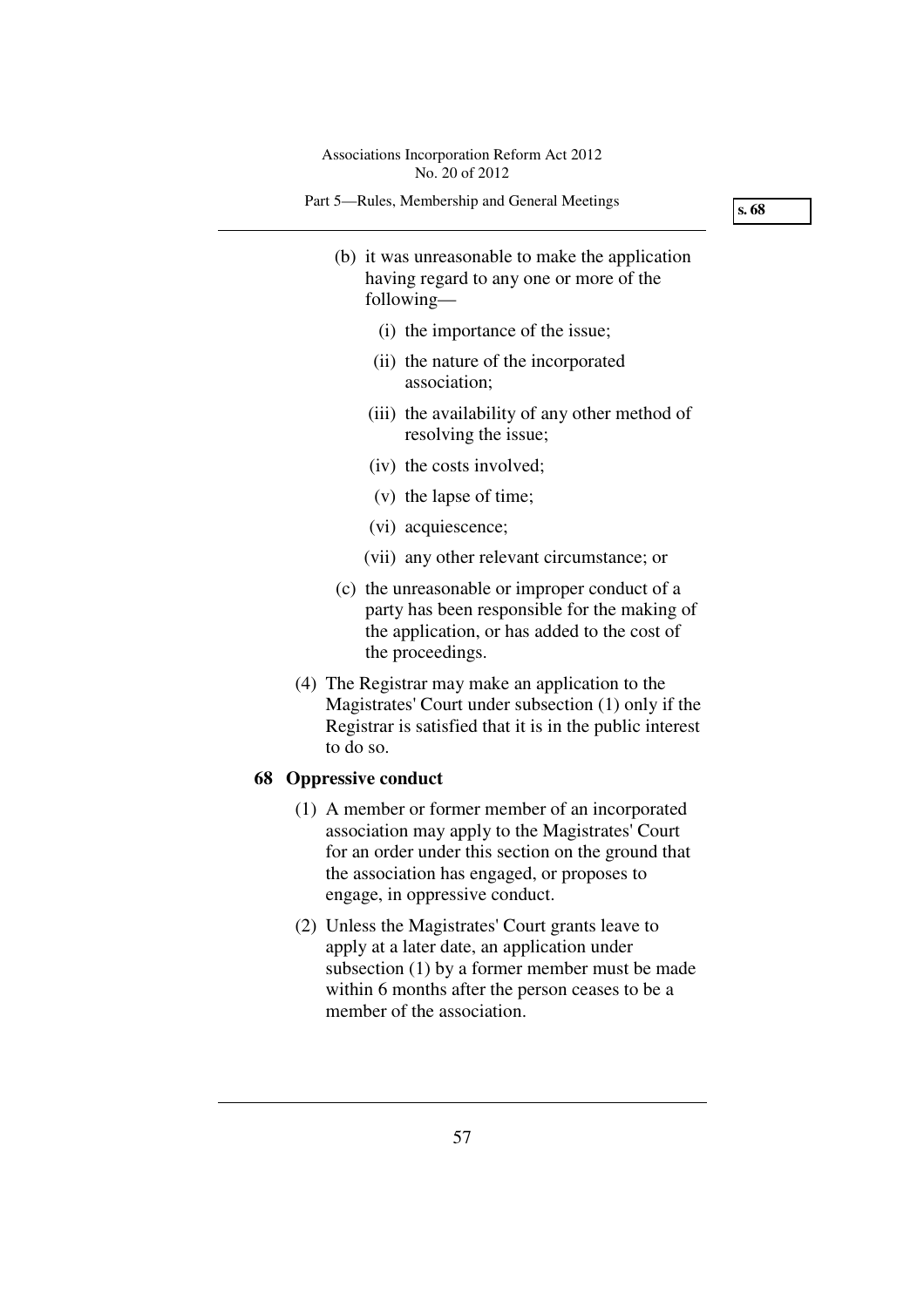(b) it was unreasonable to make the application having regard to any one or more of the following—

   (i) the importance of the issue;

   (ii) the nature of the incorporated association;

   (iii) the availability of any other method of resolving the issue;

   (iv) the costs involved;

   (v) the lapse of time;

   (vi) acquiescence;

   (vii) any other relevant circumstance; or

(c) the unreasonable or improper conduct of a party has been responsible for the making of the application, or has added to the cost of the proceedings.

(4) The Registrar may make an application to the Magistrates' Court under subsection (1) only if the Registrar is satisfied that it is in the public interest to do so.

## 68 Oppressive conduct

(1) A member or former member of an incorporated association may apply to the Magistrates' Court for an order under this section on the ground that the association has engaged, or proposes to engage, in oppressive conduct.

(2) Unless the Magistrates' Court grants leave to apply at a later date, an application under subsection (1) by a former member must be made within 6 months after the person ceases to be a member of the association.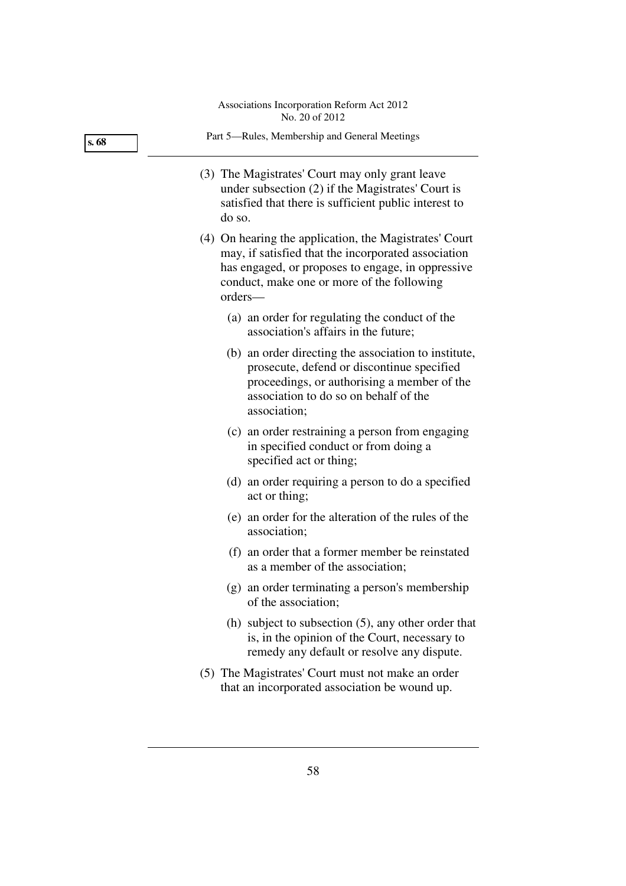(3) The Magistrates' Court may only grant leave under subsection (2) if the Magistrates' Court is satisfied that there is sufficient public interest to do so.

(4) On hearing the application, the Magistrates' Court may, if satisfied that the incorporated association has engaged, or proposes to engage, in oppressive conduct, make one or more of the following orders—

(a) an order for regulating the conduct of the association's affairs in the future;

(b) an order directing the association to institute, prosecute, defend or discontinue specified proceedings, or authorising a member of the association to do so on behalf of the association;

(c) an order restraining a person from engaging in specified conduct or from doing a specified act or thing;

(d) an order requiring a person to do a specified act or thing;

(e) an order for the alteration of the rules of the association;

(f) an order that a former member be reinstated as a member of the association;

(g) an order terminating a person's membership of the association;

(h) subject to subsection (5), any other order that is, in the opinion of the Court, necessary to remedy any default or resolve any dispute.

(5) The Magistrates' Court must not make an order that an incorporated association be wound up.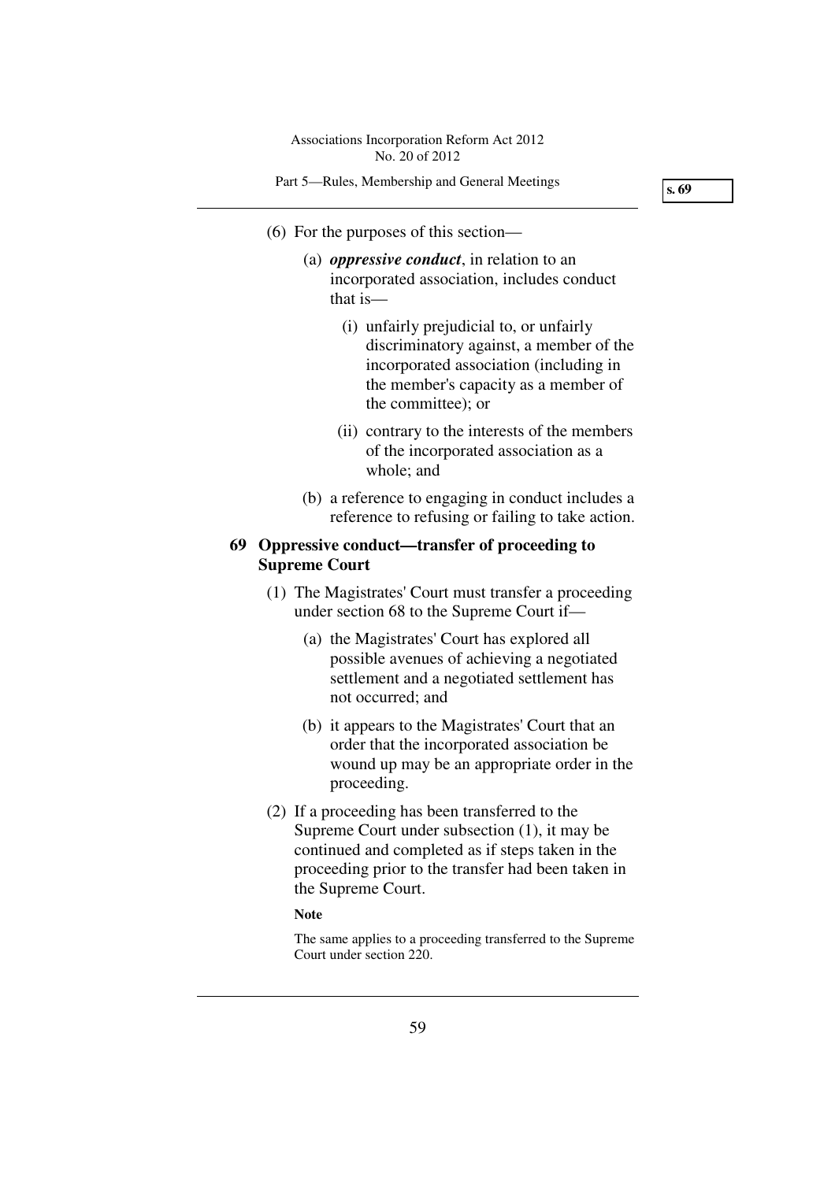(6) For the purposes of this section—

(a) ***oppressive conduct***, in relation to an incorporated association, includes conduct that is—

(i) unfairly prejudicial to, or unfairly discriminatory against, a member of the incorporated association (including in the member's capacity as a member of the committee); or

(ii) contrary to the interests of the members of the incorporated association as a whole; and

(b) a reference to engaging in conduct includes a reference to refusing or failing to take action.

## 69 Oppressive conduct—transfer of proceeding to Supreme Court

(1) The Magistrates' Court must transfer a proceeding under section 68 to the Supreme Court if—

(a) the Magistrates' Court has explored all possible avenues of achieving a negotiated settlement and a negotiated settlement has not occurred; and

(b) it appears to the Magistrates' Court that an order that the incorporated association be wound up may be an appropriate order in the proceeding.

(2) If a proceeding has been transferred to the Supreme Court under subsection (1), it may be continued and completed as if steps taken in the proceeding prior to the transfer had been taken in the Supreme Court.

**Note**

The same applies to a proceeding transferred to the Supreme Court under section 220.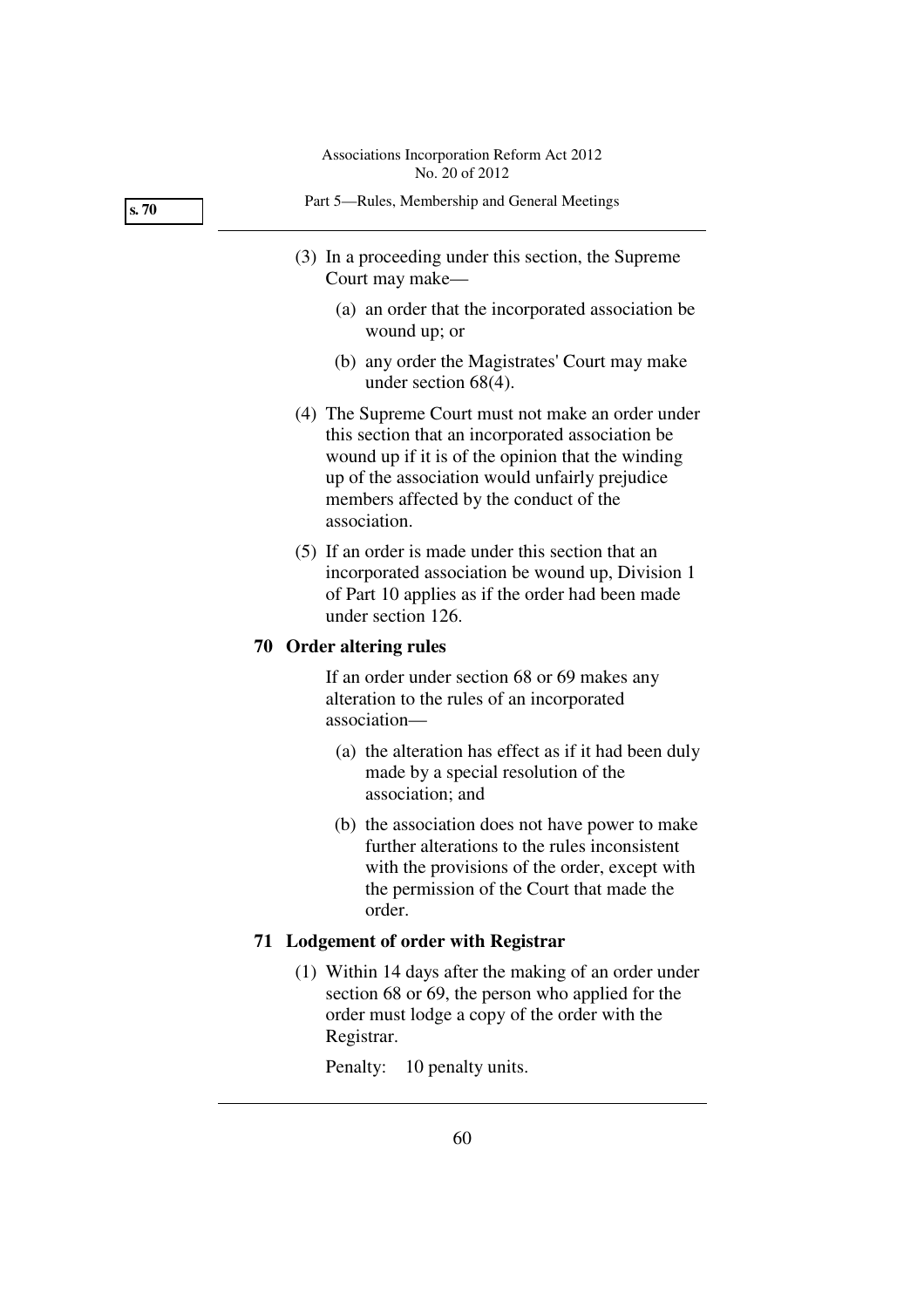(3) In a proceeding under this section, the Supreme Court may make—

(a) an order that the incorporated association be wound up; or

(b) any order the Magistrates' Court may make under section 68(4).

(4) The Supreme Court must not make an order under this section that an incorporated association be wound up if it is of the opinion that the winding up of the association would unfairly prejudice members affected by the conduct of the association.

(5) If an order is made under this section that an incorporated association be wound up, Division 1 of Part 10 applies as if the order had been made under section 126.

### 70 Order altering rules

If an order under section 68 or 69 makes any alteration to the rules of an incorporated association—

(a) the alteration has effect as if it had been duly made by a special resolution of the association; and

(b) the association does not have power to make further alterations to the rules inconsistent with the provisions of the order, except with the permission of the Court that made the order.

### 71 Lodgement of order with Registrar

(1) Within 14 days after the making of an order under section 68 or 69, the person who applied for the order must lodge a copy of the order with the Registrar.

Penalty: 10 penalty units.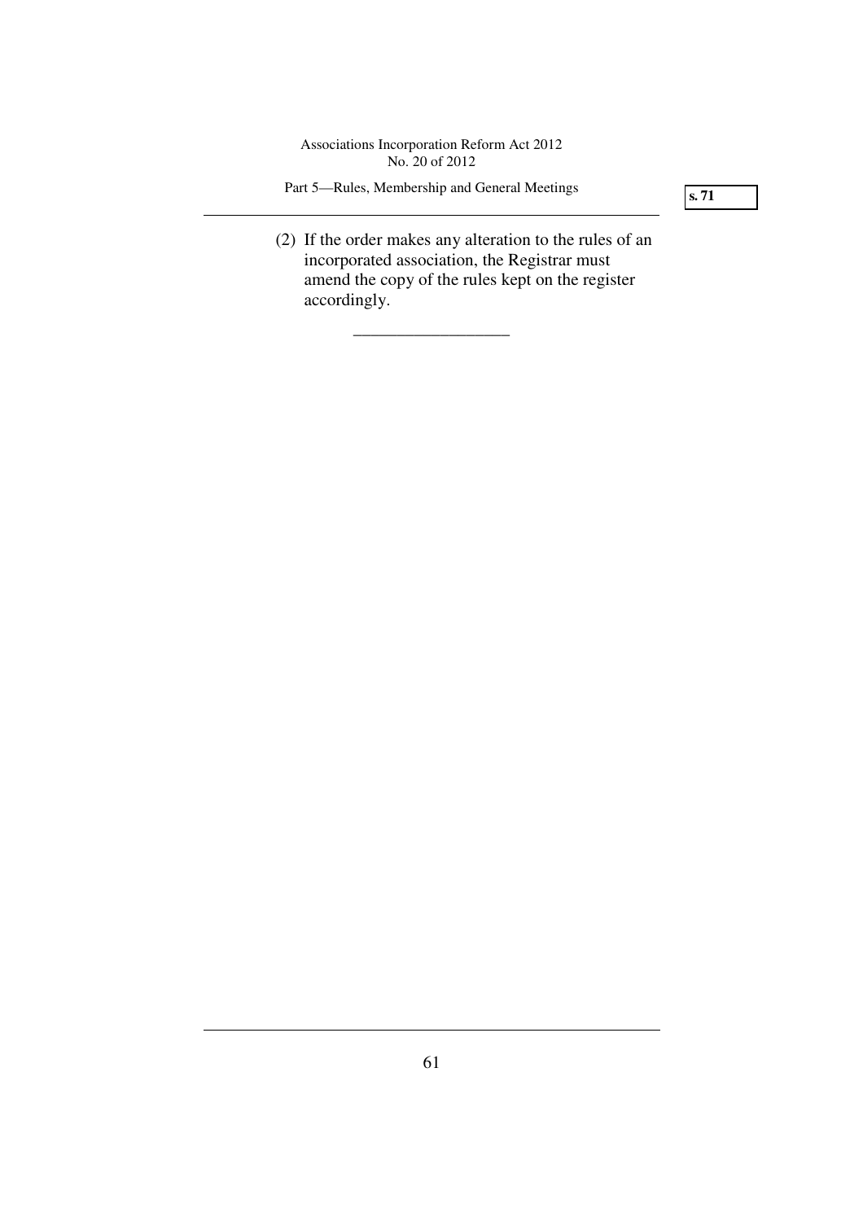(2) If the order makes any alteration to the rules of an incorporated association, the Registrar must amend the copy of the rules kept on the register accordingly.

__________________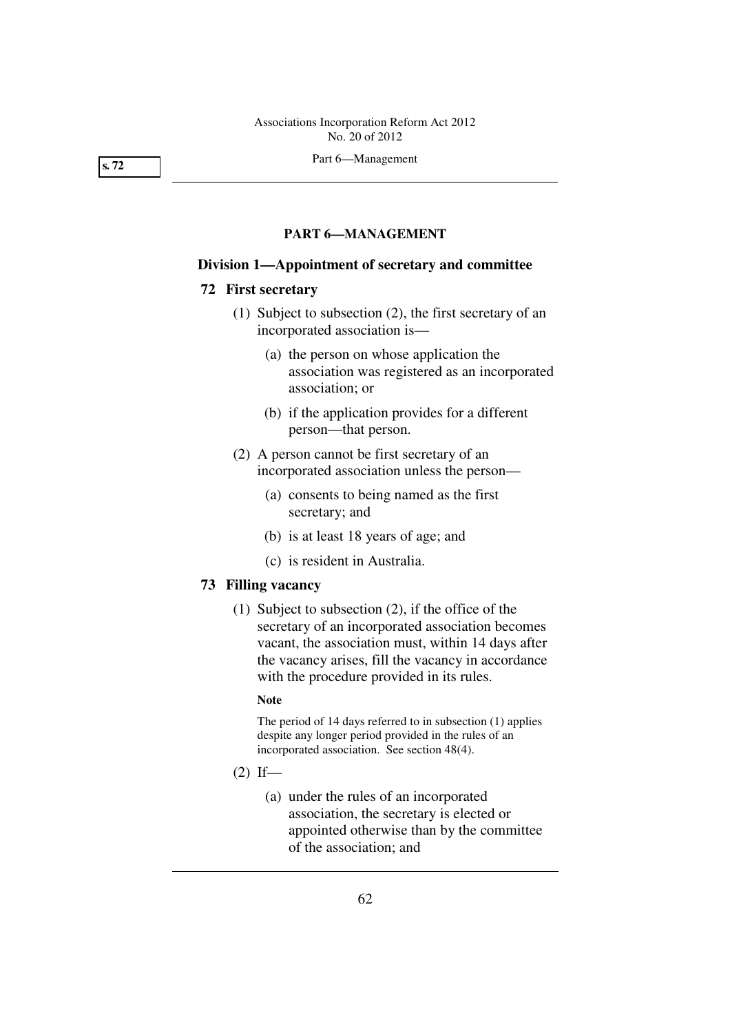## PART 6—MANAGEMENT

### Division 1—Appointment of secretary and committee

#### 72 First secretary

(1) Subject to subsection (2), the first secretary of an incorporated association is—

(a) the person on whose application the association was registered as an incorporated association; or

(b) if the application provides for a different person—that person.

(2) A person cannot be first secretary of an incorporated association unless the person—

(a) consents to being named as the first secretary; and

(b) is at least 18 years of age; and

(c) is resident in Australia.

#### 73 Filling vacancy

(1) Subject to subsection (2), if the office of the secretary of an incorporated association becomes vacant, the association must, within 14 days after the vacancy arises, fill the vacancy in accordance with the procedure provided in its rules.

**Note**

The period of 14 days referred to in subsection (1) applies despite any longer period provided in the rules of an incorporated association. See section 48(4).

(2) If—

(a) under the rules of an incorporated association, the secretary is elected or appointed otherwise than by the committee of the association; and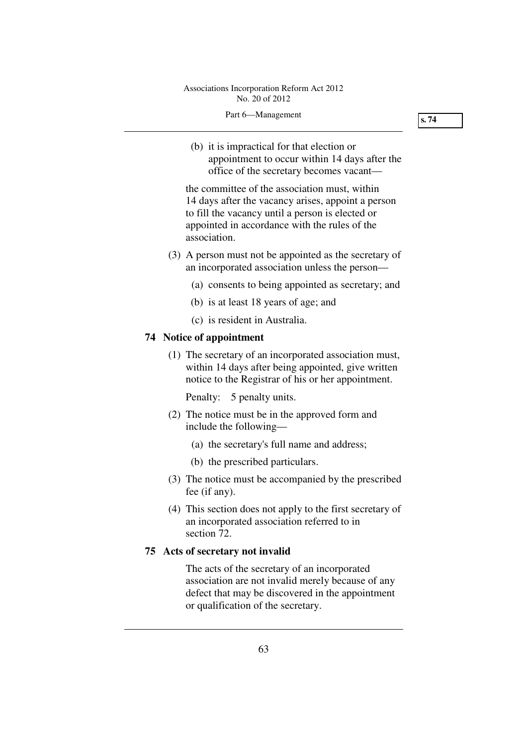(b) it is impractical for that election or appointment to occur within 14 days after the office of the secretary becomes vacant—

the committee of the association must, within 14 days after the vacancy arises, appoint a person to fill the vacancy until a person is elected or appointed in accordance with the rules of the association.

(3) A person must not be appointed as the secretary of an incorporated association unless the person—

(a) consents to being appointed as secretary; and

(b) is at least 18 years of age; and

(c) is resident in Australia.

### 74 Notice of appointment

(1) The secretary of an incorporated association must, within 14 days after being appointed, give written notice to the Registrar of his or her appointment.

Penalty: 5 penalty units.

(2) The notice must be in the approved form and include the following—

(a) the secretary's full name and address;

(b) the prescribed particulars.

(3) The notice must be accompanied by the prescribed fee (if any).

(4) This section does not apply to the first secretary of an incorporated association referred to in section 72.

### 75 Acts of secretary not invalid

The acts of the secretary of an incorporated association are not invalid merely because of any defect that may be discovered in the appointment or qualification of the secretary.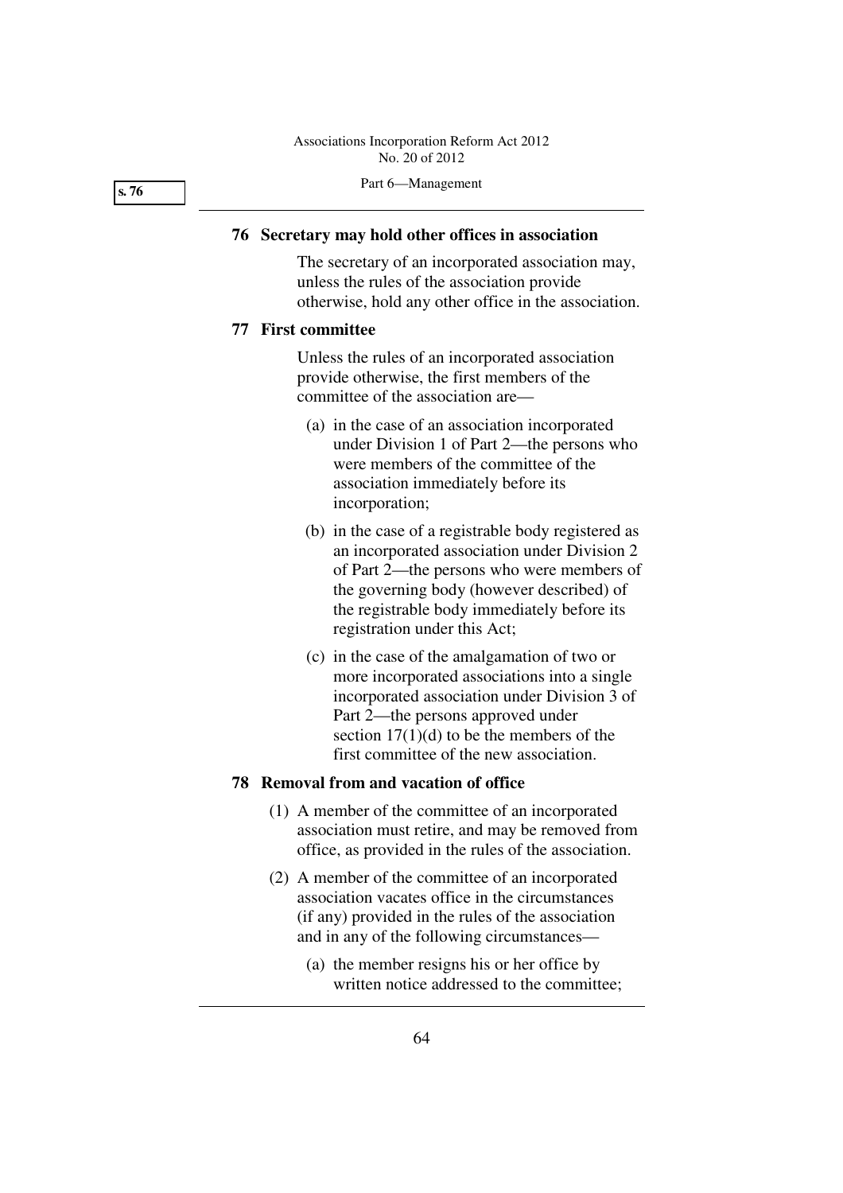## 76 Secretary may hold other offices in association

The secretary of an incorporated association may, unless the rules of the association provide otherwise, hold any other office in the association.

## 77 First committee

Unless the rules of an incorporated association provide otherwise, the first members of the committee of the association are—

(a) in the case of an association incorporated under Division 1 of Part 2—the persons who were members of the committee of the association immediately before its incorporation;

(b) in the case of a registrable body registered as an incorporated association under Division 2 of Part 2—the persons who were members of the governing body (however described) of the registrable body immediately before its registration under this Act;

(c) in the case of the amalgamation of two or more incorporated associations into a single incorporated association under Division 3 of Part 2—the persons approved under section 17(1)(d) to be the members of the first committee of the new association.

## 78 Removal from and vacation of office

(1) A member of the committee of an incorporated association must retire, and may be removed from office, as provided in the rules of the association.

(2) A member of the committee of an incorporated association vacates office in the circumstances (if any) provided in the rules of the association and in any of the following circumstances—

(a) the member resigns his or her office by written notice addressed to the committee;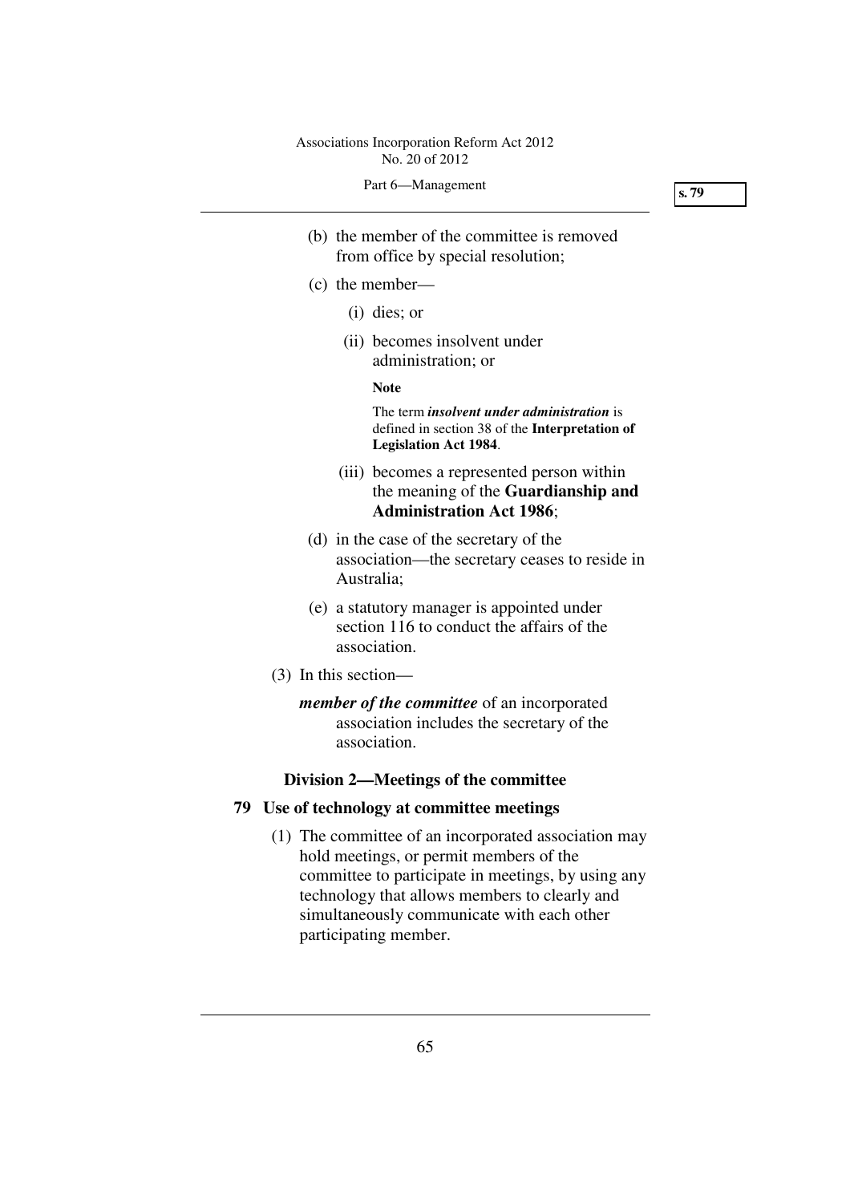(b) the member of the committee is removed from office by special resolution;

(c) the member—

(i) dies; or

(ii) becomes insolvent under administration; or

**Note**

The term ***insolvent under administration*** is defined in section 38 of the **Interpretation of Legislation Act 1984**.

(iii) becomes a represented person within the meaning of the **Guardianship and Administration Act 1986**;

(d) in the case of the secretary of the association—the secretary ceases to reside in Australia;

(e) a statutory manager is appointed under section 116 to conduct the affairs of the association.

(3) In this section—

***member of the committee*** of an incorporated association includes the secretary of the association.

### Division 2—Meetings of the committee

#### 79 Use of technology at committee meetings

(1) The committee of an incorporated association may hold meetings, or permit members of the committee to participate in meetings, by using any technology that allows members to clearly and simultaneously communicate with each other participating member.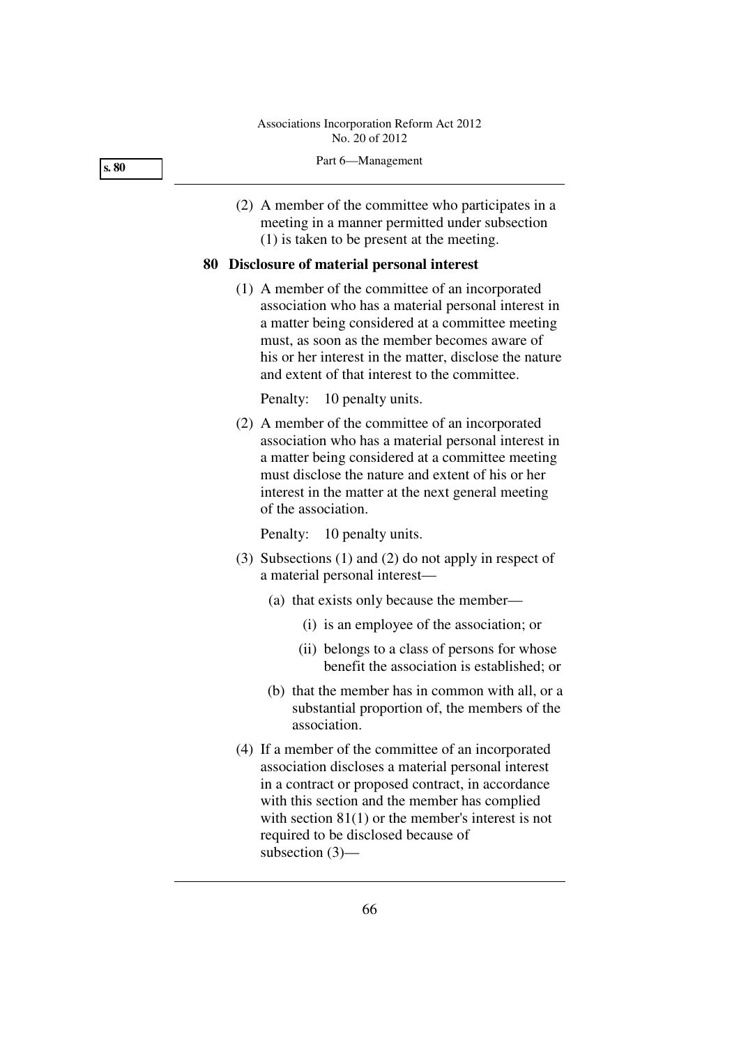(2) A member of the committee who participates in a meeting in a manner permitted under subsection (1) is taken to be present at the meeting.

### 80 Disclosure of material personal interest

(1) A member of the committee of an incorporated association who has a material personal interest in a matter being considered at a committee meeting must, as soon as the member becomes aware of his or her interest in the matter, disclose the nature and extent of that interest to the committee.

Penalty: 10 penalty units.

(2) A member of the committee of an incorporated association who has a material personal interest in a matter being considered at a committee meeting must disclose the nature and extent of his or her interest in the matter at the next general meeting of the association.

Penalty: 10 penalty units.

(3) Subsections (1) and (2) do not apply in respect of a material personal interest—

(a) that exists only because the member—

(i) is an employee of the association; or

(ii) belongs to a class of persons for whose benefit the association is established; or

(b) that the member has in common with all, or a substantial proportion of, the members of the association.

(4) If a member of the committee of an incorporated association discloses a material personal interest in a contract or proposed contract, in accordance with this section and the member has complied with section 81(1) or the member's interest is not required to be disclosed because of subsection (3)—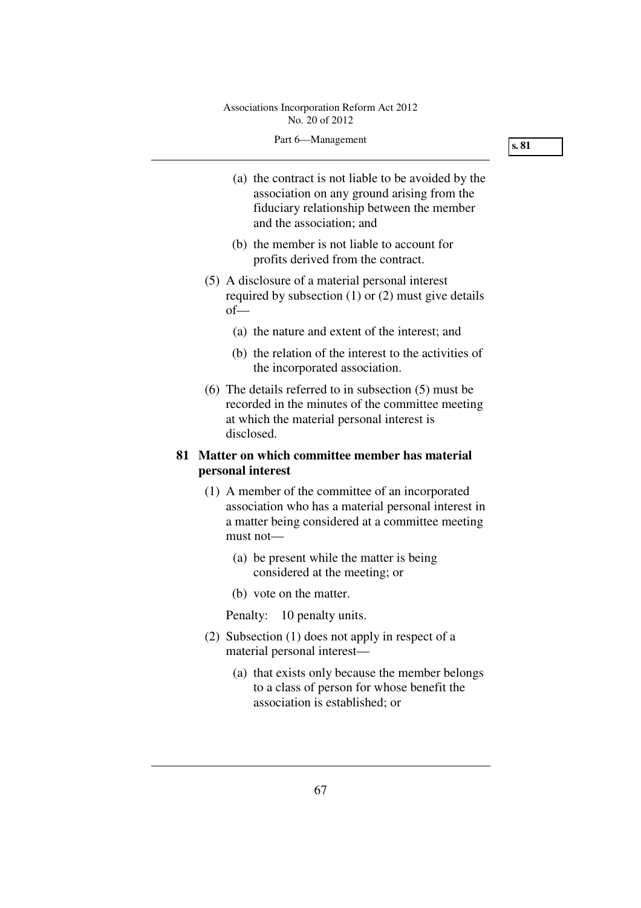(a) the contract is not liable to be avoided by the association on any ground arising from the fiduciary relationship between the member and the association; and

(b) the member is not liable to account for profits derived from the contract.

(5) A disclosure of a material personal interest required by subsection (1) or (2) must give details of—

(a) the nature and extent of the interest; and

(b) the relation of the interest to the activities of the incorporated association.

(6) The details referred to in subsection (5) must be recorded in the minutes of the committee meeting at which the material personal interest is disclosed.

**81 Matter on which committee member has material personal interest**

(1) A member of the committee of an incorporated association who has a material personal interest in a matter being considered at a committee meeting must not—

(a) be present while the matter is being considered at the meeting; or

(b) vote on the matter.

Penalty: 10 penalty units.

(2) Subsection (1) does not apply in respect of a material personal interest—

(a) that exists only because the member belongs to a class of person for whose benefit the association is established; or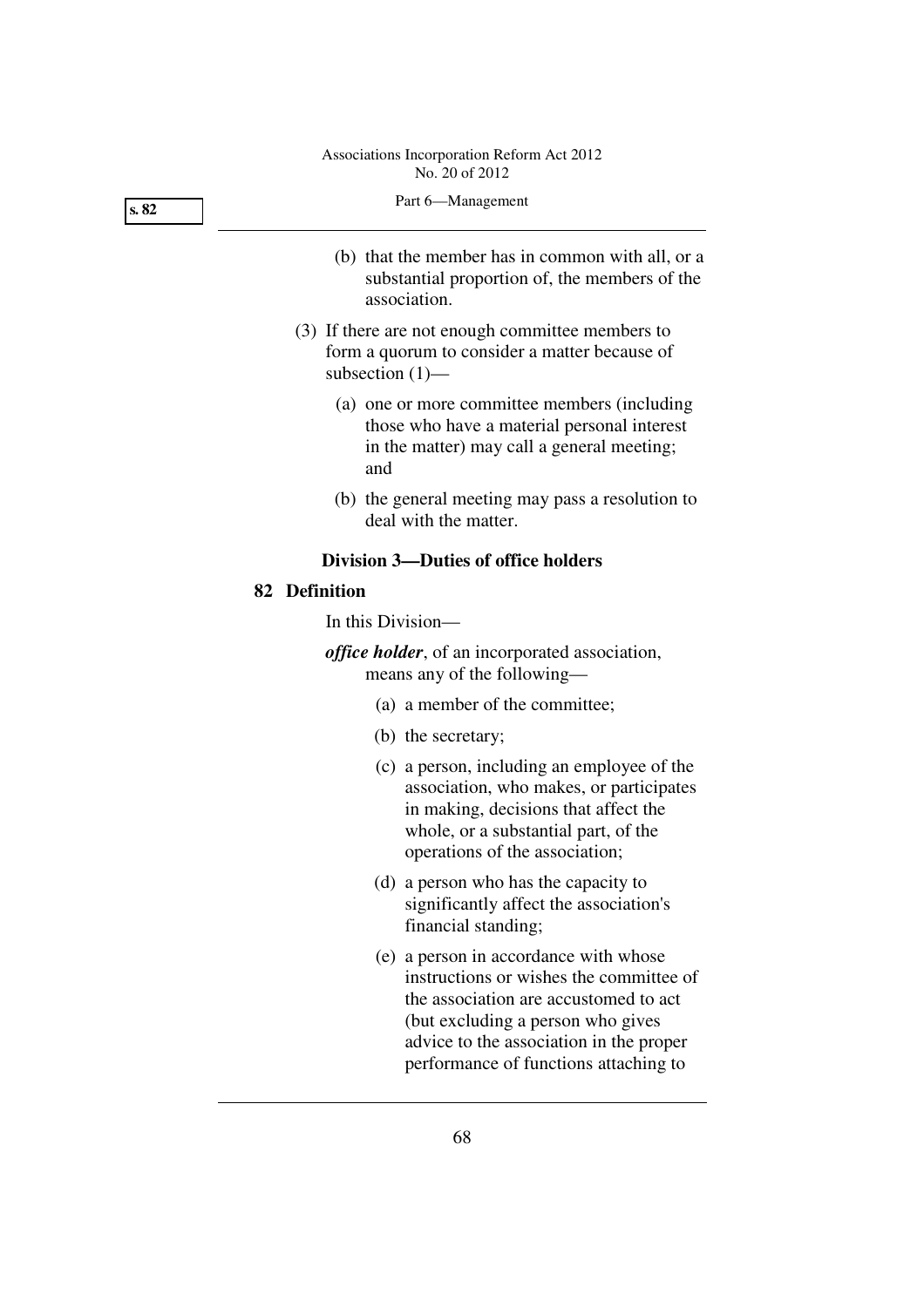(b) that the member has in common with all, or a substantial proportion of, the members of the association.

(3) If there are not enough committee members to form a quorum to consider a matter because of subsection (1)—

(a) one or more committee members (including those who have a material personal interest in the matter) may call a general meeting; and

(b) the general meeting may pass a resolution to deal with the matter.

### Division 3—Duties of office holders

**82 Definition**

In this Division—

***office holder***, of an incorporated association, means any of the following—

(a) a member of the committee;

(b) the secretary;

(c) a person, including an employee of the association, who makes, or participates in making, decisions that affect the whole, or a substantial part, of the operations of the association;

(d) a person who has the capacity to significantly affect the association's financial standing;

(e) a person in accordance with whose instructions or wishes the committee of the association are accustomed to act (but excluding a person who gives advice to the association in the proper performance of functions attaching to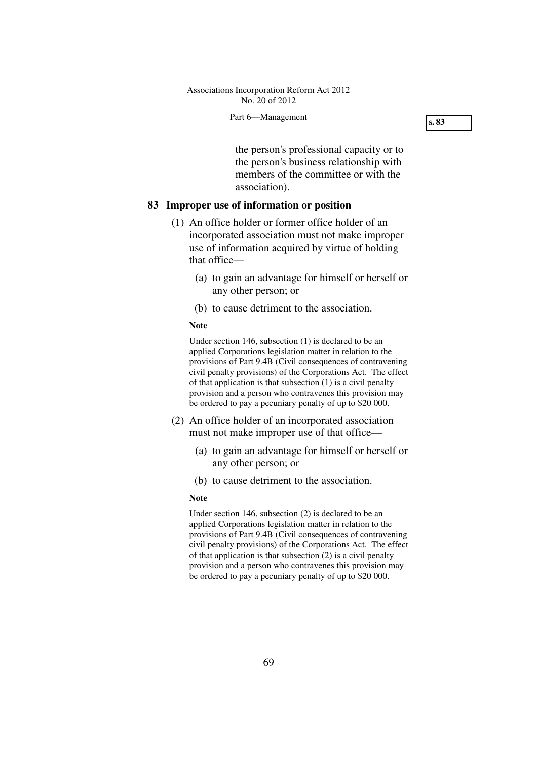the person's professional capacity or to the person's business relationship with members of the committee or with the association).

## 83 Improper use of information or position

(1) An office holder or former office holder of an incorporated association must not make improper use of information acquired by virtue of holding that office—

(a) to gain an advantage for himself or herself or any other person; or

(b) to cause detriment to the association.

**Note**

Under section 146, subsection (1) is declared to be an applied Corporations legislation matter in relation to the provisions of Part 9.4B (Civil consequences of contravening civil penalty provisions) of the Corporations Act. The effect of that application is that subsection (1) is a civil penalty provision and a person who contravenes this provision may be ordered to pay a pecuniary penalty of up to $20 000.

(2) An office holder of an incorporated association must not make improper use of that office—

(a) to gain an advantage for himself or herself or any other person; or

(b) to cause detriment to the association.

**Note**

Under section 146, subsection (2) is declared to be an applied Corporations legislation matter in relation to the provisions of Part 9.4B (Civil consequences of contravening civil penalty provisions) of the Corporations Act. The effect of that application is that subsection (2) is a civil penalty provision and a person who contravenes this provision may be ordered to pay a pecuniary penalty of up to $20 000.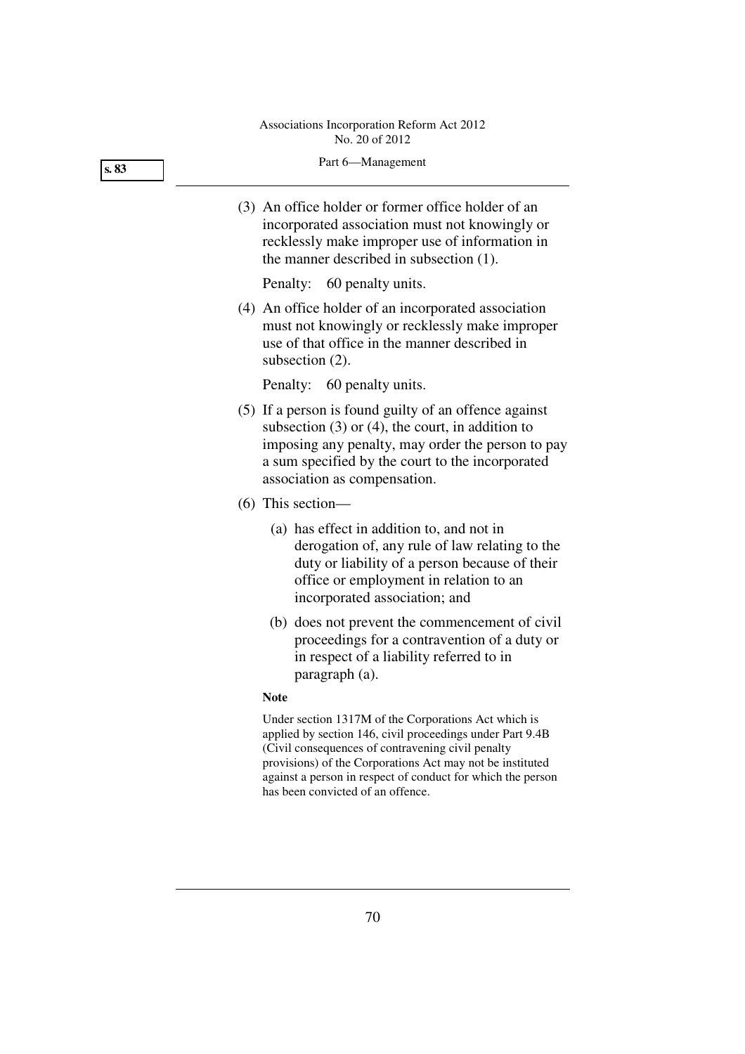(3) An office holder or former office holder of an incorporated association must not knowingly or recklessly make improper use of information in the manner described in subsection (1).

Penalty: 60 penalty units.

(4) An office holder of an incorporated association must not knowingly or recklessly make improper use of that office in the manner described in subsection (2).

Penalty: 60 penalty units.

(5) If a person is found guilty of an offence against subsection (3) or (4), the court, in addition to imposing any penalty, may order the person to pay a sum specified by the court to the incorporated association as compensation.

(6) This section—

(a) has effect in addition to, and not in derogation of, any rule of law relating to the duty or liability of a person because of their office or employment in relation to an incorporated association; and

(b) does not prevent the commencement of civil proceedings for a contravention of a duty or in respect of a liability referred to in paragraph (a).

**Note**

Under section 1317M of the Corporations Act which is applied by section 146, civil proceedings under Part 9.4B (Civil consequences of contravening civil penalty provisions) of the Corporations Act may not be instituted against a person in respect of conduct for which the person has been convicted of an offence.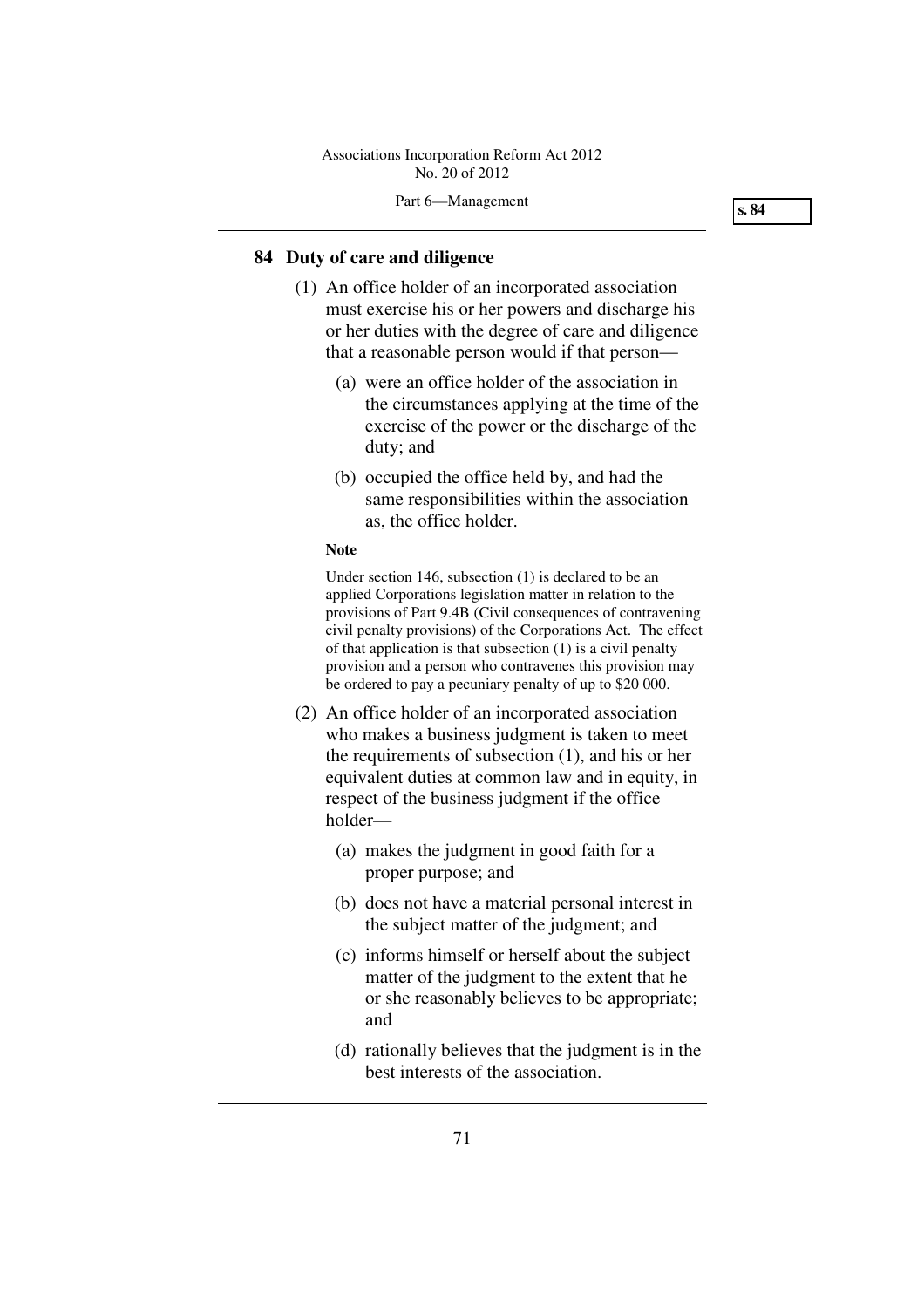## 84 Duty of care and diligence

(1) An office holder of an incorporated association must exercise his or her powers and discharge his or her duties with the degree of care and diligence that a reasonable person would if that person—

(a) were an office holder of the association in the circumstances applying at the time of the exercise of the power or the discharge of the duty; and

(b) occupied the office held by, and had the same responsibilities within the association as, the office holder.

**Note**

Under section 146, subsection (1) is declared to be an applied Corporations legislation matter in relation to the provisions of Part 9.4B (Civil consequences of contravening civil penalty provisions) of the Corporations Act. The effect of that application is that subsection (1) is a civil penalty provision and a person who contravenes this provision may be ordered to pay a pecuniary penalty of up to $20 000.

(2) An office holder of an incorporated association who makes a business judgment is taken to meet the requirements of subsection (1), and his or her equivalent duties at common law and in equity, in respect of the business judgment if the office holder—

(a) makes the judgment in good faith for a proper purpose; and

(b) does not have a material personal interest in the subject matter of the judgment; and

(c) informs himself or herself about the subject matter of the judgment to the extent that he or she reasonably believes to be appropriate; and

(d) rationally believes that the judgment is in the best interests of the association.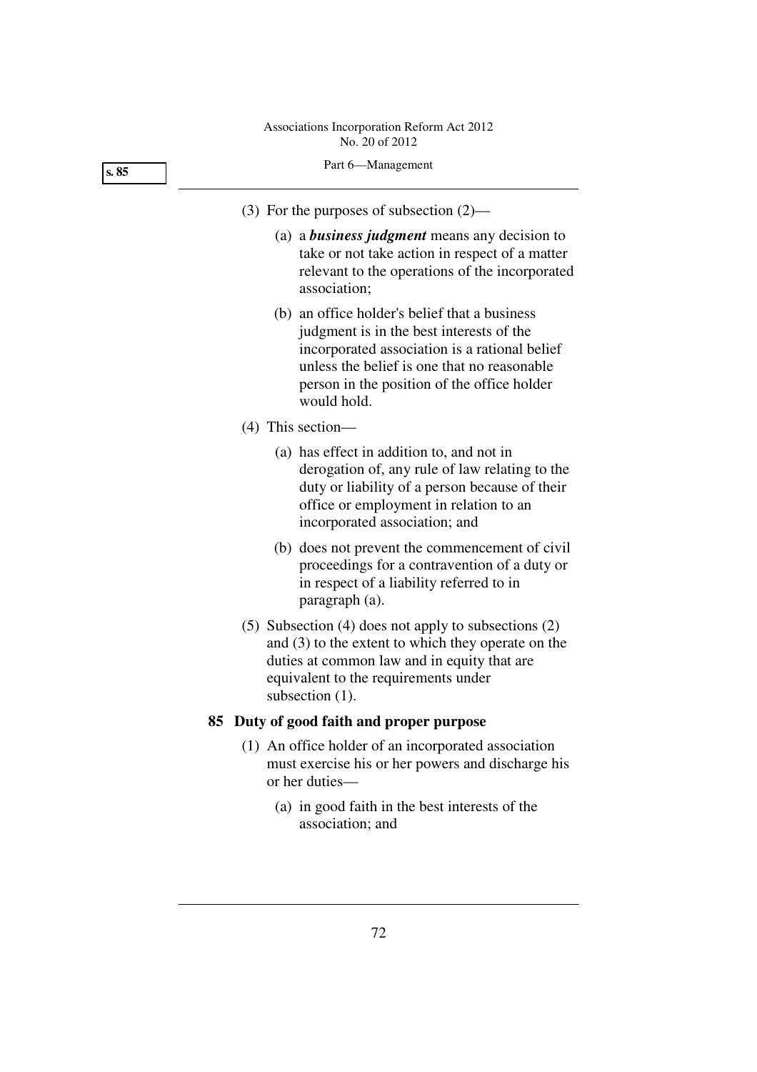(3) For the purposes of subsection (2)—

(a) a ***business judgment*** means any decision to take or not take action in respect of a matter relevant to the operations of the incorporated association;

(b) an office holder's belief that a business judgment is in the best interests of the incorporated association is a rational belief unless the belief is one that no reasonable person in the position of the office holder would hold.

(4) This section—

(a) has effect in addition to, and not in derogation of, any rule of law relating to the duty or liability of a person because of their office or employment in relation to an incorporated association; and

(b) does not prevent the commencement of civil proceedings for a contravention of a duty or in respect of a liability referred to in paragraph (a).

(5) Subsection (4) does not apply to subsections (2) and (3) to the extent to which they operate on the duties at common law and in equity that are equivalent to the requirements under subsection (1).

**85 Duty of good faith and proper purpose**

(1) An office holder of an incorporated association must exercise his or her powers and discharge his or her duties—

(a) in good faith in the best interests of the association; and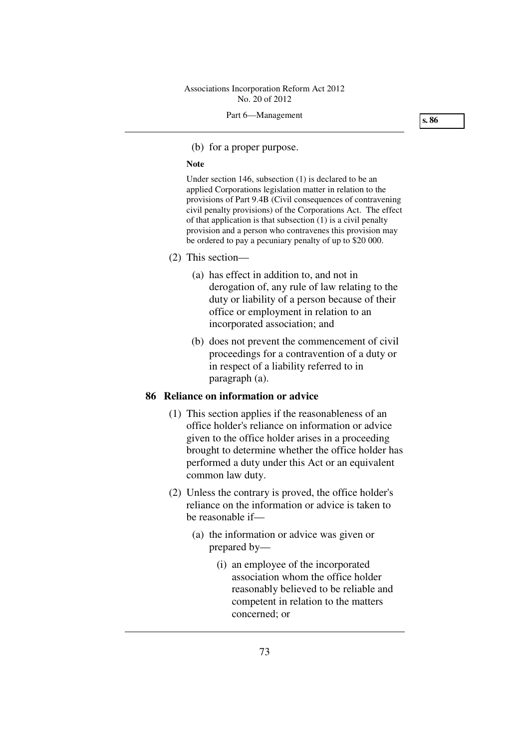(b) for a proper purpose.

**Note**

Under section 146, subsection (1) is declared to be an applied Corporations legislation matter in relation to the provisions of Part 9.4B (Civil consequences of contravening civil penalty provisions) of the Corporations Act. The effect of that application is that subsection (1) is a civil penalty provision and a person who contravenes this provision may be ordered to pay a pecuniary penalty of up to $20 000.

(2) This section—

(a) has effect in addition to, and not in derogation of, any rule of law relating to the duty or liability of a person because of their office or employment in relation to an incorporated association; and

(b) does not prevent the commencement of civil proceedings for a contravention of a duty or in respect of a liability referred to in paragraph (a).

## 86 Reliance on information or advice

(1) This section applies if the reasonableness of an office holder's reliance on information or advice given to the office holder arises in a proceeding brought to determine whether the office holder has performed a duty under this Act or an equivalent common law duty.

(2) Unless the contrary is proved, the office holder's reliance on the information or advice is taken to be reasonable if—

(a) the information or advice was given or prepared by—

(i) an employee of the incorporated association whom the office holder reasonably believed to be reliable and competent in relation to the matters concerned; or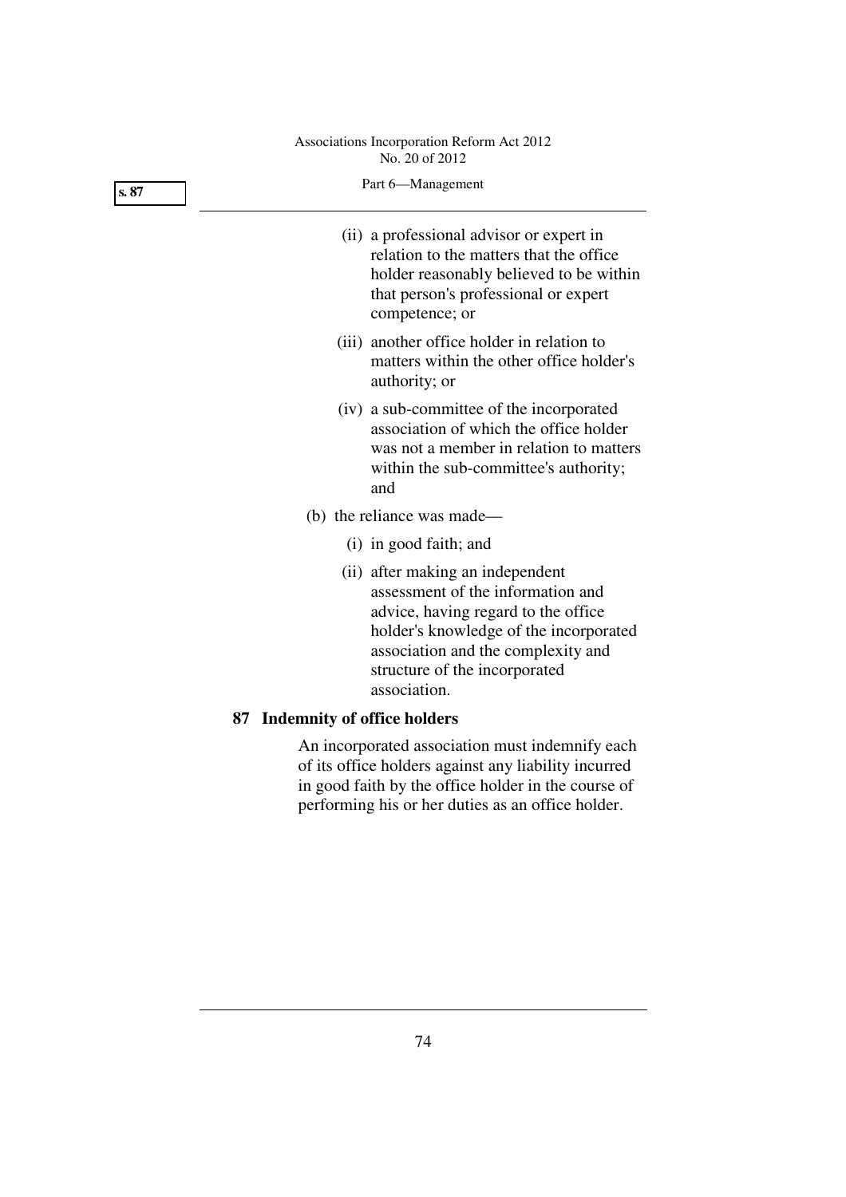(ii) a professional advisor or expert in relation to the matters that the office holder reasonably believed to be within that person's professional or expert competence; or

(iii) another office holder in relation to matters within the other office holder's authority; or

(iv) a sub-committee of the incorporated association of which the office holder was not a member in relation to matters within the sub-committee's authority; and

(b) the reliance was made—

(i) in good faith; and

(ii) after making an independent assessment of the information and advice, having regard to the office holder's knowledge of the incorporated association and the complexity and structure of the incorporated association.

## 87 Indemnity of office holders

An incorporated association must indemnify each of its office holders against any liability incurred in good faith by the office holder in the course of performing his or her duties as an office holder.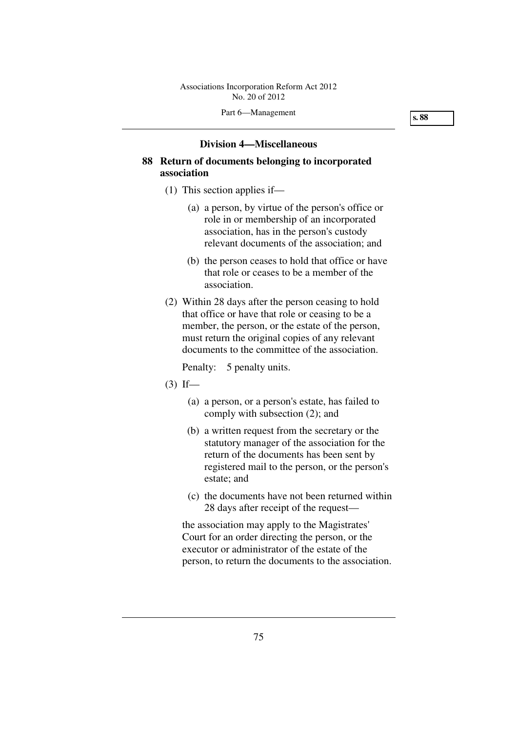### Division 4—Miscellaneous

#### 88 Return of documents belonging to incorporated association

(1) This section applies if—

(a) a person, by virtue of the person's office or role in or membership of an incorporated association, has in the person's custody relevant documents of the association; and

(b) the person ceases to hold that office or have that role or ceases to be a member of the association.

(2) Within 28 days after the person ceasing to hold that office or have that role or ceasing to be a member, the person, or the estate of the person, must return the original copies of any relevant documents to the committee of the association.

Penalty: 5 penalty units.

(3) If—

(a) a person, or a person's estate, has failed to comply with subsection (2); and

(b) a written request from the secretary or the statutory manager of the association for the return of the documents has been sent by registered mail to the person, or the person's estate; and

(c) the documents have not been returned within 28 days after receipt of the request—

the association may apply to the Magistrates' Court for an order directing the person, or the executor or administrator of the estate of the person, to return the documents to the association.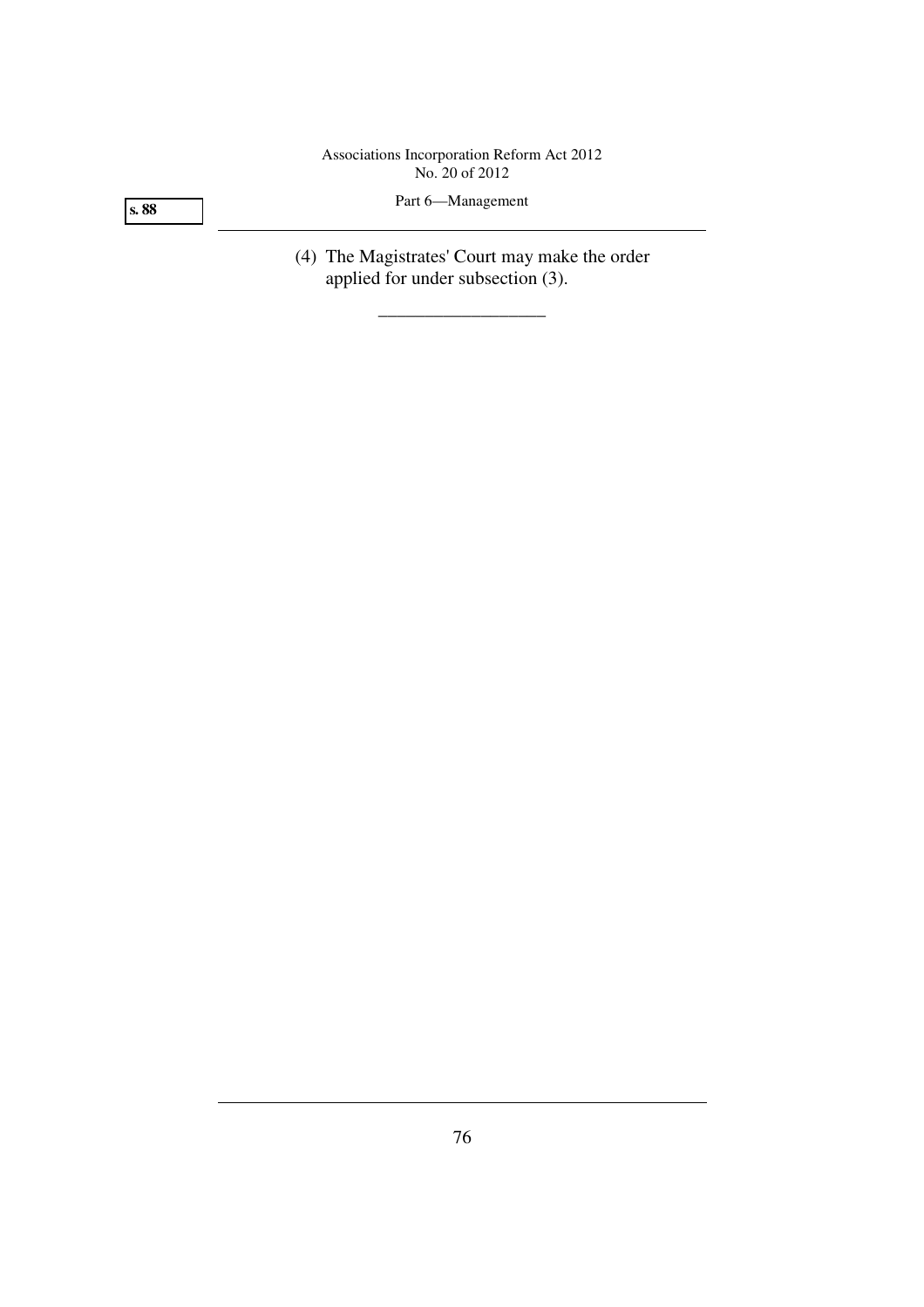(4) The Magistrates' Court may make the order applied for under subsection (3).

__________________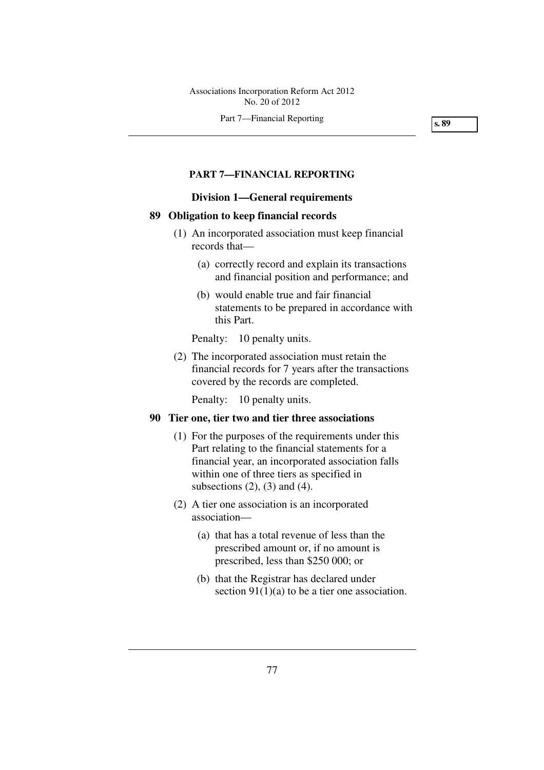## PART 7—FINANCIAL REPORTING

### Division 1—General requirements

**89 Obligation to keep financial records**

(1) An incorporated association must keep financial records that—

(a) correctly record and explain its transactions and financial position and performance; and

(b) would enable true and fair financial statements to be prepared in accordance with this Part.

Penalty: 10 penalty units.

(2) The incorporated association must retain the financial records for 7 years after the transactions covered by the records are completed.

Penalty: 10 penalty units.

**90 Tier one, tier two and tier three associations**

(1) For the purposes of the requirements under this Part relating to the financial statements for a financial year, an incorporated association falls within one of three tiers as specified in subsections (2), (3) and (4).

(2) A tier one association is an incorporated association—

(a) that has a total revenue of less than the prescribed amount or, if no amount is prescribed, less than $250 000; or

(b) that the Registrar has declared under section 91(1)(a) to be a tier one association.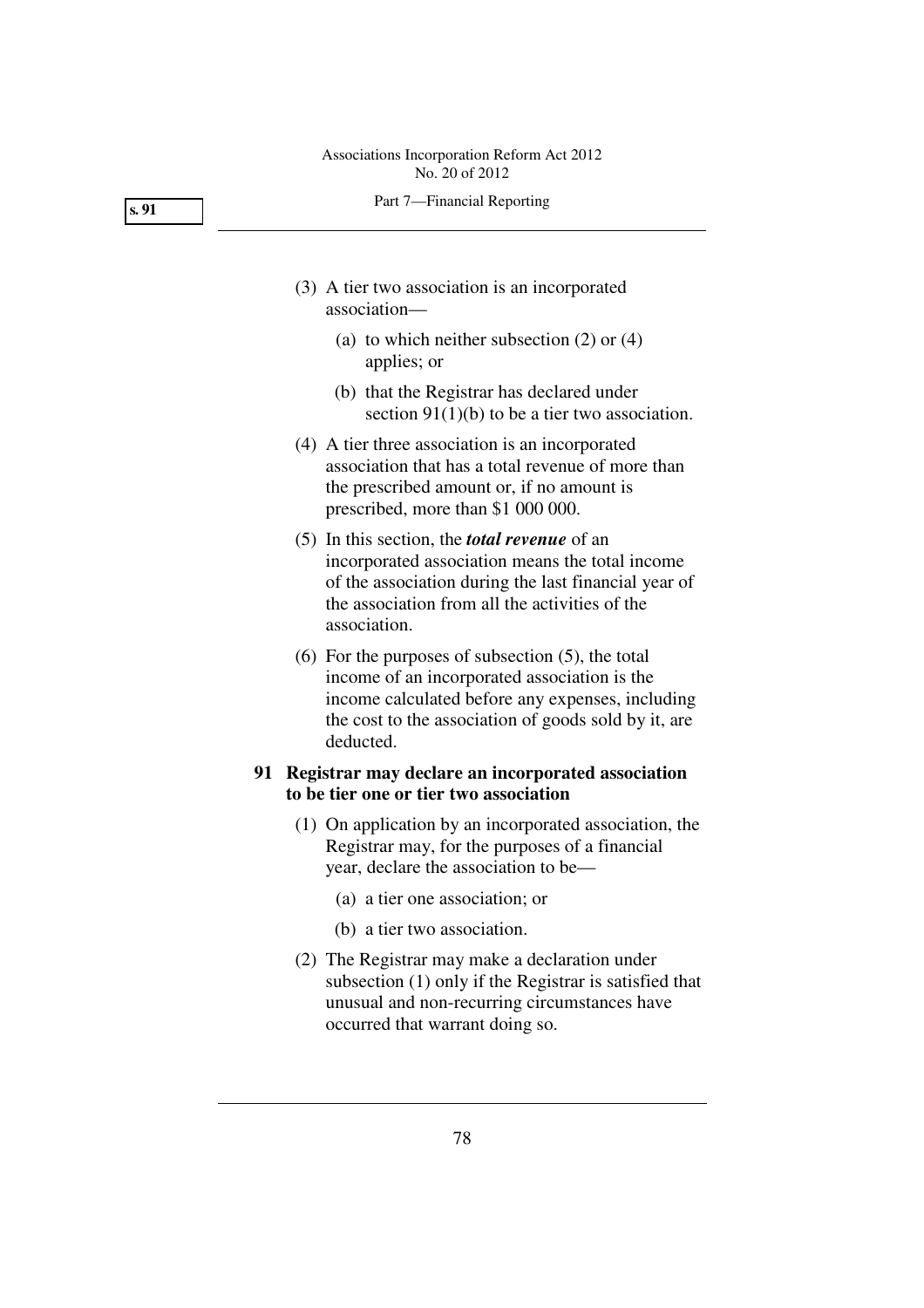(3) A tier two association is an incorporated association—

(a) to which neither subsection (2) or (4) applies; or

(b) that the Registrar has declared under section 91(1)(b) to be a tier two association.

(4) A tier three association is an incorporated association that has a total revenue of more than the prescribed amount or, if no amount is prescribed, more than $1 000 000.

(5) In this section, the ***total revenue*** of an incorporated association means the total income of the association during the last financial year of the association from all the activities of the association.

(6) For the purposes of subsection (5), the total income of an incorporated association is the income calculated before any expenses, including the cost to the association of goods sold by it, are deducted.

### 91 Registrar may declare an incorporated association to be tier one or tier two association

(1) On application by an incorporated association, the Registrar may, for the purposes of a financial year, declare the association to be—

(a) a tier one association; or

(b) a tier two association.

(2) The Registrar may make a declaration under subsection (1) only if the Registrar is satisfied that unusual and non-recurring circumstances have occurred that warrant doing so.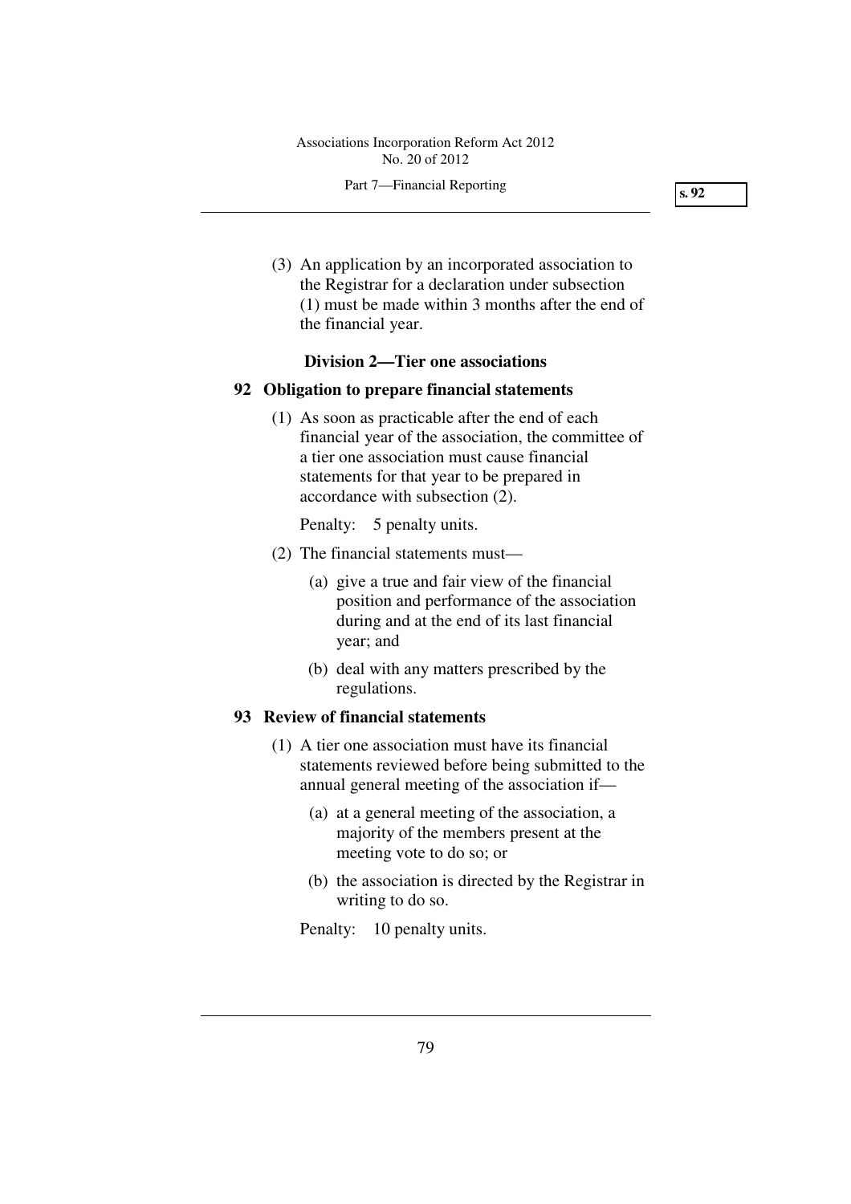(3) An application by an incorporated association to the Registrar for a declaration under subsection (1) must be made within 3 months after the end of the financial year.

### Division 2—Tier one associations

#### 92 Obligation to prepare financial statements

(1) As soon as practicable after the end of each financial year of the association, the committee of a tier one association must cause financial statements for that year to be prepared in accordance with subsection (2).

Penalty: 5 penalty units.

(2) The financial statements must—

(a) give a true and fair view of the financial position and performance of the association during and at the end of its last financial year; and

(b) deal with any matters prescribed by the regulations.

#### 93 Review of financial statements

(1) A tier one association must have its financial statements reviewed before being submitted to the annual general meeting of the association if—

(a) at a general meeting of the association, a majority of the members present at the meeting vote to do so; or

(b) the association is directed by the Registrar in writing to do so.

Penalty: 10 penalty units.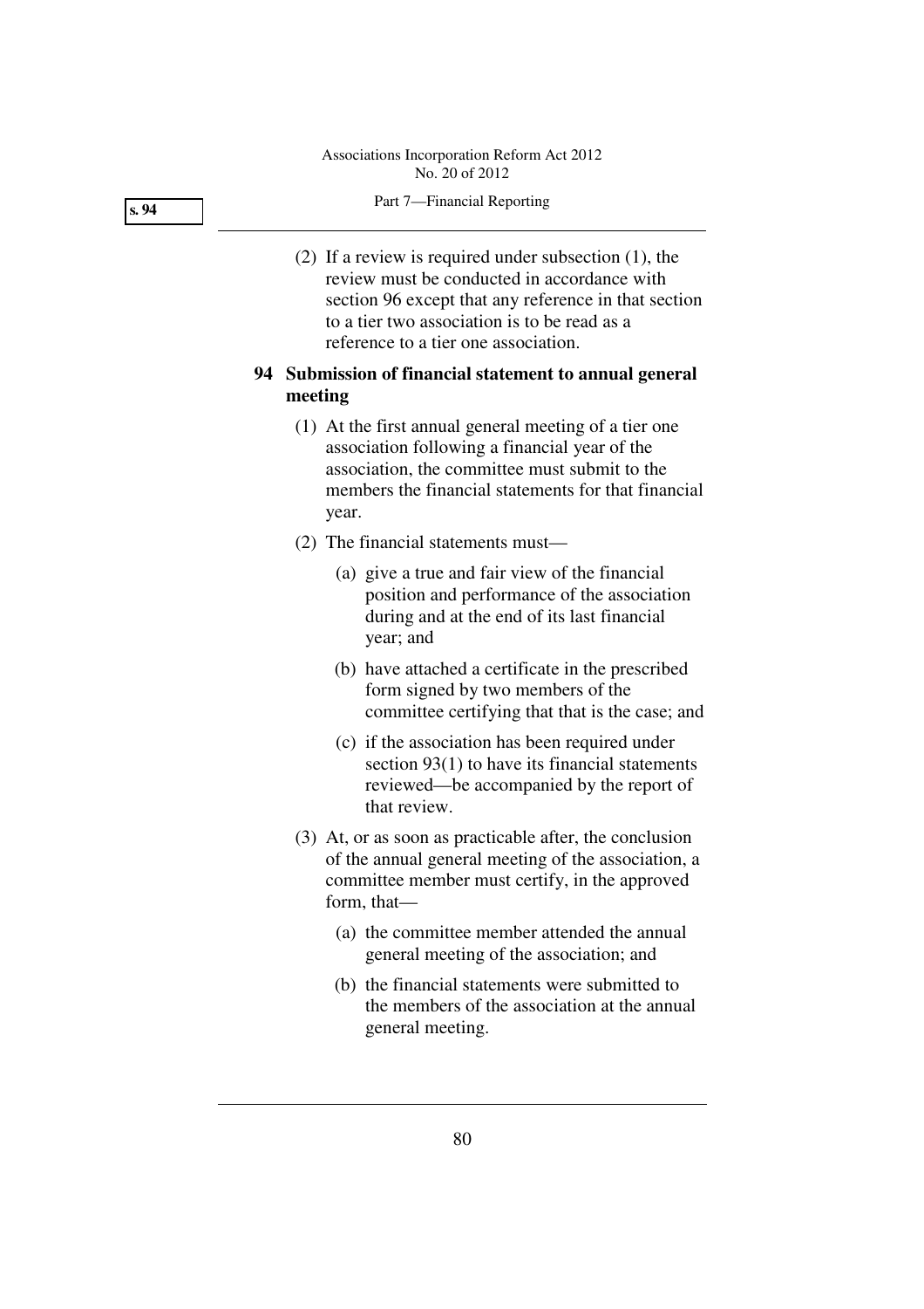(2) If a review is required under subsection (1), the review must be conducted in accordance with section 96 except that any reference in that section to a tier two association is to be read as a reference to a tier one association.

### 94 Submission of financial statement to annual general meeting

(1) At the first annual general meeting of a tier one association following a financial year of the association, the committee must submit to the members the financial statements for that financial year.

(2) The financial statements must—

(a) give a true and fair view of the financial position and performance of the association during and at the end of its last financial year; and

(b) have attached a certificate in the prescribed form signed by two members of the committee certifying that that is the case; and

(c) if the association has been required under section 93(1) to have its financial statements reviewed—be accompanied by the report of that review.

(3) At, or as soon as practicable after, the conclusion of the annual general meeting of the association, a committee member must certify, in the approved form, that—

(a) the committee member attended the annual general meeting of the association; and

(b) the financial statements were submitted to the members of the association at the annual general meeting.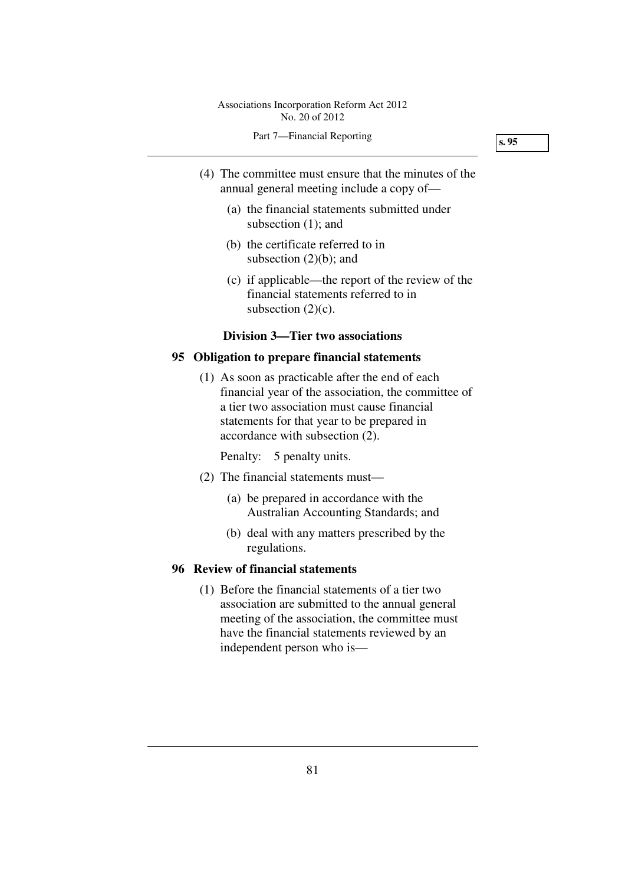(4) The committee must ensure that the minutes of the annual general meeting include a copy of—

(a) the financial statements submitted under subsection (1); and

(b) the certificate referred to in subsection (2)(b); and

(c) if applicable—the report of the review of the financial statements referred to in subsection (2)(c).

### Division 3—Tier two associations

**95 Obligation to prepare financial statements**

(1) As soon as practicable after the end of each financial year of the association, the committee of a tier two association must cause financial statements for that year to be prepared in accordance with subsection (2).

Penalty: 5 penalty units.

(2) The financial statements must—

(a) be prepared in accordance with the Australian Accounting Standards; and

(b) deal with any matters prescribed by the regulations.

**96 Review of financial statements**

(1) Before the financial statements of a tier two association are submitted to the annual general meeting of the association, the committee must have the financial statements reviewed by an independent person who is—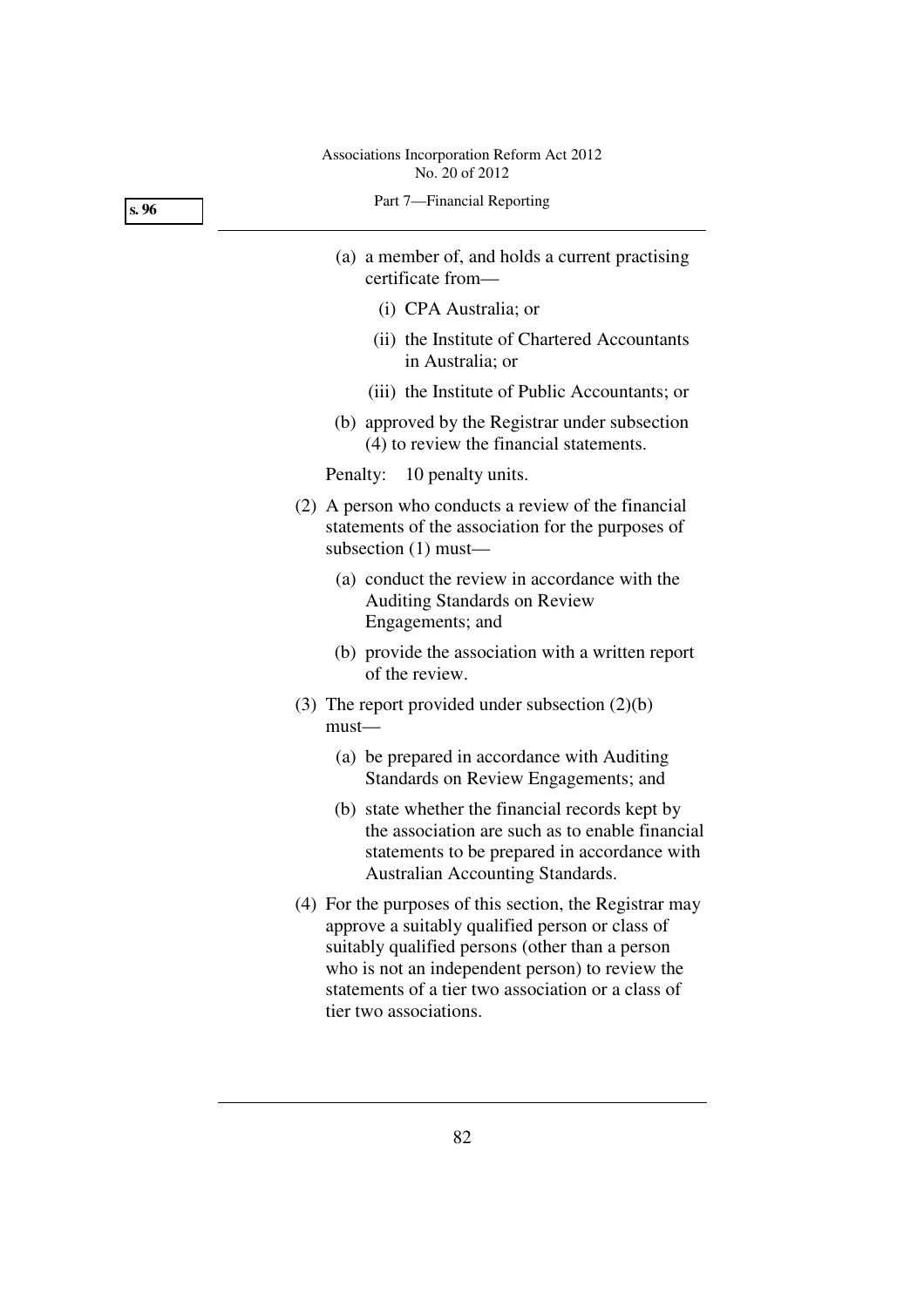(a) a member of, and holds a current practising certificate from—

  (i) CPA Australia; or

  (ii) the Institute of Chartered Accountants in Australia; or

  (iii) the Institute of Public Accountants; or

(b) approved by the Registrar under subsection (4) to review the financial statements.

Penalty: 10 penalty units.

(2) A person who conducts a review of the financial statements of the association for the purposes of subsection (1) must—

  (a) conduct the review in accordance with the Auditing Standards on Review Engagements; and

  (b) provide the association with a written report of the review.

(3) The report provided under subsection (2)(b) must—

  (a) be prepared in accordance with Auditing Standards on Review Engagements; and

  (b) state whether the financial records kept by the association are such as to enable financial statements to be prepared in accordance with Australian Accounting Standards.

(4) For the purposes of this section, the Registrar may approve a suitably qualified person or class of suitably qualified persons (other than a person who is not an independent person) to review the statements of a tier two association or a class of tier two associations.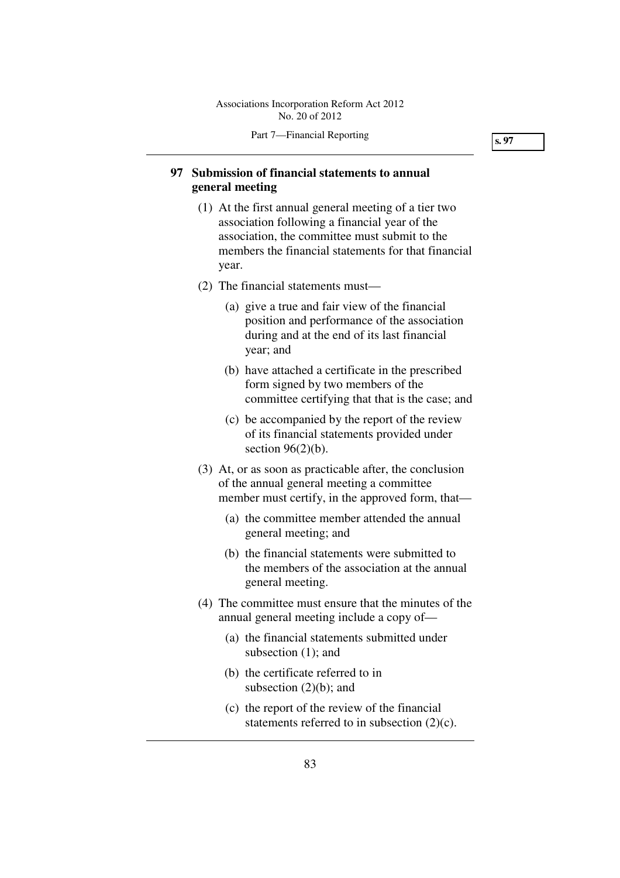## 97 Submission of financial statements to annual general meeting

(1) At the first annual general meeting of a tier two association following a financial year of the association, the committee must submit to the members the financial statements for that financial year.

(2) The financial statements must—

(a) give a true and fair view of the financial position and performance of the association during and at the end of its last financial year; and

(b) have attached a certificate in the prescribed form signed by two members of the committee certifying that that is the case; and

(c) be accompanied by the report of the review of its financial statements provided under section 96(2)(b).

(3) At, or as soon as practicable after, the conclusion of the annual general meeting a committee member must certify, in the approved form, that—

(a) the committee member attended the annual general meeting; and

(b) the financial statements were submitted to the members of the association at the annual general meeting.

(4) The committee must ensure that the minutes of the annual general meeting include a copy of—

(a) the financial statements submitted under subsection (1); and

(b) the certificate referred to in subsection (2)(b); and

(c) the report of the review of the financial statements referred to in subsection (2)(c).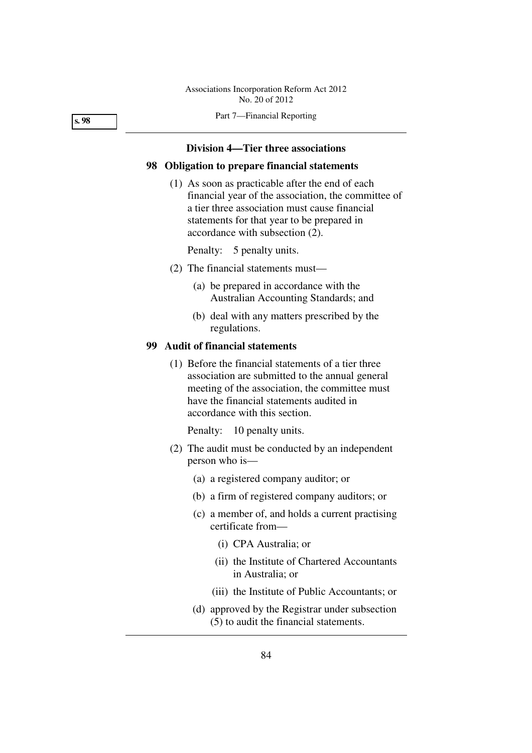### Division 4—Tier three associations

#### 98 Obligation to prepare financial statements

(1) As soon as practicable after the end of each financial year of the association, the committee of a tier three association must cause financial statements for that year to be prepared in accordance with subsection (2).

Penalty: 5 penalty units.

(2) The financial statements must—

(a) be prepared in accordance with the Australian Accounting Standards; and

(b) deal with any matters prescribed by the regulations.

#### 99 Audit of financial statements

(1) Before the financial statements of a tier three association are submitted to the annual general meeting of the association, the committee must have the financial statements audited in accordance with this section.

Penalty: 10 penalty units.

(2) The audit must be conducted by an independent person who is—

(a) a registered company auditor; or

(b) a firm of registered company auditors; or

(c) a member of, and holds a current practising certificate from—

(i) CPA Australia; or

(ii) the Institute of Chartered Accountants in Australia; or

(iii) the Institute of Public Accountants; or

(d) approved by the Registrar under subsection (5) to audit the financial statements.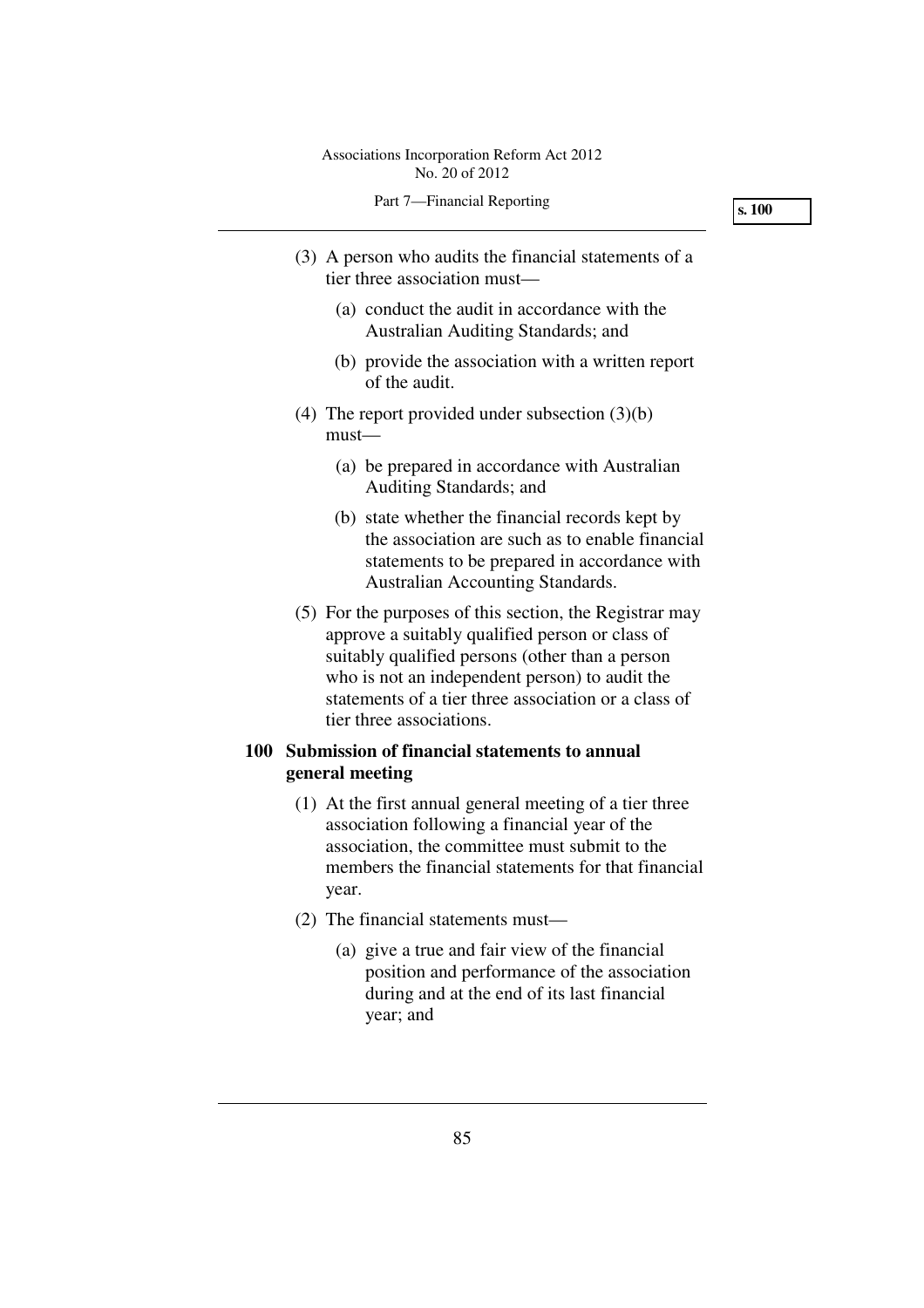(3) A person who audits the financial statements of a tier three association must—

(a) conduct the audit in accordance with the Australian Auditing Standards; and

(b) provide the association with a written report of the audit.

(4) The report provided under subsection (3)(b) must—

(a) be prepared in accordance with Australian Auditing Standards; and

(b) state whether the financial records kept by the association are such as to enable financial statements to be prepared in accordance with Australian Accounting Standards.

(5) For the purposes of this section, the Registrar may approve a suitably qualified person or class of suitably qualified persons (other than a person who is not an independent person) to audit the statements of a tier three association or a class of tier three associations.

**100 Submission of financial statements to annual general meeting**

(1) At the first annual general meeting of a tier three association following a financial year of the association, the committee must submit to the members the financial statements for that financial year.

(2) The financial statements must—

(a) give a true and fair view of the financial position and performance of the association during and at the end of its last financial year; and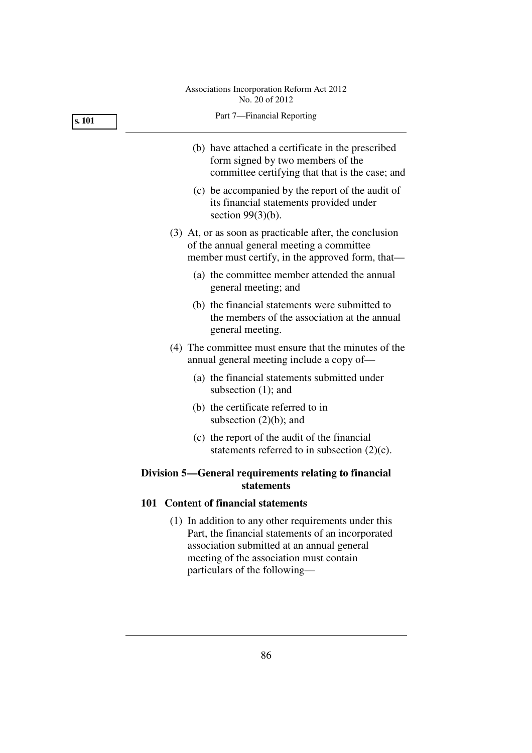(b) have attached a certificate in the prescribed form signed by two members of the committee certifying that that is the case; and

(c) be accompanied by the report of the audit of its financial statements provided under section 99(3)(b).

(3) At, or as soon as practicable after, the conclusion of the annual general meeting a committee member must certify, in the approved form, that—

(a) the committee member attended the annual general meeting; and

(b) the financial statements were submitted to the members of the association at the annual general meeting.

(4) The committee must ensure that the minutes of the annual general meeting include a copy of—

(a) the financial statements submitted under subsection (1); and

(b) the certificate referred to in subsection (2)(b); and

(c) the report of the audit of the financial statements referred to in subsection (2)(c).

## Division 5—General requirements relating to financial statements

### 101 Content of financial statements

(1) In addition to any other requirements under this Part, the financial statements of an incorporated association submitted at an annual general meeting of the association must contain particulars of the following—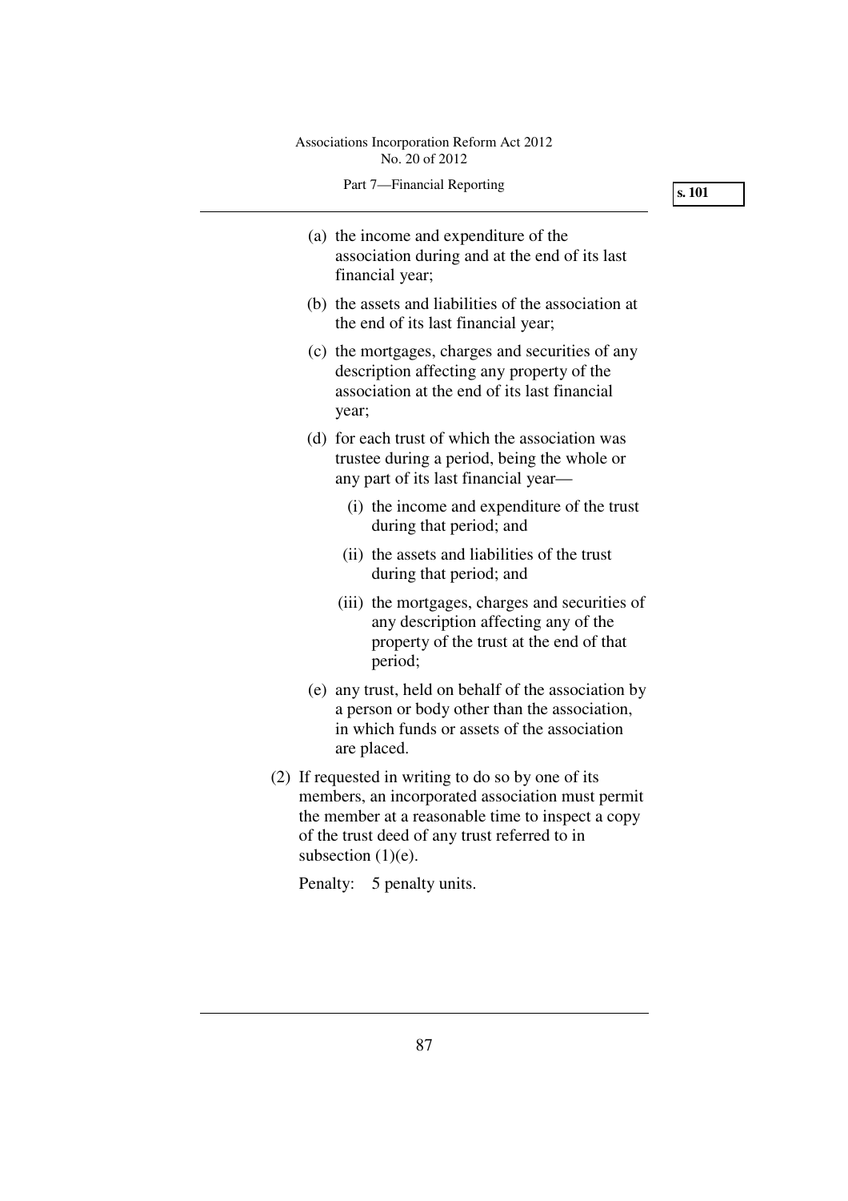(a) the income and expenditure of the association during and at the end of its last financial year;

(b) the assets and liabilities of the association at the end of its last financial year;

(c) the mortgages, charges and securities of any description affecting any property of the association at the end of its last financial year;

(d) for each trust of which the association was trustee during a period, being the whole or any part of its last financial year—

   (i) the income and expenditure of the trust during that period; and

   (ii) the assets and liabilities of the trust during that period; and

   (iii) the mortgages, charges and securities of any description affecting any of the property of the trust at the end of that period;

(e) any trust, held on behalf of the association by a person or body other than the association, in which funds or assets of the association are placed.

(2) If requested in writing to do so by one of its members, an incorporated association must permit the member at a reasonable time to inspect a copy of the trust deed of any trust referred to in subsection (1)(e).

Penalty: 5 penalty units.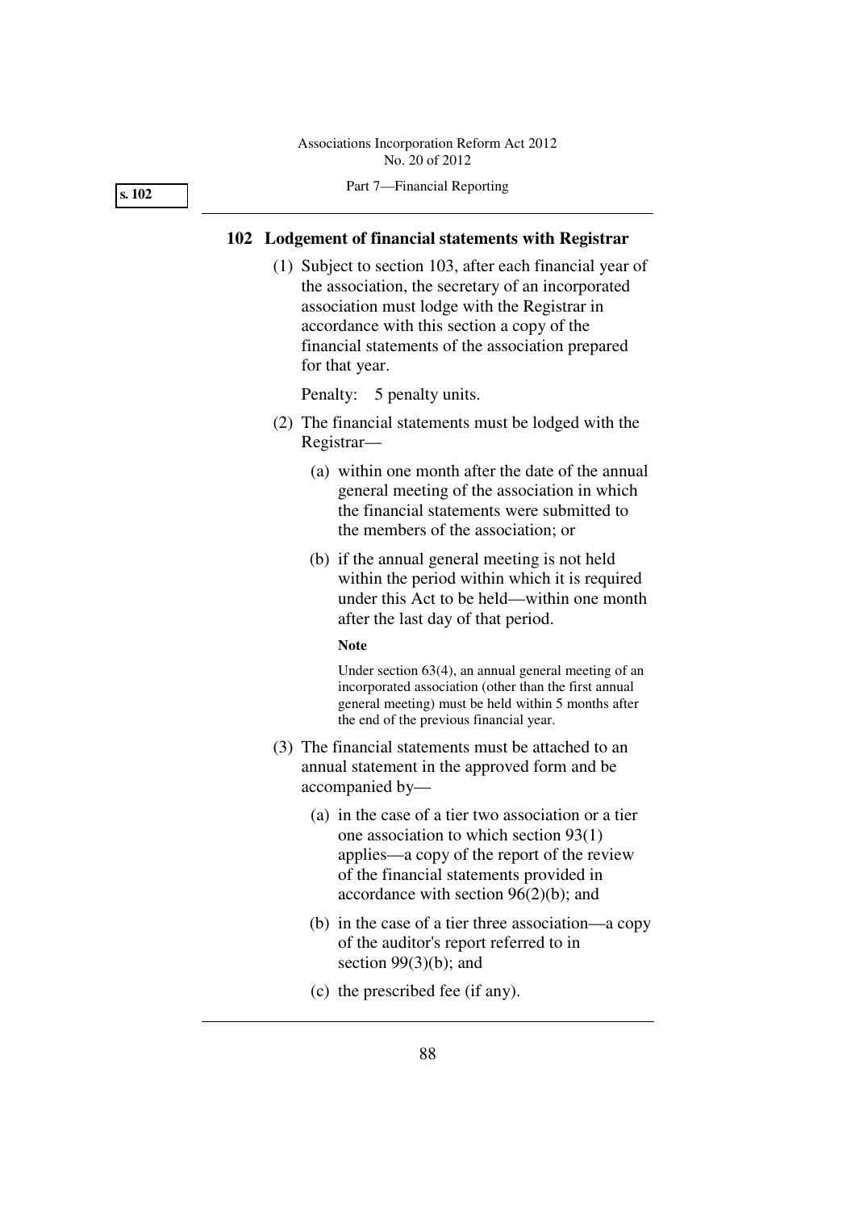## 102 Lodgement of financial statements with Registrar

(1) Subject to section 103, after each financial year of the association, the secretary of an incorporated association must lodge with the Registrar in accordance with this section a copy of the financial statements of the association prepared for that year.

Penalty: 5 penalty units.

(2) The financial statements must be lodged with the Registrar—

(a) within one month after the date of the annual general meeting of the association in which the financial statements were submitted to the members of the association; or

(b) if the annual general meeting is not held within the period within which it is required under this Act to be held—within one month after the last day of that period.

**Note**

Under section 63(4), an annual general meeting of an incorporated association (other than the first annual general meeting) must be held within 5 months after the end of the previous financial year.

(3) The financial statements must be attached to an annual statement in the approved form and be accompanied by—

(a) in the case of a tier two association or a tier one association to which section 93(1) applies—a copy of the report of the review of the financial statements provided in accordance with section 96(2)(b); and

(b) in the case of a tier three association—a copy of the auditor's report referred to in section 99(3)(b); and

(c) the prescribed fee (if any).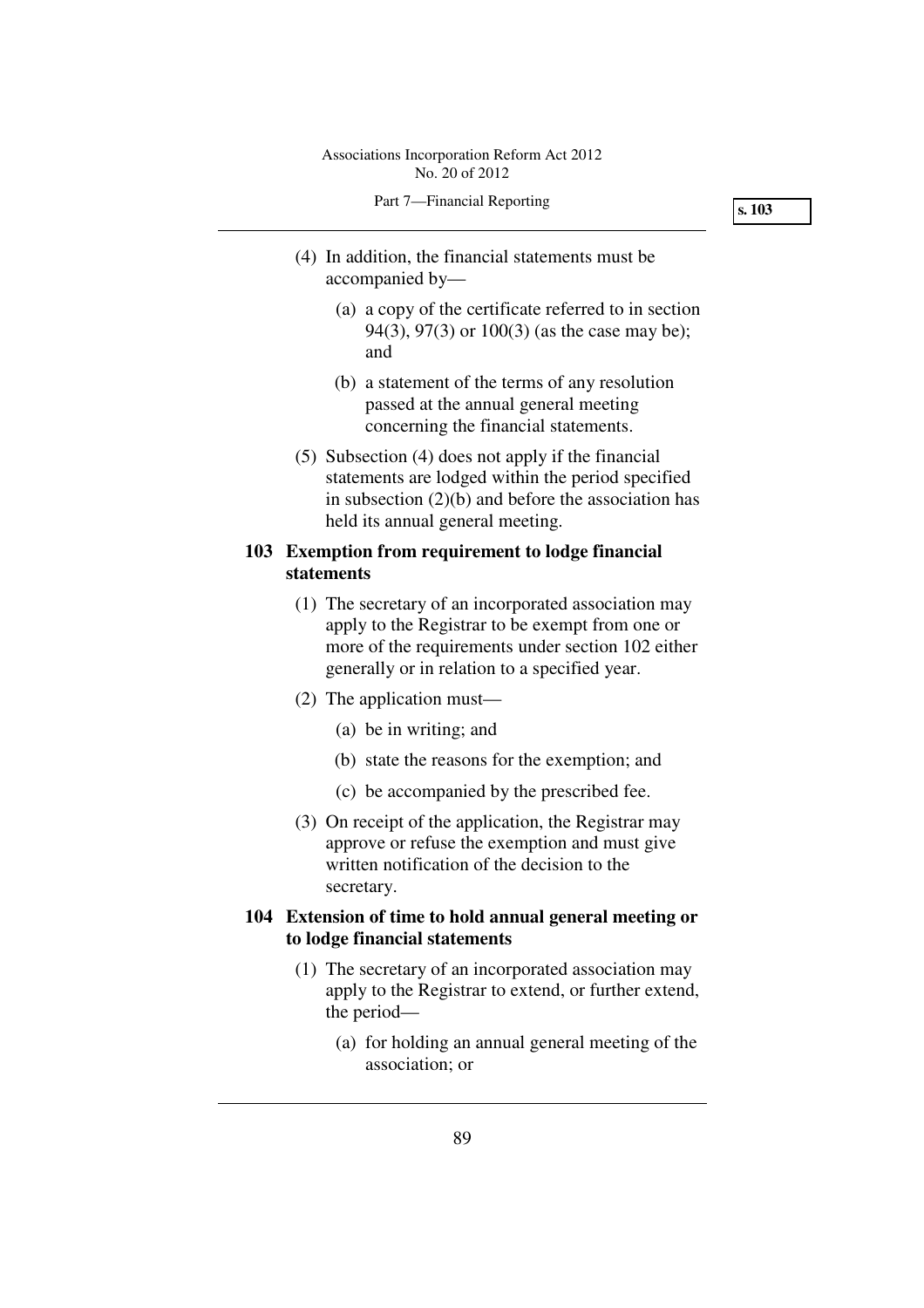(4) In addition, the financial statements must be accompanied by—

(a) a copy of the certificate referred to in section 94(3), 97(3) or 100(3) (as the case may be); and

(b) a statement of the terms of any resolution passed at the annual general meeting concerning the financial statements.

(5) Subsection (4) does not apply if the financial statements are lodged within the period specified in subsection (2)(b) and before the association has held its annual general meeting.

### 103 Exemption from requirement to lodge financial statements

(1) The secretary of an incorporated association may apply to the Registrar to be exempt from one or more of the requirements under section 102 either generally or in relation to a specified year.

(2) The application must—

(a) be in writing; and

(b) state the reasons for the exemption; and

(c) be accompanied by the prescribed fee.

(3) On receipt of the application, the Registrar may approve or refuse the exemption and must give written notification of the decision to the secretary.

### 104 Extension of time to hold annual general meeting or to lodge financial statements

(1) The secretary of an incorporated association may apply to the Registrar to extend, or further extend, the period—

(a) for holding an annual general meeting of the association; or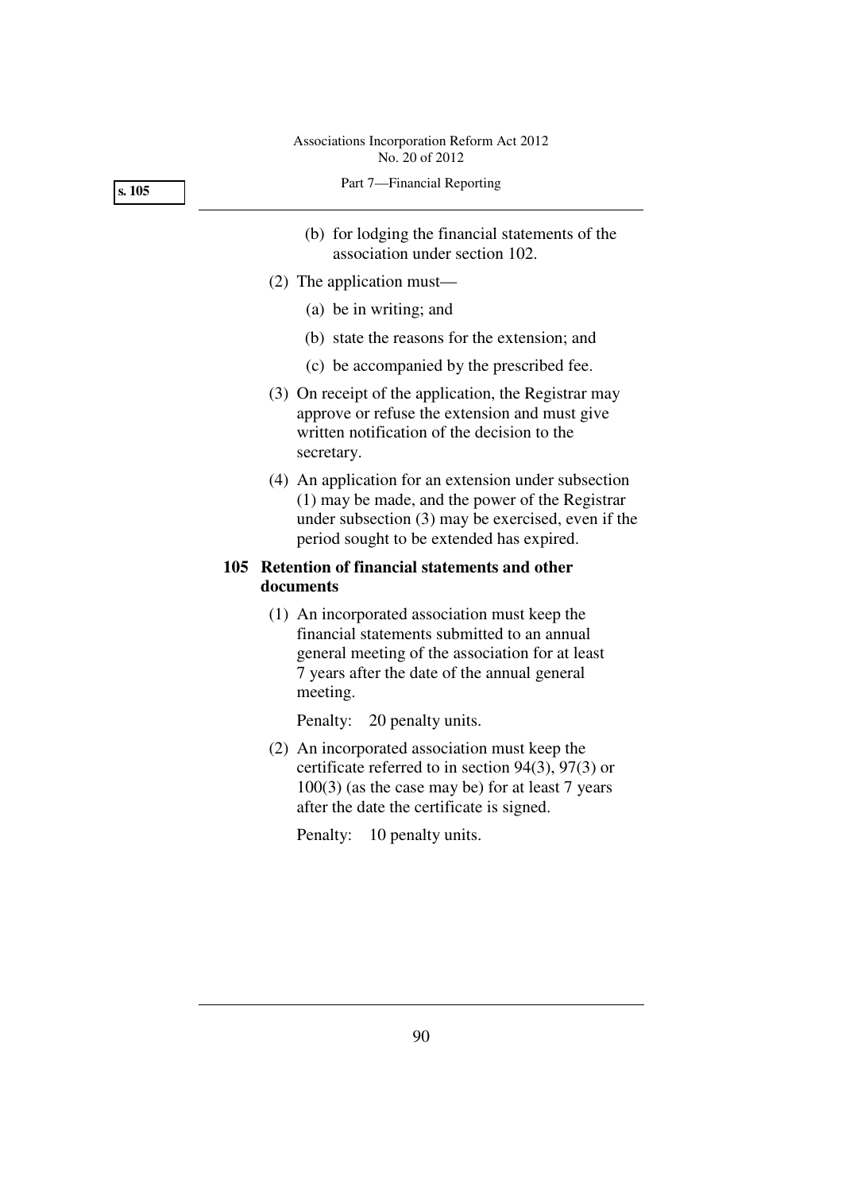(b) for lodging the financial statements of the association under section 102.

(2) The application must—

(a) be in writing; and

(b) state the reasons for the extension; and

(c) be accompanied by the prescribed fee.

(3) On receipt of the application, the Registrar may approve or refuse the extension and must give written notification of the decision to the secretary.

(4) An application for an extension under subsection (1) may be made, and the power of the Registrar under subsection (3) may be exercised, even if the period sought to be extended has expired.

### 105 Retention of financial statements and other documents

(1) An incorporated association must keep the financial statements submitted to an annual general meeting of the association for at least 7 years after the date of the annual general meeting.

Penalty: 20 penalty units.

(2) An incorporated association must keep the certificate referred to in section 94(3), 97(3) or 100(3) (as the case may be) for at least 7 years after the date the certificate is signed.

Penalty: 10 penalty units.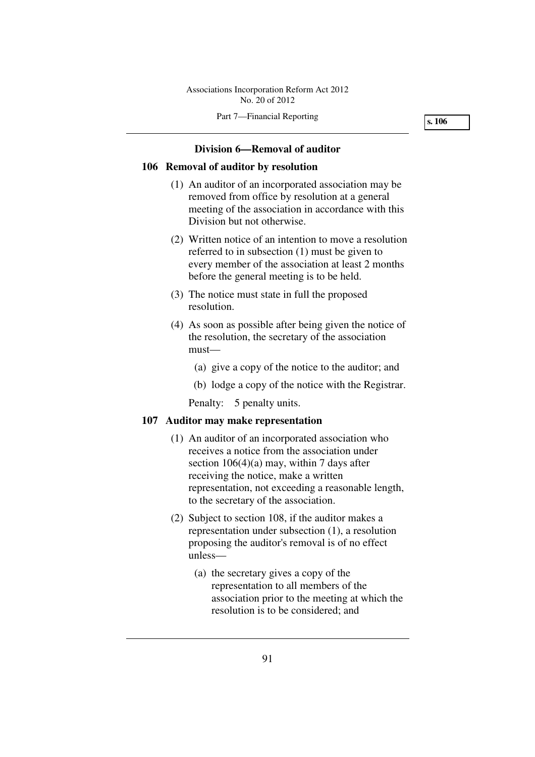## Division 6—Removal of auditor

### 106 Removal of auditor by resolution

(1) An auditor of an incorporated association may be removed from office by resolution at a general meeting of the association in accordance with this Division but not otherwise.

(2) Written notice of an intention to move a resolution referred to in subsection (1) must be given to every member of the association at least 2 months before the general meeting is to be held.

(3) The notice must state in full the proposed resolution.

(4) As soon as possible after being given the notice of the resolution, the secretary of the association must—

(a) give a copy of the notice to the auditor; and

(b) lodge a copy of the notice with the Registrar.

Penalty: 5 penalty units.

### 107 Auditor may make representation

(1) An auditor of an incorporated association who receives a notice from the association under section 106(4)(a) may, within 7 days after receiving the notice, make a written representation, not exceeding a reasonable length, to the secretary of the association.

(2) Subject to section 108, if the auditor makes a representation under subsection (1), a resolution proposing the auditor's removal is of no effect unless—

(a) the secretary gives a copy of the representation to all members of the association prior to the meeting at which the resolution is to be considered; and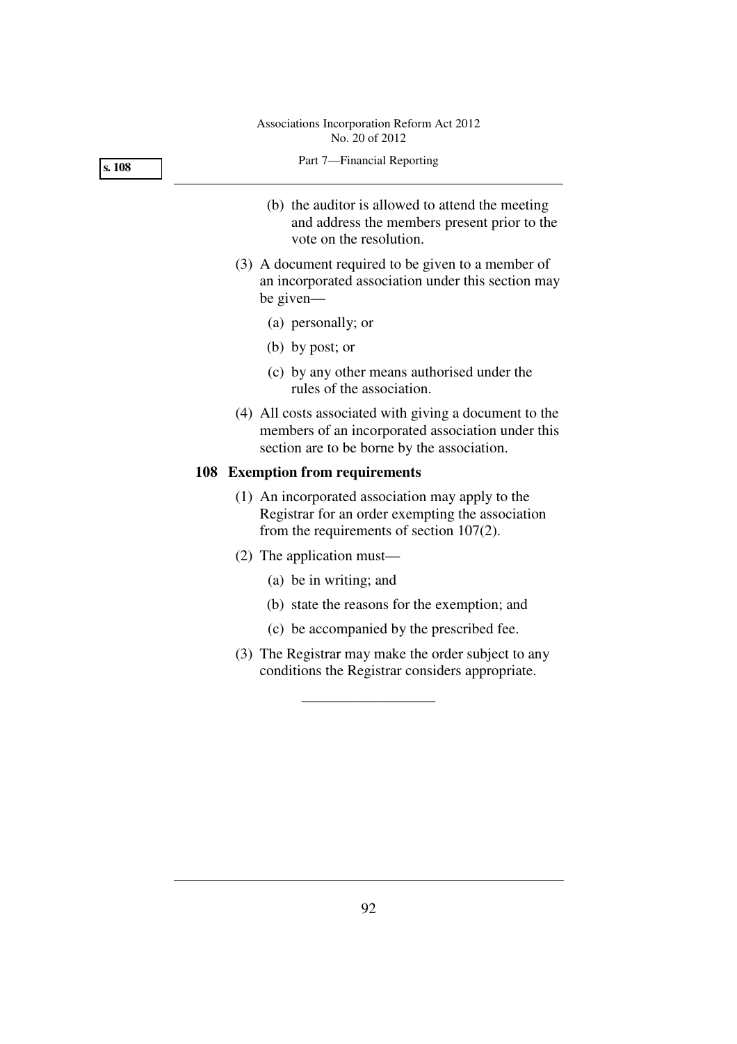(b) the auditor is allowed to attend the meeting and address the members present prior to the vote on the resolution.

(3) A document required to be given to a member of an incorporated association under this section may be given—

(a) personally; or

(b) by post; or

(c) by any other means authorised under the rules of the association.

(4) All costs associated with giving a document to the members of an incorporated association under this section are to be borne by the association.

**108 Exemption from requirements**

(1) An incorporated association may apply to the Registrar for an order exempting the association from the requirements of section 107(2).

(2) The application must—

(a) be in writing; and

(b) state the reasons for the exemption; and

(c) be accompanied by the prescribed fee.

(3) The Registrar may make the order subject to any conditions the Registrar considers appropriate.

__________________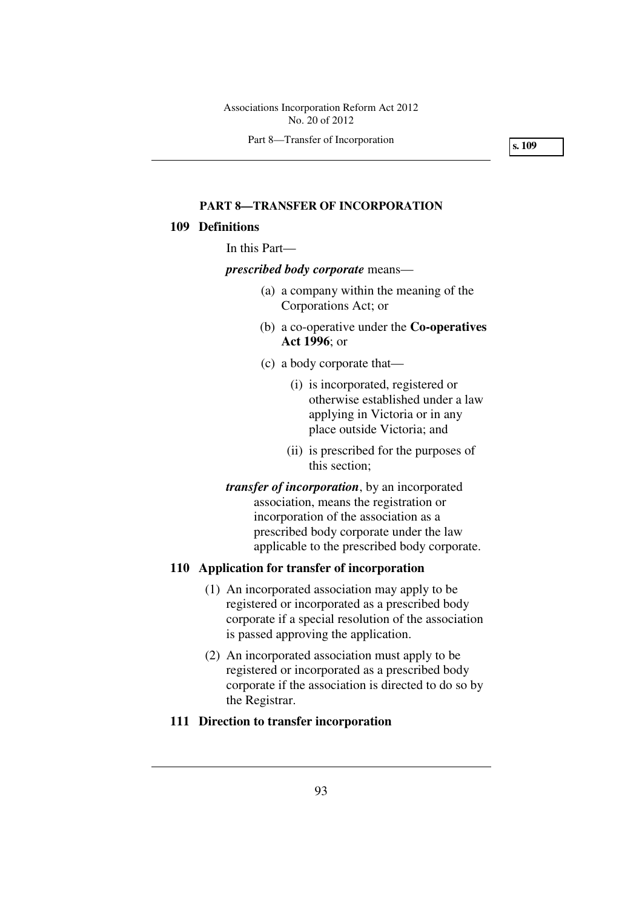## PART 8—TRANSFER OF INCORPORATION

### 109 Definitions

In this Part—

***prescribed body corporate*** means—

(a) a company within the meaning of the Corporations Act; or

(b) a co-operative under the **Co-operatives Act 1996**; or

(c) a body corporate that—

(i) is incorporated, registered or otherwise established under a law applying in Victoria or in any place outside Victoria; and

(ii) is prescribed for the purposes of this section;

***transfer of incorporation***, by an incorporated association, means the registration or incorporation of the association as a prescribed body corporate under the law applicable to the prescribed body corporate.

### 110 Application for transfer of incorporation

(1) An incorporated association may apply to be registered or incorporated as a prescribed body corporate if a special resolution of the association is passed approving the application.

(2) An incorporated association must apply to be registered or incorporated as a prescribed body corporate if the association is directed to do so by the Registrar.

### 111 Direction to transfer incorporation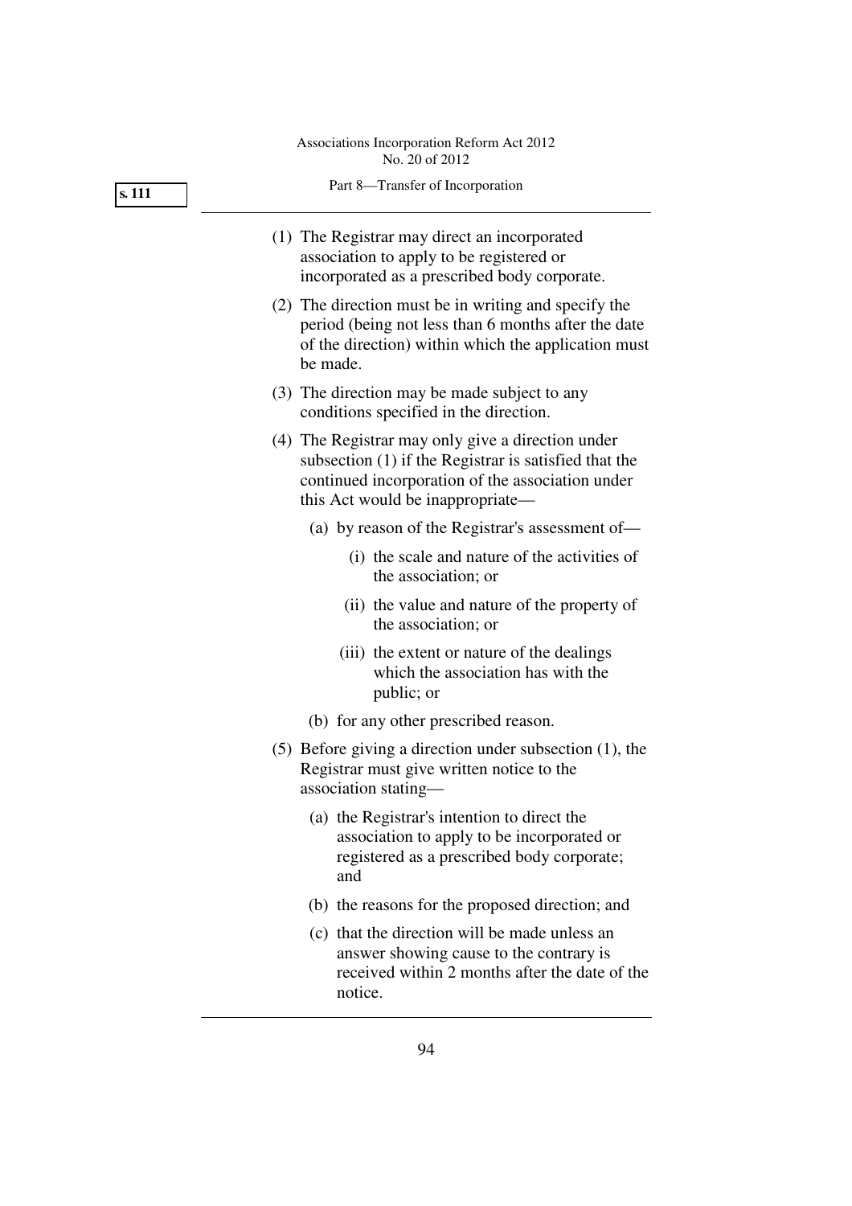(1) The Registrar may direct an incorporated association to apply to be registered or incorporated as a prescribed body corporate.

(2) The direction must be in writing and specify the period (being not less than 6 months after the date of the direction) within which the application must be made.

(3) The direction may be made subject to any conditions specified in the direction.

(4) The Registrar may only give a direction under subsection (1) if the Registrar is satisfied that the continued incorporation of the association under this Act would be inappropriate—

(a) by reason of the Registrar's assessment of—

(i) the scale and nature of the activities of the association; or

(ii) the value and nature of the property of the association; or

(iii) the extent or nature of the dealings which the association has with the public; or

(b) for any other prescribed reason.

(5) Before giving a direction under subsection (1), the Registrar must give written notice to the association stating—

(a) the Registrar's intention to direct the association to apply to be incorporated or registered as a prescribed body corporate; and

(b) the reasons for the proposed direction; and

(c) that the direction will be made unless an answer showing cause to the contrary is received within 2 months after the date of the notice.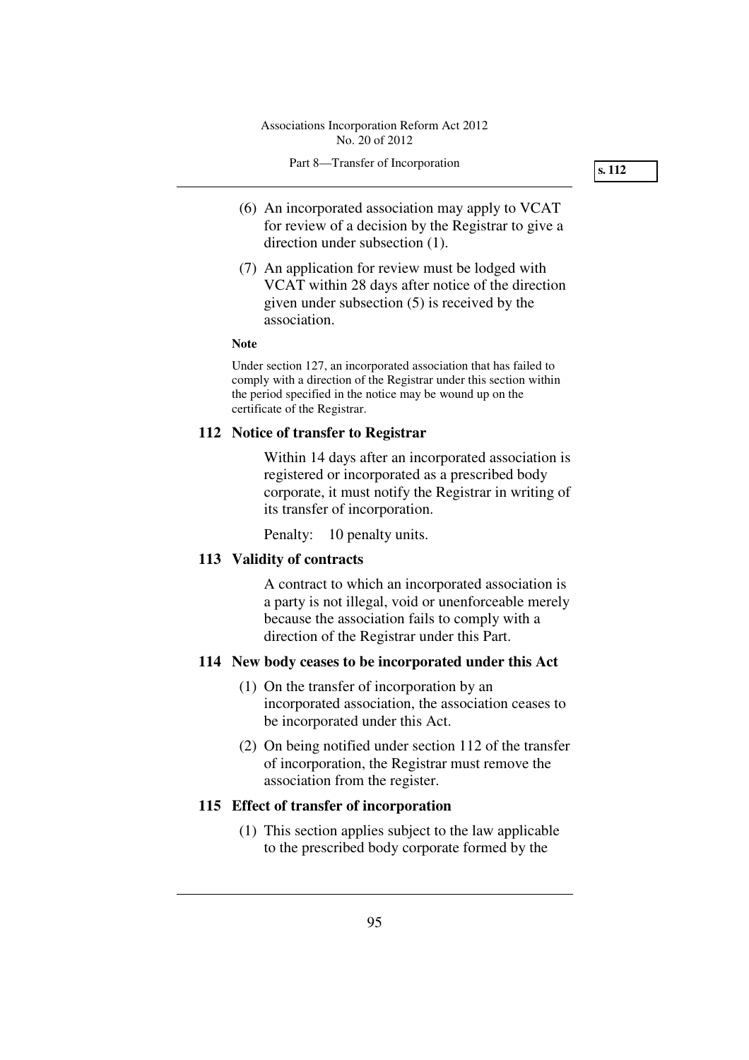(6) An incorporated association may apply to VCAT for review of a decision by the Registrar to give a direction under subsection (1).

(7) An application for review must be lodged with VCAT within 28 days after notice of the direction given under subsection (5) is received by the association.

**Note**

Under section 127, an incorporated association that has failed to comply with a direction of the Registrar under this section within the period specified in the notice may be wound up on the certificate of the Registrar.

### 112 Notice of transfer to Registrar

Within 14 days after an incorporated association is registered or incorporated as a prescribed body corporate, it must notify the Registrar in writing of its transfer of incorporation.

Penalty: 10 penalty units.

### 113 Validity of contracts

A contract to which an incorporated association is a party is not illegal, void or unenforceable merely because the association fails to comply with a direction of the Registrar under this Part.

### 114 New body ceases to be incorporated under this Act

(1) On the transfer of incorporation by an incorporated association, the association ceases to be incorporated under this Act.

(2) On being notified under section 112 of the transfer of incorporation, the Registrar must remove the association from the register.

### 115 Effect of transfer of incorporation

(1) This section applies subject to the law applicable to the prescribed body corporate formed by the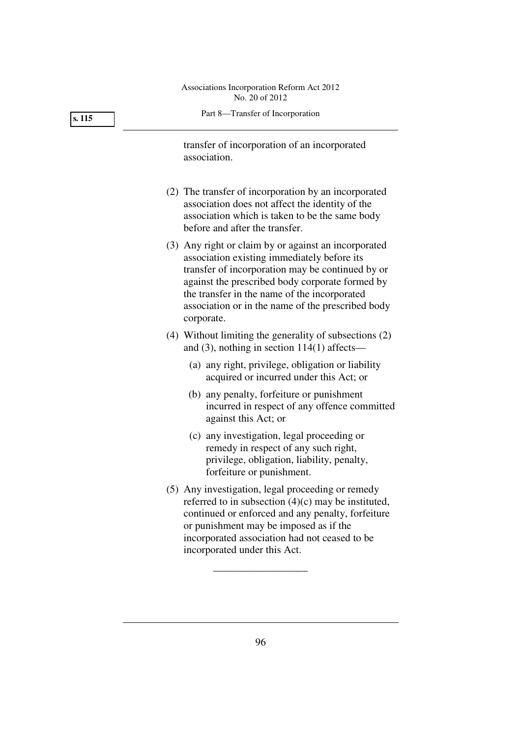transfer of incorporation of an incorporated association.

(2) The transfer of incorporation by an incorporated association does not affect the identity of the association which is taken to be the same body before and after the transfer.

(3) Any right or claim by or against an incorporated association existing immediately before its transfer of incorporation may be continued by or against the prescribed body corporate formed by the transfer in the name of the incorporated association or in the name of the prescribed body corporate.

(4) Without limiting the generality of subsections (2) and (3), nothing in section 114(1) affects—

  (a) any right, privilege, obligation or liability acquired or incurred under this Act; or

  (b) any penalty, forfeiture or punishment incurred in respect of any offence committed against this Act; or

  (c) any investigation, legal proceeding or remedy in respect of any such right, privilege, obligation, liability, penalty, forfeiture or punishment.

(5) Any investigation, legal proceeding or remedy referred to in subsection (4)(c) may be instituted, continued or enforced and any penalty, forfeiture or punishment may be imposed as if the incorporated association had not ceased to be incorporated under this Act.

__________________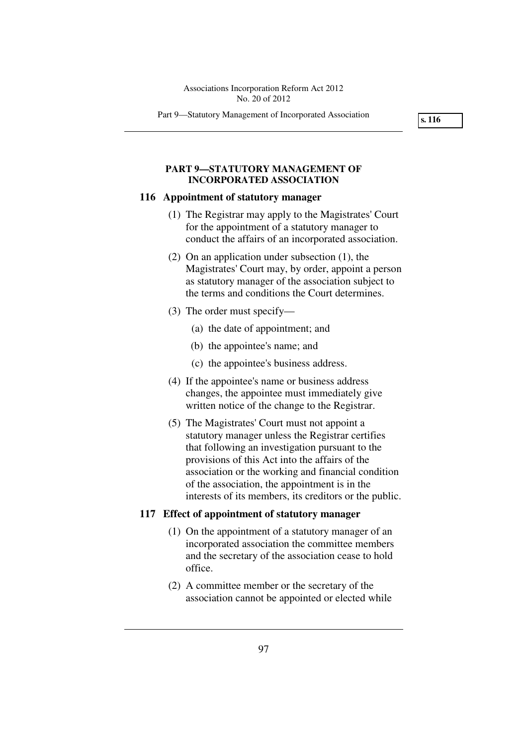## PART 9—STATUTORY MANAGEMENT OF INCORPORATED ASSOCIATION

### 116 Appointment of statutory manager

(1) The Registrar may apply to the Magistrates' Court for the appointment of a statutory manager to conduct the affairs of an incorporated association.

(2) On an application under subsection (1), the Magistrates' Court may, by order, appoint a person as statutory manager of the association subject to the terms and conditions the Court determines.

(3) The order must specify—

(a) the date of appointment; and

(b) the appointee's name; and

(c) the appointee's business address.

(4) If the appointee's name or business address changes, the appointee must immediately give written notice of the change to the Registrar.

(5) The Magistrates' Court must not appoint a statutory manager unless the Registrar certifies that following an investigation pursuant to the provisions of this Act into the affairs of the association or the working and financial condition of the association, the appointment is in the interests of its members, its creditors or the public.

### 117 Effect of appointment of statutory manager

(1) On the appointment of a statutory manager of an incorporated association the committee members and the secretary of the association cease to hold office.

(2) A committee member or the secretary of the association cannot be appointed or elected while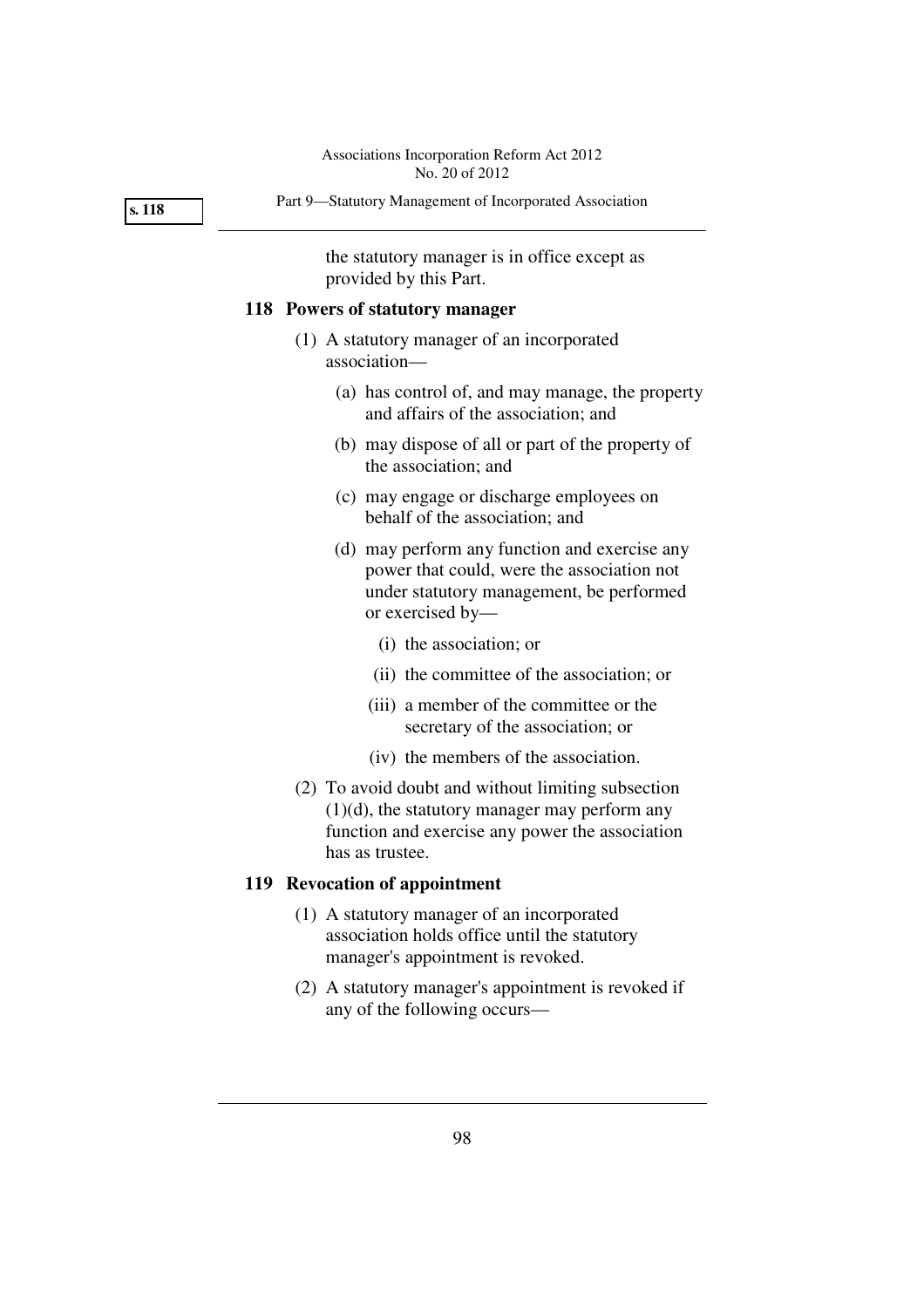the statutory manager is in office except as provided by this Part.

## 118 Powers of statutory manager

(1) A statutory manager of an incorporated association—

(a) has control of, and may manage, the property and affairs of the association; and

(b) may dispose of all or part of the property of the association; and

(c) may engage or discharge employees on behalf of the association; and

(d) may perform any function and exercise any power that could, were the association not under statutory management, be performed or exercised by—

(i) the association; or

(ii) the committee of the association; or

(iii) a member of the committee or the secretary of the association; or

(iv) the members of the association.

(2) To avoid doubt and without limiting subsection (1)(d), the statutory manager may perform any function and exercise any power the association has as trustee.

## 119 Revocation of appointment

(1) A statutory manager of an incorporated association holds office until the statutory manager's appointment is revoked.

(2) A statutory manager's appointment is revoked if any of the following occurs—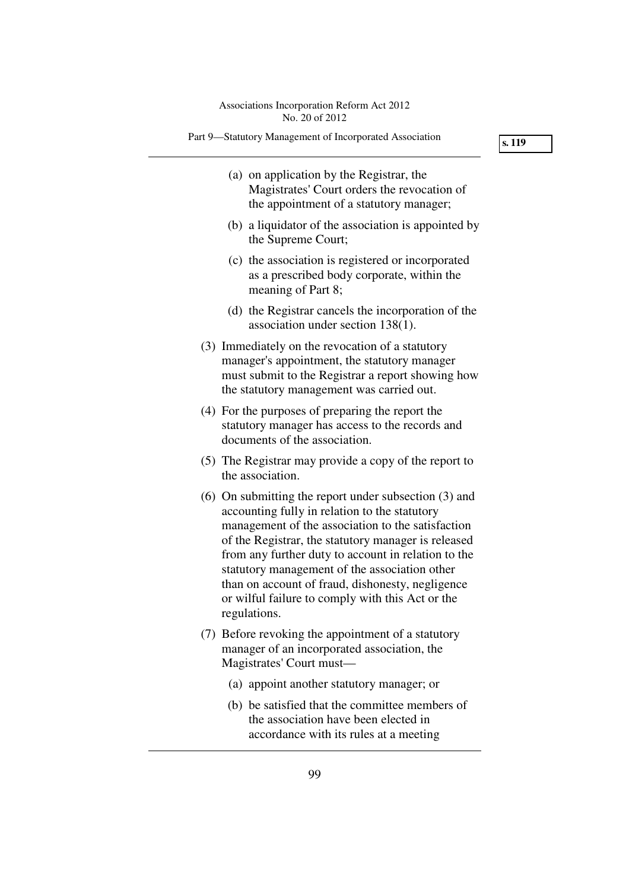(a) on application by the Registrar, the Magistrates' Court orders the revocation of the appointment of a statutory manager;

(b) a liquidator of the association is appointed by the Supreme Court;

(c) the association is registered or incorporated as a prescribed body corporate, within the meaning of Part 8;

(d) the Registrar cancels the incorporation of the association under section 138(1).

(3) Immediately on the revocation of a statutory manager's appointment, the statutory manager must submit to the Registrar a report showing how the statutory management was carried out.

(4) For the purposes of preparing the report the statutory manager has access to the records and documents of the association.

(5) The Registrar may provide a copy of the report to the association.

(6) On submitting the report under subsection (3) and accounting fully in relation to the statutory management of the association to the satisfaction of the Registrar, the statutory manager is released from any further duty to account in relation to the statutory management of the association other than on account of fraud, dishonesty, negligence or wilful failure to comply with this Act or the regulations.

(7) Before revoking the appointment of a statutory manager of an incorporated association, the Magistrates' Court must—

(a) appoint another statutory manager; or

(b) be satisfied that the committee members of the association have been elected in accordance with its rules at a meeting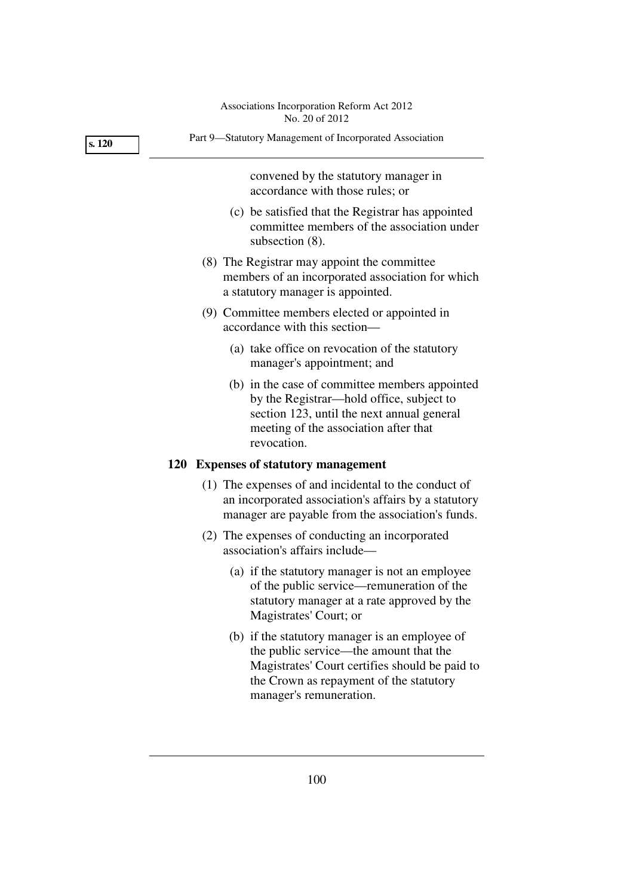convened by the statutory manager in accordance with those rules; or

(c) be satisfied that the Registrar has appointed committee members of the association under subsection (8).

(8) The Registrar may appoint the committee members of an incorporated association for which a statutory manager is appointed.

(9) Committee members elected or appointed in accordance with this section—

(a) take office on revocation of the statutory manager's appointment; and

(b) in the case of committee members appointed by the Registrar—hold office, subject to section 123, until the next annual general meeting of the association after that revocation.

### 120 Expenses of statutory management

(1) The expenses of and incidental to the conduct of an incorporated association's affairs by a statutory manager are payable from the association's funds.

(2) The expenses of conducting an incorporated association's affairs include—

(a) if the statutory manager is not an employee of the public service—remuneration of the statutory manager at a rate approved by the Magistrates' Court; or

(b) if the statutory manager is an employee of the public service—the amount that the Magistrates' Court certifies should be paid to the Crown as repayment of the statutory manager's remuneration.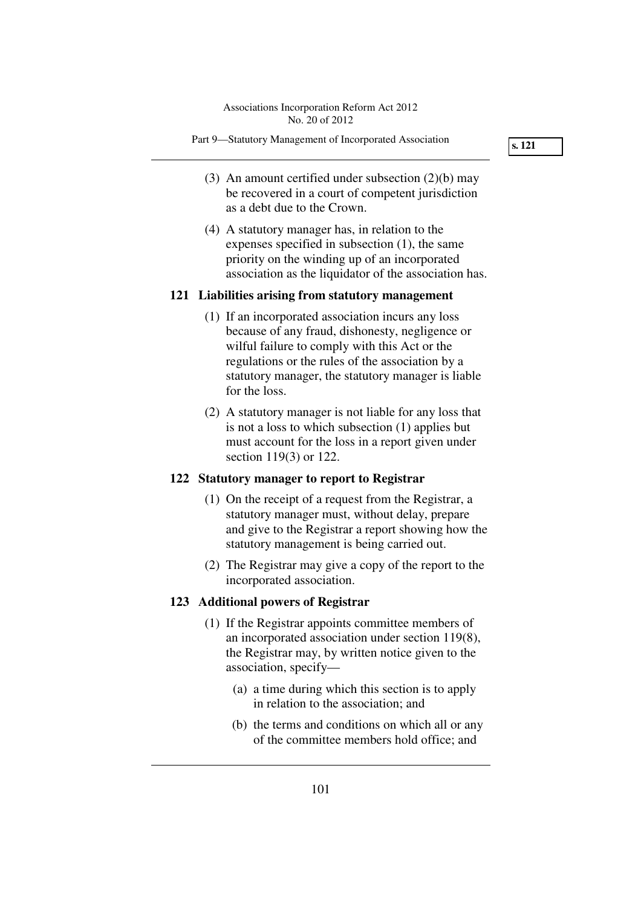(3) An amount certified under subsection (2)(b) may be recovered in a court of competent jurisdiction as a debt due to the Crown.

(4) A statutory manager has, in relation to the expenses specified in subsection (1), the same priority on the winding up of an incorporated association as the liquidator of the association has.

**121 Liabilities arising from statutory management**

(1) If an incorporated association incurs any loss because of any fraud, dishonesty, negligence or wilful failure to comply with this Act or the regulations or the rules of the association by a statutory manager, the statutory manager is liable for the loss.

(2) A statutory manager is not liable for any loss that is not a loss to which subsection (1) applies but must account for the loss in a report given under section 119(3) or 122.

**122 Statutory manager to report to Registrar**

(1) On the receipt of a request from the Registrar, a statutory manager must, without delay, prepare and give to the Registrar a report showing how the statutory management is being carried out.

(2) The Registrar may give a copy of the report to the incorporated association.

**123 Additional powers of Registrar**

(1) If the Registrar appoints committee members of an incorporated association under section 119(8), the Registrar may, by written notice given to the association, specify—

(a) a time during which this section is to apply in relation to the association; and

(b) the terms and conditions on which all or any of the committee members hold office; and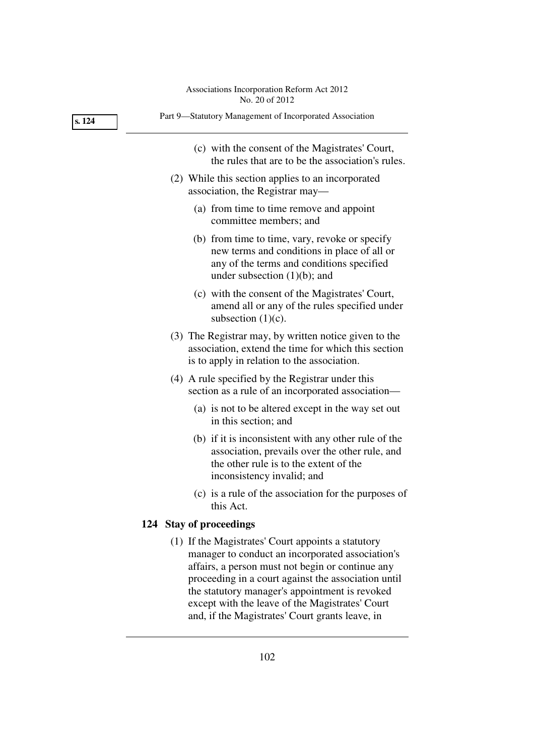(c) with the consent of the Magistrates' Court, the rules that are to be the association's rules.

(2) While this section applies to an incorporated association, the Registrar may—

(a) from time to time remove and appoint committee members; and

(b) from time to time, vary, revoke or specify new terms and conditions in place of all or any of the terms and conditions specified under subsection (1)(b); and

(c) with the consent of the Magistrates' Court, amend all or any of the rules specified under subsection (1)(c).

(3) The Registrar may, by written notice given to the association, extend the time for which this section is to apply in relation to the association.

(4) A rule specified by the Registrar under this section as a rule of an incorporated association—

(a) is not to be altered except in the way set out in this section; and

(b) if it is inconsistent with any other rule of the association, prevails over the other rule, and the other rule is to the extent of the inconsistency invalid; and

(c) is a rule of the association for the purposes of this Act.

### 124 Stay of proceedings

(1) If the Magistrates' Court appoints a statutory manager to conduct an incorporated association's affairs, a person must not begin or continue any proceeding in a court against the association until the statutory manager's appointment is revoked except with the leave of the Magistrates' Court and, if the Magistrates' Court grants leave, in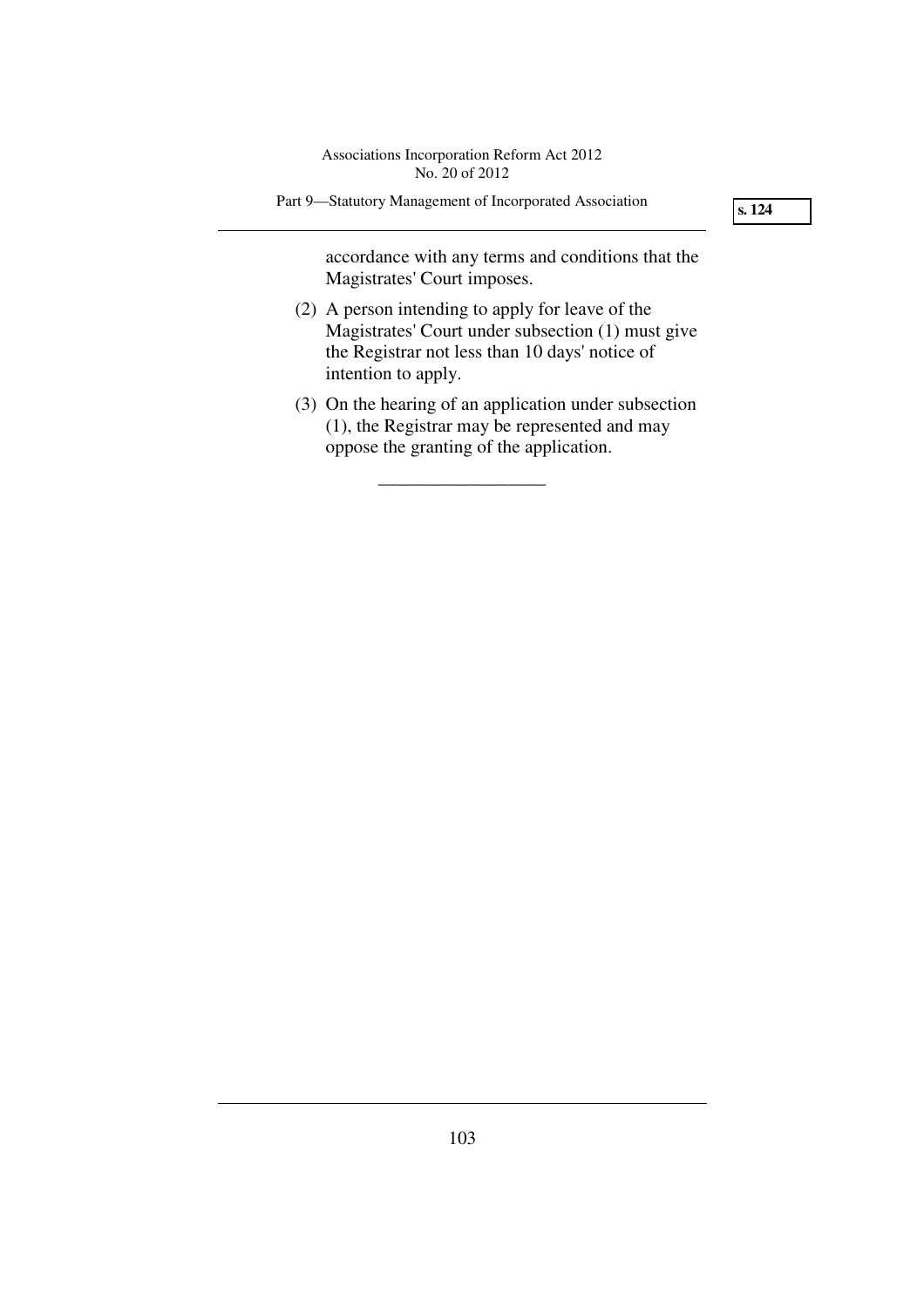accordance with any terms and conditions that the Magistrates' Court imposes.

(2) A person intending to apply for leave of the Magistrates' Court under subsection (1) must give the Registrar not less than 10 days' notice of intention to apply.

(3) On the hearing of an application under subsection (1), the Registrar may be represented and may oppose the granting of the application.

__________________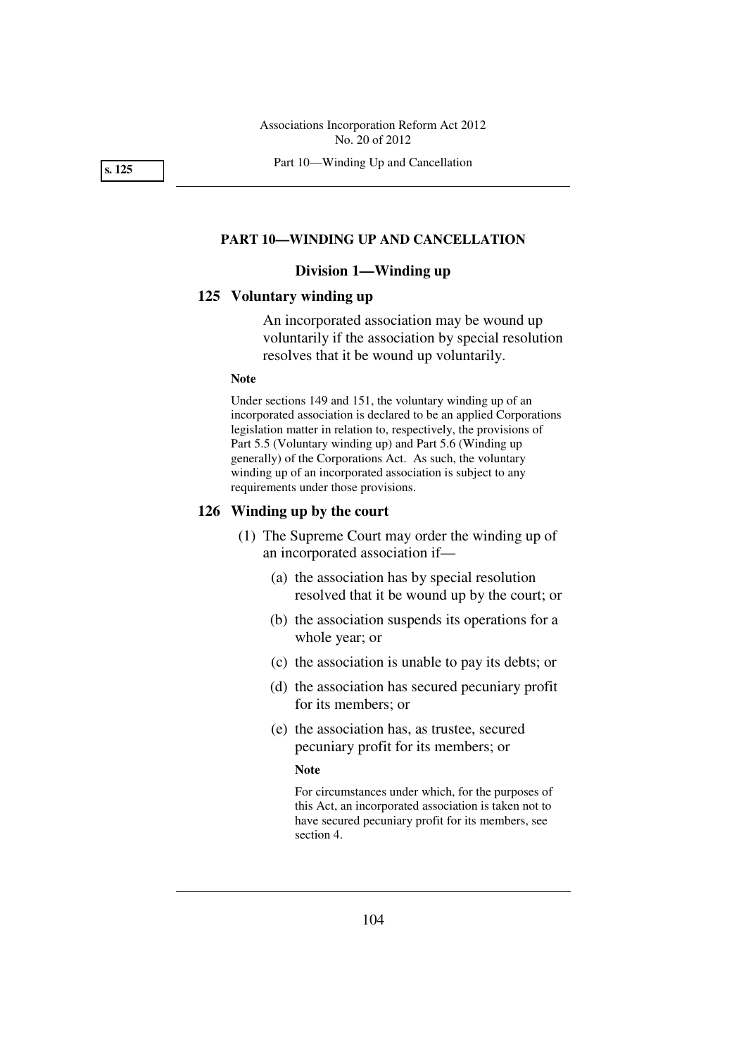## PART 10—WINDING UP AND CANCELLATION

### Division 1—Winding up

**125 Voluntary winding up**

An incorporated association may be wound up voluntarily if the association by special resolution resolves that it be wound up voluntarily.

**Note**

Under sections 149 and 151, the voluntary winding up of an incorporated association is declared to be an applied Corporations legislation matter in relation to, respectively, the provisions of Part 5.5 (Voluntary winding up) and Part 5.6 (Winding up generally) of the Corporations Act. As such, the voluntary winding up of an incorporated association is subject to any requirements under those provisions.

**126 Winding up by the court**

(1) The Supreme Court may order the winding up of an incorporated association if—

(a) the association has by special resolution resolved that it be wound up by the court; or

(b) the association suspends its operations for a whole year; or

(c) the association is unable to pay its debts; or

(d) the association has secured pecuniary profit for its members; or

(e) the association has, as trustee, secured pecuniary profit for its members; or

**Note**

For circumstances under which, for the purposes of this Act, an incorporated association is taken not to have secured pecuniary profit for its members, see section 4.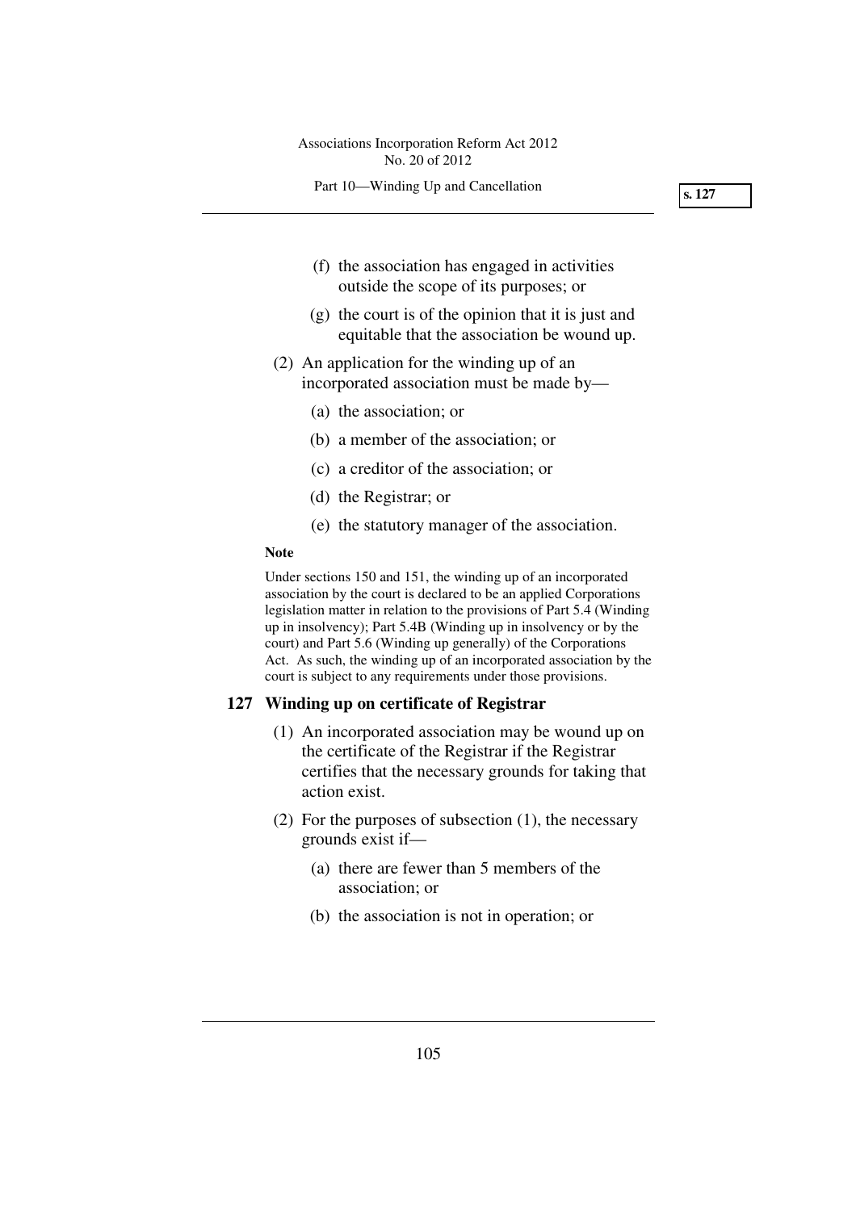(f) the association has engaged in activities outside the scope of its purposes; or

(g) the court is of the opinion that it is just and equitable that the association be wound up.

(2) An application for the winding up of an incorporated association must be made by—

(a) the association; or

(b) a member of the association; or

(c) a creditor of the association; or

(d) the Registrar; or

(e) the statutory manager of the association.

**Note**

Under sections 150 and 151, the winding up of an incorporated association by the court is declared to be an applied Corporations legislation matter in relation to the provisions of Part 5.4 (Winding up in insolvency); Part 5.4B (Winding up in insolvency or by the court) and Part 5.6 (Winding up generally) of the Corporations Act. As such, the winding up of an incorporated association by the court is subject to any requirements under those provisions.

### 127 Winding up on certificate of Registrar

(1) An incorporated association may be wound up on the certificate of the Registrar if the Registrar certifies that the necessary grounds for taking that action exist.

(2) For the purposes of subsection (1), the necessary grounds exist if—

(a) there are fewer than 5 members of the association; or

(b) the association is not in operation; or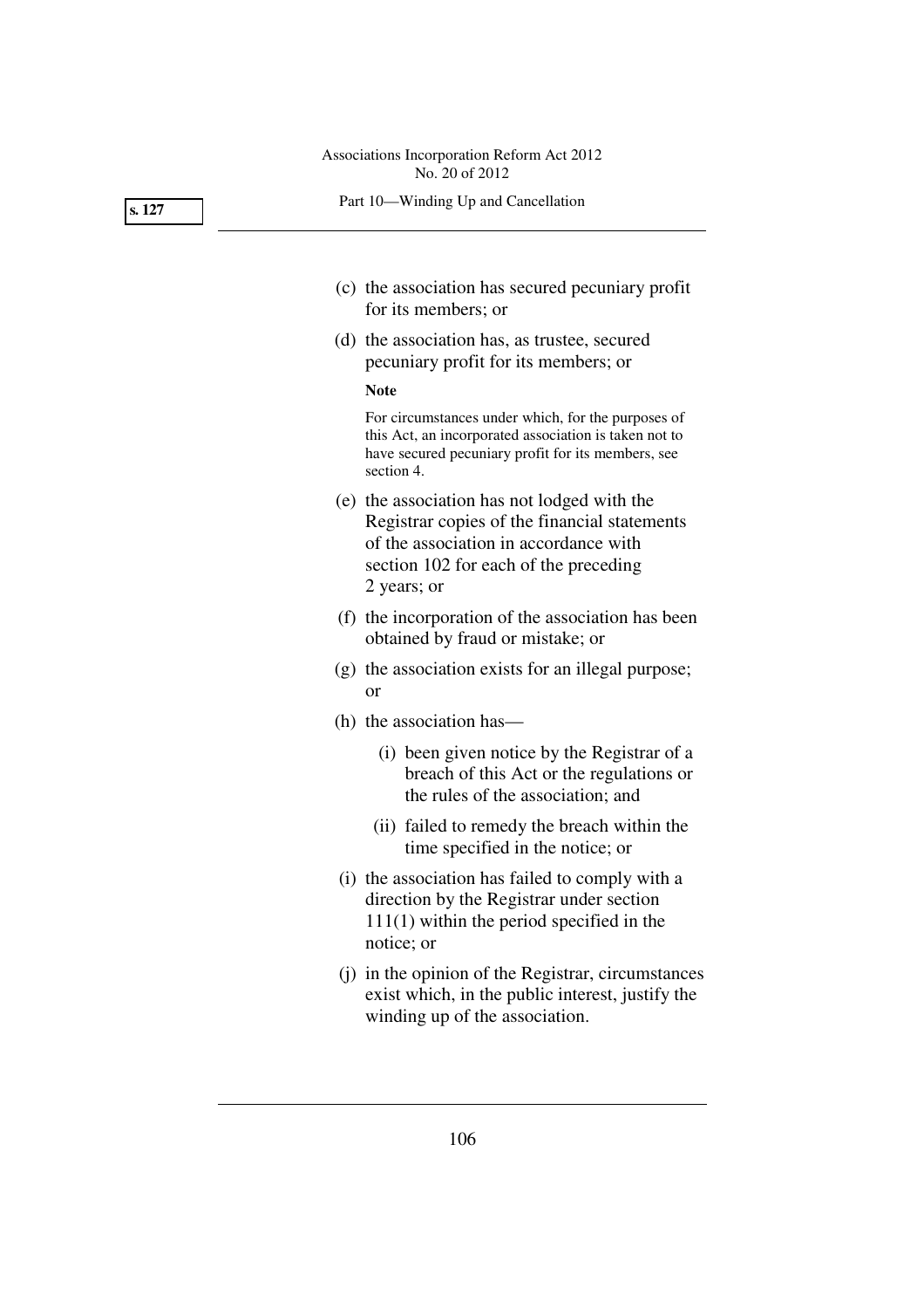(c) the association has secured pecuniary profit for its members; or

(d) the association has, as trustee, secured pecuniary profit for its members; or

**Note**

For circumstances under which, for the purposes of this Act, an incorporated association is taken not to have secured pecuniary profit for its members, see section 4.

(e) the association has not lodged with the Registrar copies of the financial statements of the association in accordance with section 102 for each of the preceding 2 years; or

(f) the incorporation of the association has been obtained by fraud or mistake; or

(g) the association exists for an illegal purpose; or

(h) the association has—

   (i) been given notice by the Registrar of a breach of this Act or the regulations or the rules of the association; and

   (ii) failed to remedy the breach within the time specified in the notice; or

(i) the association has failed to comply with a direction by the Registrar under section 111(1) within the period specified in the notice; or

(j) in the opinion of the Registrar, circumstances exist which, in the public interest, justify the winding up of the association.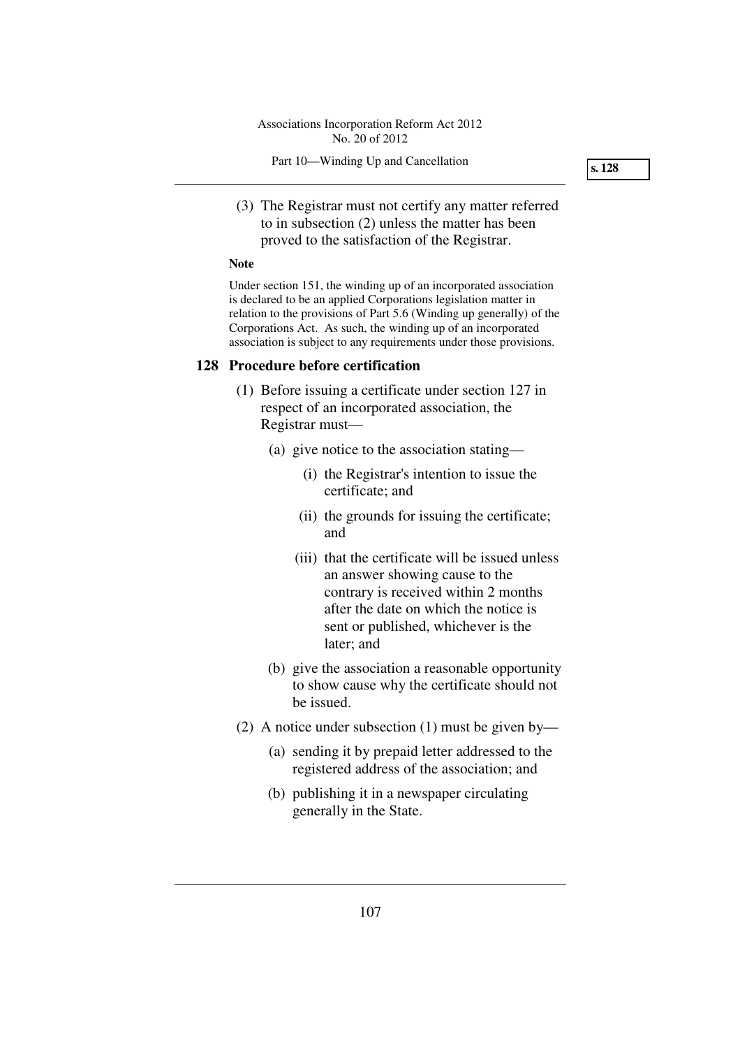(3) The Registrar must not certify any matter referred to in subsection (2) unless the matter has been proved to the satisfaction of the Registrar.

**Note**

Under section 151, the winding up of an incorporated association is declared to be an applied Corporations legislation matter in relation to the provisions of Part 5.6 (Winding up generally) of the Corporations Act. As such, the winding up of an incorporated association is subject to any requirements under those provisions.

### 128 Procedure before certification

(1) Before issuing a certificate under section 127 in respect of an incorporated association, the Registrar must—

- (a) give notice to the association stating—
  - (i) the Registrar's intention to issue the certificate; and
  - (ii) the grounds for issuing the certificate; and
  - (iii) that the certificate will be issued unless an answer showing cause to the contrary is received within 2 months after the date on which the notice is sent or published, whichever is the later; and
- (b) give the association a reasonable opportunity to show cause why the certificate should not be issued.

(2) A notice under subsection (1) must be given by—

- (a) sending it by prepaid letter addressed to the registered address of the association; and
- (b) publishing it in a newspaper circulating generally in the State.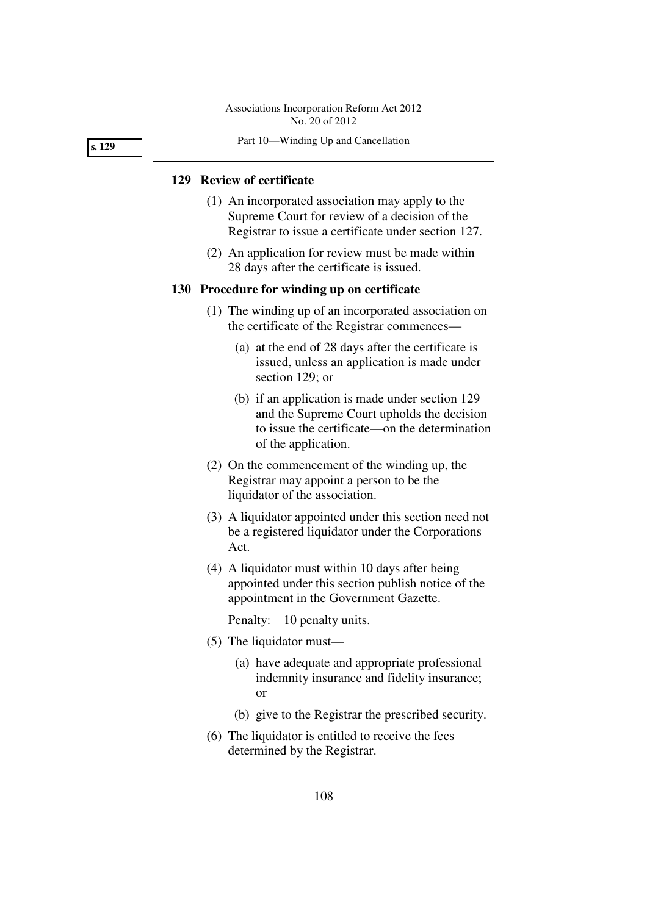## 129 Review of certificate

(1) An incorporated association may apply to the Supreme Court for review of a decision of the Registrar to issue a certificate under section 127.

(2) An application for review must be made within 28 days after the certificate is issued.

## 130 Procedure for winding up on certificate

(1) The winding up of an incorporated association on the certificate of the Registrar commences—

(a) at the end of 28 days after the certificate is issued, unless an application is made under section 129; or

(b) if an application is made under section 129 and the Supreme Court upholds the decision to issue the certificate—on the determination of the application.

(2) On the commencement of the winding up, the Registrar may appoint a person to be the liquidator of the association.

(3) A liquidator appointed under this section need not be a registered liquidator under the Corporations Act.

(4) A liquidator must within 10 days after being appointed under this section publish notice of the appointment in the Government Gazette.

Penalty: 10 penalty units.

(5) The liquidator must—

(a) have adequate and appropriate professional indemnity insurance and fidelity insurance; or

(b) give to the Registrar the prescribed security.

(6) The liquidator is entitled to receive the fees determined by the Registrar.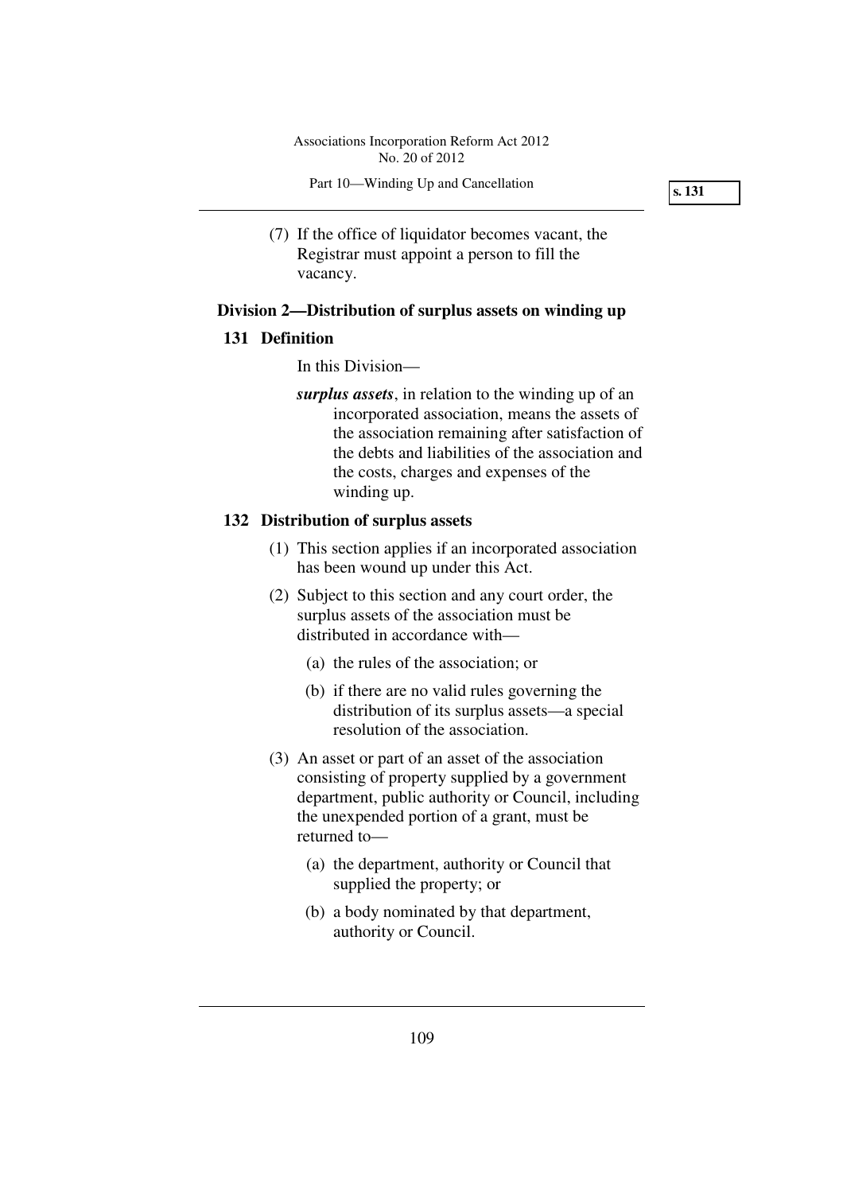(7) If the office of liquidator becomes vacant, the Registrar must appoint a person to fill the vacancy.

## Division 2—Distribution of surplus assets on winding up

### 131 Definition

In this Division—

***surplus assets***, in relation to the winding up of an incorporated association, means the assets of the association remaining after satisfaction of the debts and liabilities of the association and the costs, charges and expenses of the winding up.

### 132 Distribution of surplus assets

(1) This section applies if an incorporated association has been wound up under this Act.

(2) Subject to this section and any court order, the surplus assets of the association must be distributed in accordance with—

(a) the rules of the association; or

(b) if there are no valid rules governing the distribution of its surplus assets—a special resolution of the association.

(3) An asset or part of an asset of the association consisting of property supplied by a government department, public authority or Council, including the unexpended portion of a grant, must be returned to—

(a) the department, authority or Council that supplied the property; or

(b) a body nominated by that department, authority or Council.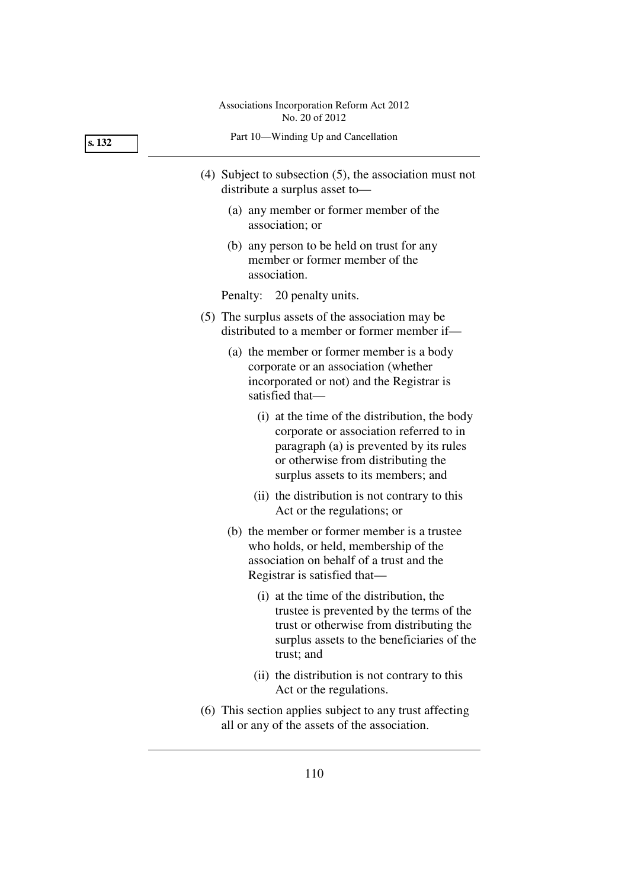(4) Subject to subsection (5), the association must not distribute a surplus asset to—

  (a) any member or former member of the association; or

  (b) any person to be held on trust for any member or former member of the association.

Penalty: 20 penalty units.

(5) The surplus assets of the association may be distributed to a member or former member if—

  (a) the member or former member is a body corporate or an association (whether incorporated or not) and the Registrar is satisfied that—

    (i) at the time of the distribution, the body corporate or association referred to in paragraph (a) is prevented by its rules or otherwise from distributing the surplus assets to its members; and

    (ii) the distribution is not contrary to this Act or the regulations; or

  (b) the member or former member is a trustee who holds, or held, membership of the association on behalf of a trust and the Registrar is satisfied that—

    (i) at the time of the distribution, the trustee is prevented by the terms of the trust or otherwise from distributing the surplus assets to the beneficiaries of the trust; and

    (ii) the distribution is not contrary to this Act or the regulations.

(6) This section applies subject to any trust affecting all or any of the assets of the association.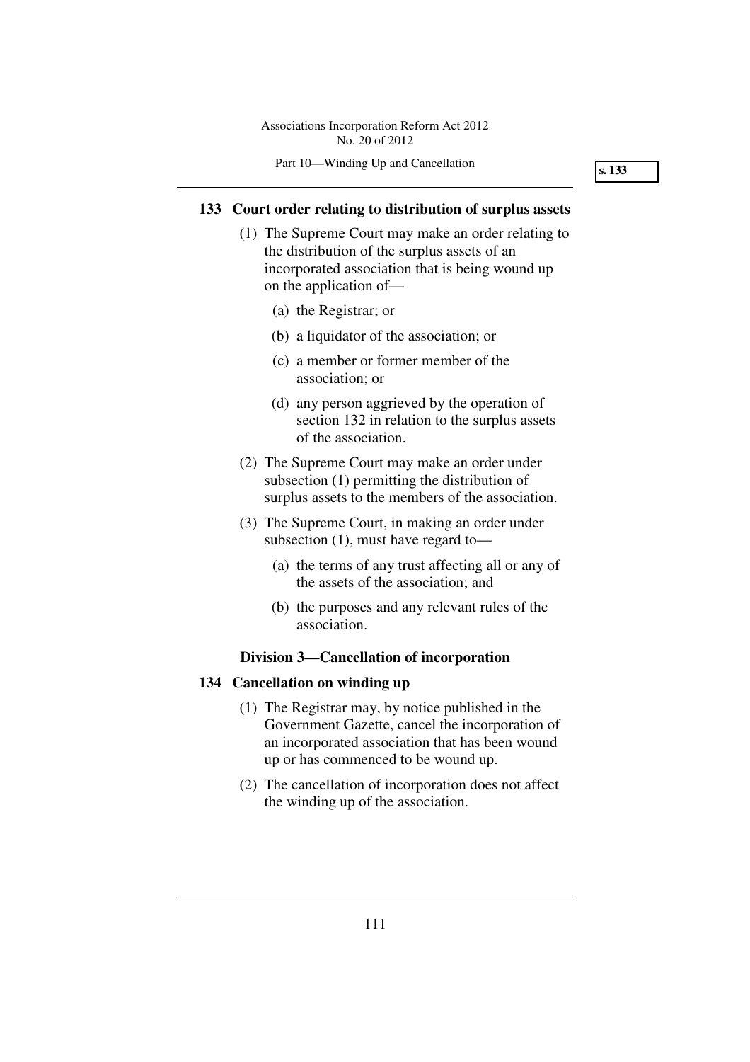## 133 Court order relating to distribution of surplus assets

(1) The Supreme Court may make an order relating to the distribution of the surplus assets of an incorporated association that is being wound up on the application of—

(a) the Registrar; or

(b) a liquidator of the association; or

(c) a member or former member of the association; or

(d) any person aggrieved by the operation of section 132 in relation to the surplus assets of the association.

(2) The Supreme Court may make an order under subsection (1) permitting the distribution of surplus assets to the members of the association.

(3) The Supreme Court, in making an order under subsection (1), must have regard to—

(a) the terms of any trust affecting all or any of the assets of the association; and

(b) the purposes and any relevant rules of the association.

### Division 3—Cancellation of incorporation

## 134 Cancellation on winding up

(1) The Registrar may, by notice published in the Government Gazette, cancel the incorporation of an incorporated association that has been wound up or has commenced to be wound up.

(2) The cancellation of incorporation does not affect the winding up of the association.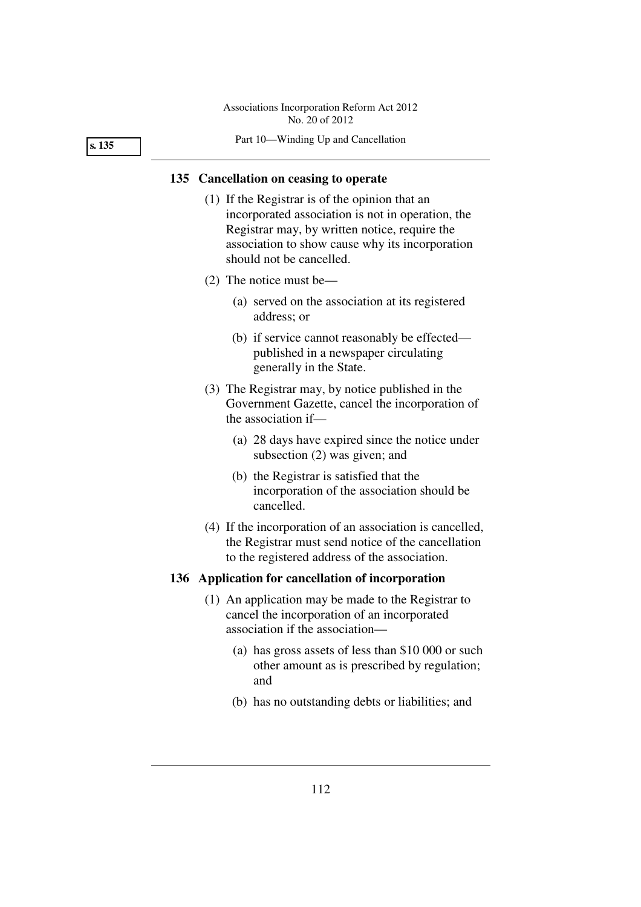## 135 Cancellation on ceasing to operate

(1) If the Registrar is of the opinion that an incorporated association is not in operation, the Registrar may, by written notice, require the association to show cause why its incorporation should not be cancelled.

(2) The notice must be—

(a) served on the association at its registered address; or

(b) if service cannot reasonably be effected—published in a newspaper circulating generally in the State.

(3) The Registrar may, by notice published in the Government Gazette, cancel the incorporation of the association if—

(a) 28 days have expired since the notice under subsection (2) was given; and

(b) the Registrar is satisfied that the incorporation of the association should be cancelled.

(4) If the incorporation of an association is cancelled, the Registrar must send notice of the cancellation to the registered address of the association.

## 136 Application for cancellation of incorporation

(1) An application may be made to the Registrar to cancel the incorporation of an incorporated association if the association—

(a) has gross assets of less than $10 000 or such other amount as is prescribed by regulation; and

(b) has no outstanding debts or liabilities; and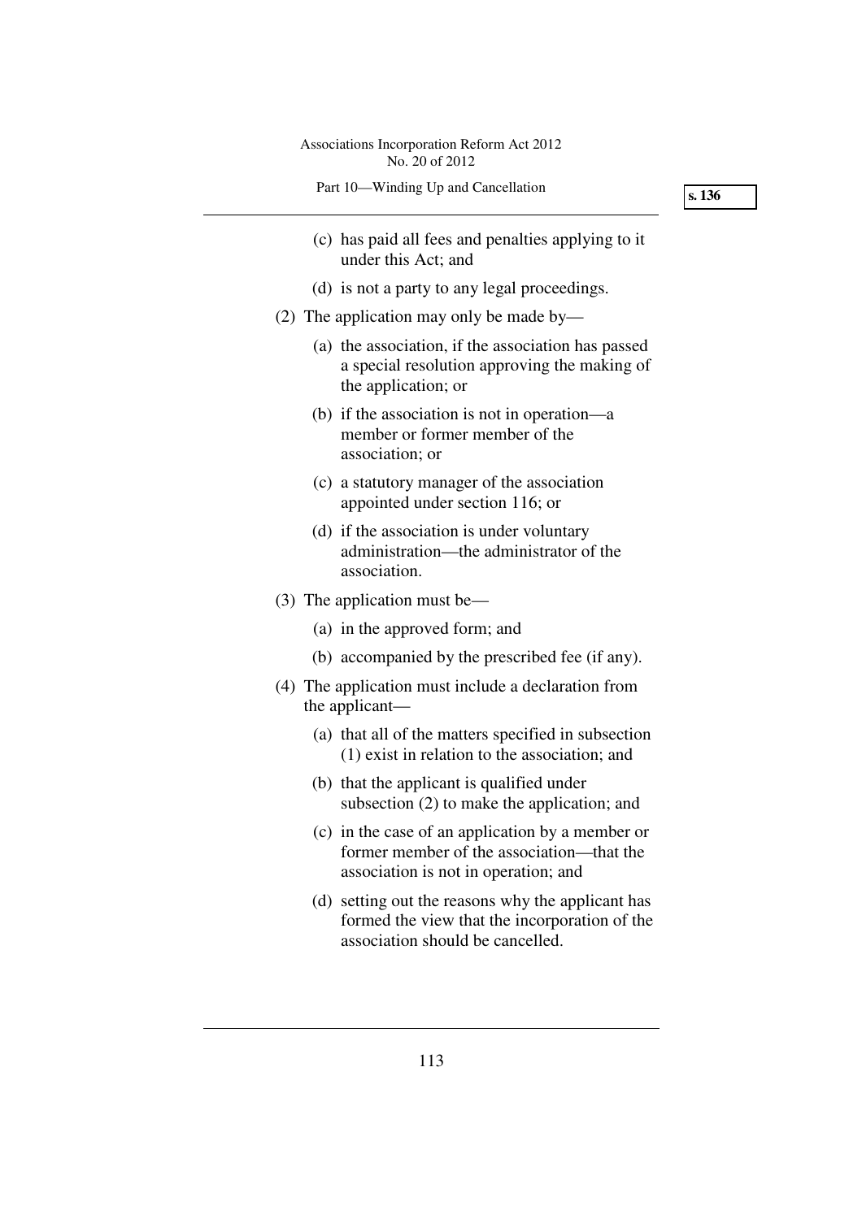(c) has paid all fees and penalties applying to it under this Act; and

(d) is not a party to any legal proceedings.

(2) The application may only be made by—

(a) the association, if the association has passed a special resolution approving the making of the application; or

(b) if the association is not in operation—a member or former member of the association; or

(c) a statutory manager of the association appointed under section 116; or

(d) if the association is under voluntary administration—the administrator of the association.

(3) The application must be—

(a) in the approved form; and

(b) accompanied by the prescribed fee (if any).

(4) The application must include a declaration from the applicant—

(a) that all of the matters specified in subsection (1) exist in relation to the association; and

(b) that the applicant is qualified under subsection (2) to make the application; and

(c) in the case of an application by a member or former member of the association—that the association is not in operation; and

(d) setting out the reasons why the applicant has formed the view that the incorporation of the association should be cancelled.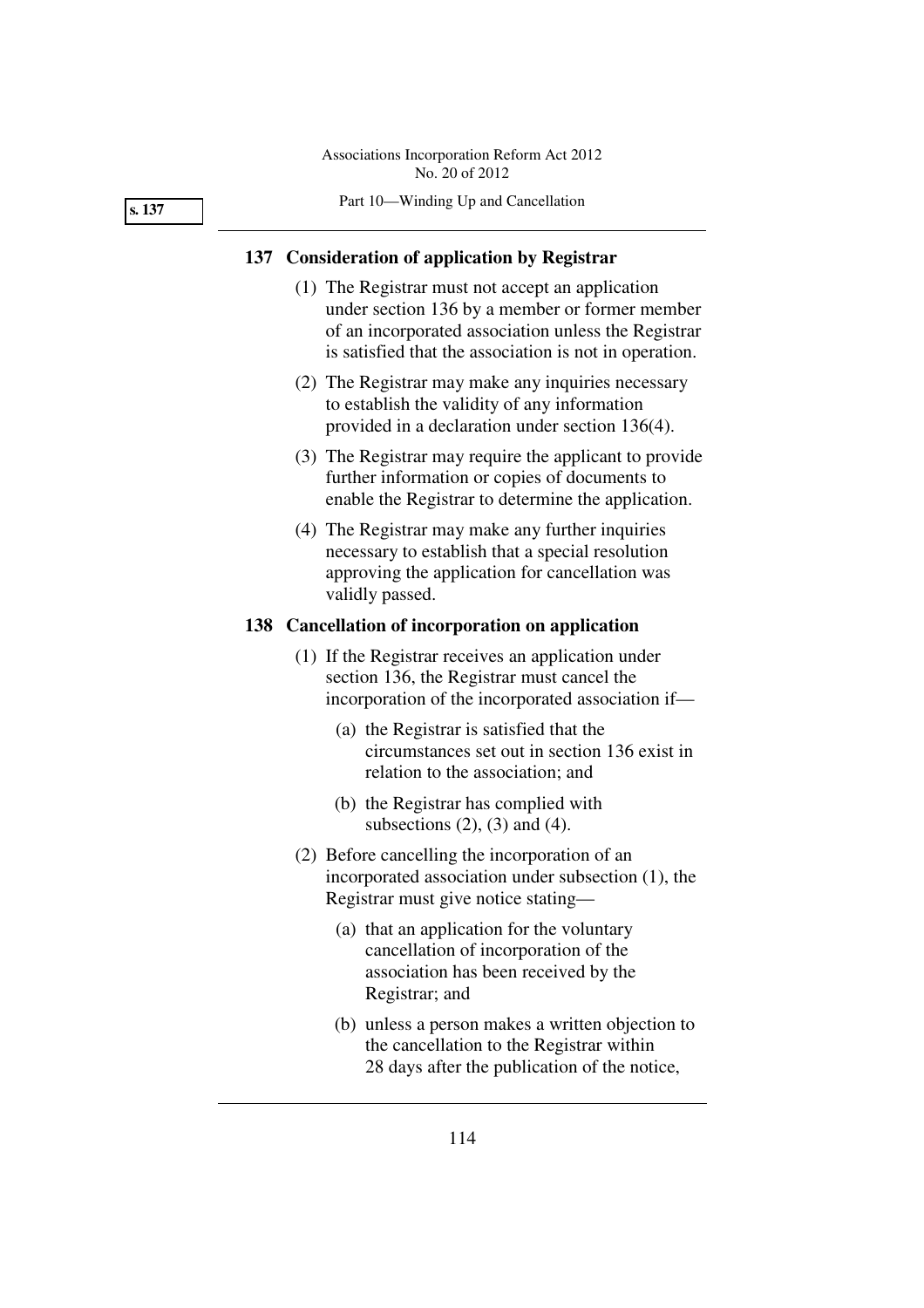## 137 Consideration of application by Registrar

(1) The Registrar must not accept an application under section 136 by a member or former member of an incorporated association unless the Registrar is satisfied that the association is not in operation.

(2) The Registrar may make any inquiries necessary to establish the validity of any information provided in a declaration under section 136(4).

(3) The Registrar may require the applicant to provide further information or copies of documents to enable the Registrar to determine the application.

(4) The Registrar may make any further inquiries necessary to establish that a special resolution approving the application for cancellation was validly passed.

## 138 Cancellation of incorporation on application

(1) If the Registrar receives an application under section 136, the Registrar must cancel the incorporation of the incorporated association if—

  (a) the Registrar is satisfied that the circumstances set out in section 136 exist in relation to the association; and

  (b) the Registrar has complied with subsections (2), (3) and (4).

(2) Before cancelling the incorporation of an incorporated association under subsection (1), the Registrar must give notice stating—

  (a) that an application for the voluntary cancellation of incorporation of the association has been received by the Registrar; and

  (b) unless a person makes a written objection to the cancellation to the Registrar within 28 days after the publication of the notice,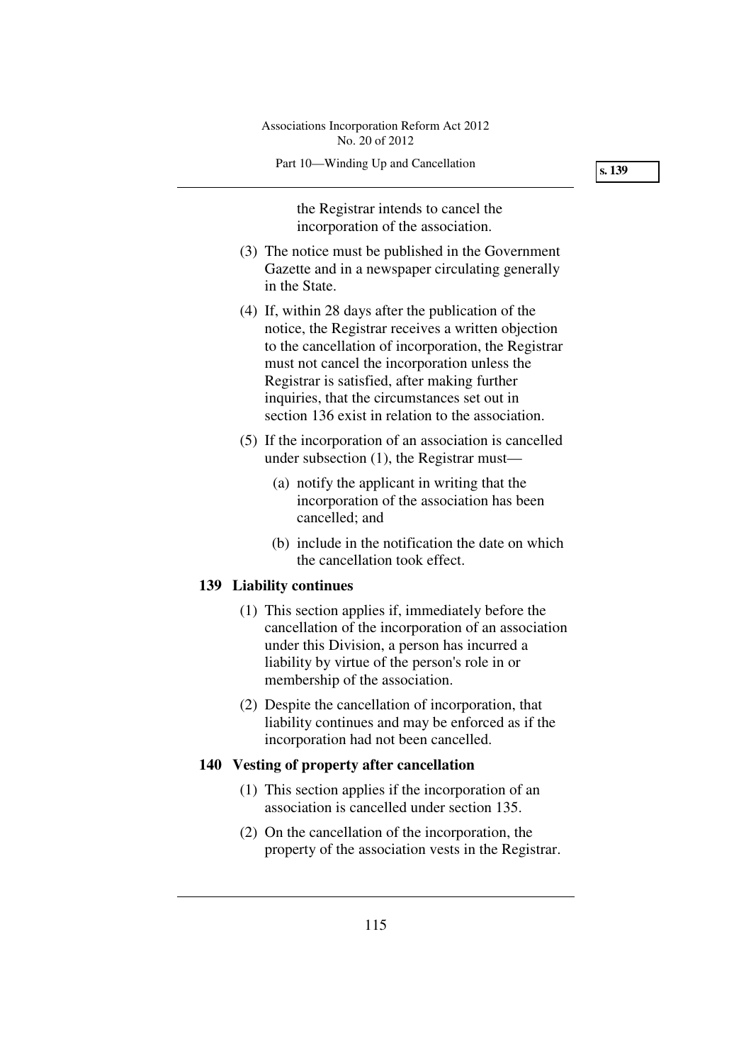the Registrar intends to cancel the incorporation of the association.

(3) The notice must be published in the Government Gazette and in a newspaper circulating generally in the State.

(4) If, within 28 days after the publication of the notice, the Registrar receives a written objection to the cancellation of incorporation, the Registrar must not cancel the incorporation unless the Registrar is satisfied, after making further inquiries, that the circumstances set out in section 136 exist in relation to the association.

(5) If the incorporation of an association is cancelled under subsection (1), the Registrar must—

(a) notify the applicant in writing that the incorporation of the association has been cancelled; and

(b) include in the notification the date on which the cancellation took effect.

**139 Liability continues**

(1) This section applies if, immediately before the cancellation of the incorporation of an association under this Division, a person has incurred a liability by virtue of the person's role in or membership of the association.

(2) Despite the cancellation of incorporation, that liability continues and may be enforced as if the incorporation had not been cancelled.

**140 Vesting of property after cancellation**

(1) This section applies if the incorporation of an association is cancelled under section 135.

(2) On the cancellation of the incorporation, the property of the association vests in the Registrar.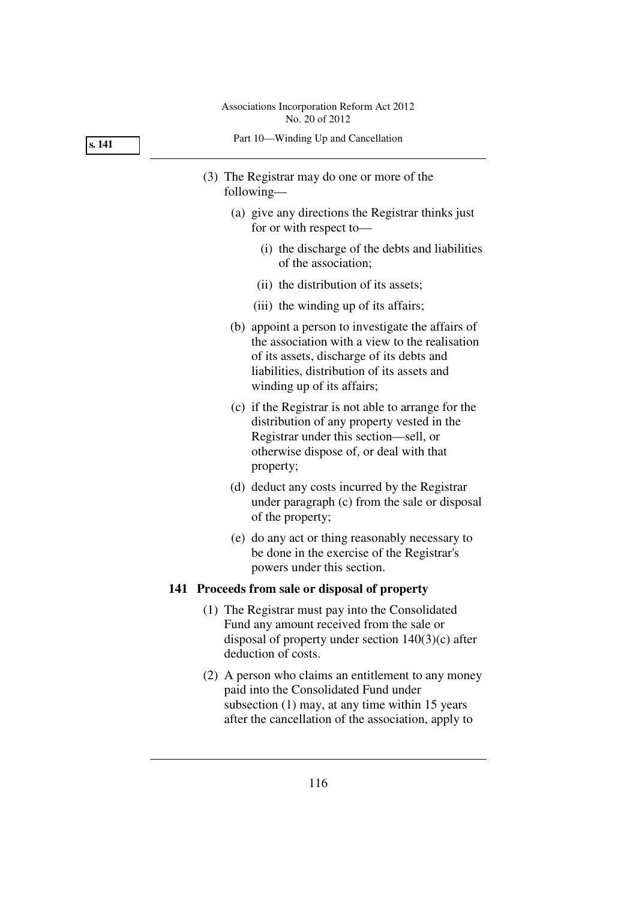(3) The Registrar may do one or more of the following—

(a) give any directions the Registrar thinks just for or with respect to—

(i) the discharge of the debts and liabilities of the association;

(ii) the distribution of its assets;

(iii) the winding up of its affairs;

(b) appoint a person to investigate the affairs of the association with a view to the realisation of its assets, discharge of its debts and liabilities, distribution of its assets and winding up of its affairs;

(c) if the Registrar is not able to arrange for the distribution of any property vested in the Registrar under this section—sell, or otherwise dispose of, or deal with that property;

(d) deduct any costs incurred by the Registrar under paragraph (c) from the sale or disposal of the property;

(e) do any act or thing reasonably necessary to be done in the exercise of the Registrar's powers under this section.

### 141 Proceeds from sale or disposal of property

(1) The Registrar must pay into the Consolidated Fund any amount received from the sale or disposal of property under section 140(3)(c) after deduction of costs.

(2) A person who claims an entitlement to any money paid into the Consolidated Fund under subsection (1) may, at any time within 15 years after the cancellation of the association, apply to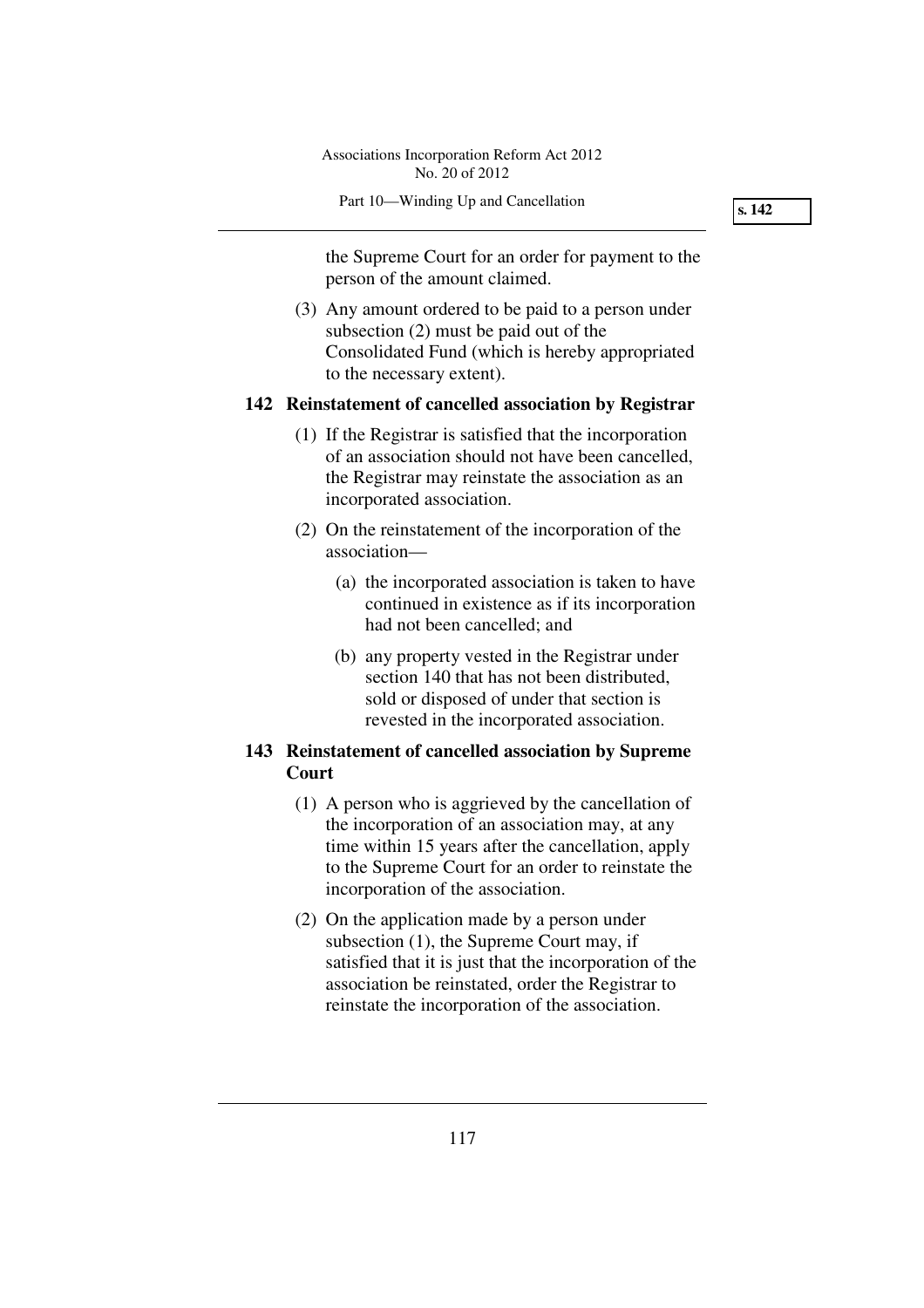the Supreme Court for an order for payment to the person of the amount claimed.

(3) Any amount ordered to be paid to a person under subsection (2) must be paid out of the Consolidated Fund (which is hereby appropriated to the necessary extent).

### 142 Reinstatement of cancelled association by Registrar

(1) If the Registrar is satisfied that the incorporation of an association should not have been cancelled, the Registrar may reinstate the association as an incorporated association.

(2) On the reinstatement of the incorporation of the association—

(a) the incorporated association is taken to have continued in existence as if its incorporation had not been cancelled; and

(b) any property vested in the Registrar under section 140 that has not been distributed, sold or disposed of under that section is revested in the incorporated association.

### 143 Reinstatement of cancelled association by Supreme Court

(1) A person who is aggrieved by the cancellation of the incorporation of an association may, at any time within 15 years after the cancellation, apply to the Supreme Court for an order to reinstate the incorporation of the association.

(2) On the application made by a person under subsection (1), the Supreme Court may, if satisfied that it is just that the incorporation of the association be reinstated, order the Registrar to reinstate the incorporation of the association.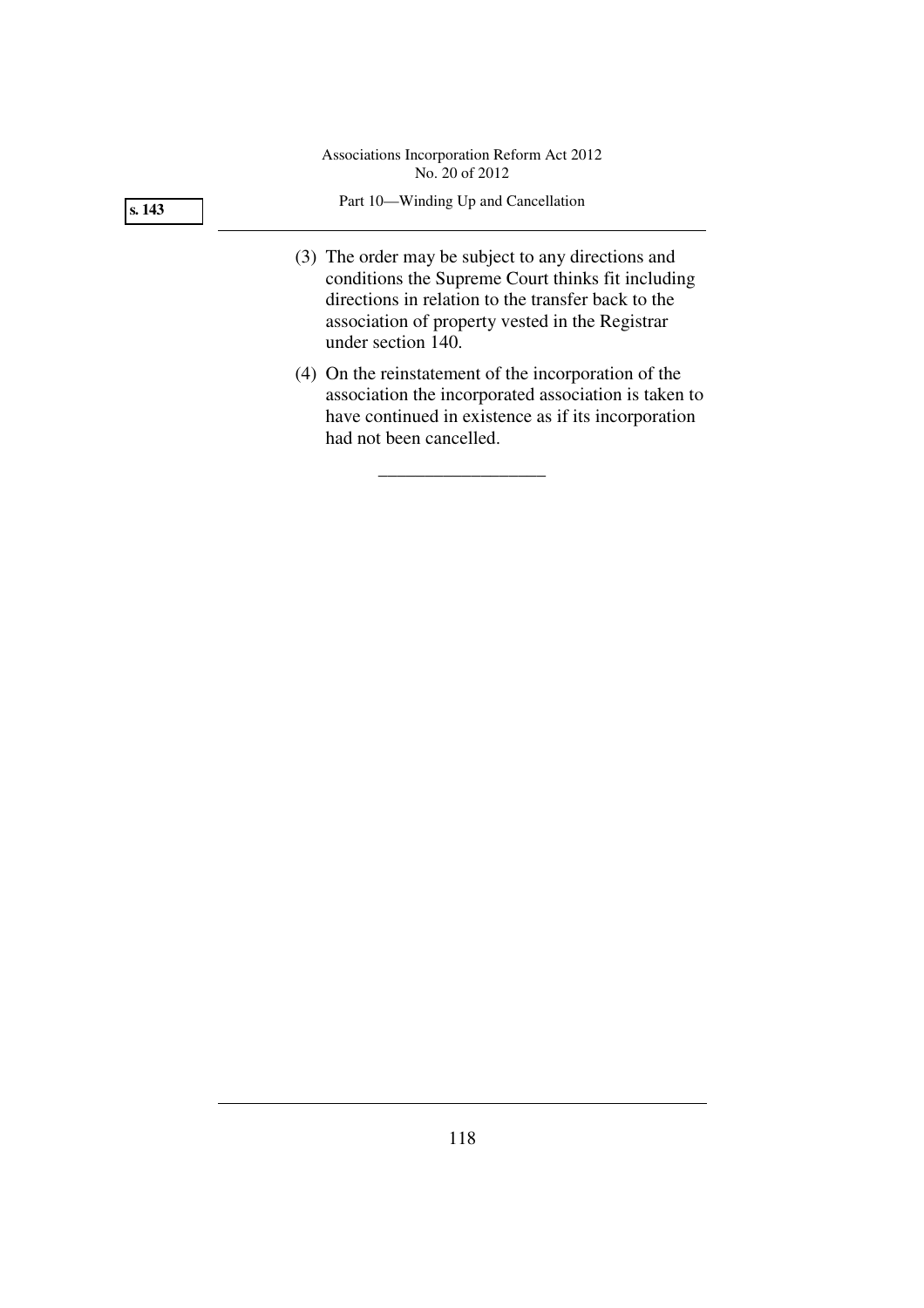(3) The order may be subject to any directions and conditions the Supreme Court thinks fit including directions in relation to the transfer back to the association of property vested in the Registrar under section 140.

(4) On the reinstatement of the incorporation of the association the incorporated association is taken to have continued in existence as if its incorporation had not been cancelled.

__________________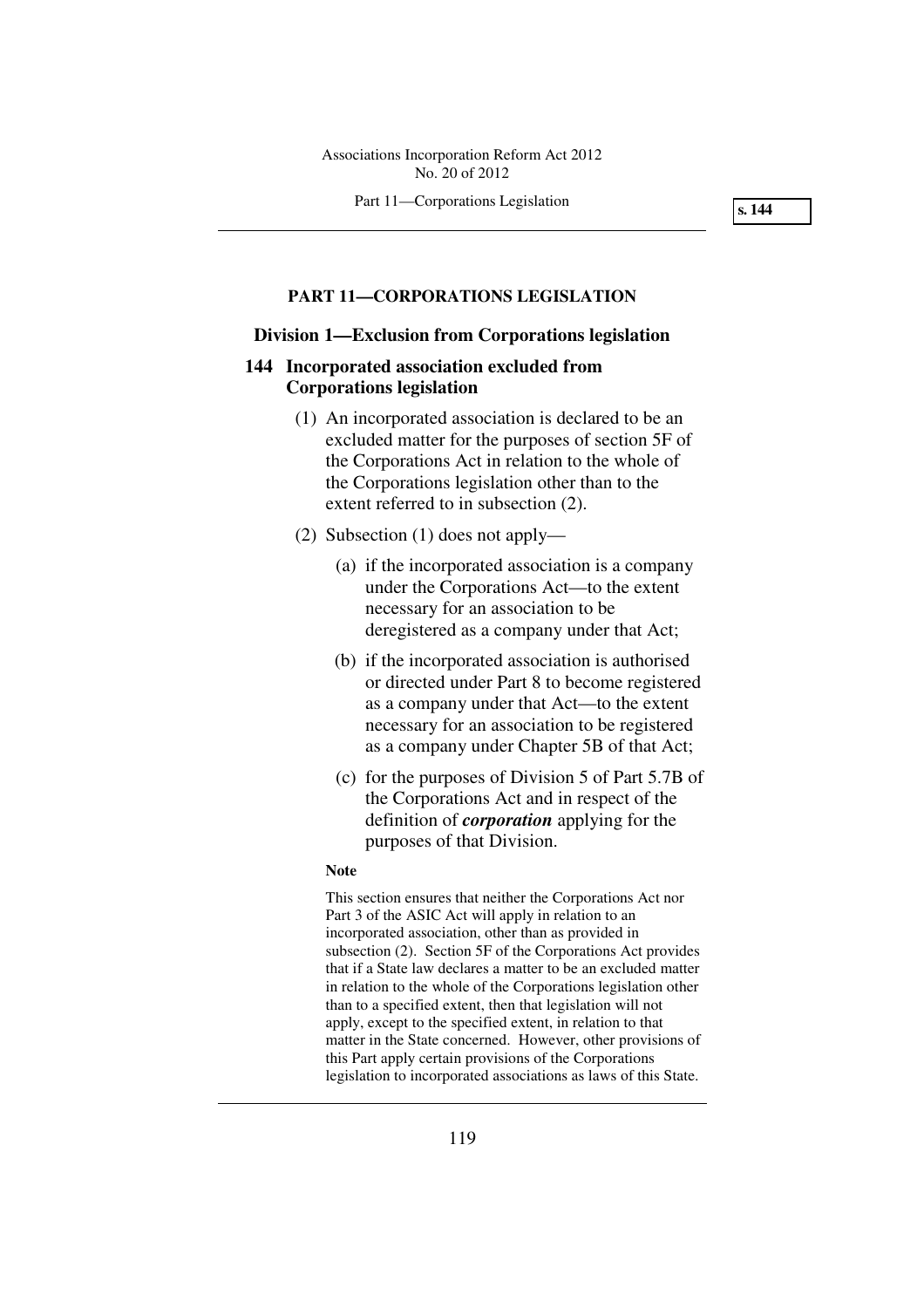## PART 11—CORPORATIONS LEGISLATION

### Division 1—Exclusion from Corporations legislation

#### 144 Incorporated association excluded from Corporations legislation

(1) An incorporated association is declared to be an excluded matter for the purposes of section 5F of the Corporations Act in relation to the whole of the Corporations legislation other than to the extent referred to in subsection (2).

(2) Subsection (1) does not apply—

(a) if the incorporated association is a company under the Corporations Act—to the extent necessary for an association to be deregistered as a company under that Act;

(b) if the incorporated association is authorised or directed under Part 8 to become registered as a company under that Act—to the extent necessary for an association to be registered as a company under Chapter 5B of that Act;

(c) for the purposes of Division 5 of Part 5.7B of the Corporations Act and in respect of the definition of ***corporation*** applying for the purposes of that Division.

**Note**

This section ensures that neither the Corporations Act nor Part 3 of the ASIC Act will apply in relation to an incorporated association, other than as provided in subsection (2). Section 5F of the Corporations Act provides that if a State law declares a matter to be an excluded matter in relation to the whole of the Corporations legislation other than to a specified extent, then that legislation will not apply, except to the specified extent, in relation to that matter in the State concerned. However, other provisions of this Part apply certain provisions of the Corporations legislation to incorporated associations as laws of this State.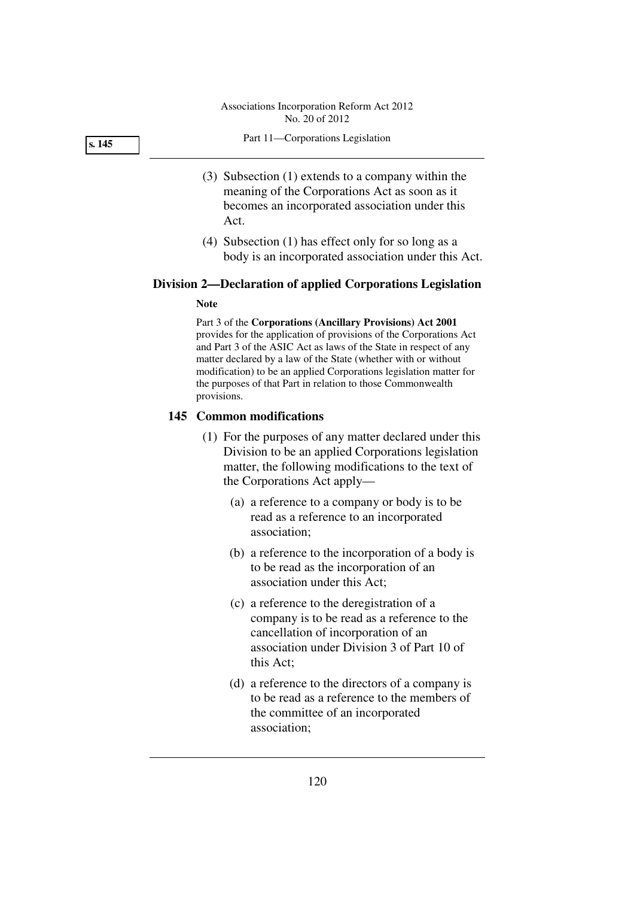(3) Subsection (1) extends to a company within the meaning of the Corporations Act as soon as it becomes an incorporated association under this Act.

(4) Subsection (1) has effect only for so long as a body is an incorporated association under this Act.

## Division 2—Declaration of applied Corporations Legislation

**Note**

Part 3 of the **Corporations (Ancillary Provisions) Act 2001** provides for the application of provisions of the Corporations Act and Part 3 of the ASIC Act as laws of the State in respect of any matter declared by a law of the State (whether with or without modification) to be an applied Corporations legislation matter for the purposes of that Part in relation to those Commonwealth provisions.

### 145 Common modifications

(1) For the purposes of any matter declared under this Division to be an applied Corporations legislation matter, the following modifications to the text of the Corporations Act apply—

(a) a reference to a company or body is to be read as a reference to an incorporated association;

(b) a reference to the incorporation of a body is to be read as the incorporation of an association under this Act;

(c) a reference to the deregistration of a company is to be read as a reference to the cancellation of incorporation of an association under Division 3 of Part 10 of this Act;

(d) a reference to the directors of a company is to be read as a reference to the members of the committee of an incorporated association;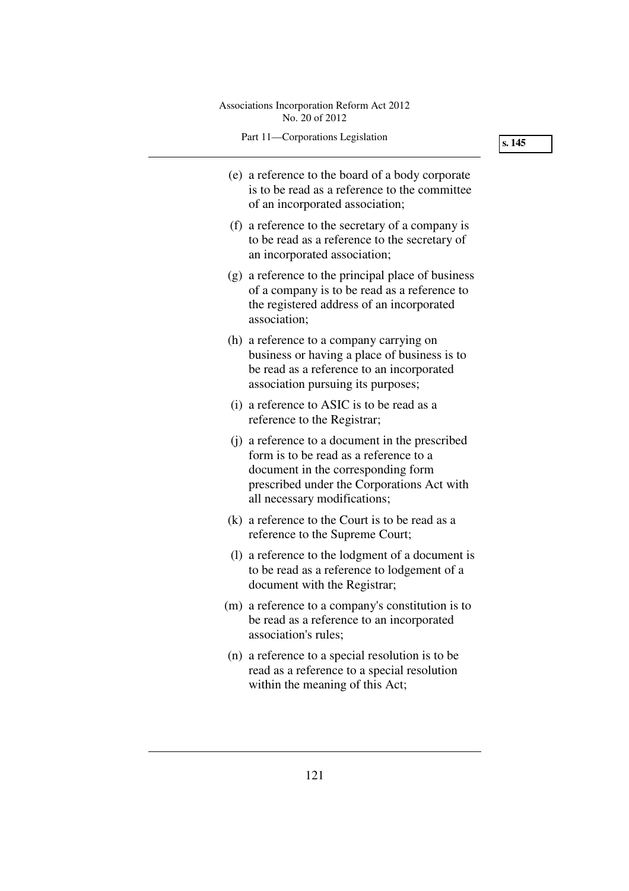(e) a reference to the board of a body corporate is to be read as a reference to the committee of an incorporated association;

(f) a reference to the secretary of a company is to be read as a reference to the secretary of an incorporated association;

(g) a reference to the principal place of business of a company is to be read as a reference to the registered address of an incorporated association;

(h) a reference to a company carrying on business or having a place of business is to be read as a reference to an incorporated association pursuing its purposes;

(i) a reference to ASIC is to be read as a reference to the Registrar;

(j) a reference to a document in the prescribed form is to be read as a reference to a document in the corresponding form prescribed under the Corporations Act with all necessary modifications;

(k) a reference to the Court is to be read as a reference to the Supreme Court;

(l) a reference to the lodgment of a document is to be read as a reference to lodgement of a document with the Registrar;

(m) a reference to a company's constitution is to be read as a reference to an incorporated association's rules;

(n) a reference to a special resolution is to be read as a reference to a special resolution within the meaning of this Act;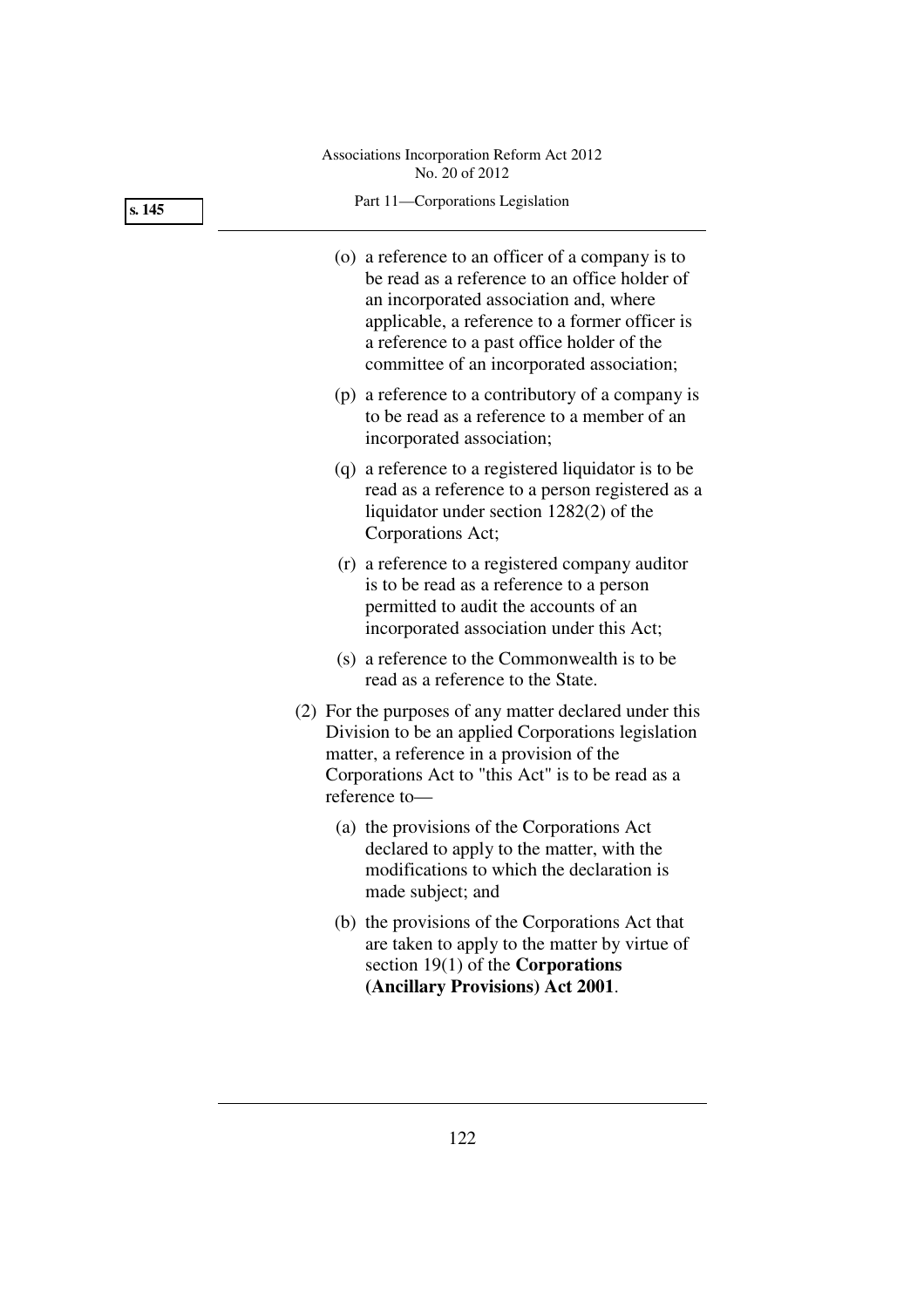(o) a reference to an officer of a company is to be read as a reference to an office holder of an incorporated association and, where applicable, a reference to a former officer is a reference to a past office holder of the committee of an incorporated association;

(p) a reference to a contributory of a company is to be read as a reference to a member of an incorporated association;

(q) a reference to a registered liquidator is to be read as a reference to a person registered as a liquidator under section 1282(2) of the Corporations Act;

(r) a reference to a registered company auditor is to be read as a reference to a person permitted to audit the accounts of an incorporated association under this Act;

(s) a reference to the Commonwealth is to be read as a reference to the State.

(2) For the purposes of any matter declared under this Division to be an applied Corporations legislation matter, a reference in a provision of the Corporations Act to "this Act" is to be read as a reference to—

(a) the provisions of the Corporations Act declared to apply to the matter, with the modifications to which the declaration is made subject; and

(b) the provisions of the Corporations Act that are taken to apply to the matter by virtue of section 19(1) of the **Corporations (Ancillary Provisions) Act 2001**.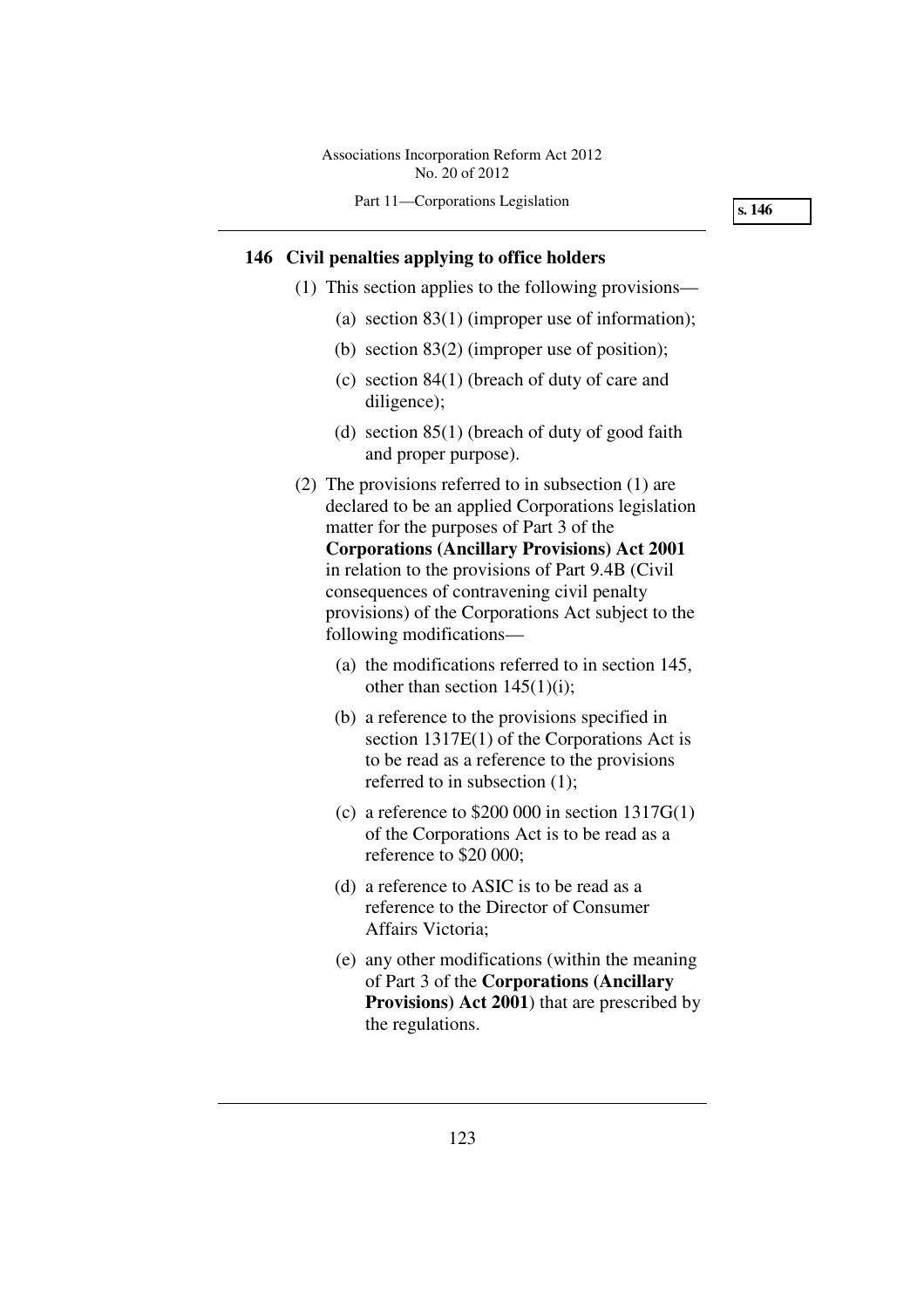## 146 Civil penalties applying to office holders

(1) This section applies to the following provisions—

(a) section 83(1) (improper use of information);

(b) section 83(2) (improper use of position);

(c) section 84(1) (breach of duty of care and diligence);

(d) section 85(1) (breach of duty of good faith and proper purpose).

(2) The provisions referred to in subsection (1) are declared to be an applied Corporations legislation matter for the purposes of Part 3 of the **Corporations (Ancillary Provisions) Act 2001** in relation to the provisions of Part 9.4B (Civil consequences of contravening civil penalty provisions) of the Corporations Act subject to the following modifications—

(a) the modifications referred to in section 145, other than section 145(1)(i);

(b) a reference to the provisions specified in section 1317E(1) of the Corporations Act is to be read as a reference to the provisions referred to in subsection (1);

(c) a reference to $200 000 in section 1317G(1) of the Corporations Act is to be read as a reference to $20 000;

(d) a reference to ASIC is to be read as a reference to the Director of Consumer Affairs Victoria;

(e) any other modifications (within the meaning of Part 3 of the **Corporations (Ancillary Provisions) Act 2001**) that are prescribed by the regulations.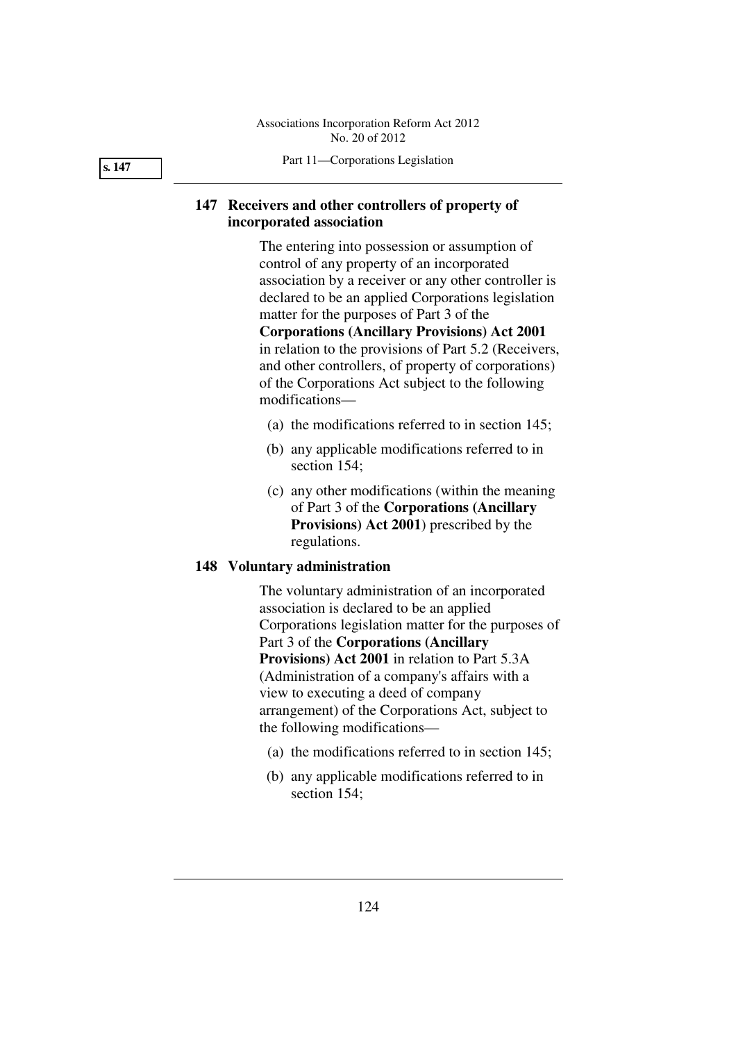### 147 Receivers and other controllers of property of incorporated association

The entering into possession or assumption of control of any property of an incorporated association by a receiver or any other controller is declared to be an applied Corporations legislation matter for the purposes of Part 3 of the **Corporations (Ancillary Provisions) Act 2001** in relation to the provisions of Part 5.2 (Receivers, and other controllers, of property of corporations) of the Corporations Act subject to the following modifications—

(a) the modifications referred to in section 145;

(b) any applicable modifications referred to in section 154;

(c) any other modifications (within the meaning of Part 3 of the **Corporations (Ancillary Provisions) Act 2001**) prescribed by the regulations.

### 148 Voluntary administration

The voluntary administration of an incorporated association is declared to be an applied Corporations legislation matter for the purposes of Part 3 of the **Corporations (Ancillary Provisions) Act 2001** in relation to Part 5.3A (Administration of a company's affairs with a view to executing a deed of company arrangement) of the Corporations Act, subject to the following modifications—

(a) the modifications referred to in section 145;

(b) any applicable modifications referred to in section 154;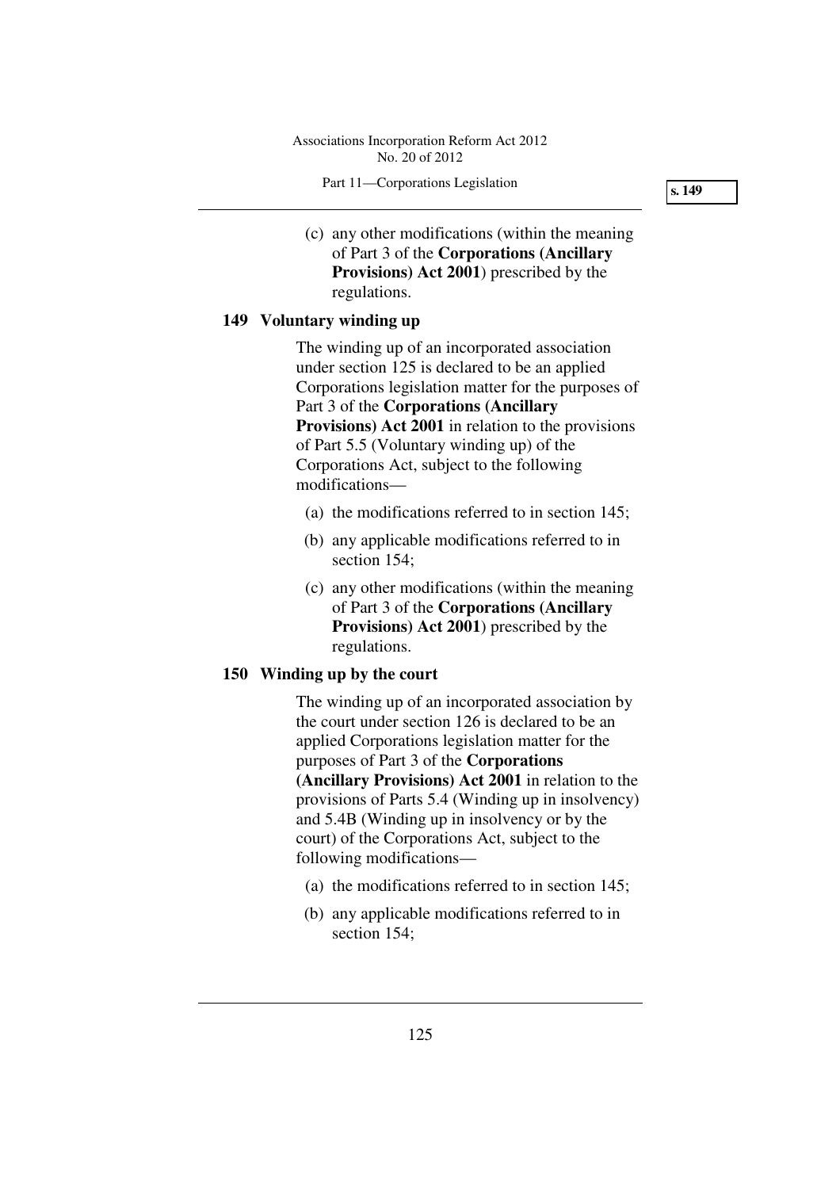(c) any other modifications (within the meaning of Part 3 of the **Corporations (Ancillary Provisions) Act 2001**) prescribed by the regulations.

### 149 Voluntary winding up

The winding up of an incorporated association under section 125 is declared to be an applied Corporations legislation matter for the purposes of Part 3 of the **Corporations (Ancillary Provisions) Act 2001** in relation to the provisions of Part 5.5 (Voluntary winding up) of the Corporations Act, subject to the following modifications—

(a) the modifications referred to in section 145;

(b) any applicable modifications referred to in section 154;

(c) any other modifications (within the meaning of Part 3 of the **Corporations (Ancillary Provisions) Act 2001**) prescribed by the regulations.

### 150 Winding up by the court

The winding up of an incorporated association by the court under section 126 is declared to be an applied Corporations legislation matter for the purposes of Part 3 of the **Corporations (Ancillary Provisions) Act 2001** in relation to the provisions of Parts 5.4 (Winding up in insolvency) and 5.4B (Winding up in insolvency or by the court) of the Corporations Act, subject to the following modifications—

(a) the modifications referred to in section 145;

(b) any applicable modifications referred to in section 154;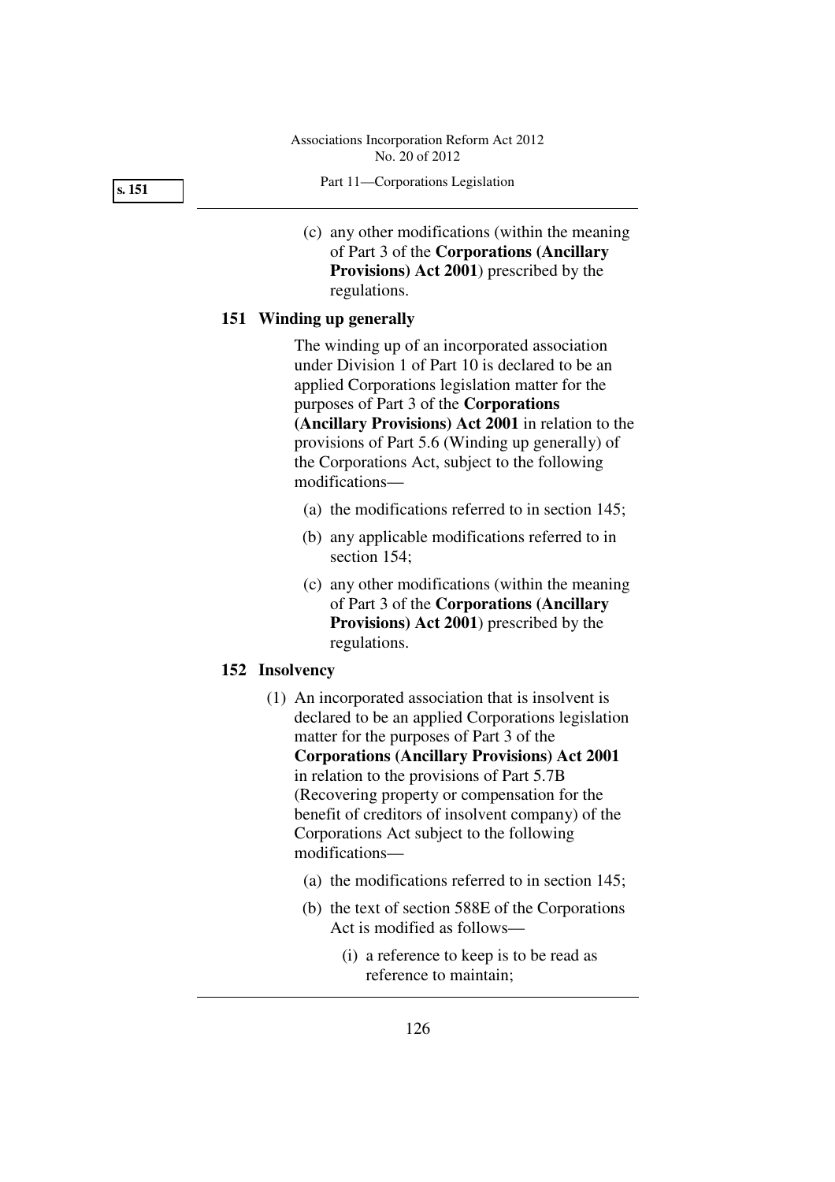(c) any other modifications (within the meaning of Part 3 of the **Corporations (Ancillary Provisions) Act 2001**) prescribed by the regulations.

## 151 Winding up generally

The winding up of an incorporated association under Division 1 of Part 10 is declared to be an applied Corporations legislation matter for the purposes of Part 3 of the **Corporations (Ancillary Provisions) Act 2001** in relation to the provisions of Part 5.6 (Winding up generally) of the Corporations Act, subject to the following modifications—

(a) the modifications referred to in section 145;

(b) any applicable modifications referred to in section 154;

(c) any other modifications (within the meaning of Part 3 of the **Corporations (Ancillary Provisions) Act 2001**) prescribed by the regulations.

## 152 Insolvency

(1) An incorporated association that is insolvent is declared to be an applied Corporations legislation matter for the purposes of Part 3 of the **Corporations (Ancillary Provisions) Act 2001** in relation to the provisions of Part 5.7B (Recovering property or compensation for the benefit of creditors of insolvent company) of the Corporations Act subject to the following modifications—

(a) the modifications referred to in section 145;

(b) the text of section 588E of the Corporations Act is modified as follows—

(i) a reference to keep is to be read as reference to maintain;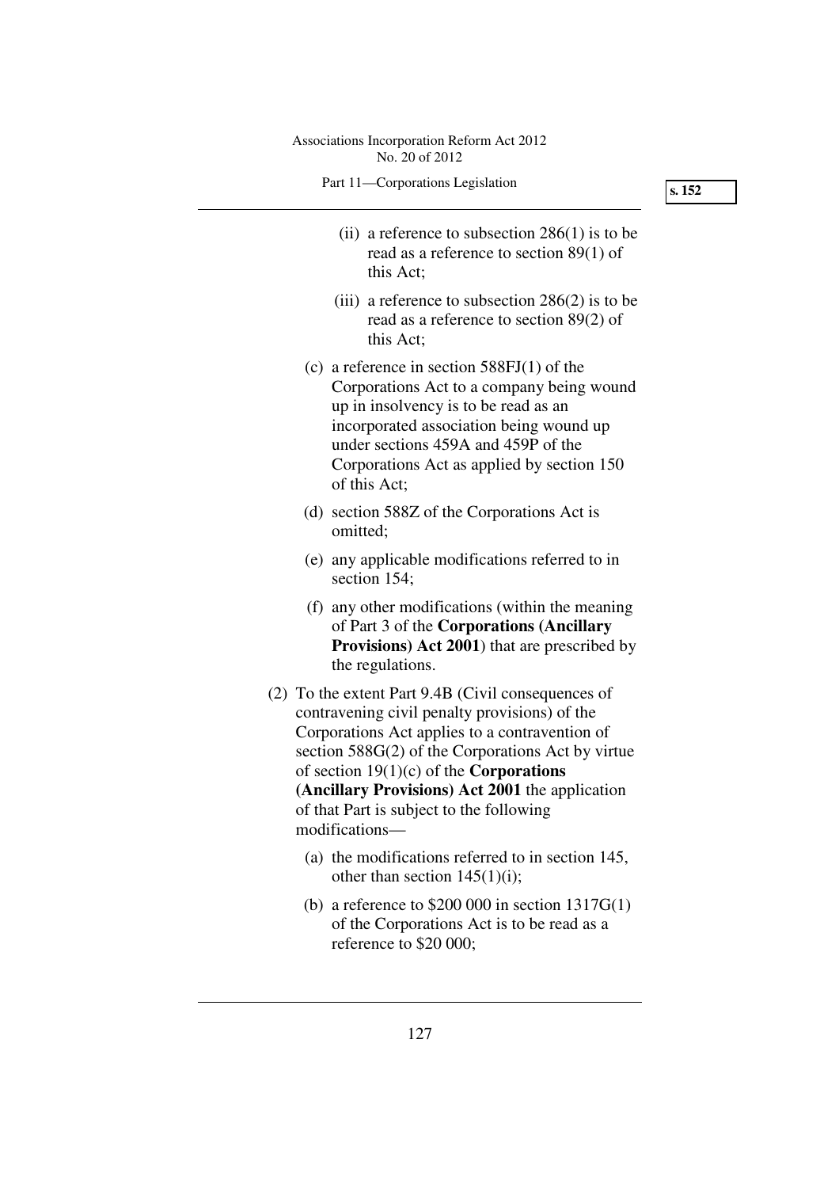(ii) a reference to subsection 286(1) is to be read as a reference to section 89(1) of this Act;

(iii) a reference to subsection 286(2) is to be read as a reference to section 89(2) of this Act;

(c) a reference in section 588FJ(1) of the Corporations Act to a company being wound up in insolvency is to be read as an incorporated association being wound up under sections 459A and 459P of the Corporations Act as applied by section 150 of this Act;

(d) section 588Z of the Corporations Act is omitted;

(e) any applicable modifications referred to in section 154;

(f) any other modifications (within the meaning of Part 3 of the **Corporations (Ancillary Provisions) Act 2001**) that are prescribed by the regulations.

(2) To the extent Part 9.4B (Civil consequences of contravening civil penalty provisions) of the Corporations Act applies to a contravention of section 588G(2) of the Corporations Act by virtue of section 19(1)(c) of the **Corporations (Ancillary Provisions) Act 2001** the application of that Part is subject to the following modifications—

(a) the modifications referred to in section 145, other than section 145(1)(i);

(b) a reference to $200 000 in section 1317G(1) of the Corporations Act is to be read as a reference to $20 000;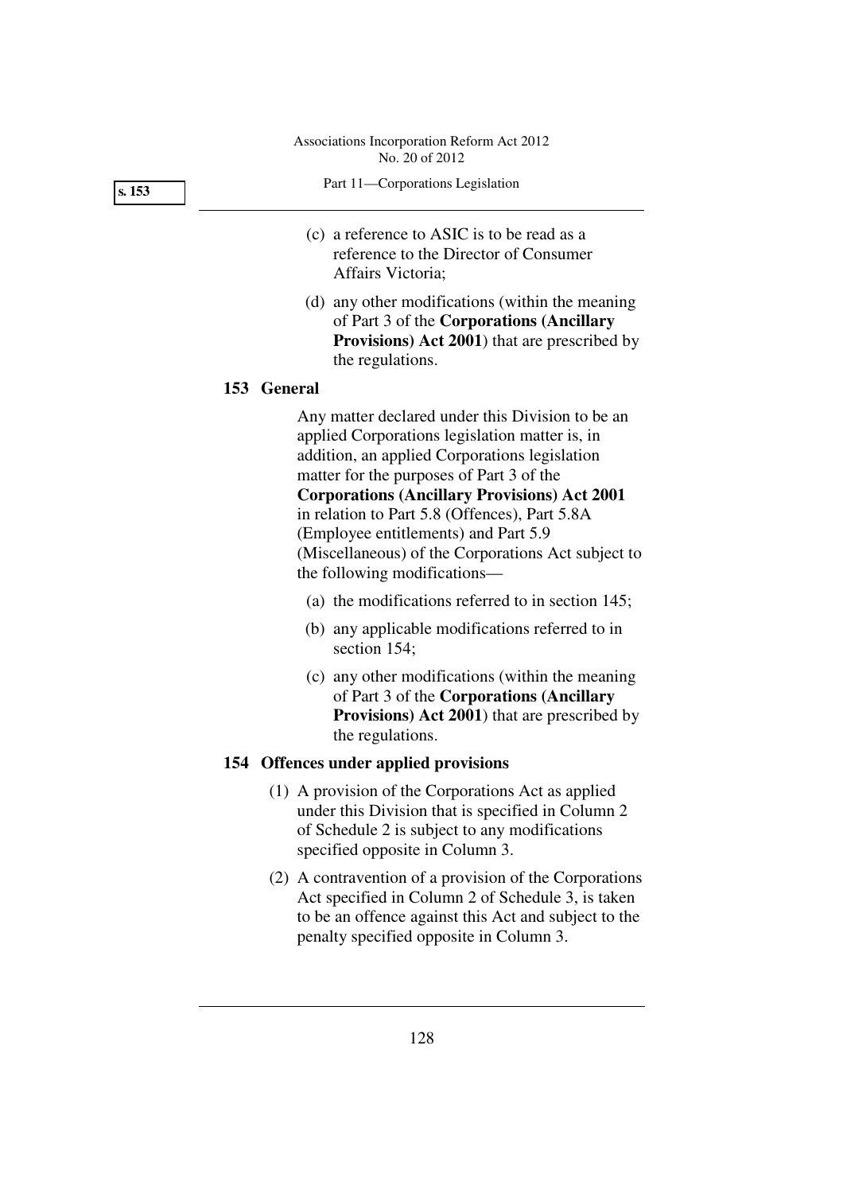(c) a reference to ASIC is to be read as a reference to the Director of Consumer Affairs Victoria;

(d) any other modifications (within the meaning of Part 3 of the **Corporations (Ancillary Provisions) Act 2001**) that are prescribed by the regulations.

### 153 General

Any matter declared under this Division to be an applied Corporations legislation matter is, in addition, an applied Corporations legislation matter for the purposes of Part 3 of the **Corporations (Ancillary Provisions) Act 2001** in relation to Part 5.8 (Offences), Part 5.8A (Employee entitlements) and Part 5.9 (Miscellaneous) of the Corporations Act subject to the following modifications—

(a) the modifications referred to in section 145;

(b) any applicable modifications referred to in section 154;

(c) any other modifications (within the meaning of Part 3 of the **Corporations (Ancillary Provisions) Act 2001**) that are prescribed by the regulations.

### 154 Offences under applied provisions

(1) A provision of the Corporations Act as applied under this Division that is specified in Column 2 of Schedule 2 is subject to any modifications specified opposite in Column 3.

(2) A contravention of a provision of the Corporations Act specified in Column 2 of Schedule 3, is taken to be an offence against this Act and subject to the penalty specified opposite in Column 3.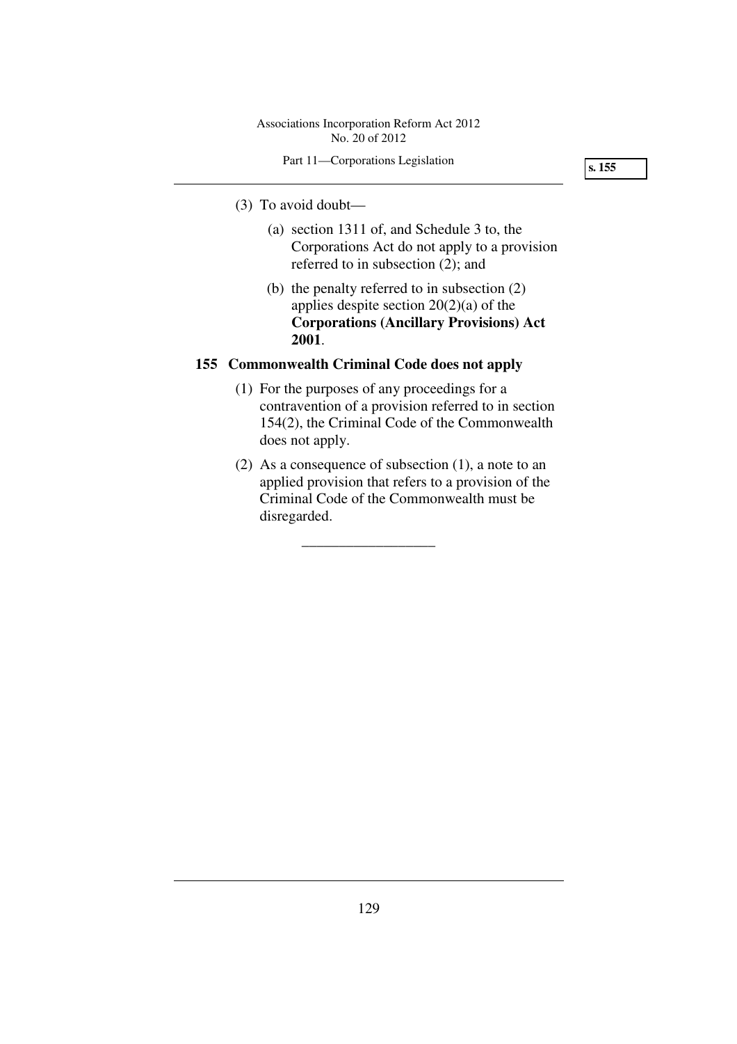(3) To avoid doubt—

(a) section 1311 of, and Schedule 3 to, the Corporations Act do not apply to a provision referred to in subsection (2); and

(b) the penalty referred to in subsection (2) applies despite section 20(2)(a) of the **Corporations (Ancillary Provisions) Act 2001**.

## 155 Commonwealth Criminal Code does not apply

(1) For the purposes of any proceedings for a contravention of a provision referred to in section 154(2), the Criminal Code of the Commonwealth does not apply.

(2) As a consequence of subsection (1), a note to an applied provision that refers to a provision of the Criminal Code of the Commonwealth must be disregarded.

---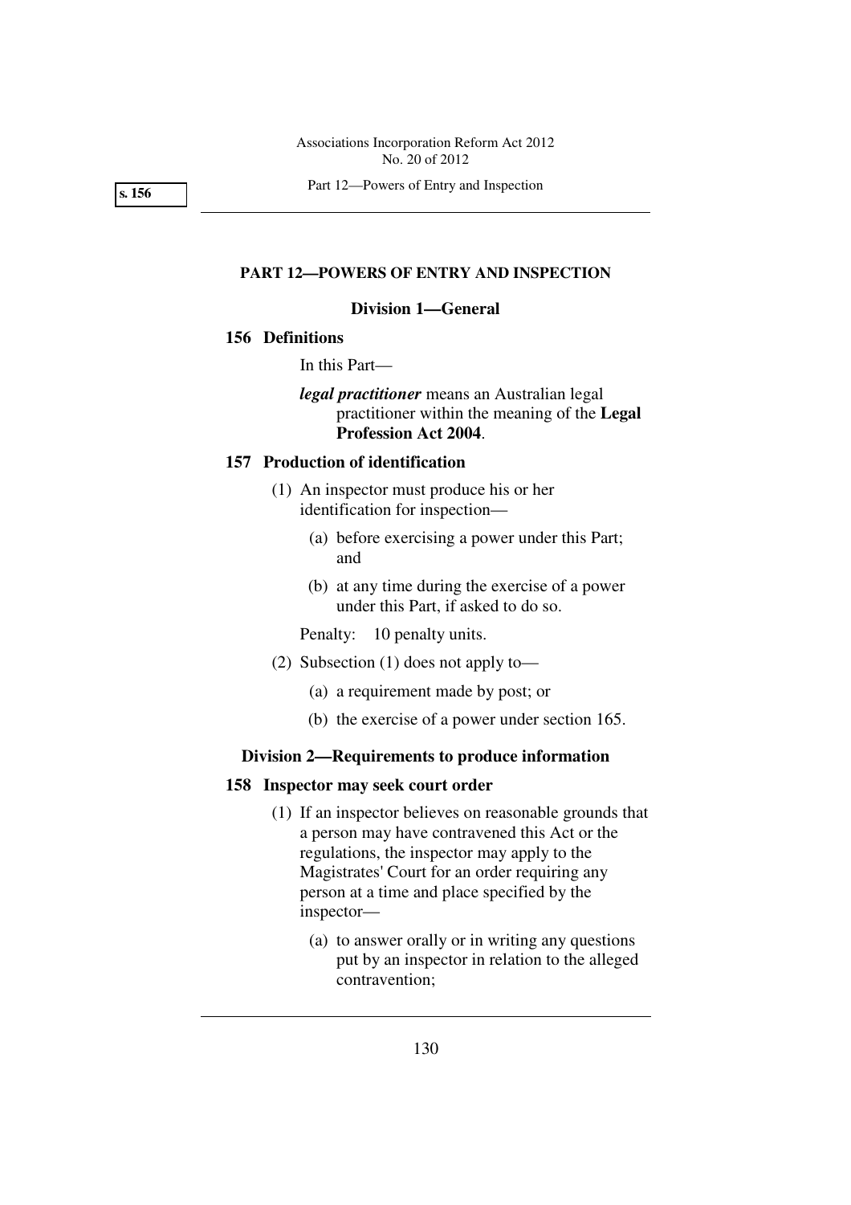## PART 12—POWERS OF ENTRY AND INSPECTION

### Division 1—General

**156 Definitions**

In this Part—

***legal practitioner*** means an Australian legal practitioner within the meaning of the **Legal Profession Act 2004**.

**157 Production of identification**

(1) An inspector must produce his or her identification for inspection—

(a) before exercising a power under this Part; and

(b) at any time during the exercise of a power under this Part, if asked to do so.

Penalty: 10 penalty units.

(2) Subsection (1) does not apply to—

(a) a requirement made by post; or

(b) the exercise of a power under section 165.

### Division 2—Requirements to produce information

**158 Inspector may seek court order**

(1) If an inspector believes on reasonable grounds that a person may have contravened this Act or the regulations, the inspector may apply to the Magistrates' Court for an order requiring any person at a time and place specified by the inspector—

(a) to answer orally or in writing any questions put by an inspector in relation to the alleged contravention;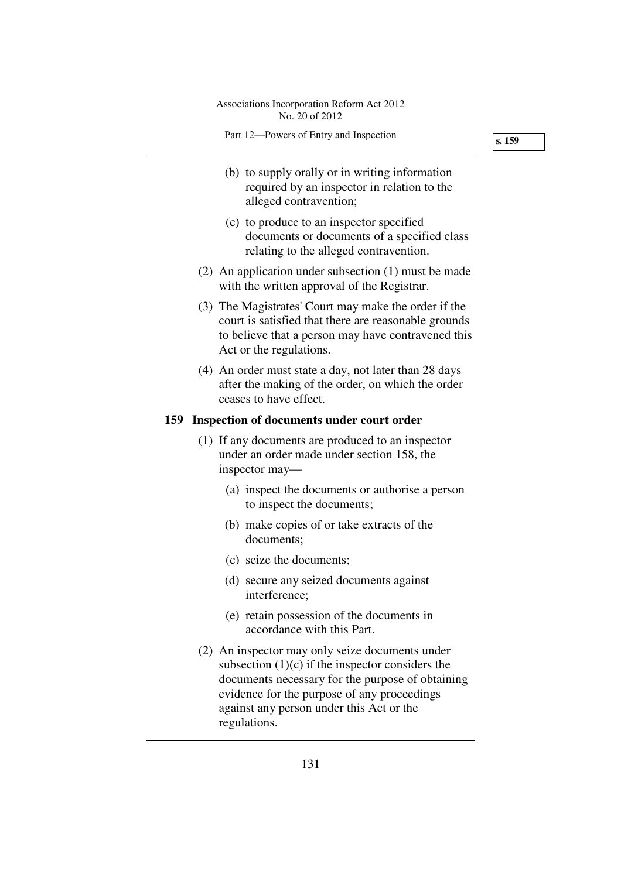(b) to supply orally or in writing information required by an inspector in relation to the alleged contravention;

(c) to produce to an inspector specified documents or documents of a specified class relating to the alleged contravention.

(2) An application under subsection (1) must be made with the written approval of the Registrar.

(3) The Magistrates' Court may make the order if the court is satisfied that there are reasonable grounds to believe that a person may have contravened this Act or the regulations.

(4) An order must state a day, not later than 28 days after the making of the order, on which the order ceases to have effect.

**159 Inspection of documents under court order**

(1) If any documents are produced to an inspector under an order made under section 158, the inspector may—

(a) inspect the documents or authorise a person to inspect the documents;

(b) make copies of or take extracts of the documents;

(c) seize the documents;

(d) secure any seized documents against interference;

(e) retain possession of the documents in accordance with this Part.

(2) An inspector may only seize documents under subsection (1)(c) if the inspector considers the documents necessary for the purpose of obtaining evidence for the purpose of any proceedings against any person under this Act or the regulations.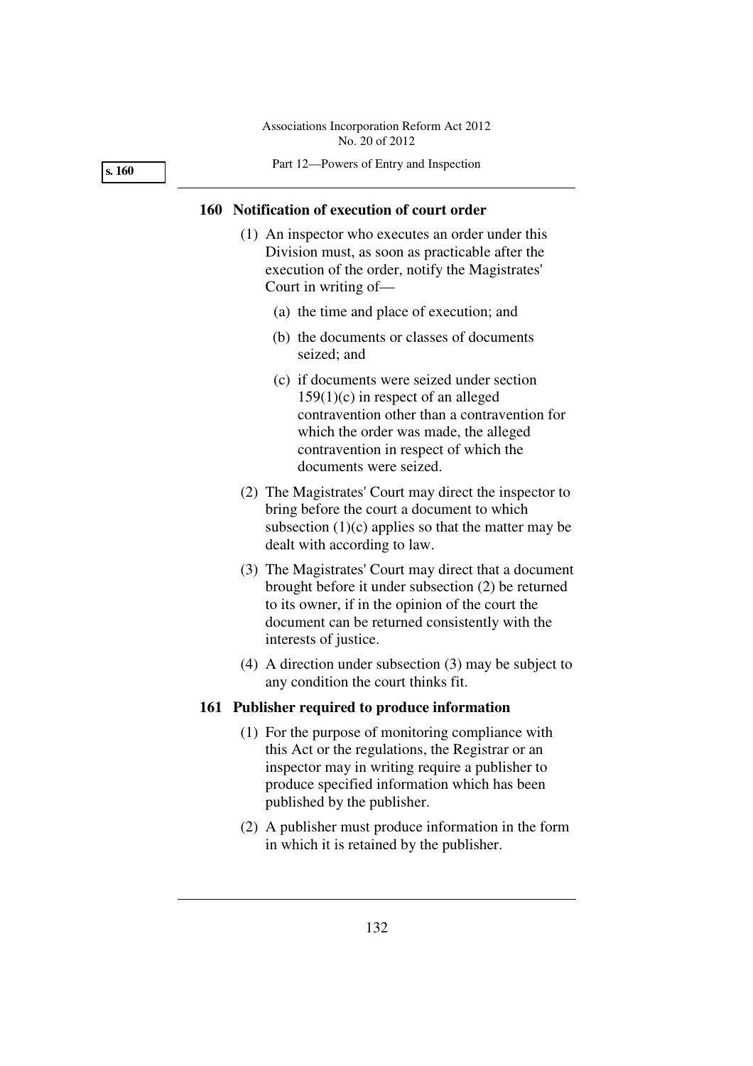## 160 Notification of execution of court order

(1) An inspector who executes an order under this Division must, as soon as practicable after the execution of the order, notify the Magistrates' Court in writing of—

(a) the time and place of execution; and

(b) the documents or classes of documents seized; and

(c) if documents were seized under section 159(1)(c) in respect of an alleged contravention other than a contravention for which the order was made, the alleged contravention in respect of which the documents were seized.

(2) The Magistrates' Court may direct the inspector to bring before the court a document to which subsection (1)(c) applies so that the matter may be dealt with according to law.

(3) The Magistrates' Court may direct that a document brought before it under subsection (2) be returned to its owner, if in the opinion of the court the document can be returned consistently with the interests of justice.

(4) A direction under subsection (3) may be subject to any condition the court thinks fit.

## 161 Publisher required to produce information

(1) For the purpose of monitoring compliance with this Act or the regulations, the Registrar or an inspector may in writing require a publisher to produce specified information which has been published by the publisher.

(2) A publisher must produce information in the form in which it is retained by the publisher.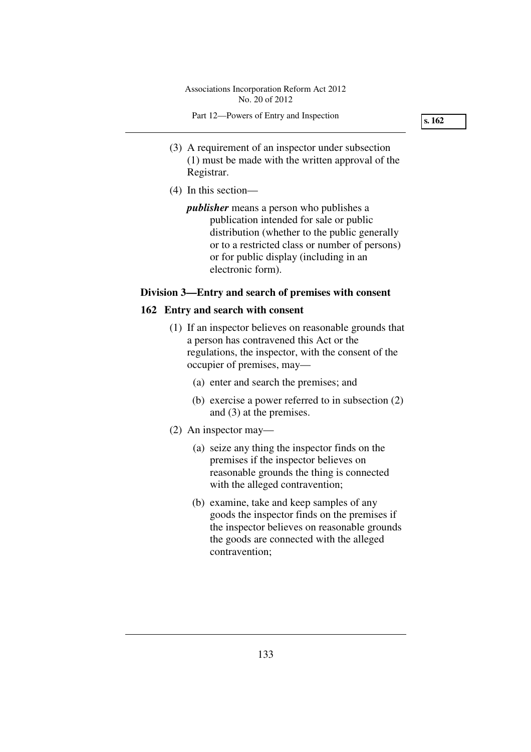(3) A requirement of an inspector under subsection (1) must be made with the written approval of the Registrar.

(4) In this section—

***publisher*** means a person who publishes a publication intended for sale or public distribution (whether to the public generally or to a restricted class or number of persons) or for public display (including in an electronic form).

## Division 3—Entry and search of premises with consent

### 162 Entry and search with consent

(1) If an inspector believes on reasonable grounds that a person has contravened this Act or the regulations, the inspector, with the consent of the occupier of premises, may—

- (a) enter and search the premises; and
- (b) exercise a power referred to in subsection (2) and (3) at the premises.

(2) An inspector may—

- (a) seize any thing the inspector finds on the premises if the inspector believes on reasonable grounds the thing is connected with the alleged contravention;
- (b) examine, take and keep samples of any goods the inspector finds on the premises if the inspector believes on reasonable grounds the goods are connected with the alleged contravention;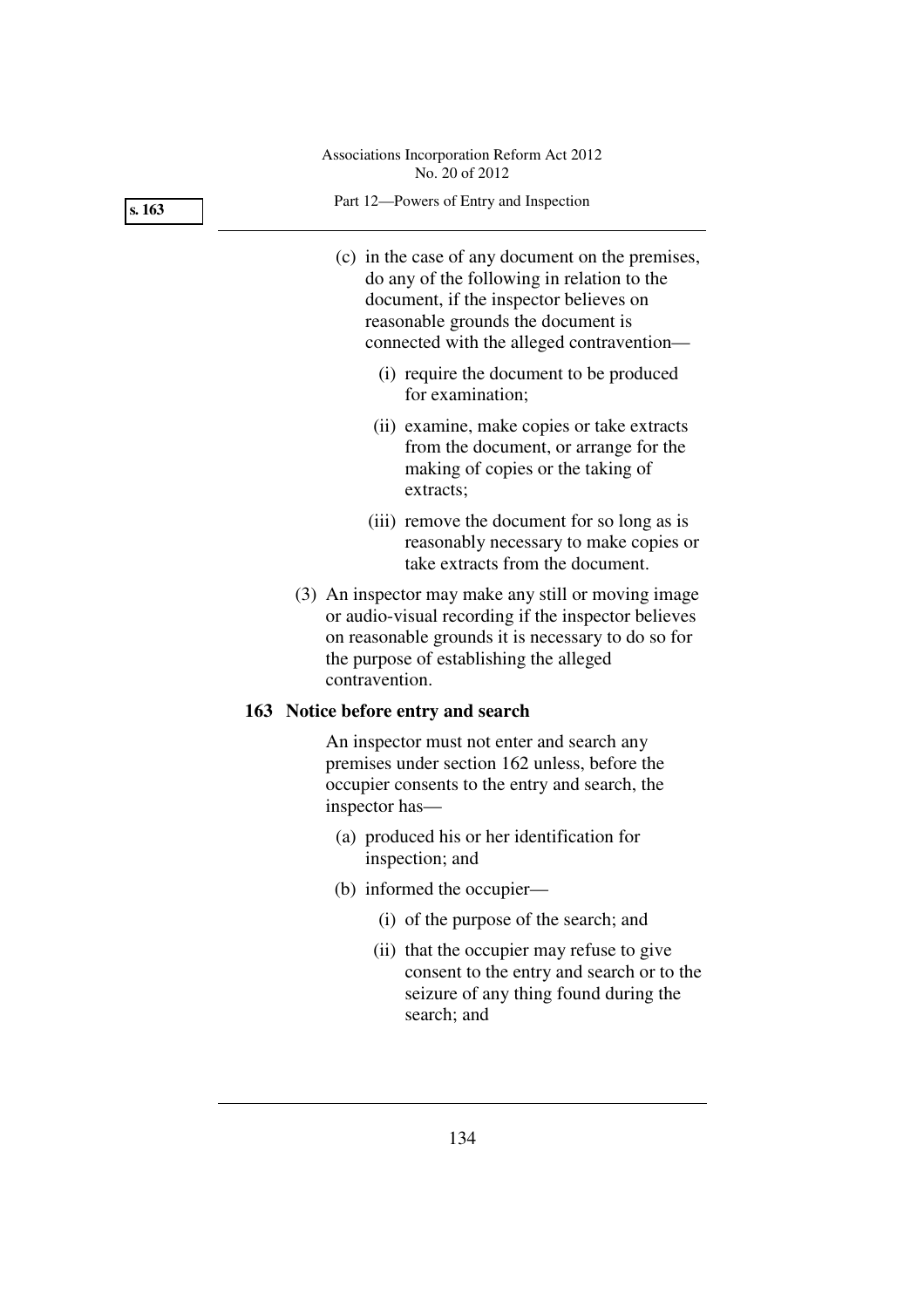(c) in the case of any document on the premises, do any of the following in relation to the document, if the inspector believes on reasonable grounds the document is connected with the alleged contravention—

  (i) require the document to be produced for examination;

  (ii) examine, make copies or take extracts from the document, or arrange for the making of copies or the taking of extracts;

  (iii) remove the document for so long as is reasonably necessary to make copies or take extracts from the document.

(3) An inspector may make any still or moving image or audio-visual recording if the inspector believes on reasonable grounds it is necessary to do so for the purpose of establishing the alleged contravention.

### 163 Notice before entry and search

An inspector must not enter and search any premises under section 162 unless, before the occupier consents to the entry and search, the inspector has—

(a) produced his or her identification for inspection; and

(b) informed the occupier—

  (i) of the purpose of the search; and

  (ii) that the occupier may refuse to give consent to the entry and search or to the seizure of any thing found during the search; and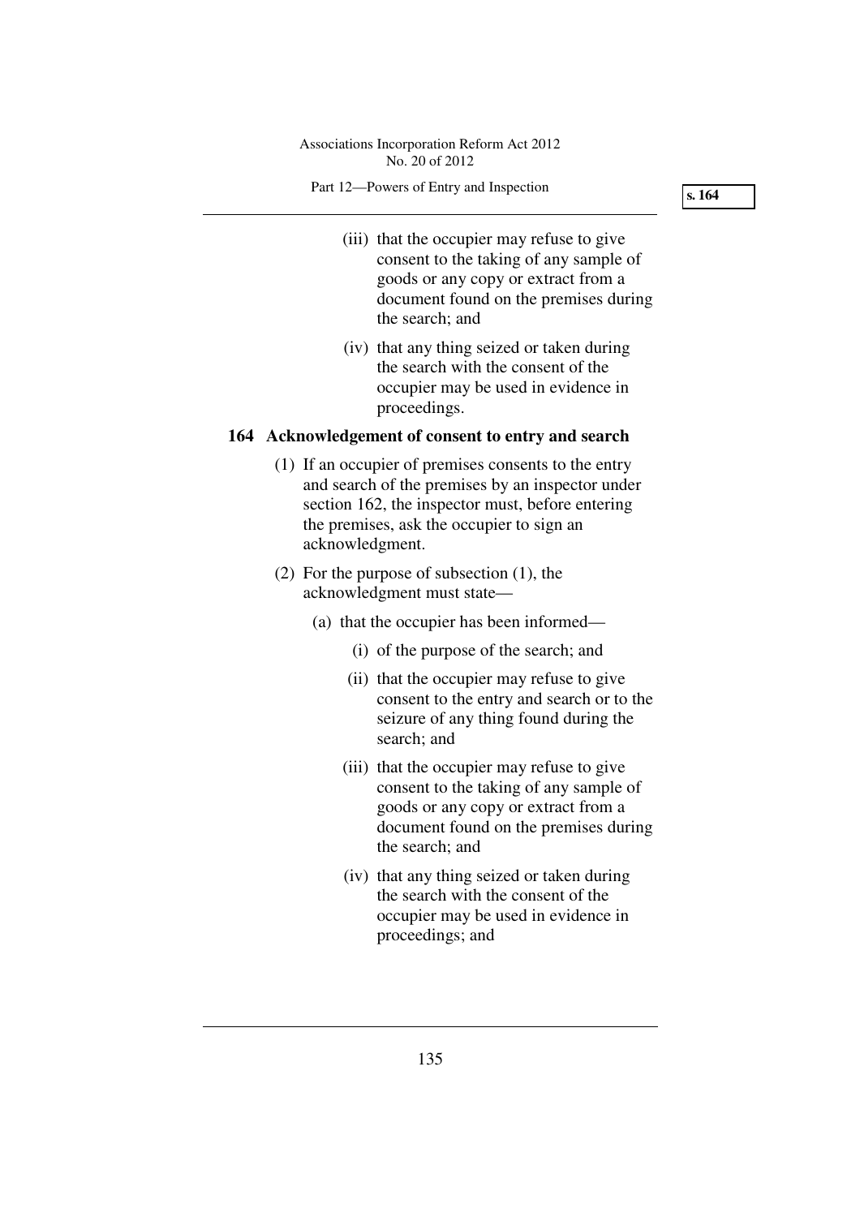(iii) that the occupier may refuse to give consent to the taking of any sample of goods or any copy or extract from a document found on the premises during the search; and

(iv) that any thing seized or taken during the search with the consent of the occupier may be used in evidence in proceedings.

**164 Acknowledgement of consent to entry and search**

(1) If an occupier of premises consents to the entry and search of the premises by an inspector under section 162, the inspector must, before entering the premises, ask the occupier to sign an acknowledgment.

(2) For the purpose of subsection (1), the acknowledgment must state—

(a) that the occupier has been informed—

(i) of the purpose of the search; and

(ii) that the occupier may refuse to give consent to the entry and search or to the seizure of any thing found during the search; and

(iii) that the occupier may refuse to give consent to the taking of any sample of goods or any copy or extract from a document found on the premises during the search; and

(iv) that any thing seized or taken during the search with the consent of the occupier may be used in evidence in proceedings; and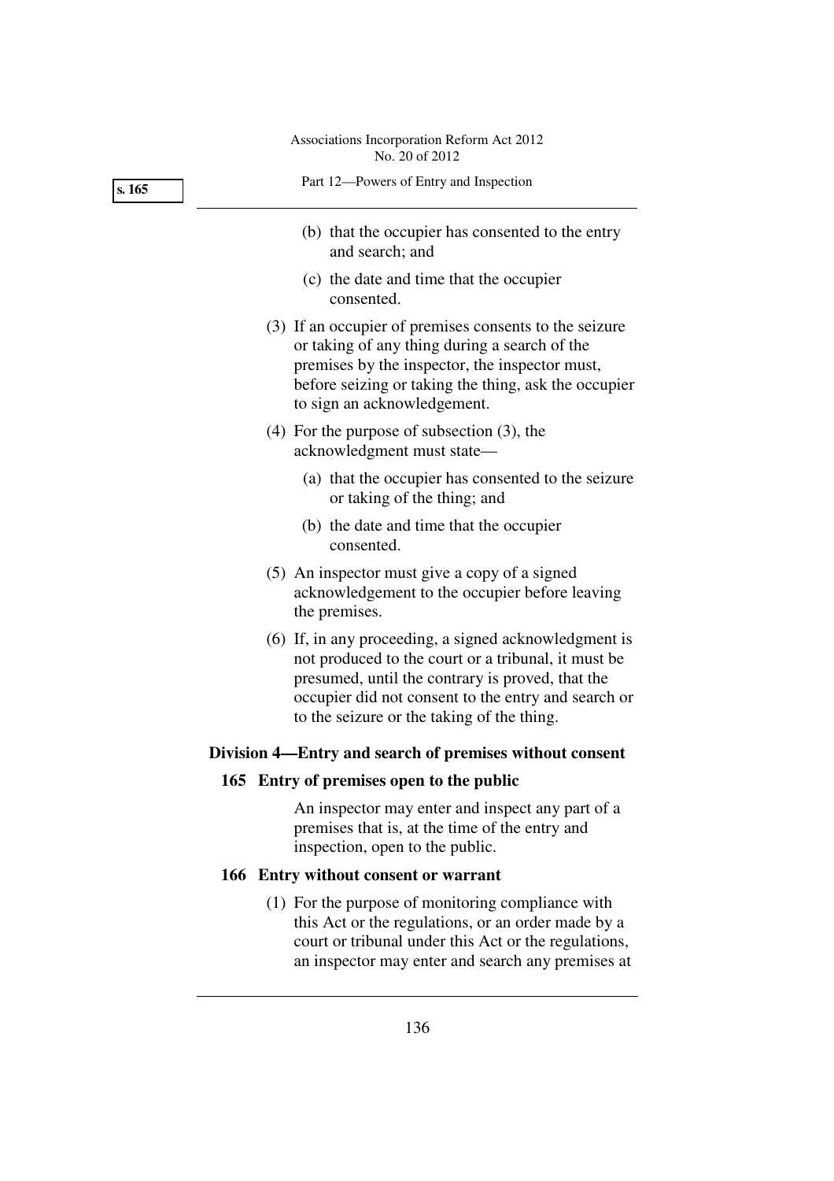(b) that the occupier has consented to the entry and search; and

(c) the date and time that the occupier consented.

(3) If an occupier of premises consents to the seizure or taking of any thing during a search of the premises by the inspector, the inspector must, before seizing or taking the thing, ask the occupier to sign an acknowledgement.

(4) For the purpose of subsection (3), the acknowledgment must state—

(a) that the occupier has consented to the seizure or taking of the thing; and

(b) the date and time that the occupier consented.

(5) An inspector must give a copy of a signed acknowledgement to the occupier before leaving the premises.

(6) If, in any proceeding, a signed acknowledgment is not produced to the court or a tribunal, it must be presumed, until the contrary is proved, that the occupier did not consent to the entry and search or to the seizure or the taking of the thing.

## Division 4—Entry and search of premises without consent

### 165 Entry of premises open to the public

An inspector may enter and inspect any part of a premises that is, at the time of the entry and inspection, open to the public.

### 166 Entry without consent or warrant

(1) For the purpose of monitoring compliance with this Act or the regulations, or an order made by a court or tribunal under this Act or the regulations, an inspector may enter and search any premises at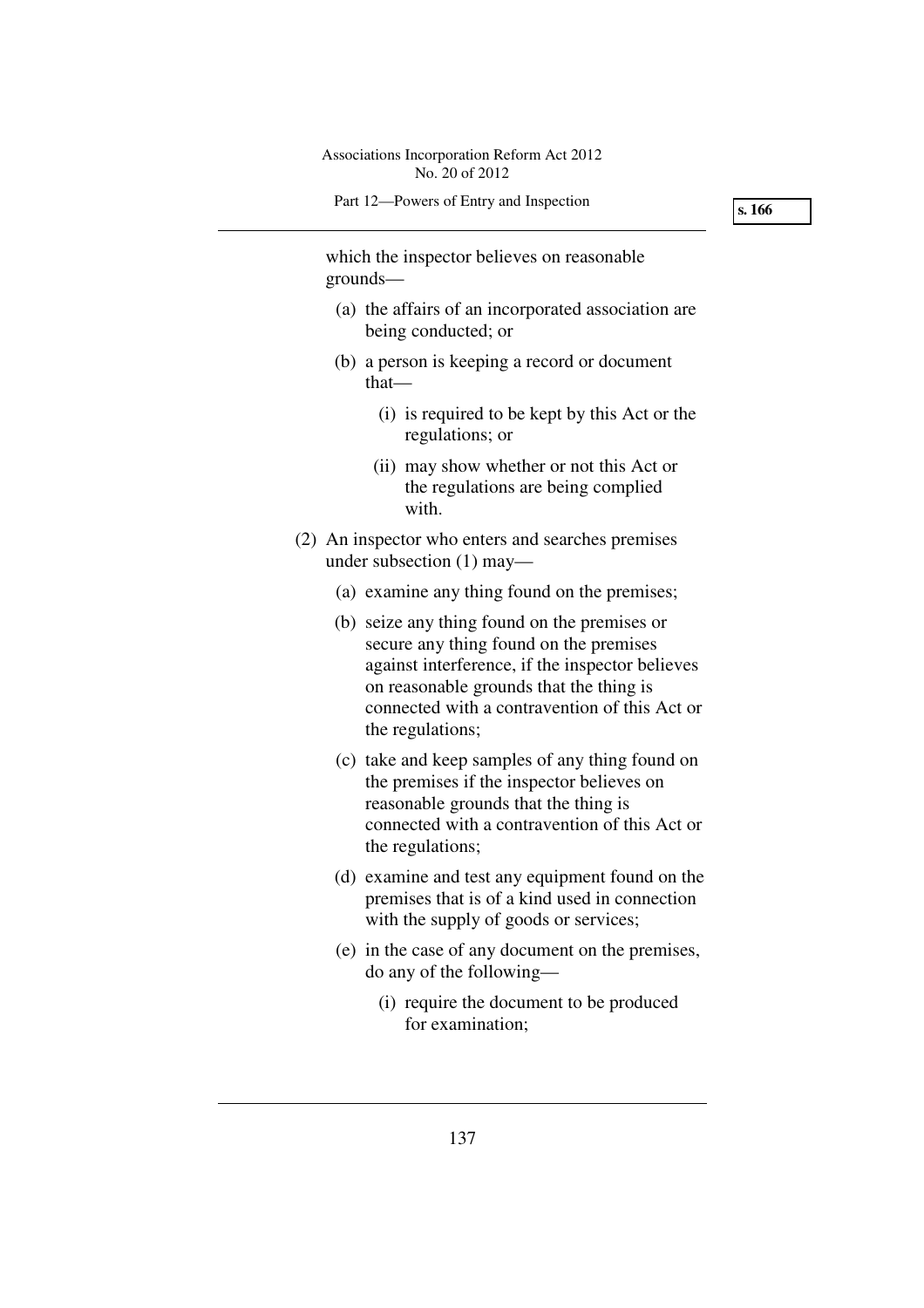which the inspector believes on reasonable grounds—

- (a) the affairs of an incorporated association are being conducted; or
- (b) a person is keeping a record or document that—
  - (i) is required to be kept by this Act or the regulations; or
  - (ii) may show whether or not this Act or the regulations are being complied with.

(2) An inspector who enters and searches premises under subsection (1) may—

- (a) examine any thing found on the premises;
- (b) seize any thing found on the premises or secure any thing found on the premises against interference, if the inspector believes on reasonable grounds that the thing is connected with a contravention of this Act or the regulations;
- (c) take and keep samples of any thing found on the premises if the inspector believes on reasonable grounds that the thing is connected with a contravention of this Act or the regulations;
- (d) examine and test any equipment found on the premises that is of a kind used in connection with the supply of goods or services;
- (e) in the case of any document on the premises, do any of the following—
  - (i) require the document to be produced for examination;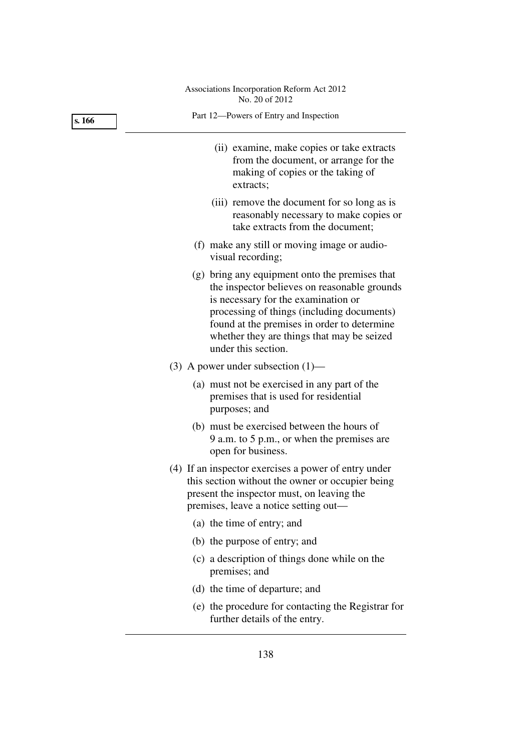(ii) examine, make copies or take extracts from the document, or arrange for the making of copies or the taking of extracts;

(iii) remove the document for so long as is reasonably necessary to make copies or take extracts from the document;

(f) make any still or moving image or audio-visual recording;

(g) bring any equipment onto the premises that the inspector believes on reasonable grounds is necessary for the examination or processing of things (including documents) found at the premises in order to determine whether they are things that may be seized under this section.

(3) A power under subsection (1)—

(a) must not be exercised in any part of the premises that is used for residential purposes; and

(b) must be exercised between the hours of 9 a.m. to 5 p.m., or when the premises are open for business.

(4) If an inspector exercises a power of entry under this section without the owner or occupier being present the inspector must, on leaving the premises, leave a notice setting out—

(a) the time of entry; and

(b) the purpose of entry; and

(c) a description of things done while on the premises; and

(d) the time of departure; and

(e) the procedure for contacting the Registrar for further details of the entry.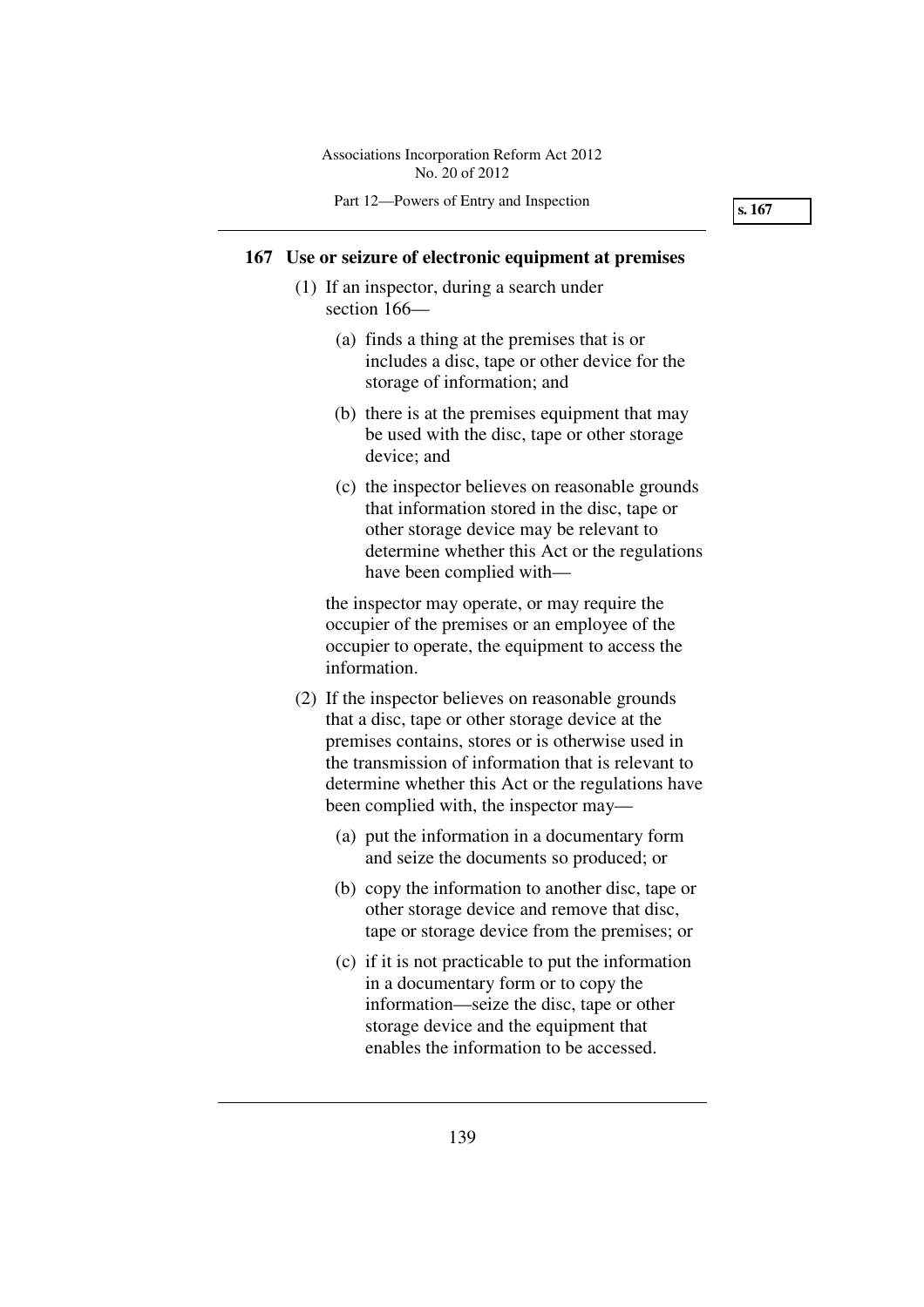## 167 Use or seizure of electronic equipment at premises

(1) If an inspector, during a search under section 166—

(a) finds a thing at the premises that is or includes a disc, tape or other device for the storage of information; and

(b) there is at the premises equipment that may be used with the disc, tape or other storage device; and

(c) the inspector believes on reasonable grounds that information stored in the disc, tape or other storage device may be relevant to determine whether this Act or the regulations have been complied with—

the inspector may operate, or may require the occupier of the premises or an employee of the occupier to operate, the equipment to access the information.

(2) If the inspector believes on reasonable grounds that a disc, tape or other storage device at the premises contains, stores or is otherwise used in the transmission of information that is relevant to determine whether this Act or the regulations have been complied with, the inspector may—

(a) put the information in a documentary form and seize the documents so produced; or

(b) copy the information to another disc, tape or other storage device and remove that disc, tape or storage device from the premises; or

(c) if it is not practicable to put the information in a documentary form or to copy the information—seize the disc, tape or other storage device and the equipment that enables the information to be accessed.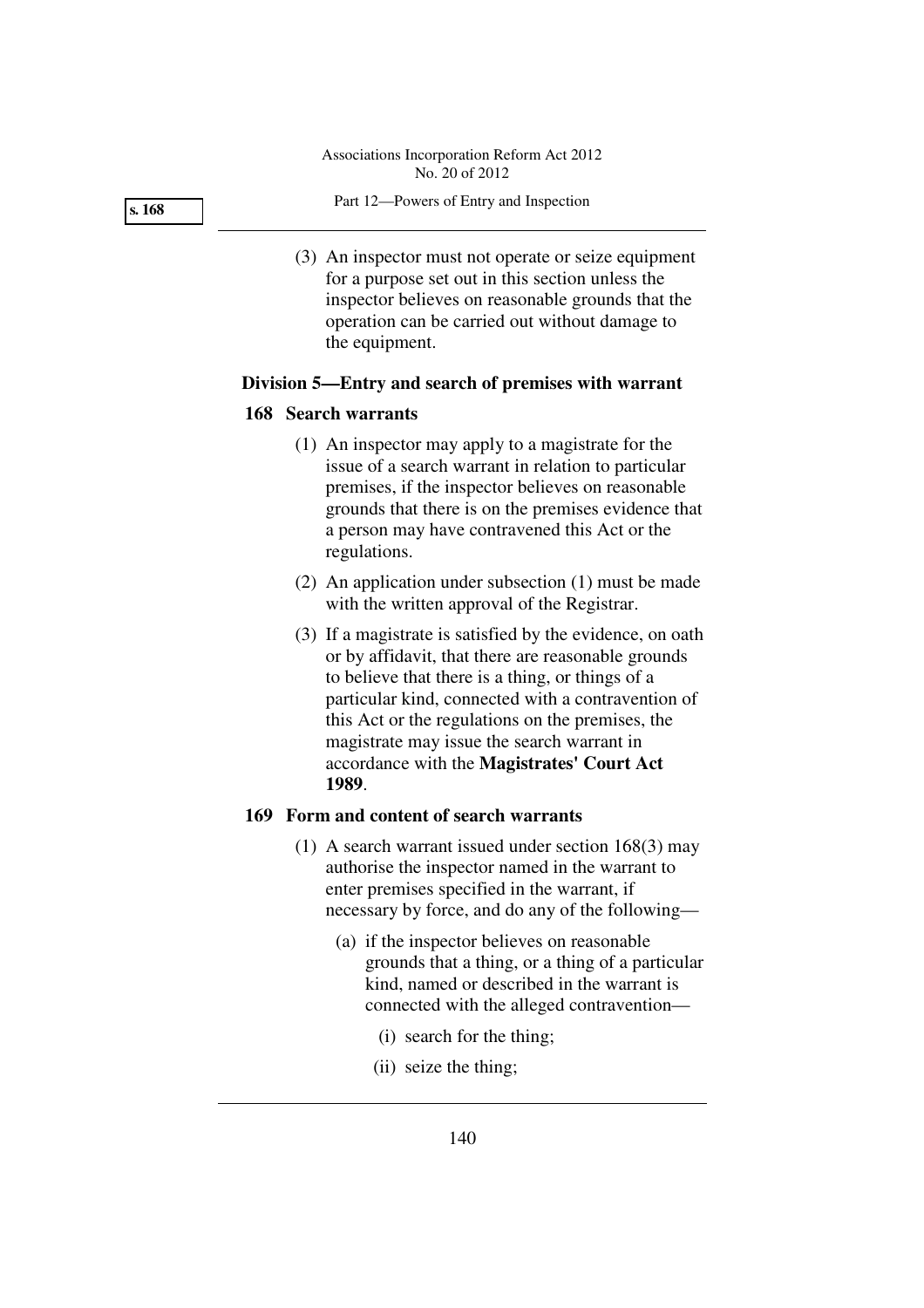(3) An inspector must not operate or seize equipment for a purpose set out in this section unless the inspector believes on reasonable grounds that the operation can be carried out without damage to the equipment.

## Division 5—Entry and search of premises with warrant

### 168 Search warrants

(1) An inspector may apply to a magistrate for the issue of a search warrant in relation to particular premises, if the inspector believes on reasonable grounds that there is on the premises evidence that a person may have contravened this Act or the regulations.

(2) An application under subsection (1) must be made with the written approval of the Registrar.

(3) If a magistrate is satisfied by the evidence, on oath or by affidavit, that there are reasonable grounds to believe that there is a thing, or things of a particular kind, connected with a contravention of this Act or the regulations on the premises, the magistrate may issue the search warrant in accordance with the **Magistrates' Court Act 1989**.

### 169 Form and content of search warrants

(1) A search warrant issued under section 168(3) may authorise the inspector named in the warrant to enter premises specified in the warrant, if necessary by force, and do any of the following—

(a) if the inspector believes on reasonable grounds that a thing, or a thing of a particular kind, named or described in the warrant is connected with the alleged contravention—

(i) search for the thing;

(ii) seize the thing;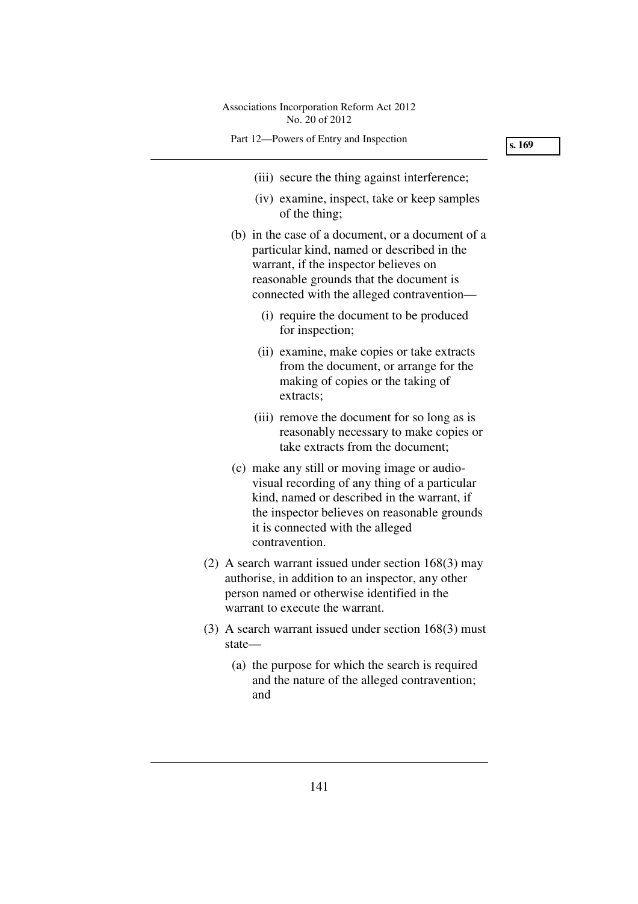(iii) secure the thing against interference;

(iv) examine, inspect, take or keep samples of the thing;

(b) in the case of a document, or a document of a particular kind, named or described in the warrant, if the inspector believes on reasonable grounds that the document is connected with the alleged contravention—

(i) require the document to be produced for inspection;

(ii) examine, make copies or take extracts from the document, or arrange for the making of copies or the taking of extracts;

(iii) remove the document for so long as is reasonably necessary to make copies or take extracts from the document;

(c) make any still or moving image or audio-visual recording of any thing of a particular kind, named or described in the warrant, if the inspector believes on reasonable grounds it is connected with the alleged contravention.

(2) A search warrant issued under section 168(3) may authorise, in addition to an inspector, any other person named or otherwise identified in the warrant to execute the warrant.

(3) A search warrant issued under section 168(3) must state—

(a) the purpose for which the search is required and the nature of the alleged contravention; and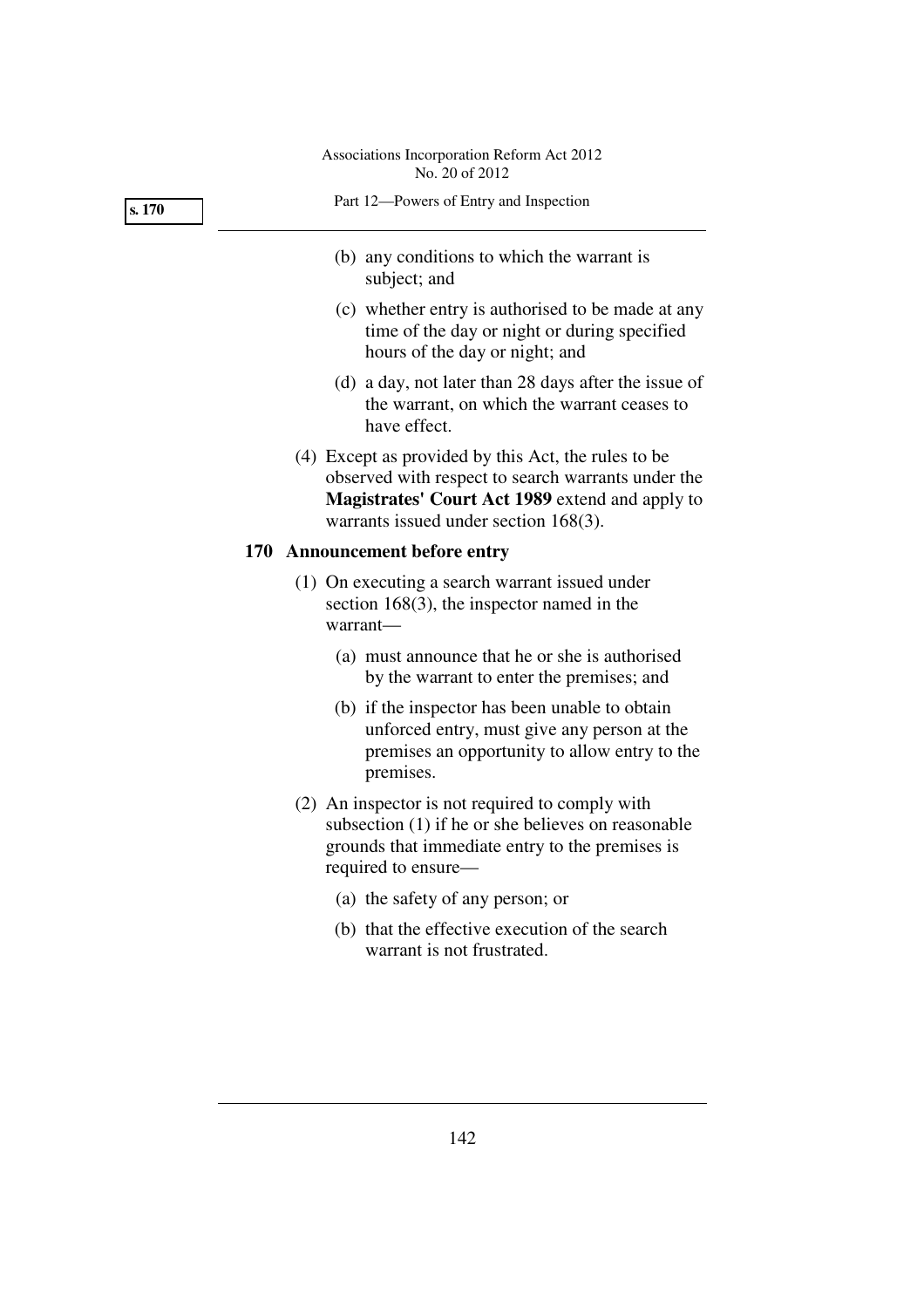(b) any conditions to which the warrant is subject; and

(c) whether entry is authorised to be made at any time of the day or night or during specified hours of the day or night; and

(d) a day, not later than 28 days after the issue of the warrant, on which the warrant ceases to have effect.

(4) Except as provided by this Act, the rules to be observed with respect to search warrants under the **Magistrates' Court Act 1989** extend and apply to warrants issued under section 168(3).

## 170 Announcement before entry

(1) On executing a search warrant issued under section 168(3), the inspector named in the warrant—

(a) must announce that he or she is authorised by the warrant to enter the premises; and

(b) if the inspector has been unable to obtain unforced entry, must give any person at the premises an opportunity to allow entry to the premises.

(2) An inspector is not required to comply with subsection (1) if he or she believes on reasonable grounds that immediate entry to the premises is required to ensure—

(a) the safety of any person; or

(b) that the effective execution of the search warrant is not frustrated.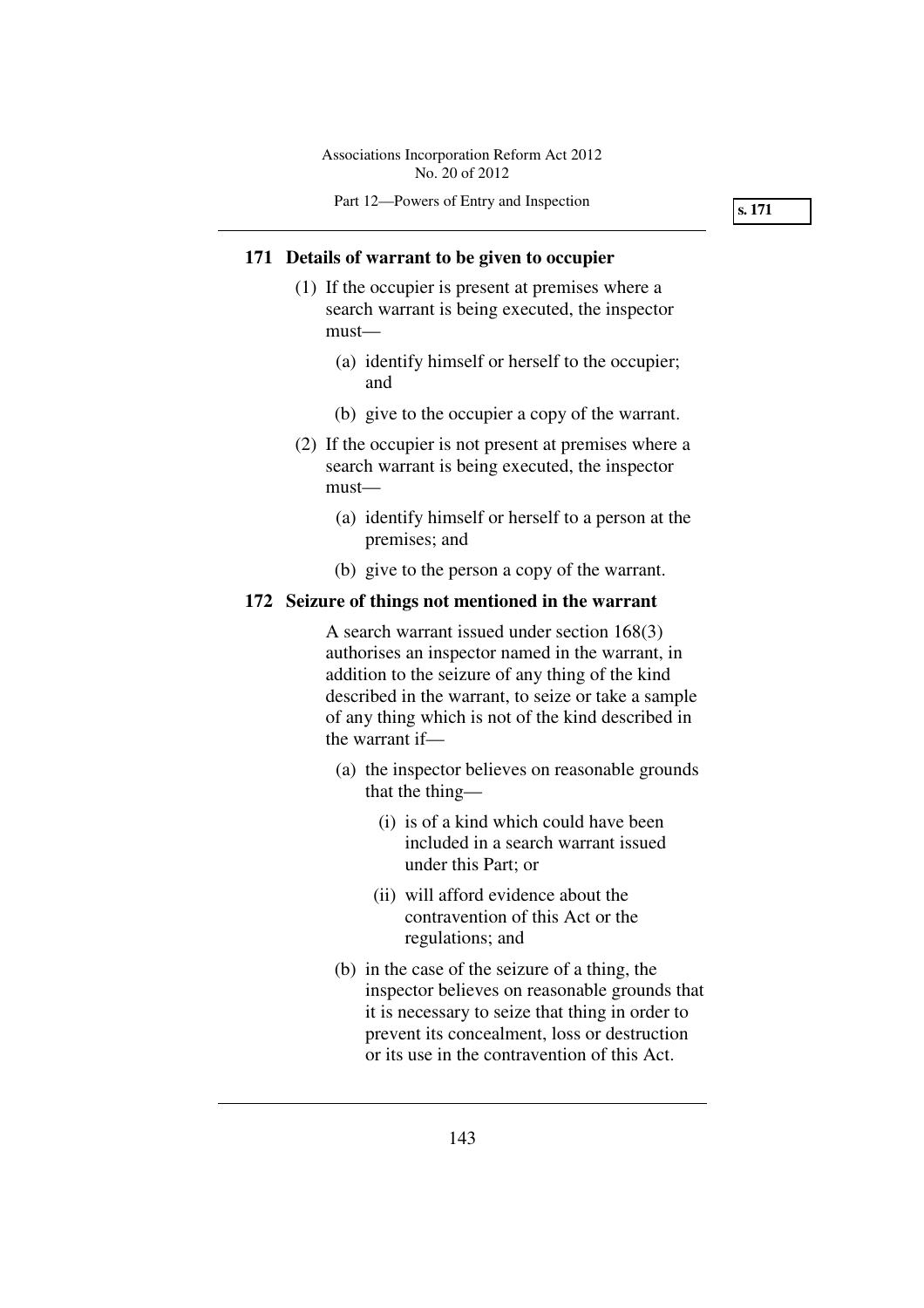## 171 Details of warrant to be given to occupier

(1) If the occupier is present at premises where a search warrant is being executed, the inspector must—

   (a) identify himself or herself to the occupier; and

   (b) give to the occupier a copy of the warrant.

(2) If the occupier is not present at premises where a search warrant is being executed, the inspector must—

   (a) identify himself or herself to a person at the premises; and

   (b) give to the person a copy of the warrant.

## 172 Seizure of things not mentioned in the warrant

A search warrant issued under section 168(3) authorises an inspector named in the warrant, in addition to the seizure of any thing of the kind described in the warrant, to seize or take a sample of any thing which is not of the kind described in the warrant if—

   (a) the inspector believes on reasonable grounds that the thing—

      (i) is of a kind which could have been included in a search warrant issued under this Part; or

      (ii) will afford evidence about the contravention of this Act or the regulations; and

   (b) in the case of the seizure of a thing, the inspector believes on reasonable grounds that it is necessary to seize that thing in order to prevent its concealment, loss or destruction or its use in the contravention of this Act.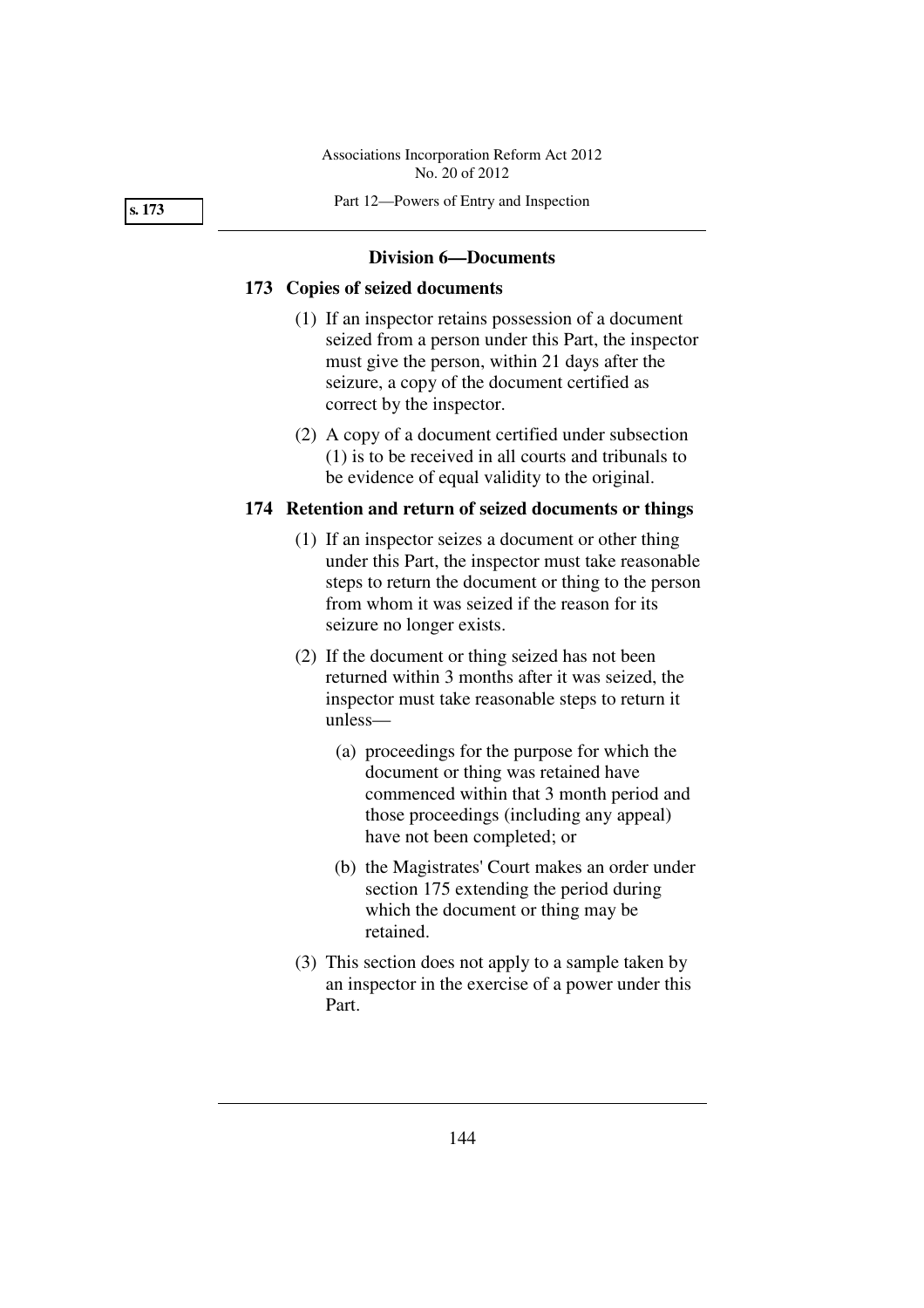### Division 6—Documents

**173 Copies of seized documents**

(1) If an inspector retains possession of a document seized from a person under this Part, the inspector must give the person, within 21 days after the seizure, a copy of the document certified as correct by the inspector.

(2) A copy of a document certified under subsection (1) is to be received in all courts and tribunals to be evidence of equal validity to the original.

**174 Retention and return of seized documents or things**

(1) If an inspector seizes a document or other thing under this Part, the inspector must take reasonable steps to return the document or thing to the person from whom it was seized if the reason for its seizure no longer exists.

(2) If the document or thing seized has not been returned within 3 months after it was seized, the inspector must take reasonable steps to return it unless—

(a) proceedings for the purpose for which the document or thing was retained have commenced within that 3 month period and those proceedings (including any appeal) have not been completed; or

(b) the Magistrates' Court makes an order under section 175 extending the period during which the document or thing may be retained.

(3) This section does not apply to a sample taken by an inspector in the exercise of a power under this Part.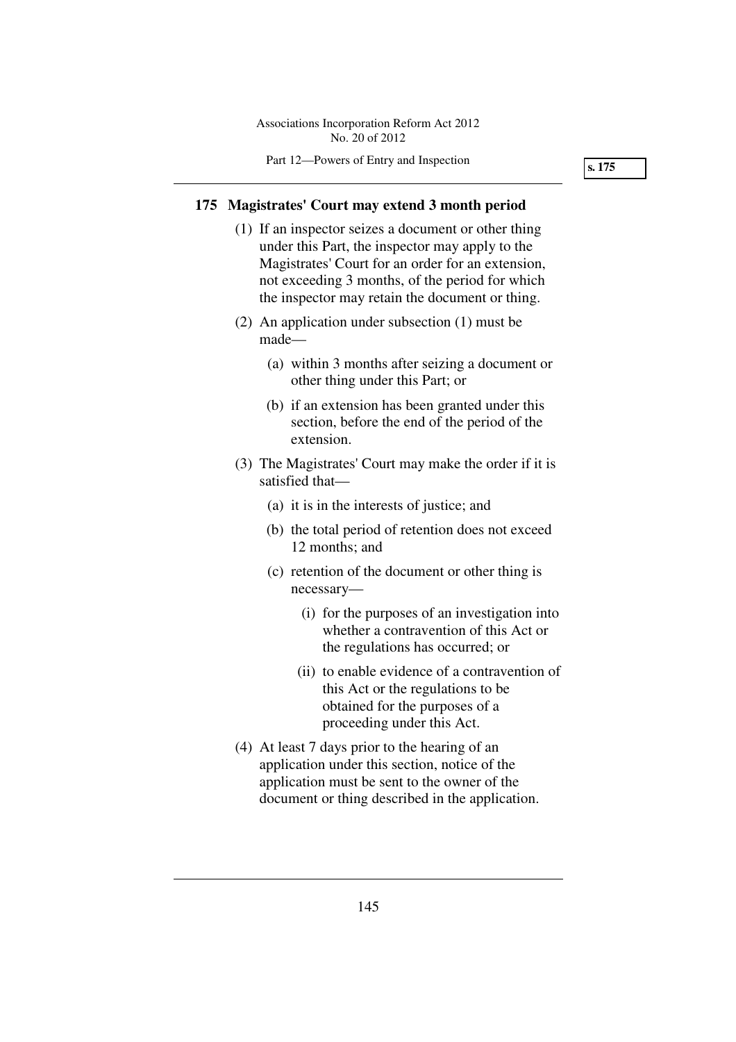## 175 Magistrates' Court may extend 3 month period

(1) If an inspector seizes a document or other thing under this Part, the inspector may apply to the Magistrates' Court for an order for an extension, not exceeding 3 months, of the period for which the inspector may retain the document or thing.

(2) An application under subsection (1) must be made—

- (a) within 3 months after seizing a document or other thing under this Part; or
- (b) if an extension has been granted under this section, before the end of the period of the extension.

(3) The Magistrates' Court may make the order if it is satisfied that—

- (a) it is in the interests of justice; and
- (b) the total period of retention does not exceed 12 months; and
- (c) retention of the document or other thing is necessary—
  - (i) for the purposes of an investigation into whether a contravention of this Act or the regulations has occurred; or
  - (ii) to enable evidence of a contravention of this Act or the regulations to be obtained for the purposes of a proceeding under this Act.

(4) At least 7 days prior to the hearing of an application under this section, notice of the application must be sent to the owner of the document or thing described in the application.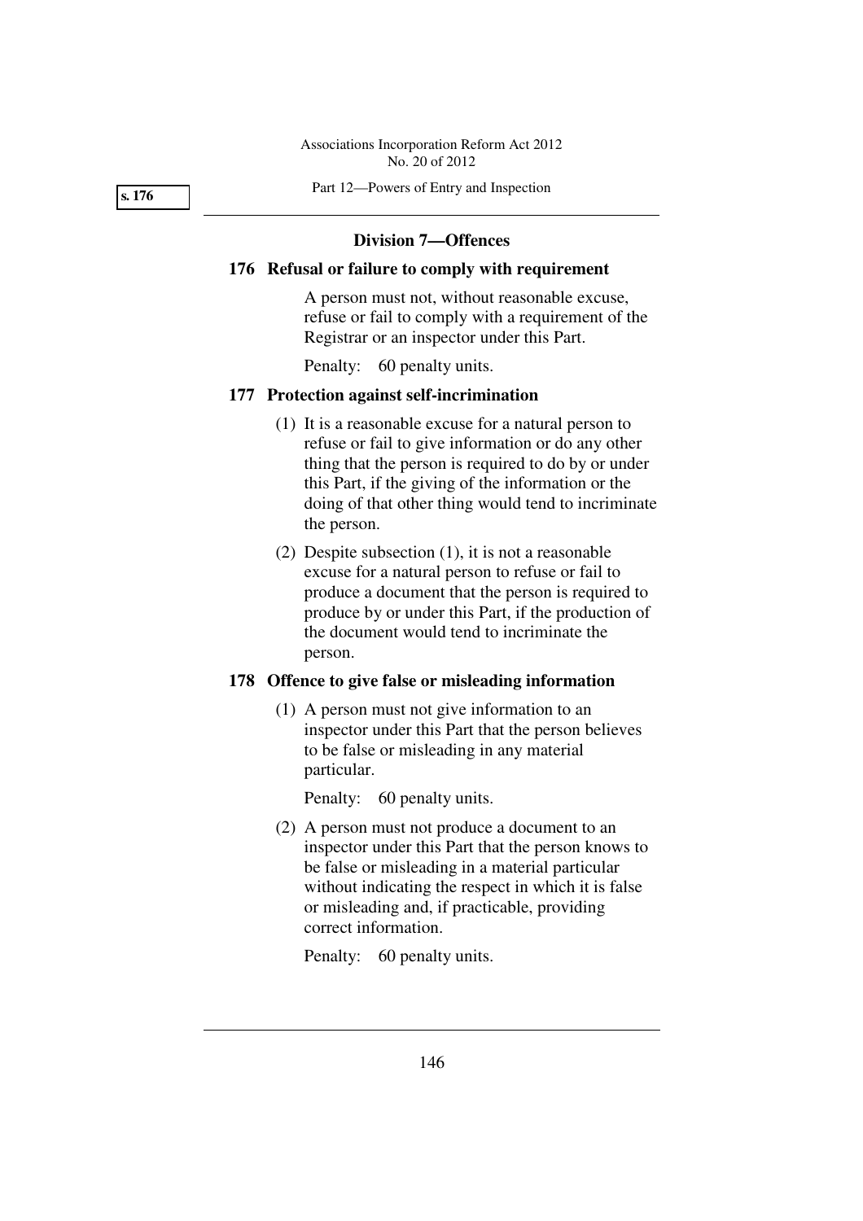## Division 7—Offences

### 176 Refusal or failure to comply with requirement

A person must not, without reasonable excuse, refuse or fail to comply with a requirement of the Registrar or an inspector under this Part.

Penalty: 60 penalty units.

### 177 Protection against self-incrimination

(1) It is a reasonable excuse for a natural person to refuse or fail to give information or do any other thing that the person is required to do by or under this Part, if the giving of the information or the doing of that other thing would tend to incriminate the person.

(2) Despite subsection (1), it is not a reasonable excuse for a natural person to refuse or fail to produce a document that the person is required to produce by or under this Part, if the production of the document would tend to incriminate the person.

### 178 Offence to give false or misleading information

(1) A person must not give information to an inspector under this Part that the person believes to be false or misleading in any material particular.

Penalty: 60 penalty units.

(2) A person must not produce a document to an inspector under this Part that the person knows to be false or misleading in a material particular without indicating the respect in which it is false or misleading and, if practicable, providing correct information.

Penalty: 60 penalty units.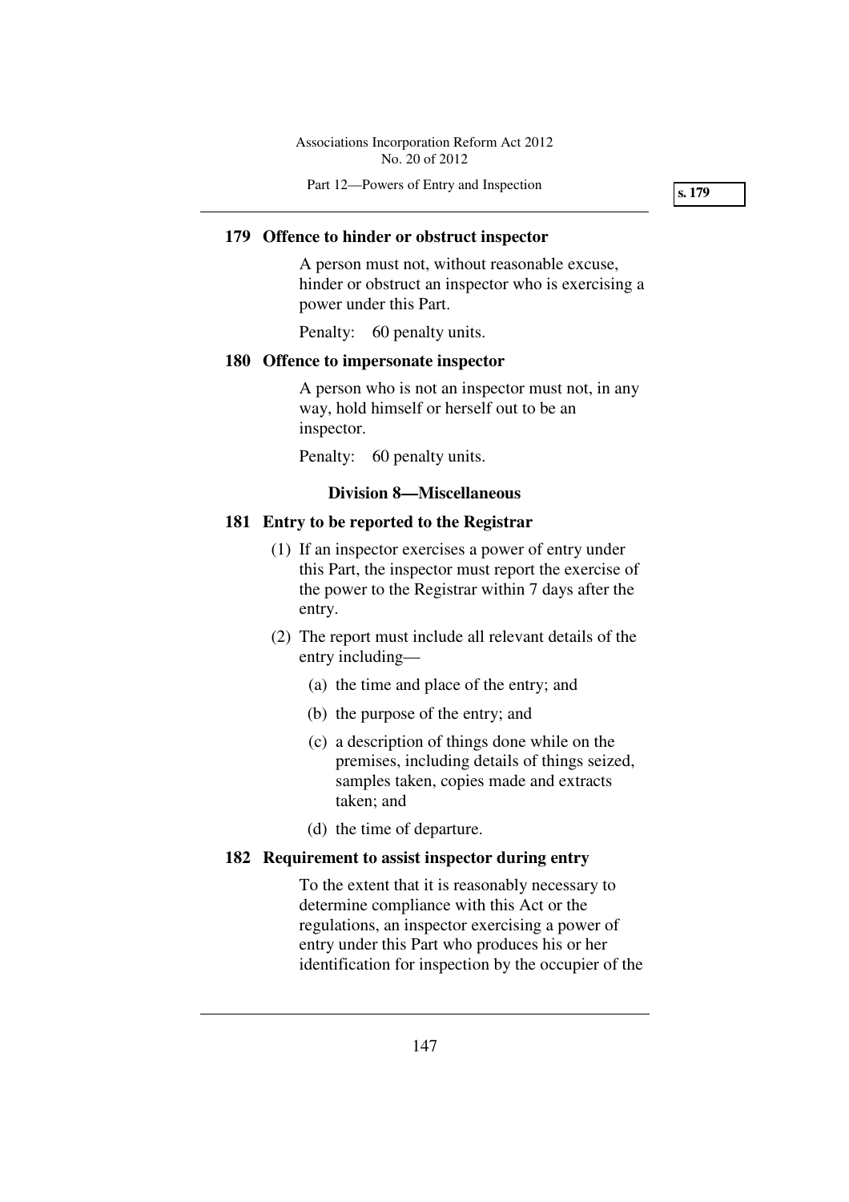### 179 Offence to hinder or obstruct inspector

A person must not, without reasonable excuse, hinder or obstruct an inspector who is exercising a power under this Part.

Penalty: 60 penalty units.

### 180 Offence to impersonate inspector

A person who is not an inspector must not, in any way, hold himself or herself out to be an inspector.

Penalty: 60 penalty units.

## Division 8—Miscellaneous

### 181 Entry to be reported to the Registrar

(1) If an inspector exercises a power of entry under this Part, the inspector must report the exercise of the power to the Registrar within 7 days after the entry.

(2) The report must include all relevant details of the entry including—

  (a) the time and place of the entry; and

  (b) the purpose of the entry; and

  (c) a description of things done while on the premises, including details of things seized, samples taken, copies made and extracts taken; and

  (d) the time of departure.

### 182 Requirement to assist inspector during entry

To the extent that it is reasonably necessary to determine compliance with this Act or the regulations, an inspector exercising a power of entry under this Part who produces his or her identification for inspection by the occupier of the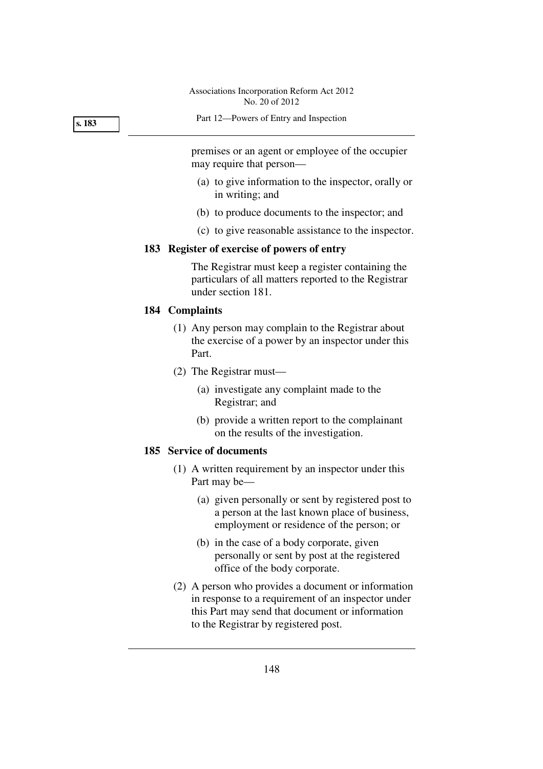premises or an agent or employee of the occupier may require that person—

(a) to give information to the inspector, orally or in writing; and

(b) to produce documents to the inspector; and

(c) to give reasonable assistance to the inspector.

**183 Register of exercise of powers of entry**

The Registrar must keep a register containing the particulars of all matters reported to the Registrar under section 181.

**184 Complaints**

(1) Any person may complain to the Registrar about the exercise of a power by an inspector under this Part.

(2) The Registrar must—

(a) investigate any complaint made to the Registrar; and

(b) provide a written report to the complainant on the results of the investigation.

**185 Service of documents**

(1) A written requirement by an inspector under this Part may be—

(a) given personally or sent by registered post to a person at the last known place of business, employment or residence of the person; or

(b) in the case of a body corporate, given personally or sent by post at the registered office of the body corporate.

(2) A person who provides a document or information in response to a requirement of an inspector under this Part may send that document or information to the Registrar by registered post.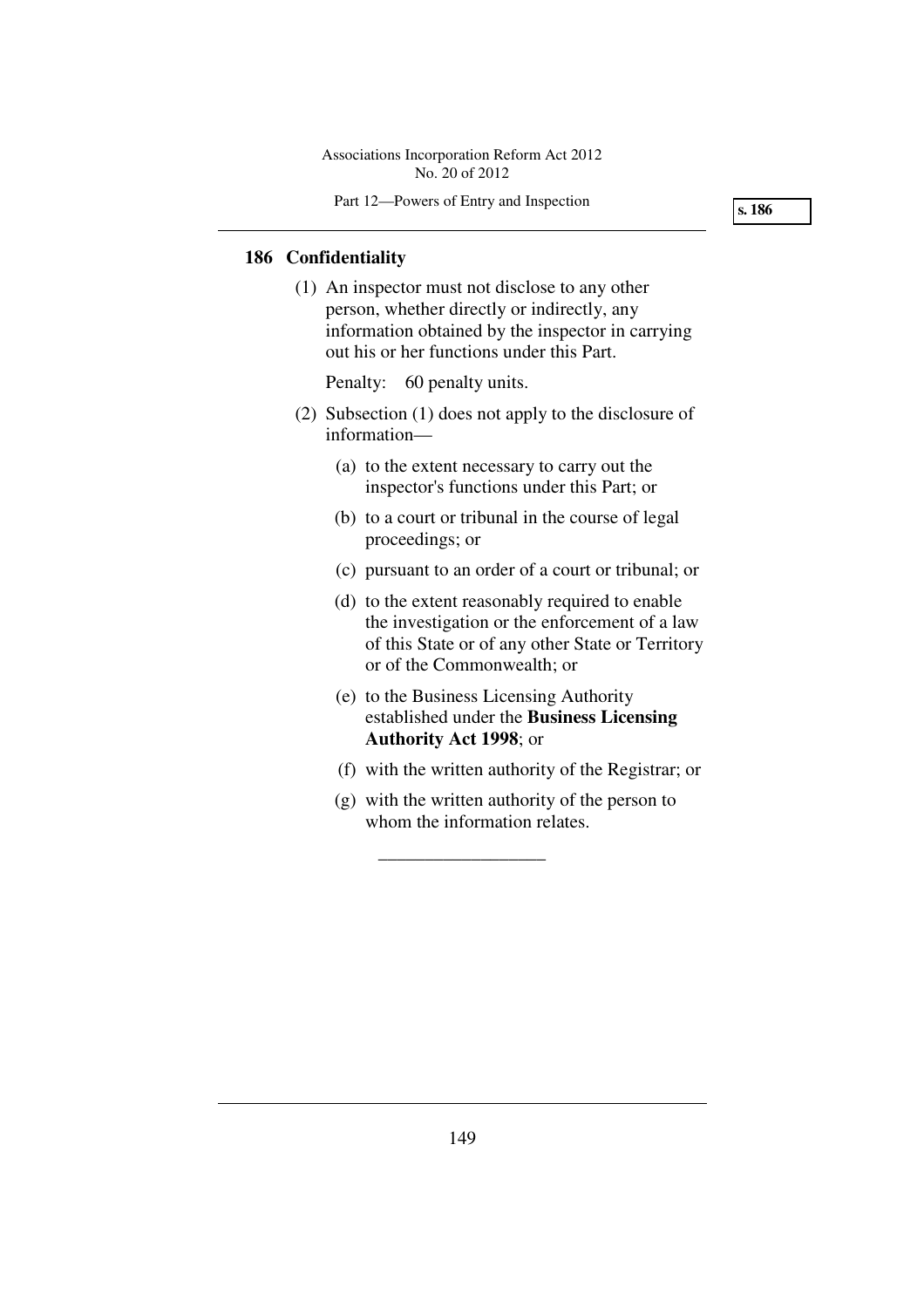## 186 Confidentiality

(1) An inspector must not disclose to any other person, whether directly or indirectly, any information obtained by the inspector in carrying out his or her functions under this Part.

Penalty: 60 penalty units.

(2) Subsection (1) does not apply to the disclosure of information—

(a) to the extent necessary to carry out the inspector's functions under this Part; or

(b) to a court or tribunal in the course of legal proceedings; or

(c) pursuant to an order of a court or tribunal; or

(d) to the extent reasonably required to enable the investigation or the enforcement of a law of this State or of any other State or Territory or of the Commonwealth; or

(e) to the Business Licensing Authority established under the **Business Licensing Authority Act 1998**; or

(f) with the written authority of the Registrar; or

(g) with the written authority of the person to whom the information relates.

__________________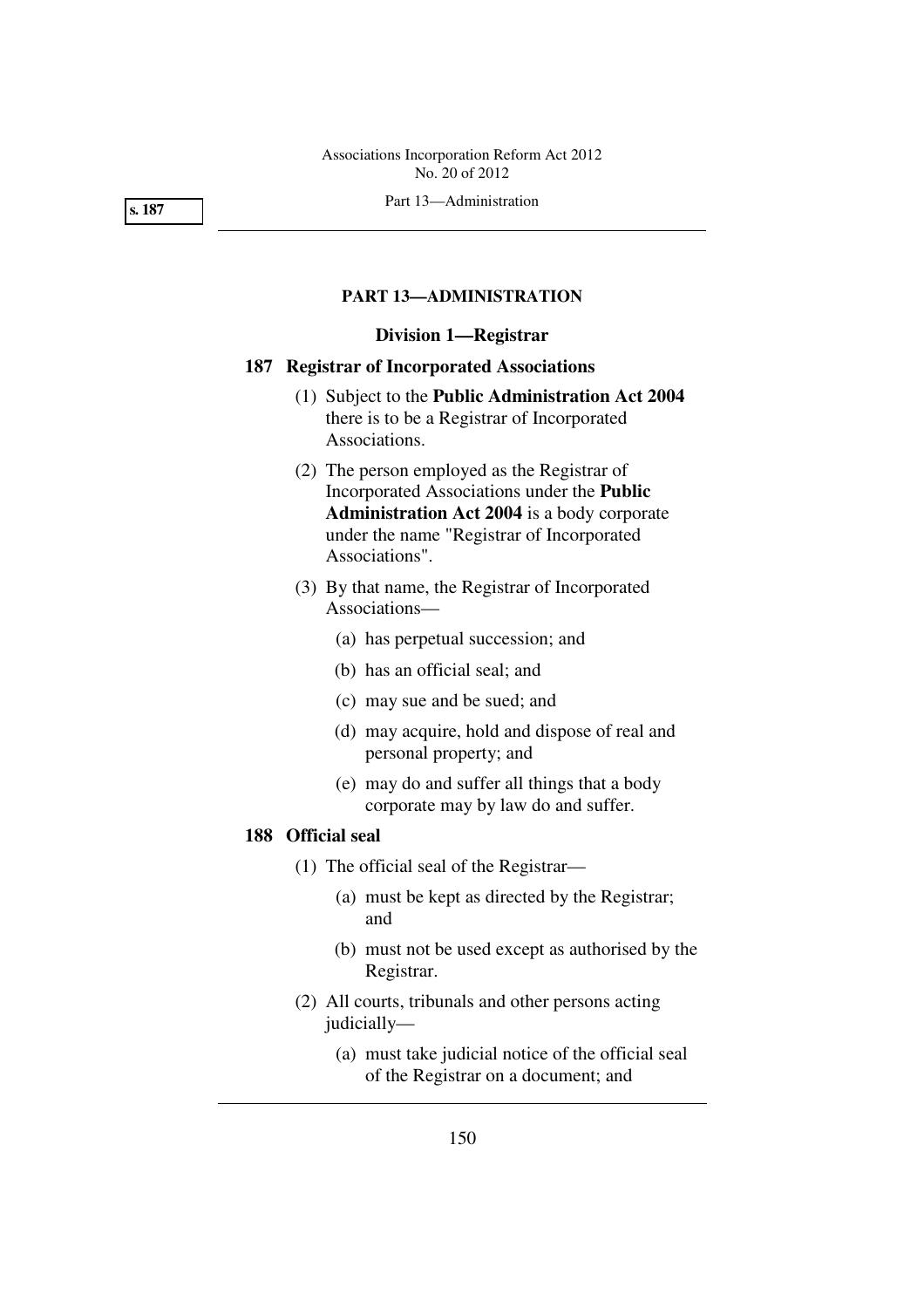## PART 13—ADMINISTRATION

### Division 1—Registrar

#### 187 Registrar of Incorporated Associations

(1) Subject to the **Public Administration Act 2004** there is to be a Registrar of Incorporated Associations.

(2) The person employed as the Registrar of Incorporated Associations under the **Public Administration Act 2004** is a body corporate under the name "Registrar of Incorporated Associations".

(3) By that name, the Registrar of Incorporated Associations—

(a) has perpetual succession; and

(b) has an official seal; and

(c) may sue and be sued; and

(d) may acquire, hold and dispose of real and personal property; and

(e) may do and suffer all things that a body corporate may by law do and suffer.

#### 188 Official seal

(1) The official seal of the Registrar—

(a) must be kept as directed by the Registrar; and

(b) must not be used except as authorised by the Registrar.

(2) All courts, tribunals and other persons acting judicially—

(a) must take judicial notice of the official seal of the Registrar on a document; and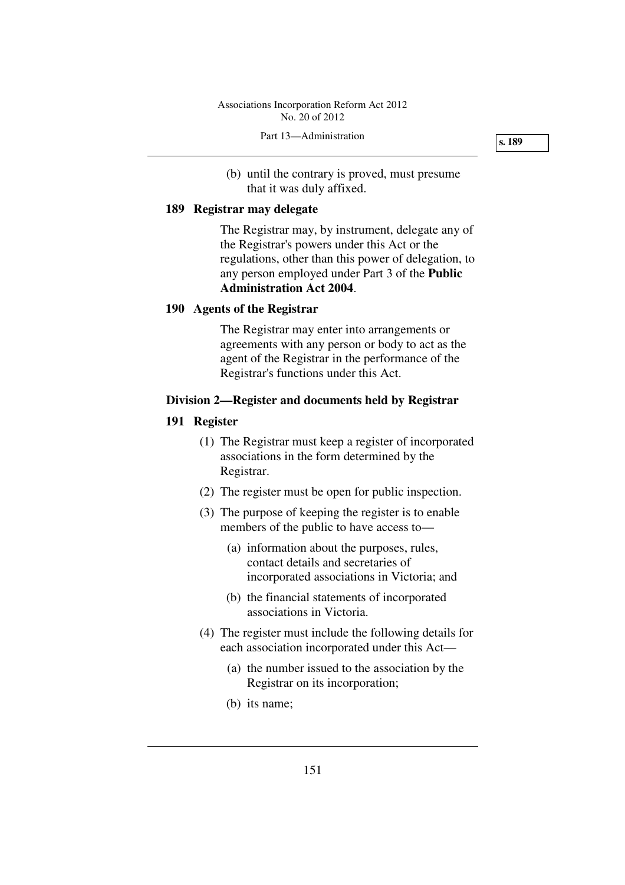(b) until the contrary is proved, must presume that it was duly affixed.

### 189 Registrar may delegate

The Registrar may, by instrument, delegate any of the Registrar's powers under this Act or the regulations, other than this power of delegation, to any person employed under Part 3 of the **Public Administration Act 2004**.

### 190 Agents of the Registrar

The Registrar may enter into arrangements or agreements with any person or body to act as the agent of the Registrar in the performance of the Registrar's functions under this Act.

## Division 2—Register and documents held by Registrar

### 191 Register

(1) The Registrar must keep a register of incorporated associations in the form determined by the Registrar.

(2) The register must be open for public inspection.

(3) The purpose of keeping the register is to enable members of the public to have access to—

(a) information about the purposes, rules, contact details and secretaries of incorporated associations in Victoria; and

(b) the financial statements of incorporated associations in Victoria.

(4) The register must include the following details for each association incorporated under this Act—

(a) the number issued to the association by the Registrar on its incorporation;

(b) its name;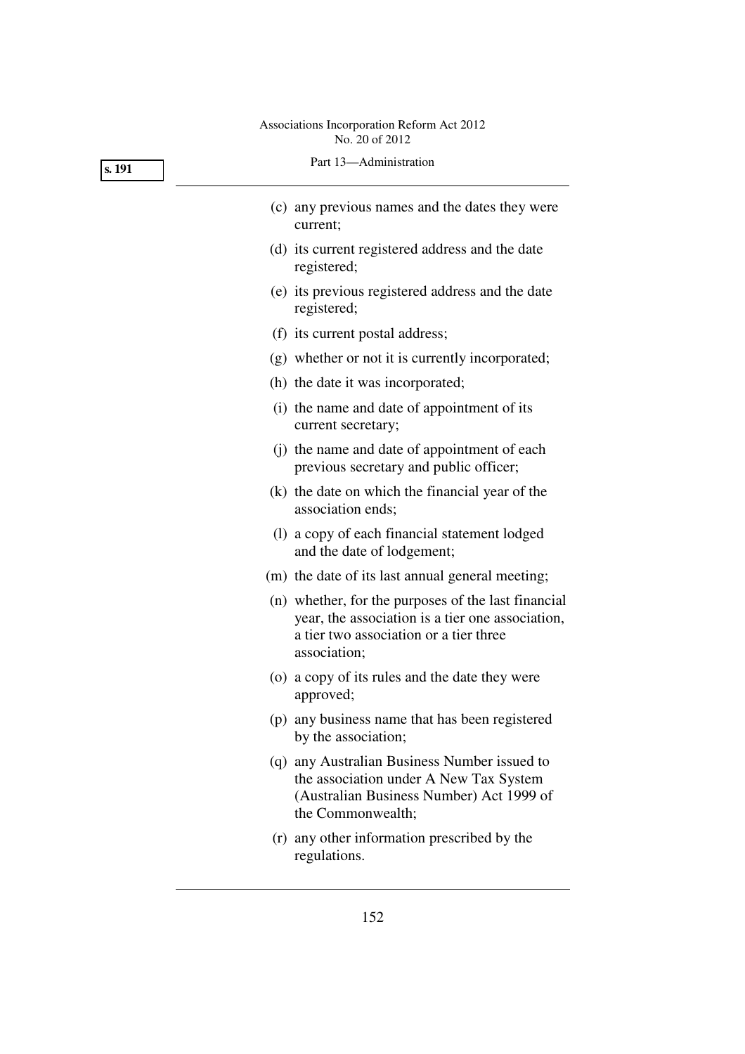(c) any previous names and the dates they were current;

(d) its current registered address and the date registered;

(e) its previous registered address and the date registered;

(f) its current postal address;

(g) whether or not it is currently incorporated;

(h) the date it was incorporated;

(i) the name and date of appointment of its current secretary;

(j) the name and date of appointment of each previous secretary and public officer;

(k) the date on which the financial year of the association ends;

(l) a copy of each financial statement lodged and the date of lodgement;

(m) the date of its last annual general meeting;

(n) whether, for the purposes of the last financial year, the association is a tier one association, a tier two association or a tier three association;

(o) a copy of its rules and the date they were approved;

(p) any business name that has been registered by the association;

(q) any Australian Business Number issued to the association under A New Tax System (Australian Business Number) Act 1999 of the Commonwealth;

(r) any other information prescribed by the regulations.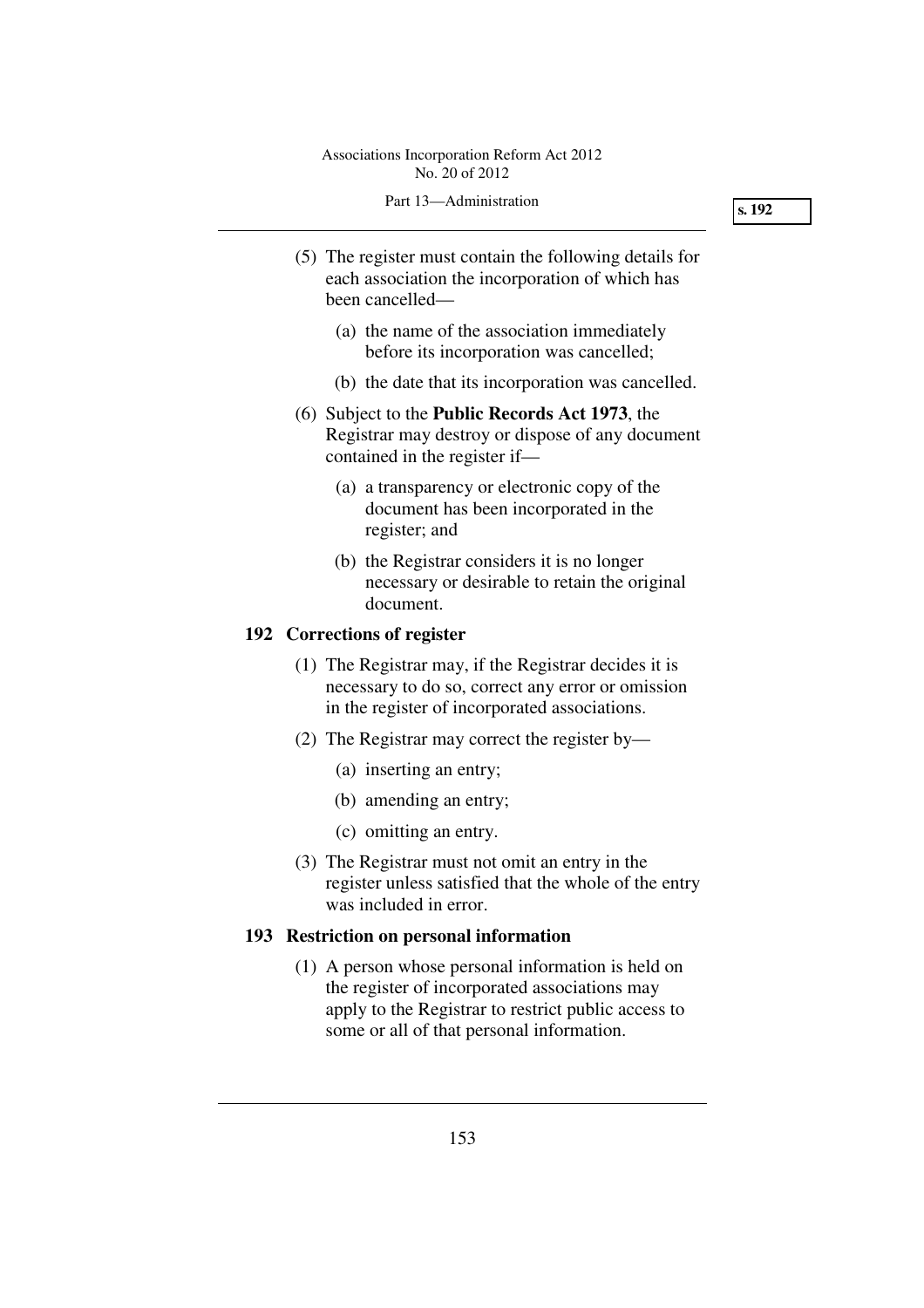(5) The register must contain the following details for each association the incorporation of which has been cancelled—

(a) the name of the association immediately before its incorporation was cancelled;

(b) the date that its incorporation was cancelled.

(6) Subject to the **Public Records Act 1973**, the Registrar may destroy or dispose of any document contained in the register if—

(a) a transparency or electronic copy of the document has been incorporated in the register; and

(b) the Registrar considers it is no longer necessary or desirable to retain the original document.

### 192 Corrections of register

(1) The Registrar may, if the Registrar decides it is necessary to do so, correct any error or omission in the register of incorporated associations.

(2) The Registrar may correct the register by—

(a) inserting an entry;

(b) amending an entry;

(c) omitting an entry.

(3) The Registrar must not omit an entry in the register unless satisfied that the whole of the entry was included in error.

### 193 Restriction on personal information

(1) A person whose personal information is held on the register of incorporated associations may apply to the Registrar to restrict public access to some or all of that personal information.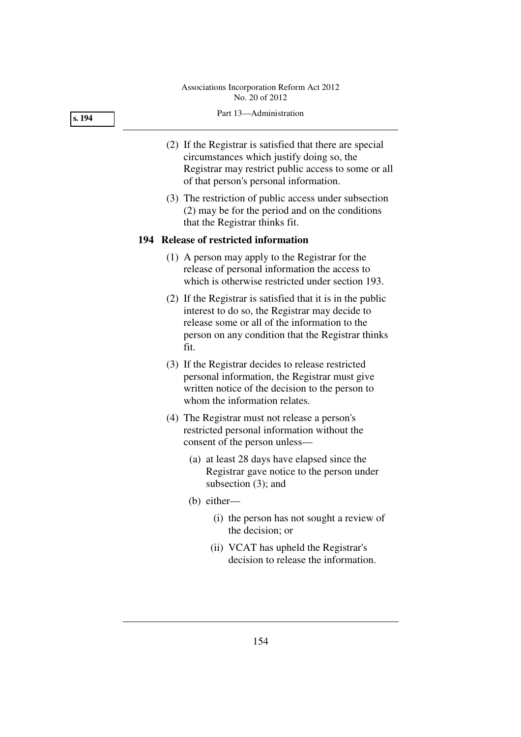(2) If the Registrar is satisfied that there are special circumstances which justify doing so, the Registrar may restrict public access to some or all of that person's personal information.

(3) The restriction of public access under subsection (2) may be for the period and on the conditions that the Registrar thinks fit.

## 194 Release of restricted information

(1) A person may apply to the Registrar for the release of personal information the access to which is otherwise restricted under section 193.

(2) If the Registrar is satisfied that it is in the public interest to do so, the Registrar may decide to release some or all of the information to the person on any condition that the Registrar thinks fit.

(3) If the Registrar decides to release restricted personal information, the Registrar must give written notice of the decision to the person to whom the information relates.

(4) The Registrar must not release a person's restricted personal information without the consent of the person unless—

- (a) at least 28 days have elapsed since the Registrar gave notice to the person under subsection (3); and
- (b) either—
  - (i) the person has not sought a review of the decision; or
  - (ii) VCAT has upheld the Registrar's decision to release the information.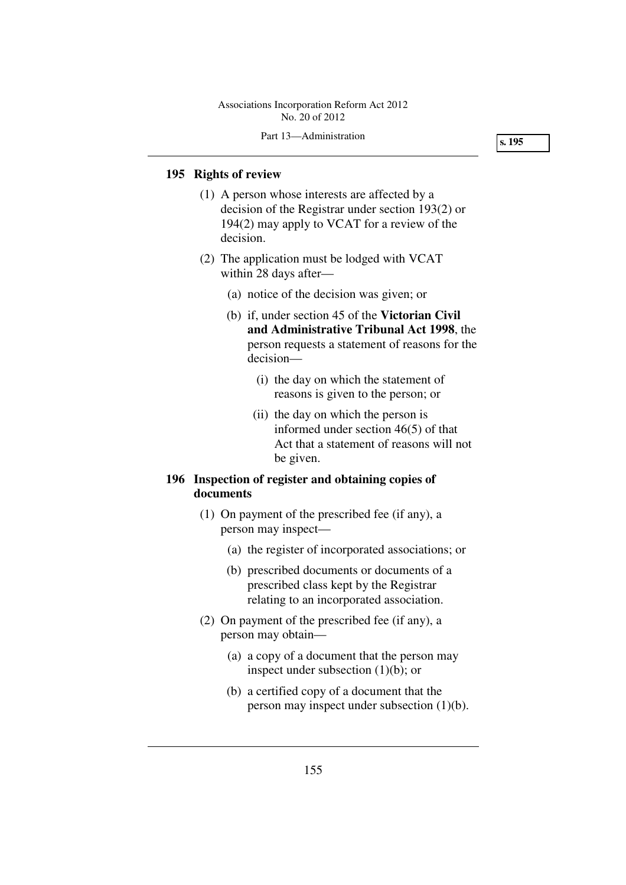### 195 Rights of review

(1) A person whose interests are affected by a decision of the Registrar under section 193(2) or 194(2) may apply to VCAT for a review of the decision.

(2) The application must be lodged with VCAT within 28 days after—

(a) notice of the decision was given; or

(b) if, under section 45 of the **Victorian Civil and Administrative Tribunal Act 1998**, the person requests a statement of reasons for the decision—

(i) the day on which the statement of reasons is given to the person; or

(ii) the day on which the person is informed under section 46(5) of that Act that a statement of reasons will not be given.

### 196 Inspection of register and obtaining copies of documents

(1) On payment of the prescribed fee (if any), a person may inspect—

(a) the register of incorporated associations; or

(b) prescribed documents or documents of a prescribed class kept by the Registrar relating to an incorporated association.

(2) On payment of the prescribed fee (if any), a person may obtain—

(a) a copy of a document that the person may inspect under subsection (1)(b); or

(b) a certified copy of a document that the person may inspect under subsection (1)(b).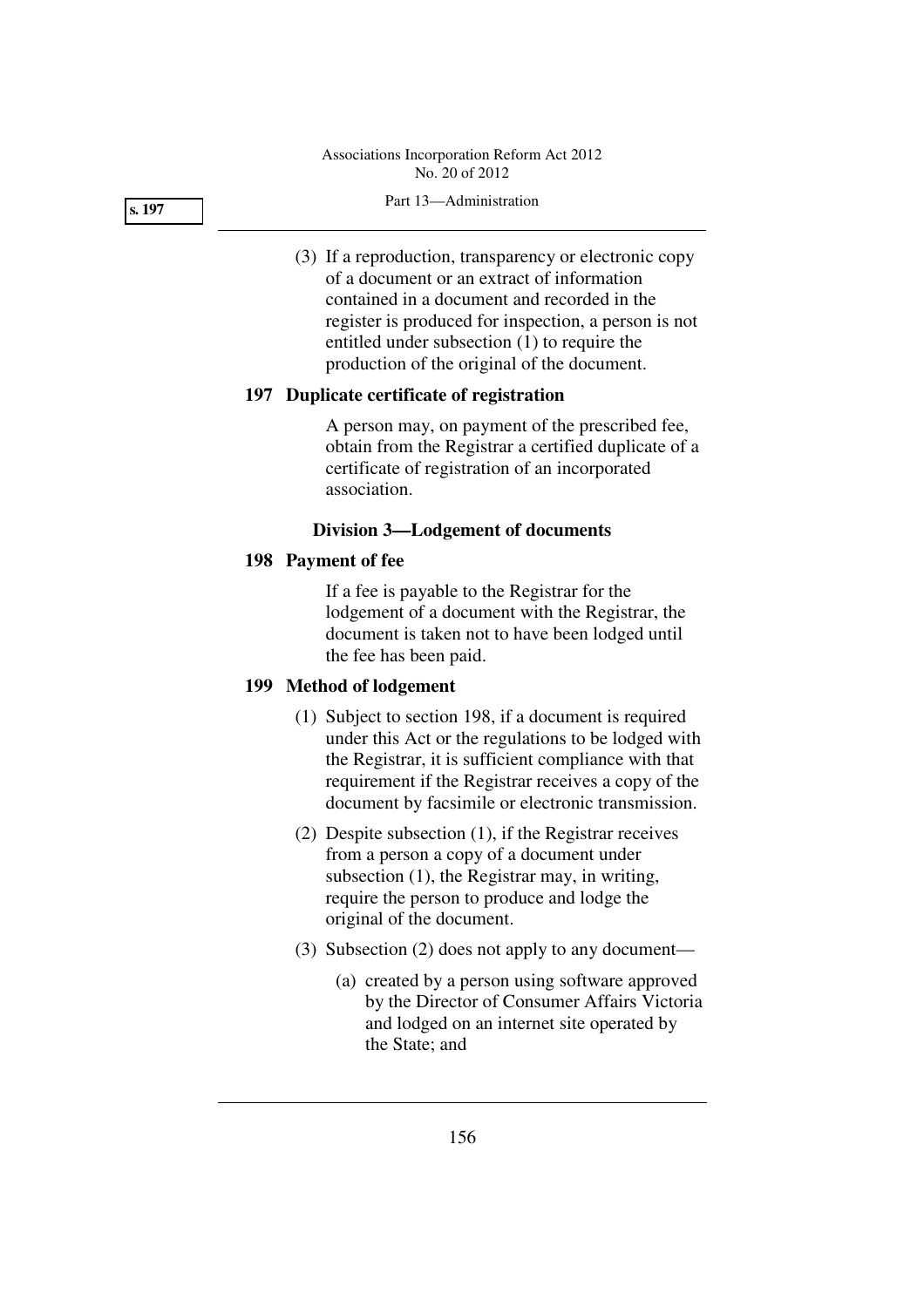(3) If a reproduction, transparency or electronic copy of a document or an extract of information contained in a document and recorded in the register is produced for inspection, a person is not entitled under subsection (1) to require the production of the original of the document.

**197 Duplicate certificate of registration**

A person may, on payment of the prescribed fee, obtain from the Registrar a certified duplicate of a certificate of registration of an incorporated association.

### Division 3—Lodgement of documents

**198 Payment of fee**

If a fee is payable to the Registrar for the lodgement of a document with the Registrar, the document is taken not to have been lodged until the fee has been paid.

**199 Method of lodgement**

(1) Subject to section 198, if a document is required under this Act or the regulations to be lodged with the Registrar, it is sufficient compliance with that requirement if the Registrar receives a copy of the document by facsimile or electronic transmission.

(2) Despite subsection (1), if the Registrar receives from a person a copy of a document under subsection (1), the Registrar may, in writing, require the person to produce and lodge the original of the document.

(3) Subsection (2) does not apply to any document—

(a) created by a person using software approved by the Director of Consumer Affairs Victoria and lodged on an internet site operated by the State; and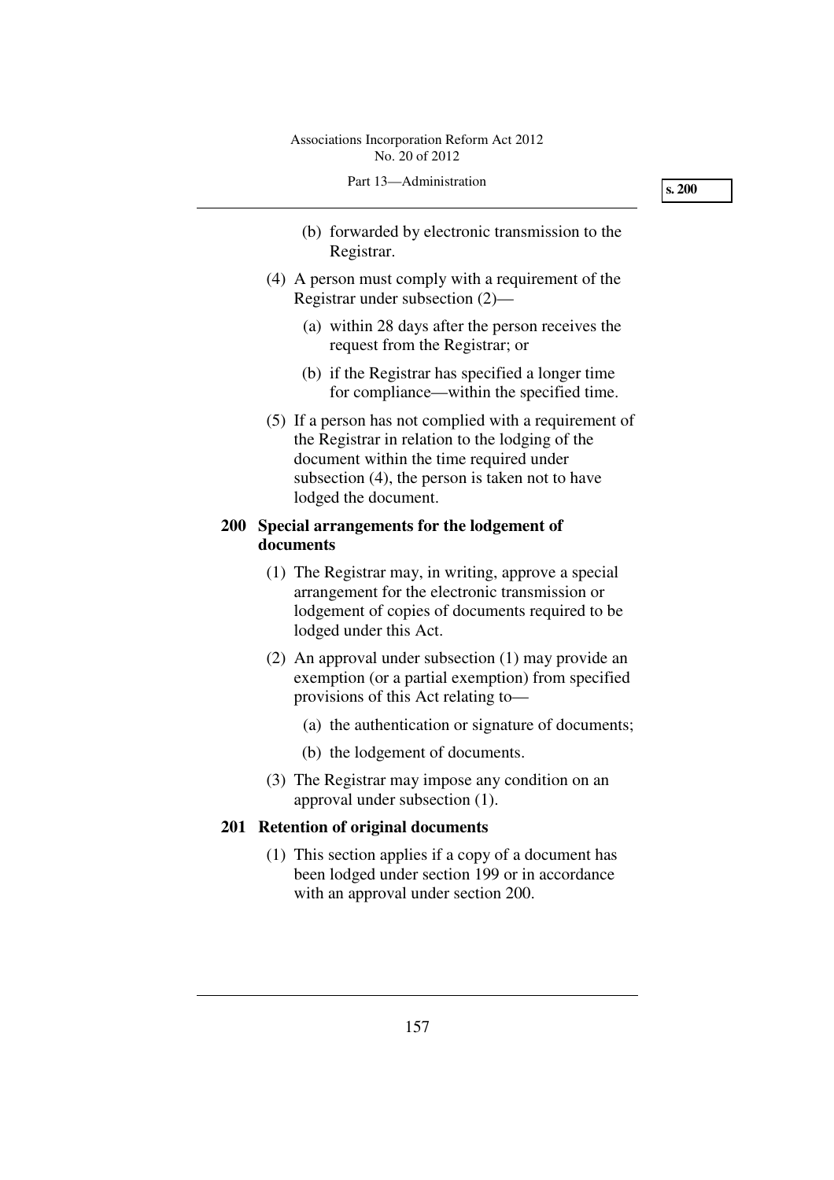(b) forwarded by electronic transmission to the Registrar.

(4) A person must comply with a requirement of the Registrar under subsection (2)—

(a) within 28 days after the person receives the request from the Registrar; or

(b) if the Registrar has specified a longer time for compliance—within the specified time.

(5) If a person has not complied with a requirement of the Registrar in relation to the lodging of the document within the time required under subsection (4), the person is taken not to have lodged the document.

### 200 Special arrangements for the lodgement of documents

(1) The Registrar may, in writing, approve a special arrangement for the electronic transmission or lodgement of copies of documents required to be lodged under this Act.

(2) An approval under subsection (1) may provide an exemption (or a partial exemption) from specified provisions of this Act relating to—

(a) the authentication or signature of documents;

(b) the lodgement of documents.

(3) The Registrar may impose any condition on an approval under subsection (1).

### 201 Retention of original documents

(1) This section applies if a copy of a document has been lodged under section 199 or in accordance with an approval under section 200.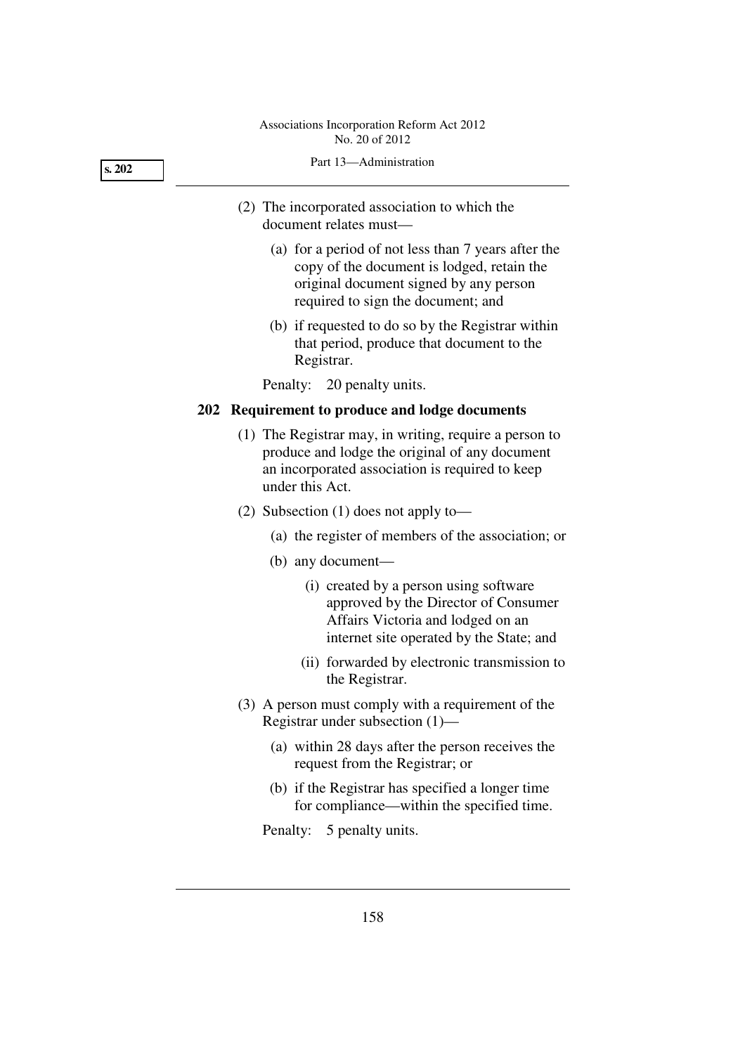(2) The incorporated association to which the document relates must—

(a) for a period of not less than 7 years after the copy of the document is lodged, retain the original document signed by any person required to sign the document; and

(b) if requested to do so by the Registrar within that period, produce that document to the Registrar.

Penalty: 20 penalty units.

### 202 Requirement to produce and lodge documents

(1) The Registrar may, in writing, require a person to produce and lodge the original of any document an incorporated association is required to keep under this Act.

(2) Subsection (1) does not apply to—

(a) the register of members of the association; or

(b) any document—

(i) created by a person using software approved by the Director of Consumer Affairs Victoria and lodged on an internet site operated by the State; and

(ii) forwarded by electronic transmission to the Registrar.

(3) A person must comply with a requirement of the Registrar under subsection (1)—

(a) within 28 days after the person receives the request from the Registrar; or

(b) if the Registrar has specified a longer time for compliance—within the specified time.

Penalty: 5 penalty units.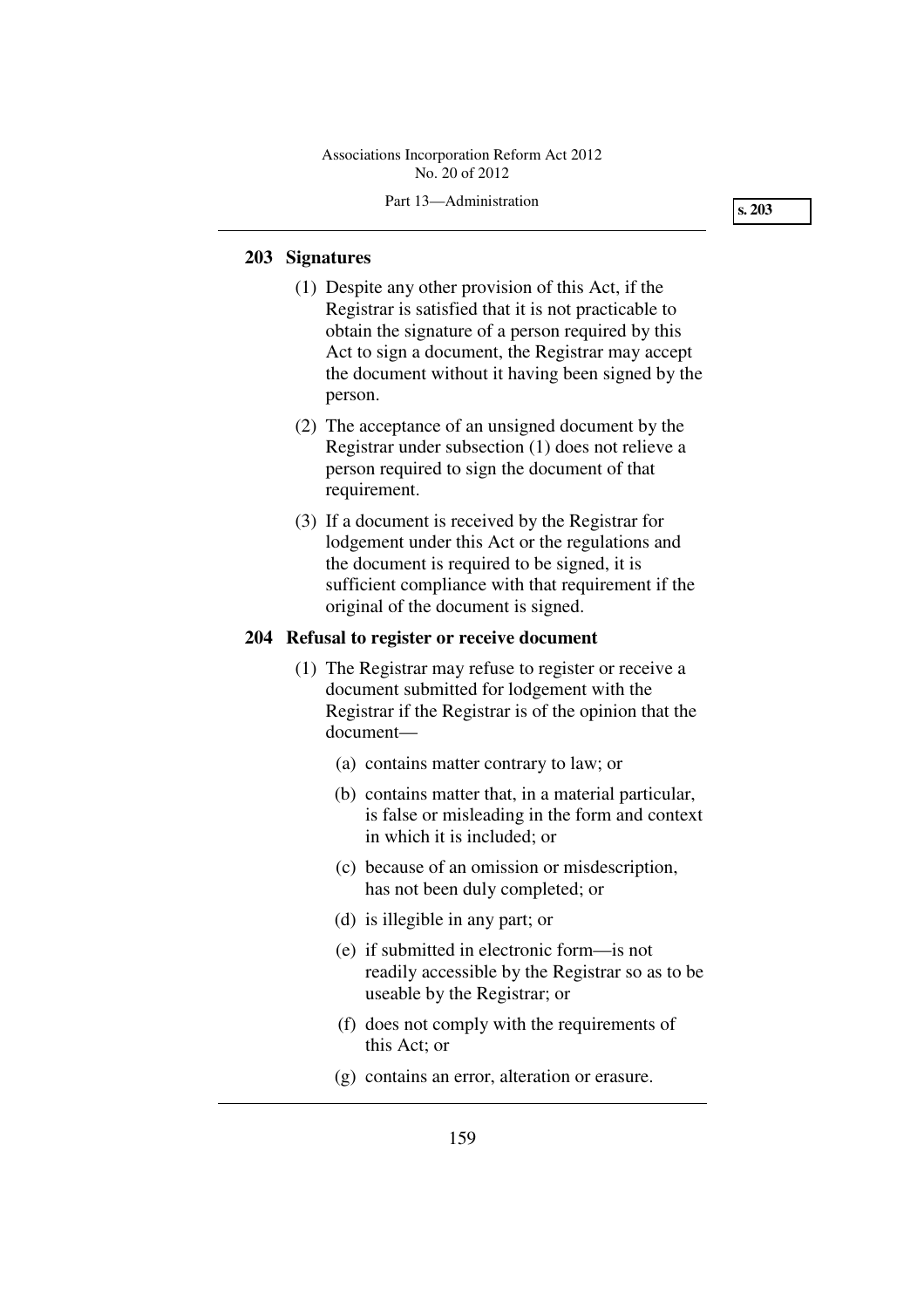## 203 Signatures

(1) Despite any other provision of this Act, if the Registrar is satisfied that it is not practicable to obtain the signature of a person required by this Act to sign a document, the Registrar may accept the document without it having been signed by the person.

(2) The acceptance of an unsigned document by the Registrar under subsection (1) does not relieve a person required to sign the document of that requirement.

(3) If a document is received by the Registrar for lodgement under this Act or the regulations and the document is required to be signed, it is sufficient compliance with that requirement if the original of the document is signed.

## 204 Refusal to register or receive document

(1) The Registrar may refuse to register or receive a document submitted for lodgement with the Registrar if the Registrar is of the opinion that the document—

- (a) contains matter contrary to law; or
- (b) contains matter that, in a material particular, is false or misleading in the form and context in which it is included; or
- (c) because of an omission or misdescription, has not been duly completed; or
- (d) is illegible in any part; or
- (e) if submitted in electronic form—is not readily accessible by the Registrar so as to be useable by the Registrar; or
- (f) does not comply with the requirements of this Act; or
- (g) contains an error, alteration or erasure.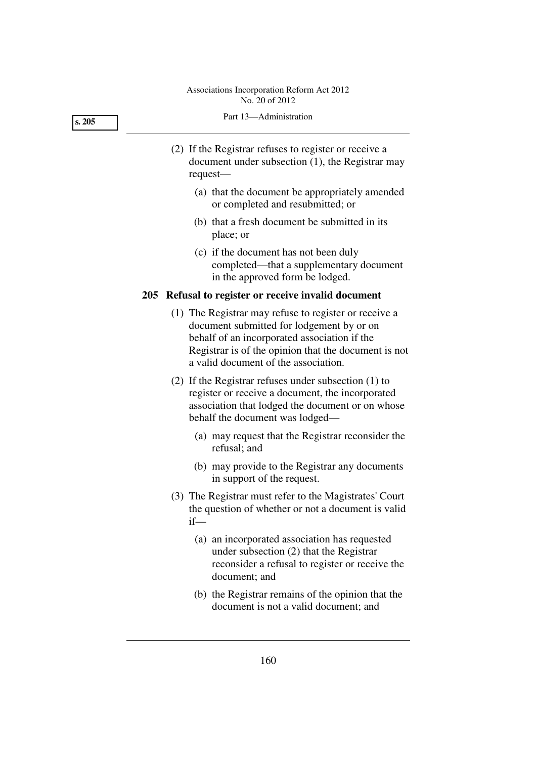(2) If the Registrar refuses to register or receive a document under subsection (1), the Registrar may request—

(a) that the document be appropriately amended or completed and resubmitted; or

(b) that a fresh document be submitted in its place; or

(c) if the document has not been duly completed—that a supplementary document in the approved form be lodged.

**205 Refusal to register or receive invalid document**

(1) The Registrar may refuse to register or receive a document submitted for lodgement by or on behalf of an incorporated association if the Registrar is of the opinion that the document is not a valid document of the association.

(2) If the Registrar refuses under subsection (1) to register or receive a document, the incorporated association that lodged the document or on whose behalf the document was lodged—

(a) may request that the Registrar reconsider the refusal; and

(b) may provide to the Registrar any documents in support of the request.

(3) The Registrar must refer to the Magistrates' Court the question of whether or not a document is valid if—

(a) an incorporated association has requested under subsection (2) that the Registrar reconsider a refusal to register or receive the document; and

(b) the Registrar remains of the opinion that the document is not a valid document; and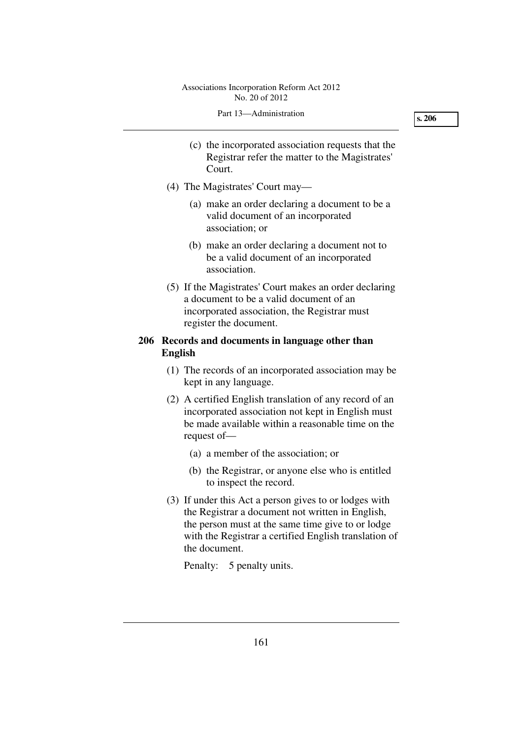(c) the incorporated association requests that the Registrar refer the matter to the Magistrates' Court.

(4) The Magistrates' Court may—

(a) make an order declaring a document to be a valid document of an incorporated association; or

(b) make an order declaring a document not to be a valid document of an incorporated association.

(5) If the Magistrates' Court makes an order declaring a document to be a valid document of an incorporated association, the Registrar must register the document.

**206 Records and documents in language other than English**

(1) The records of an incorporated association may be kept in any language.

(2) A certified English translation of any record of an incorporated association not kept in English must be made available within a reasonable time on the request of—

(a) a member of the association; or

(b) the Registrar, or anyone else who is entitled to inspect the record.

(3) If under this Act a person gives to or lodges with the Registrar a document not written in English, the person must at the same time give to or lodge with the Registrar a certified English translation of the document.

Penalty: 5 penalty units.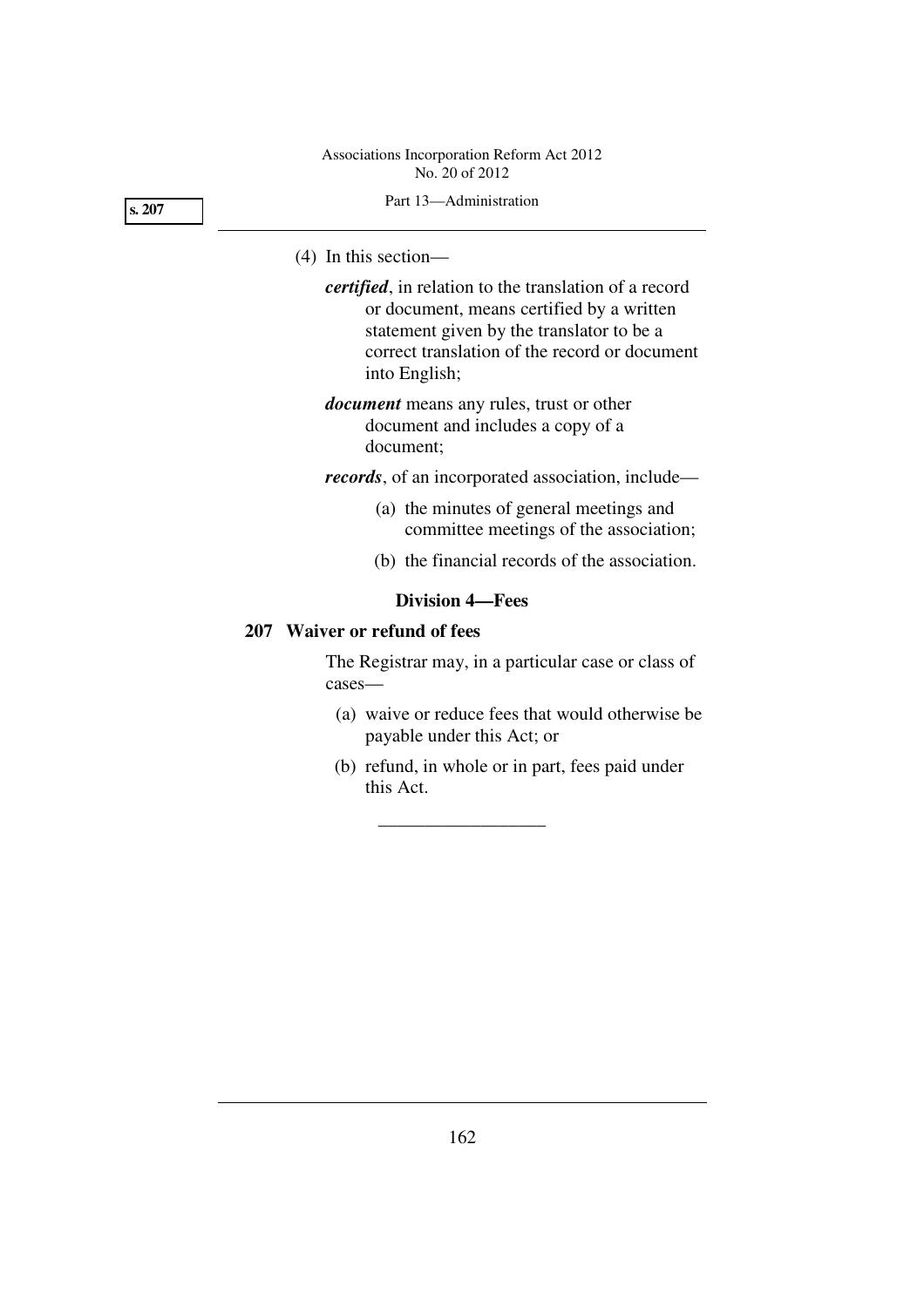(4) In this section—

***certified***, in relation to the translation of a record or document, means certified by a written statement given by the translator to be a correct translation of the record or document into English;

***document*** means any rules, trust or other document and includes a copy of a document;

***records***, of an incorporated association, include—

(a) the minutes of general meetings and committee meetings of the association;

(b) the financial records of the association.

### Division 4—Fees

#### 207 Waiver or refund of fees

The Registrar may, in a particular case or class of cases—

(a) waive or reduce fees that would otherwise be payable under this Act; or

(b) refund, in whole or in part, fees paid under this Act.

---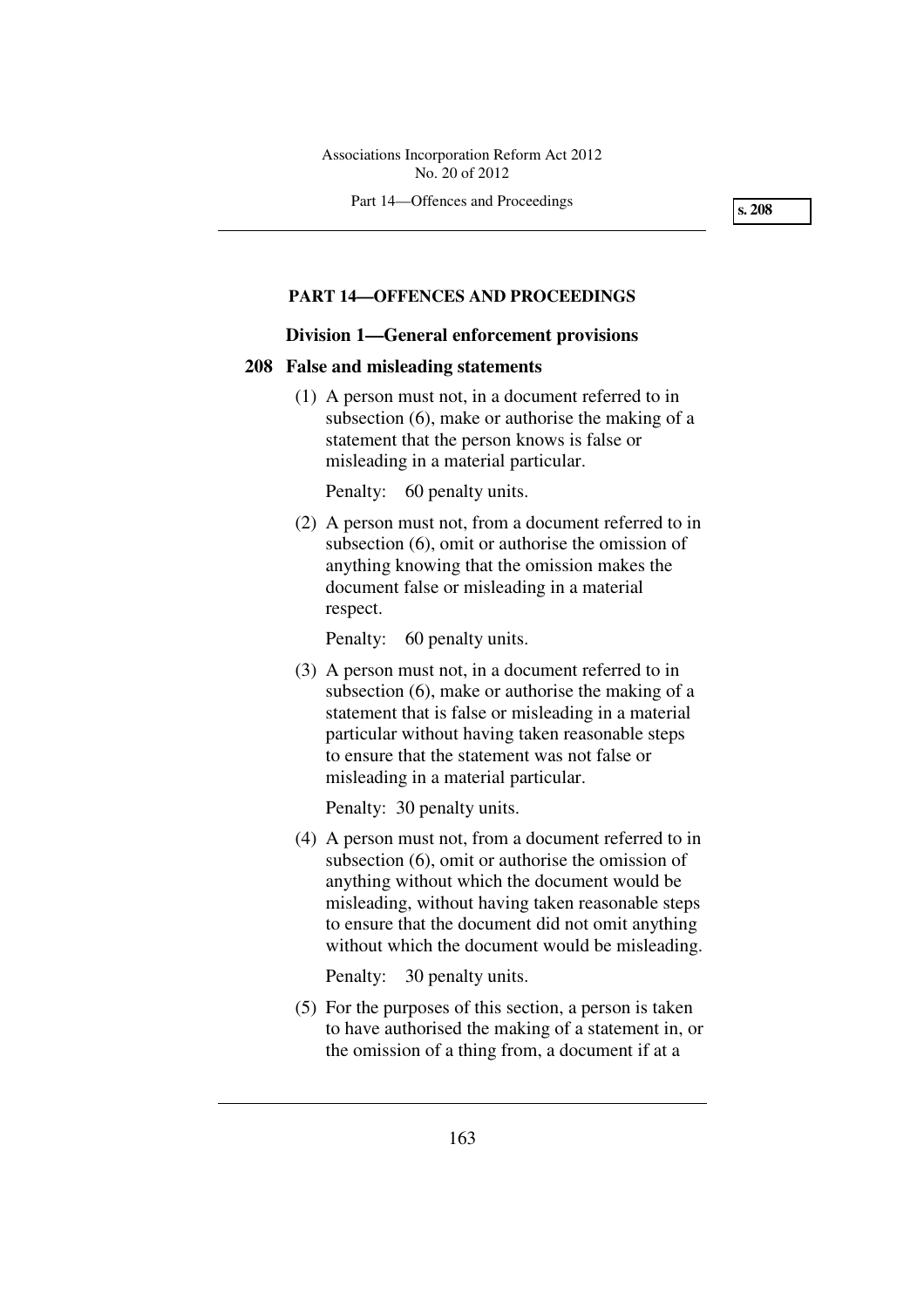## PART 14—OFFENCES AND PROCEEDINGS

### Division 1—General enforcement provisions

#### 208 False and misleading statements

(1) A person must not, in a document referred to in subsection (6), make or authorise the making of a statement that the person knows is false or misleading in a material particular.

Penalty: 60 penalty units.

(2) A person must not, from a document referred to in subsection (6), omit or authorise the omission of anything knowing that the omission makes the document false or misleading in a material respect.

Penalty: 60 penalty units.

(3) A person must not, in a document referred to in subsection (6), make or authorise the making of a statement that is false or misleading in a material particular without having taken reasonable steps to ensure that the statement was not false or misleading in a material particular.

Penalty: 30 penalty units.

(4) A person must not, from a document referred to in subsection (6), omit or authorise the omission of anything without which the document would be misleading, without having taken reasonable steps to ensure that the document did not omit anything without which the document would be misleading.

Penalty: 30 penalty units.

(5) For the purposes of this section, a person is taken to have authorised the making of a statement in, or the omission of a thing from, a document if at a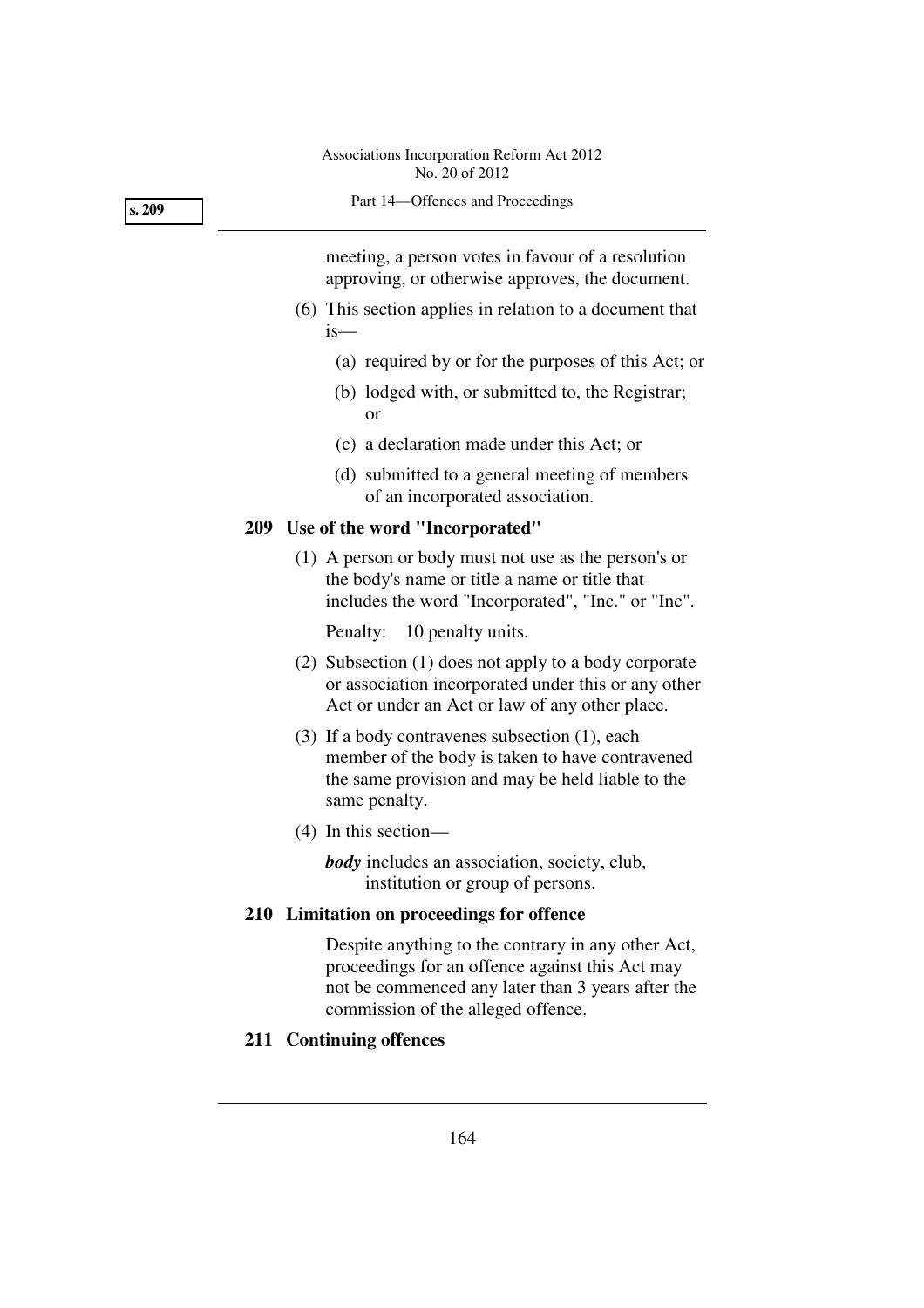meeting, a person votes in favour of a resolution approving, or otherwise approves, the document.

(6) This section applies in relation to a document that is—

(a) required by or for the purposes of this Act; or

(b) lodged with, or submitted to, the Registrar; or

(c) a declaration made under this Act; or

(d) submitted to a general meeting of members of an incorporated association.

### 209 Use of the word "Incorporated"

(1) A person or body must not use as the person's or the body's name or title a name or title that includes the word "Incorporated", "Inc." or "Inc".

Penalty: 10 penalty units.

(2) Subsection (1) does not apply to a body corporate or association incorporated under this or any other Act or under an Act or law of any other place.

(3) If a body contravenes subsection (1), each member of the body is taken to have contravened the same provision and may be held liable to the same penalty.

(4) In this section—

***body*** includes an association, society, club, institution or group of persons.

### 210 Limitation on proceedings for offence

Despite anything to the contrary in any other Act, proceedings for an offence against this Act may not be commenced any later than 3 years after the commission of the alleged offence.

### 211 Continuing offences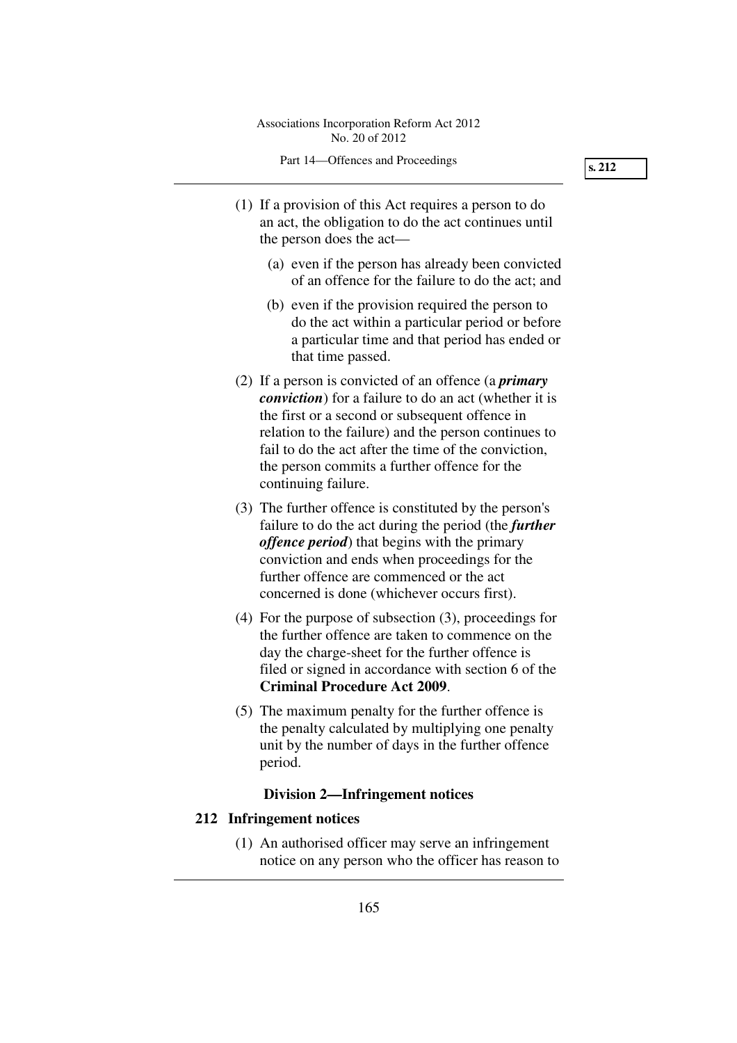(1) If a provision of this Act requires a person to do an act, the obligation to do the act continues until the person does the act—

(a) even if the person has already been convicted of an offence for the failure to do the act; and

(b) even if the provision required the person to do the act within a particular period or before a particular time and that period has ended or that time passed.

(2) If a person is convicted of an offence (a ***primary conviction***) for a failure to do an act (whether it is the first or a second or subsequent offence in relation to the failure) and the person continues to fail to do the act after the time of the conviction, the person commits a further offence for the continuing failure.

(3) The further offence is constituted by the person's failure to do the act during the period (the ***further offence period***) that begins with the primary conviction and ends when proceedings for the further offence are commenced or the act concerned is done (whichever occurs first).

(4) For the purpose of subsection (3), proceedings for the further offence are taken to commence on the day the charge-sheet for the further offence is filed or signed in accordance with section 6 of the **Criminal Procedure Act 2009**.

(5) The maximum penalty for the further offence is the penalty calculated by multiplying one penalty unit by the number of days in the further offence period.

### Division 2—Infringement notices

#### 212 Infringement notices

(1) An authorised officer may serve an infringement notice on any person who the officer has reason to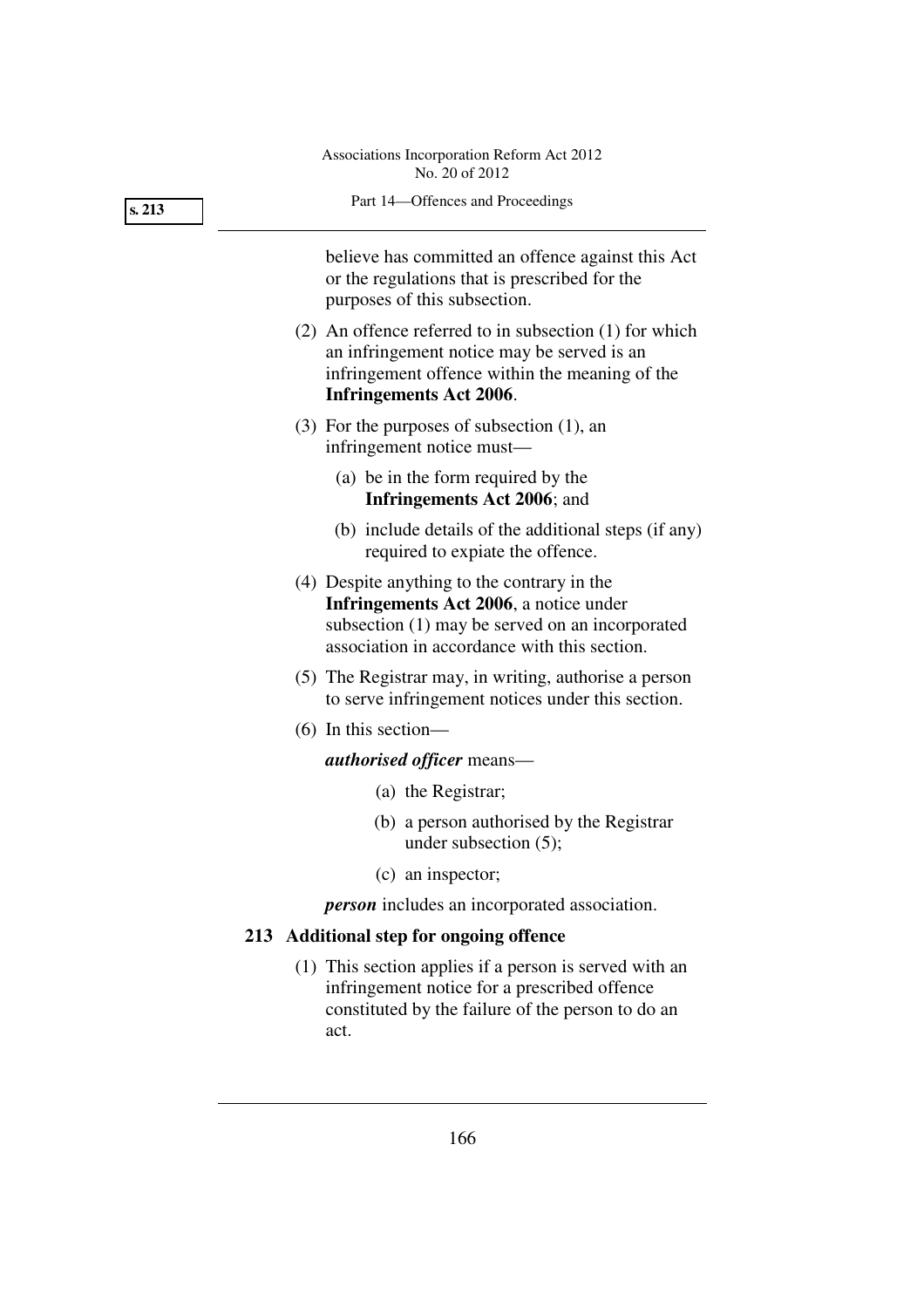believe has committed an offence against this Act or the regulations that is prescribed for the purposes of this subsection.

(2) An offence referred to in subsection (1) for which an infringement notice may be served is an infringement offence within the meaning of the **Infringements Act 2006**.

(3) For the purposes of subsection (1), an infringement notice must—

(a) be in the form required by the **Infringements Act 2006**; and

(b) include details of the additional steps (if any) required to expiate the offence.

(4) Despite anything to the contrary in the **Infringements Act 2006**, a notice under subsection (1) may be served on an incorporated association in accordance with this section.

(5) The Registrar may, in writing, authorise a person to serve infringement notices under this section.

(6) In this section—

***authorised officer*** means—

(a) the Registrar;

(b) a person authorised by the Registrar under subsection (5);

(c) an inspector;

***person*** includes an incorporated association.

### 213 Additional step for ongoing offence

(1) This section applies if a person is served with an infringement notice for a prescribed offence constituted by the failure of the person to do an act.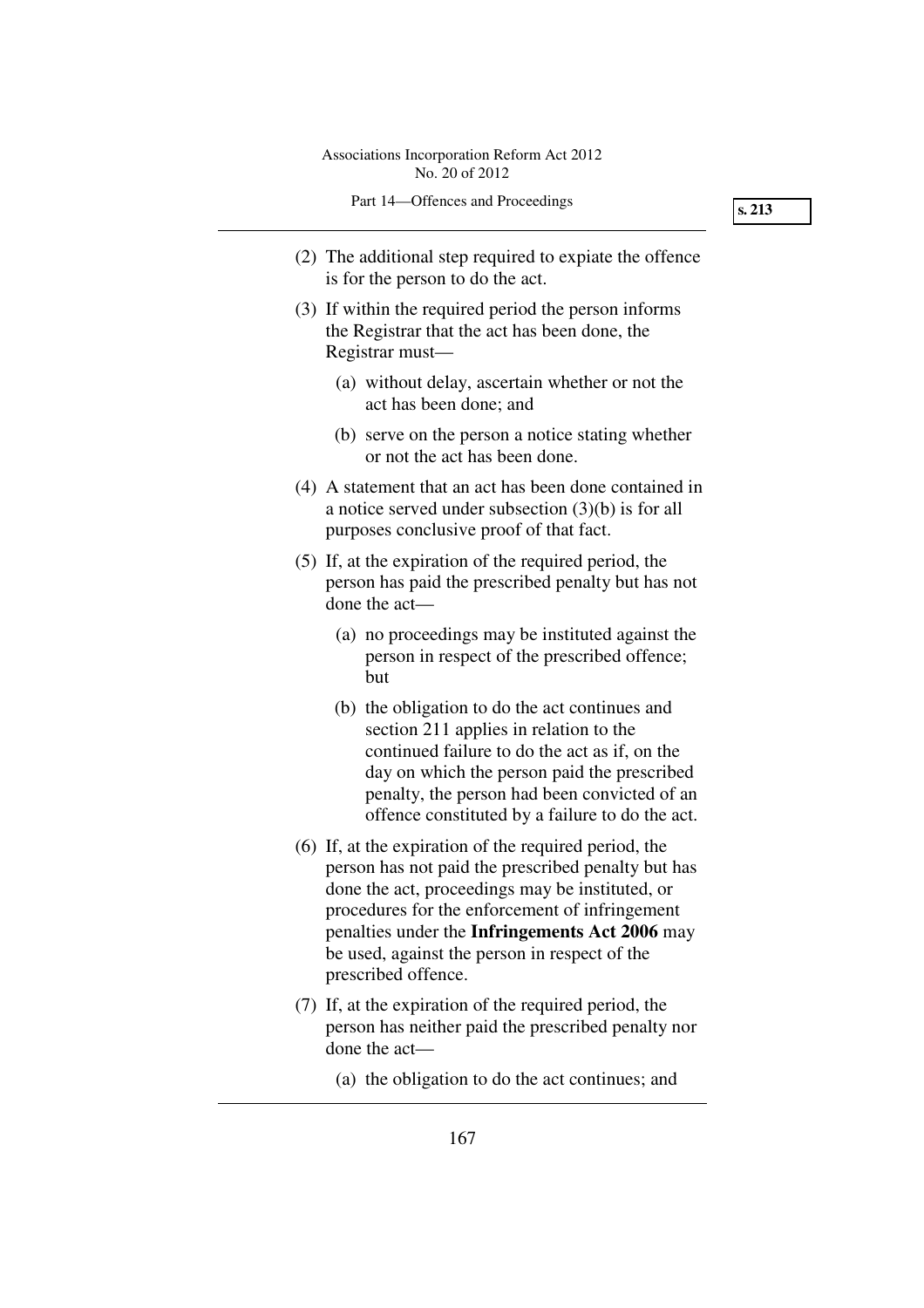(2) The additional step required to expiate the offence is for the person to do the act.

(3) If within the required period the person informs the Registrar that the act has been done, the Registrar must—

   (a) without delay, ascertain whether or not the act has been done; and

   (b) serve on the person a notice stating whether or not the act has been done.

(4) A statement that an act has been done contained in a notice served under subsection (3)(b) is for all purposes conclusive proof of that fact.

(5) If, at the expiration of the required period, the person has paid the prescribed penalty but has not done the act—

   (a) no proceedings may be instituted against the person in respect of the prescribed offence; but

   (b) the obligation to do the act continues and section 211 applies in relation to the continued failure to do the act as if, on the day on which the person paid the prescribed penalty, the person had been convicted of an offence constituted by a failure to do the act.

(6) If, at the expiration of the required period, the person has not paid the prescribed penalty but has done the act, proceedings may be instituted, or procedures for the enforcement of infringement penalties under the **Infringements Act 2006** may be used, against the person in respect of the prescribed offence.

(7) If, at the expiration of the required period, the person has neither paid the prescribed penalty nor done the act—

   (a) the obligation to do the act continues; and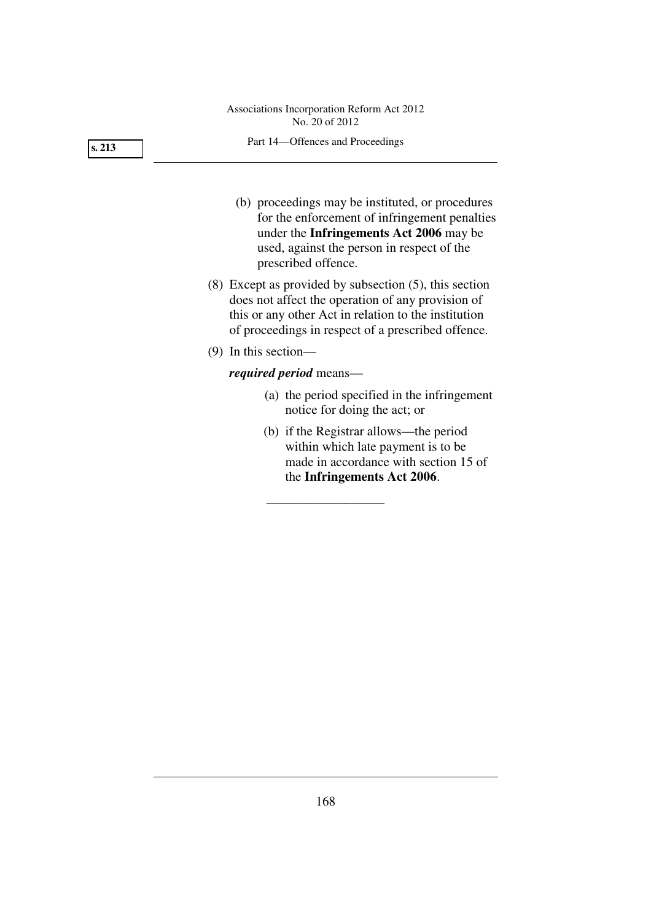(b) proceedings may be instituted, or procedures for the enforcement of infringement penalties under the **Infringements Act 2006** may be used, against the person in respect of the prescribed offence.

(8) Except as provided by subsection (5), this section does not affect the operation of any provision of this or any other Act in relation to the institution of proceedings in respect of a prescribed offence.

(9) In this section—

***required period*** means—

(a) the period specified in the infringement notice for doing the act; or

(b) if the Registrar allows—the period within which late payment is to be made in accordance with section 15 of the **Infringements Act 2006**.

---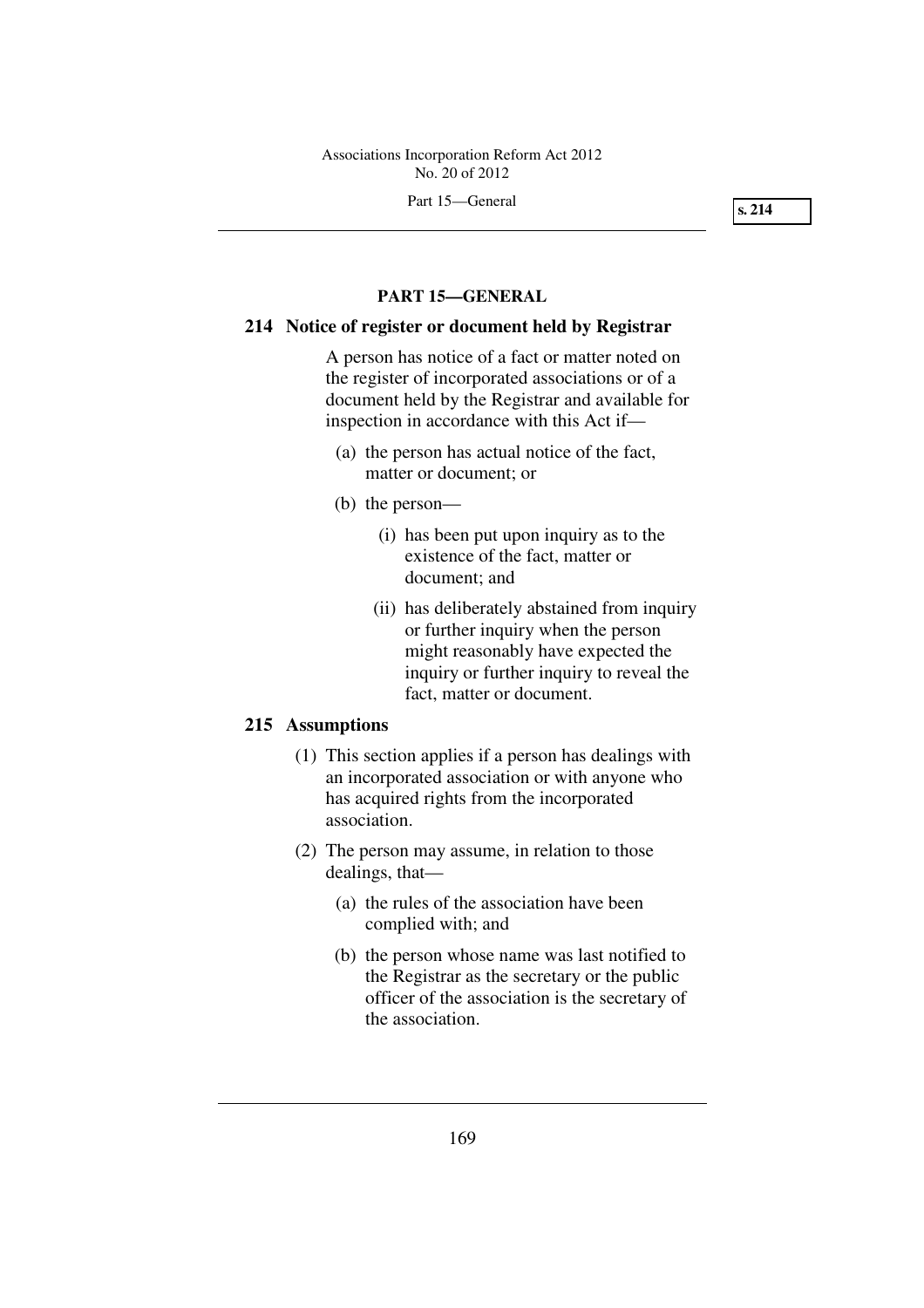# PART 15—GENERAL

## 214 Notice of register or document held by Registrar

A person has notice of a fact or matter noted on the register of incorporated associations or of a document held by the Registrar and available for inspection in accordance with this Act if—

- (a) the person has actual notice of the fact, matter or document; or
- (b) the person—
  - (i) has been put upon inquiry as to the existence of the fact, matter or document; and
  - (ii) has deliberately abstained from inquiry or further inquiry when the person might reasonably have expected the inquiry or further inquiry to reveal the fact, matter or document.

## 215 Assumptions

(1) This section applies if a person has dealings with an incorporated association or with anyone who has acquired rights from the incorporated association.

(2) The person may assume, in relation to those dealings, that—

- (a) the rules of the association have been complied with; and
- (b) the person whose name was last notified to the Registrar as the secretary or the public officer of the association is the secretary of the association.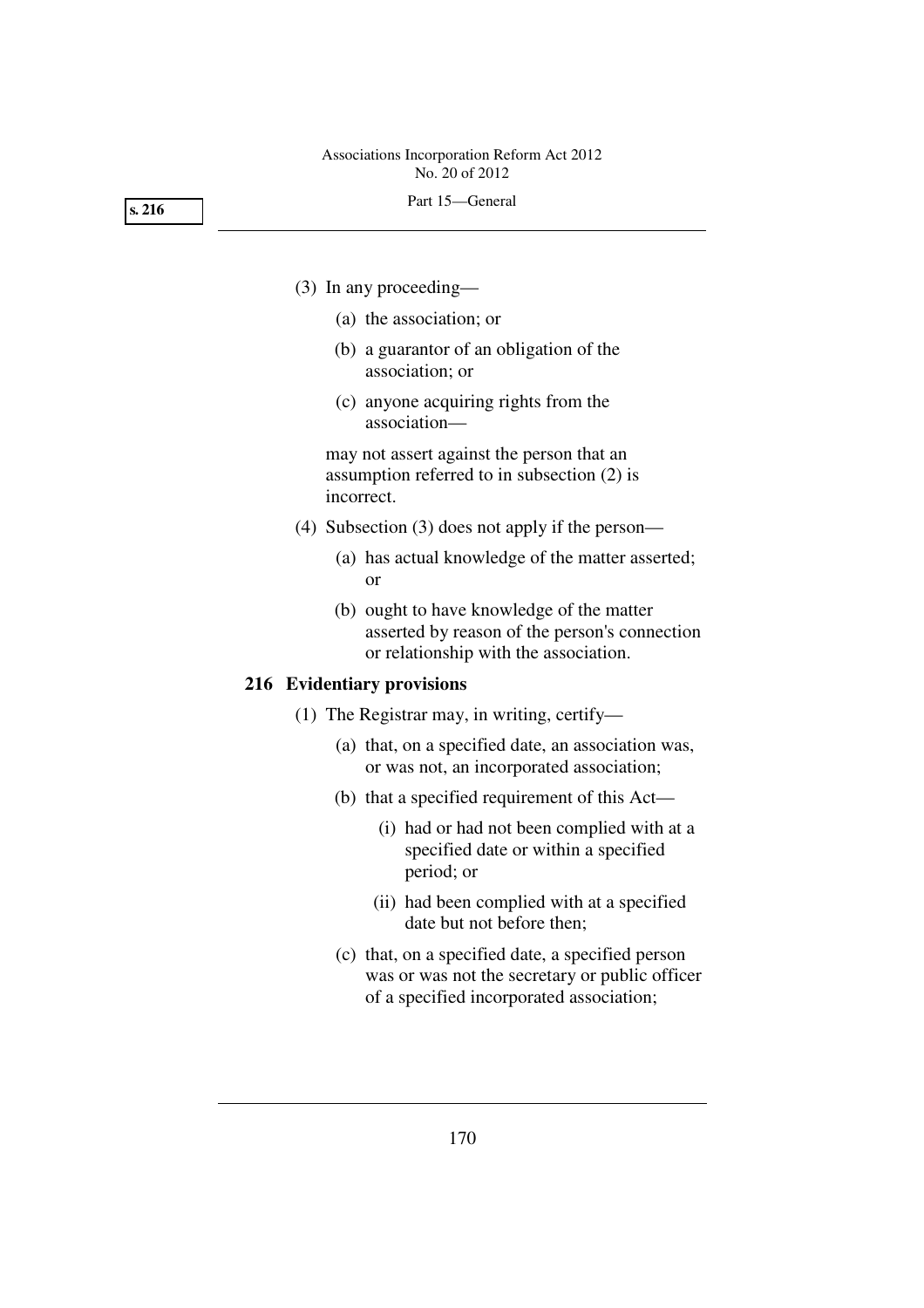(3) In any proceeding—

(a) the association; or

(b) a guarantor of an obligation of the association; or

(c) anyone acquiring rights from the association—

may not assert against the person that an assumption referred to in subsection (2) is incorrect.

(4) Subsection (3) does not apply if the person—

(a) has actual knowledge of the matter asserted; or

(b) ought to have knowledge of the matter asserted by reason of the person's connection or relationship with the association.

### 216 Evidentiary provisions

(1) The Registrar may, in writing, certify—

(a) that, on a specified date, an association was, or was not, an incorporated association;

(b) that a specified requirement of this Act—

(i) had or had not been complied with at a specified date or within a specified period; or

(ii) had been complied with at a specified date but not before then;

(c) that, on a specified date, a specified person was or was not the secretary or public officer of a specified incorporated association;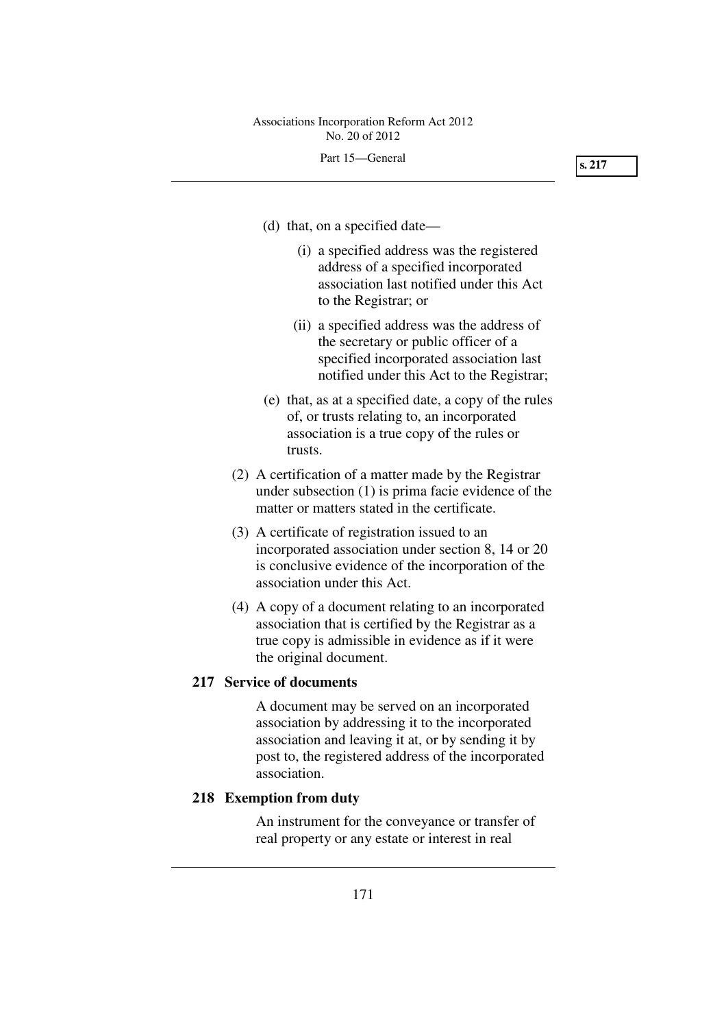(d) that, on a specified date—

  (i) a specified address was the registered address of a specified incorporated association last notified under this Act to the Registrar; or

  (ii) a specified address was the address of the secretary or public officer of a specified incorporated association last notified under this Act to the Registrar;

(e) that, as at a specified date, a copy of the rules of, or trusts relating to, an incorporated association is a true copy of the rules or trusts.

(2) A certification of a matter made by the Registrar under subsection (1) is prima facie evidence of the matter or matters stated in the certificate.

(3) A certificate of registration issued to an incorporated association under section 8, 14 or 20 is conclusive evidence of the incorporation of the association under this Act.

(4) A copy of a document relating to an incorporated association that is certified by the Registrar as a true copy is admissible in evidence as if it were the original document.

**217 Service of documents**

A document may be served on an incorporated association by addressing it to the incorporated association and leaving it at, or by sending it by post to, the registered address of the incorporated association.

**218 Exemption from duty**

An instrument for the conveyance or transfer of real property or any estate or interest in real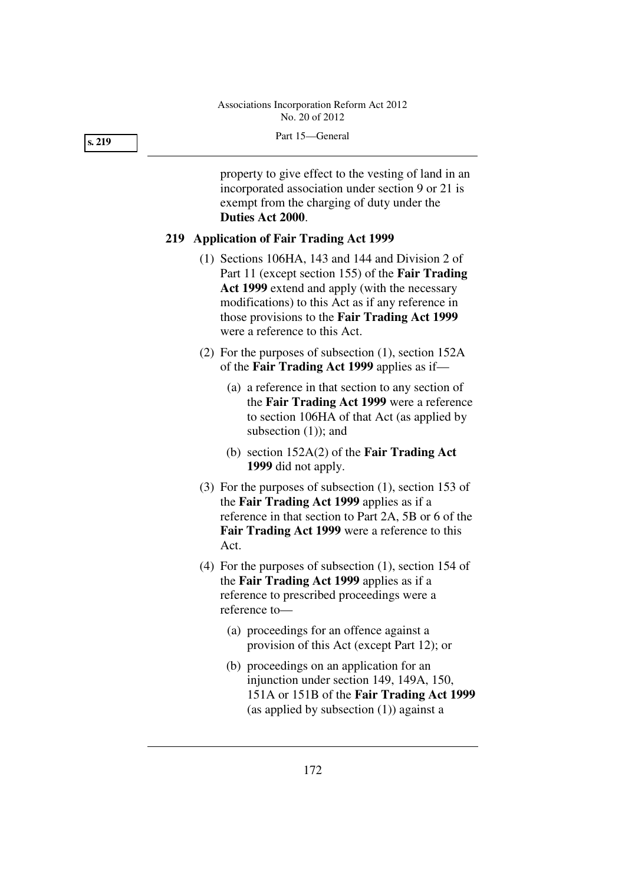property to give effect to the vesting of land in an incorporated association under section 9 or 21 is exempt from the charging of duty under the **Duties Act 2000**.

## 219 Application of Fair Trading Act 1999

(1) Sections 106HA, 143 and 144 and Division 2 of Part 11 (except section 155) of the **Fair Trading Act 1999** extend and apply (with the necessary modifications) to this Act as if any reference in those provisions to the **Fair Trading Act 1999** were a reference to this Act.

(2) For the purposes of subsection (1), section 152A of the **Fair Trading Act 1999** applies as if—

- (a) a reference in that section to any section of the **Fair Trading Act 1999** were a reference to section 106HA of that Act (as applied by subsection (1)); and
- (b) section 152A(2) of the **Fair Trading Act 1999** did not apply.

(3) For the purposes of subsection (1), section 153 of the **Fair Trading Act 1999** applies as if a reference in that section to Part 2A, 5B or 6 of the **Fair Trading Act 1999** were a reference to this Act.

(4) For the purposes of subsection (1), section 154 of the **Fair Trading Act 1999** applies as if a reference to prescribed proceedings were a reference to—

- (a) proceedings for an offence against a provision of this Act (except Part 12); or
- (b) proceedings on an application for an injunction under section 149, 149A, 150, 151A or 151B of the **Fair Trading Act 1999** (as applied by subsection (1)) against a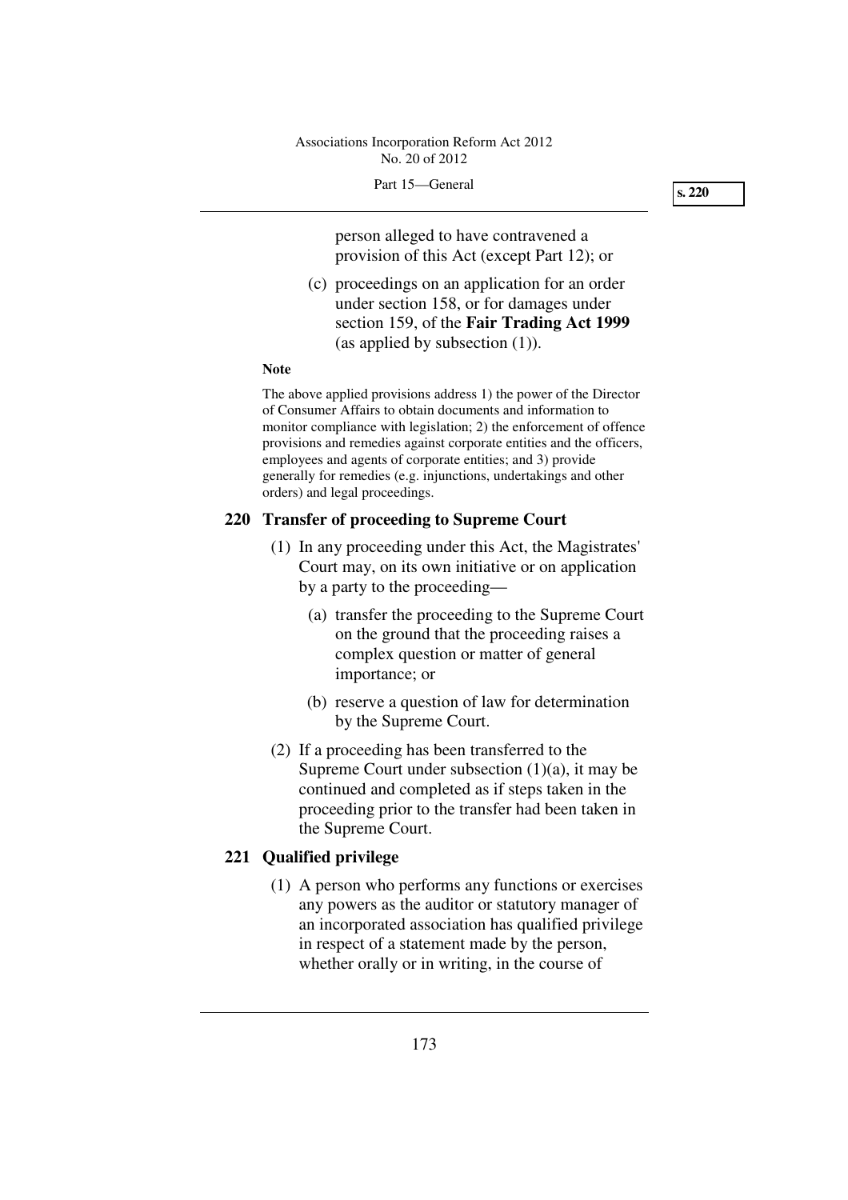person alleged to have contravened a provision of this Act (except Part 12); or

(c) proceedings on an application for an order under section 158, or for damages under section 159, of the **Fair Trading Act 1999** (as applied by subsection (1)).

**Note**

The above applied provisions address 1) the power of the Director of Consumer Affairs to obtain documents and information to monitor compliance with legislation; 2) the enforcement of offence provisions and remedies against corporate entities and the officers, employees and agents of corporate entities; and 3) provide generally for remedies (e.g. injunctions, undertakings and other orders) and legal proceedings.

### 220 Transfer of proceeding to Supreme Court

(1) In any proceeding under this Act, the Magistrates' Court may, on its own initiative or on application by a party to the proceeding—

(a) transfer the proceeding to the Supreme Court on the ground that the proceeding raises a complex question or matter of general importance; or

(b) reserve a question of law for determination by the Supreme Court.

(2) If a proceeding has been transferred to the Supreme Court under subsection (1)(a), it may be continued and completed as if steps taken in the proceeding prior to the transfer had been taken in the Supreme Court.

### 221 Qualified privilege

(1) A person who performs any functions or exercises any powers as the auditor or statutory manager of an incorporated association has qualified privilege in respect of a statement made by the person, whether orally or in writing, in the course of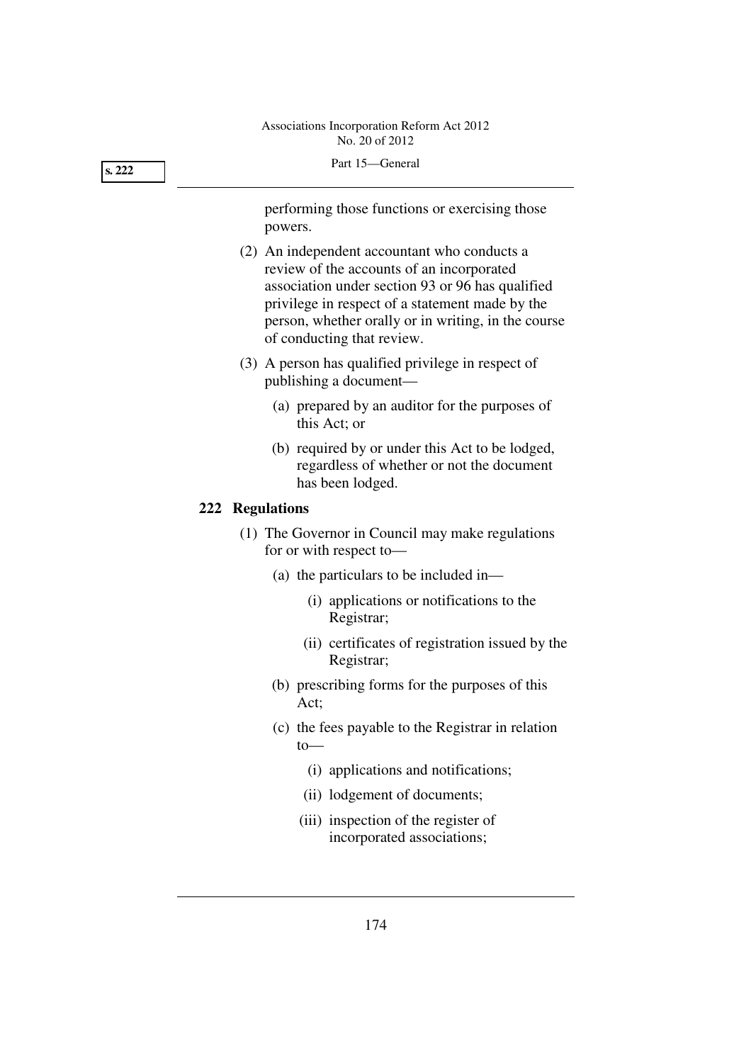performing those functions or exercising those powers.

(2) An independent accountant who conducts a review of the accounts of an incorporated association under section 93 or 96 has qualified privilege in respect of a statement made by the person, whether orally or in writing, in the course of conducting that review.

(3) A person has qualified privilege in respect of publishing a document—

- (a) prepared by an auditor for the purposes of this Act; or
- (b) required by or under this Act to be lodged, regardless of whether or not the document has been lodged.

## 222 Regulations

(1) The Governor in Council may make regulations for or with respect to—

- (a) the particulars to be included in—
  - (i) applications or notifications to the Registrar;
  - (ii) certificates of registration issued by the Registrar;
- (b) prescribing forms for the purposes of this Act;
- (c) the fees payable to the Registrar in relation to—
  - (i) applications and notifications;
  - (ii) lodgement of documents;
  - (iii) inspection of the register of incorporated associations;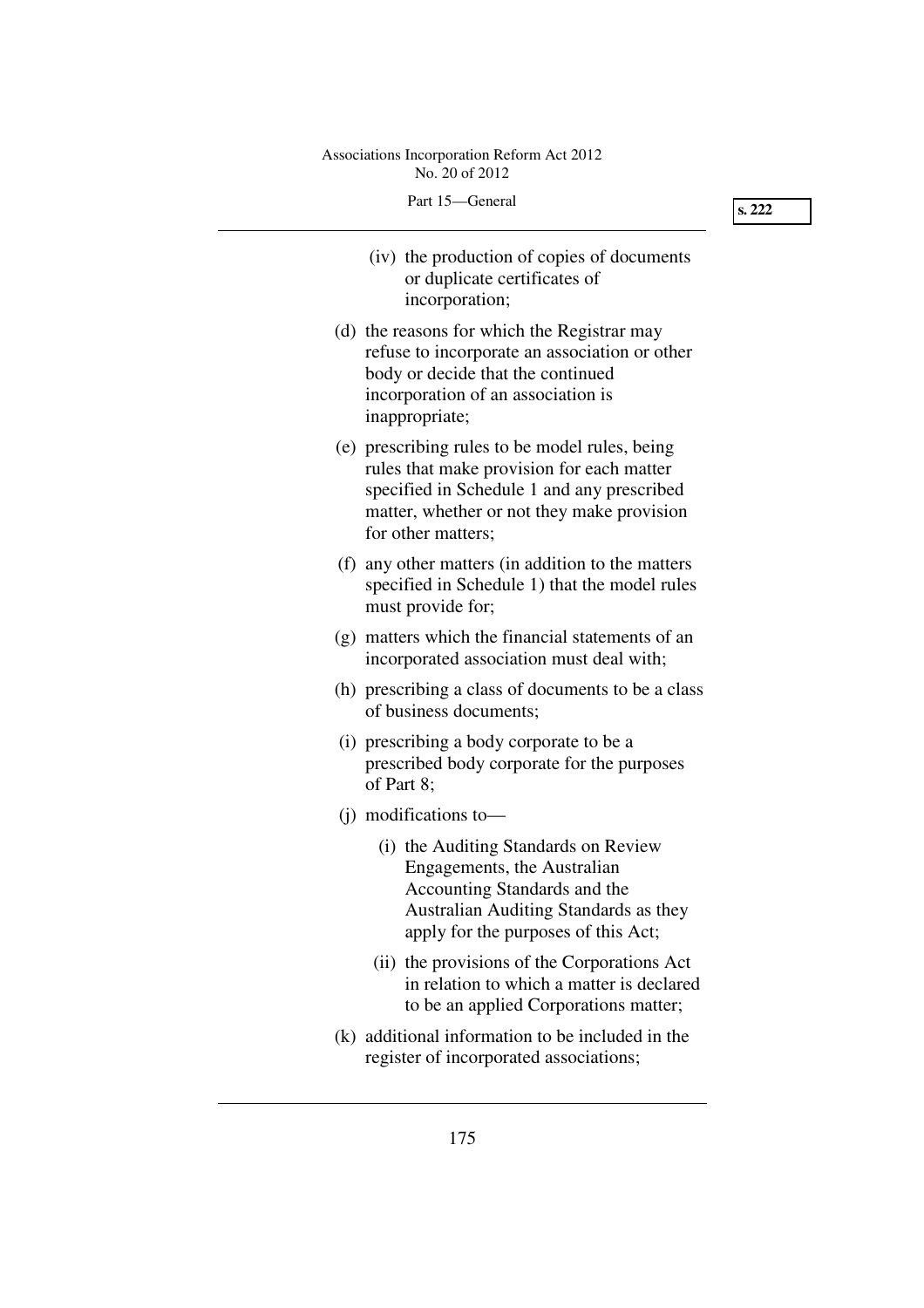(iv) the production of copies of documents or duplicate certificates of incorporation;

(d) the reasons for which the Registrar may refuse to incorporate an association or other body or decide that the continued incorporation of an association is inappropriate;

(e) prescribing rules to be model rules, being rules that make provision for each matter specified in Schedule 1 and any prescribed matter, whether or not they make provision for other matters;

(f) any other matters (in addition to the matters specified in Schedule 1) that the model rules must provide for;

(g) matters which the financial statements of an incorporated association must deal with;

(h) prescribing a class of documents to be a class of business documents;

(i) prescribing a body corporate to be a prescribed body corporate for the purposes of Part 8;

(j) modifications to—

(i) the Auditing Standards on Review Engagements, the Australian Accounting Standards and the Australian Auditing Standards as they apply for the purposes of this Act;

(ii) the provisions of the Corporations Act in relation to which a matter is declared to be an applied Corporations matter;

(k) additional information to be included in the register of incorporated associations;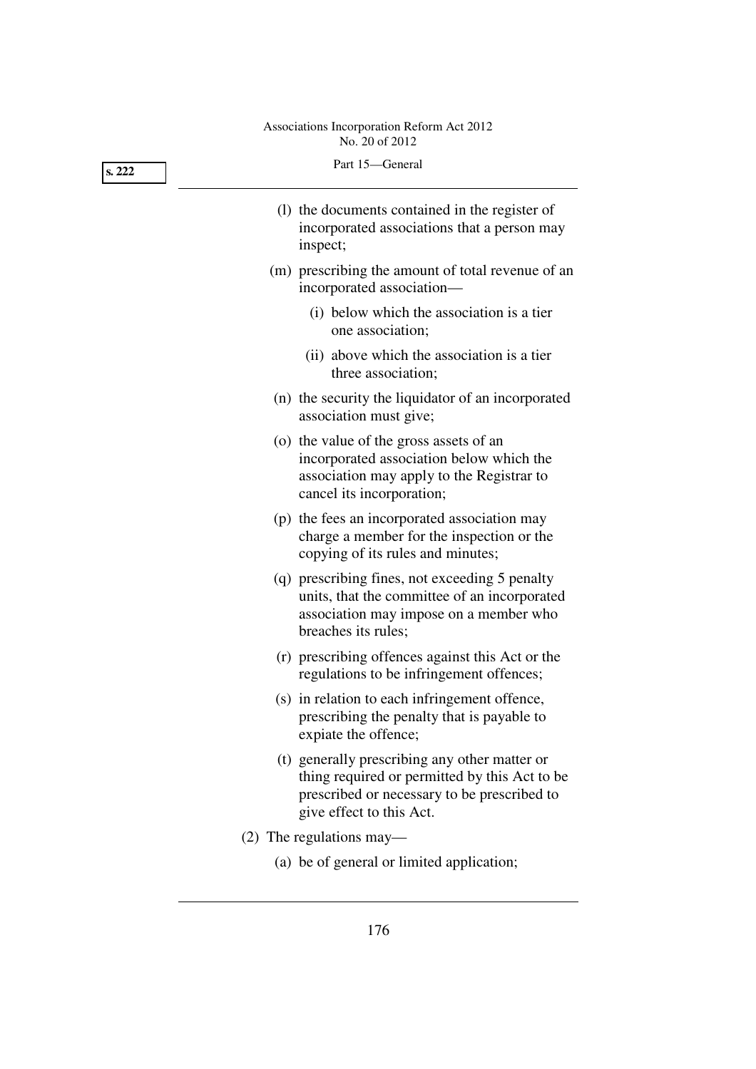(l) the documents contained in the register of incorporated associations that a person may inspect;

(m) prescribing the amount of total revenue of an incorporated association—

(i) below which the association is a tier one association;

(ii) above which the association is a tier three association;

(n) the security the liquidator of an incorporated association must give;

(o) the value of the gross assets of an incorporated association below which the association may apply to the Registrar to cancel its incorporation;

(p) the fees an incorporated association may charge a member for the inspection or the copying of its rules and minutes;

(q) prescribing fines, not exceeding 5 penalty units, that the committee of an incorporated association may impose on a member who breaches its rules;

(r) prescribing offences against this Act or the regulations to be infringement offences;

(s) in relation to each infringement offence, prescribing the penalty that is payable to expiate the offence;

(t) generally prescribing any other matter or thing required or permitted by this Act to be prescribed or necessary to be prescribed to give effect to this Act.

(2) The regulations may—

(a) be of general or limited application;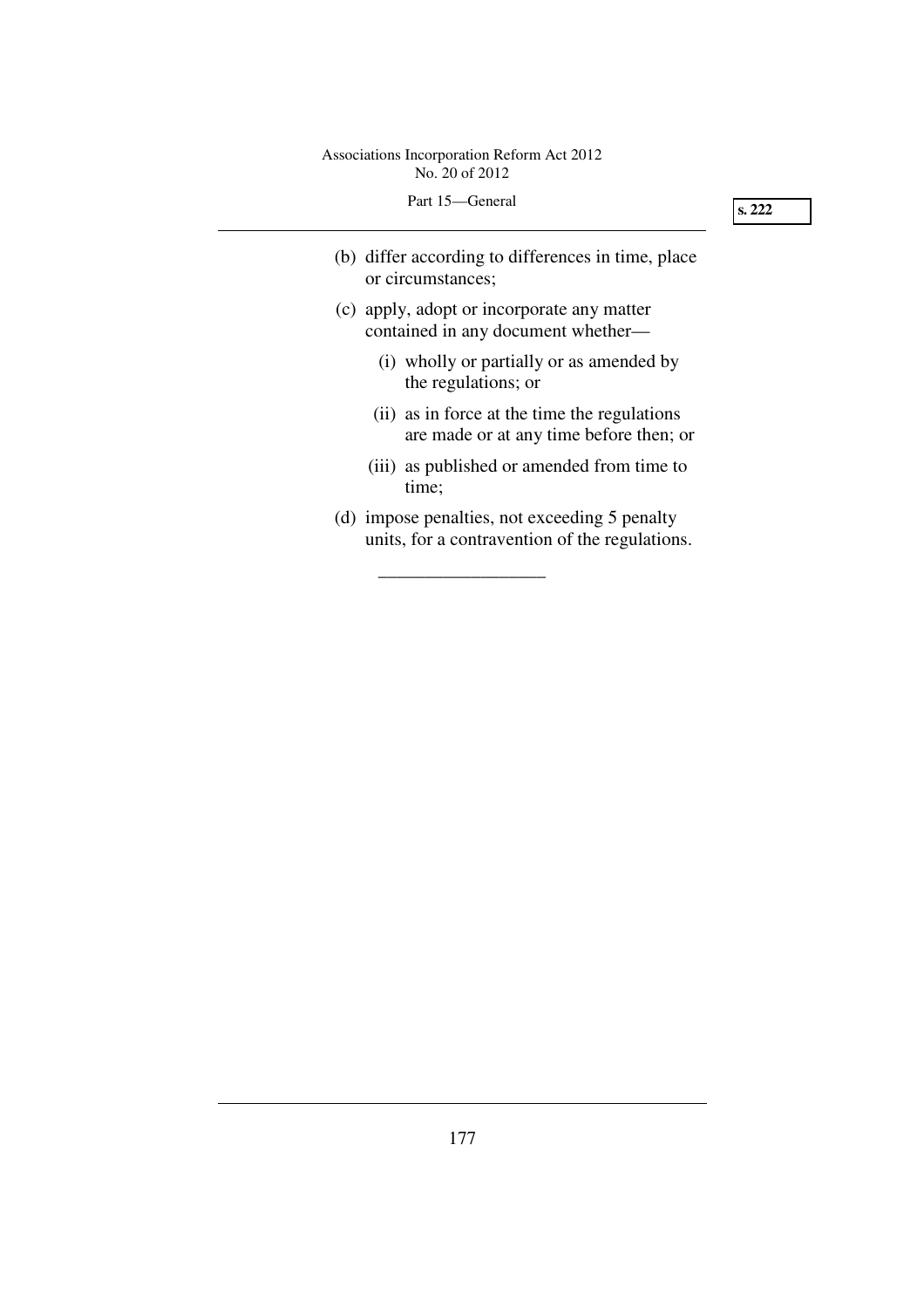(b) differ according to differences in time, place or circumstances;

(c) apply, adopt or incorporate any matter contained in any document whether—

  (i) wholly or partially or as amended by the regulations; or

  (ii) as in force at the time the regulations are made or at any time before then; or

  (iii) as published or amended from time to time;

(d) impose penalties, not exceeding 5 penalty units, for a contravention of the regulations.

__________________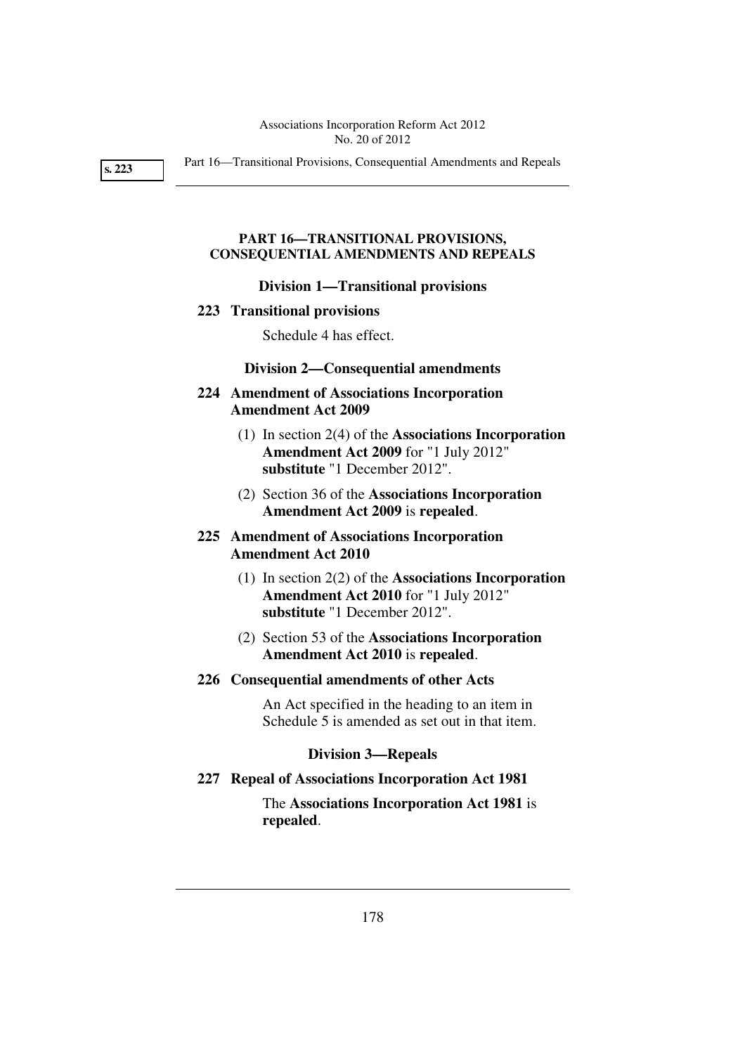# PART 16—TRANSITIONAL PROVISIONS, CONSEQUENTIAL AMENDMENTS AND REPEALS

## Division 1—Transitional provisions

### 223 Transitional provisions

Schedule 4 has effect.

## Division 2—Consequential amendments

### 224 Amendment of Associations Incorporation Amendment Act 2009

(1) In section 2(4) of the **Associations Incorporation Amendment Act 2009** for "1 July 2012" **substitute** "1 December 2012".

(2) Section 36 of the **Associations Incorporation Amendment Act 2009** is **repealed**.

### 225 Amendment of Associations Incorporation Amendment Act 2010

(1) In section 2(2) of the **Associations Incorporation Amendment Act 2010** for "1 July 2012" **substitute** "1 December 2012".

(2) Section 53 of the **Associations Incorporation Amendment Act 2010** is **repealed**.

### 226 Consequential amendments of other Acts

An Act specified in the heading to an item in Schedule 5 is amended as set out in that item.

## Division 3—Repeals

### 227 Repeal of Associations Incorporation Act 1981

The **Associations Incorporation Act 1981** is **repealed**.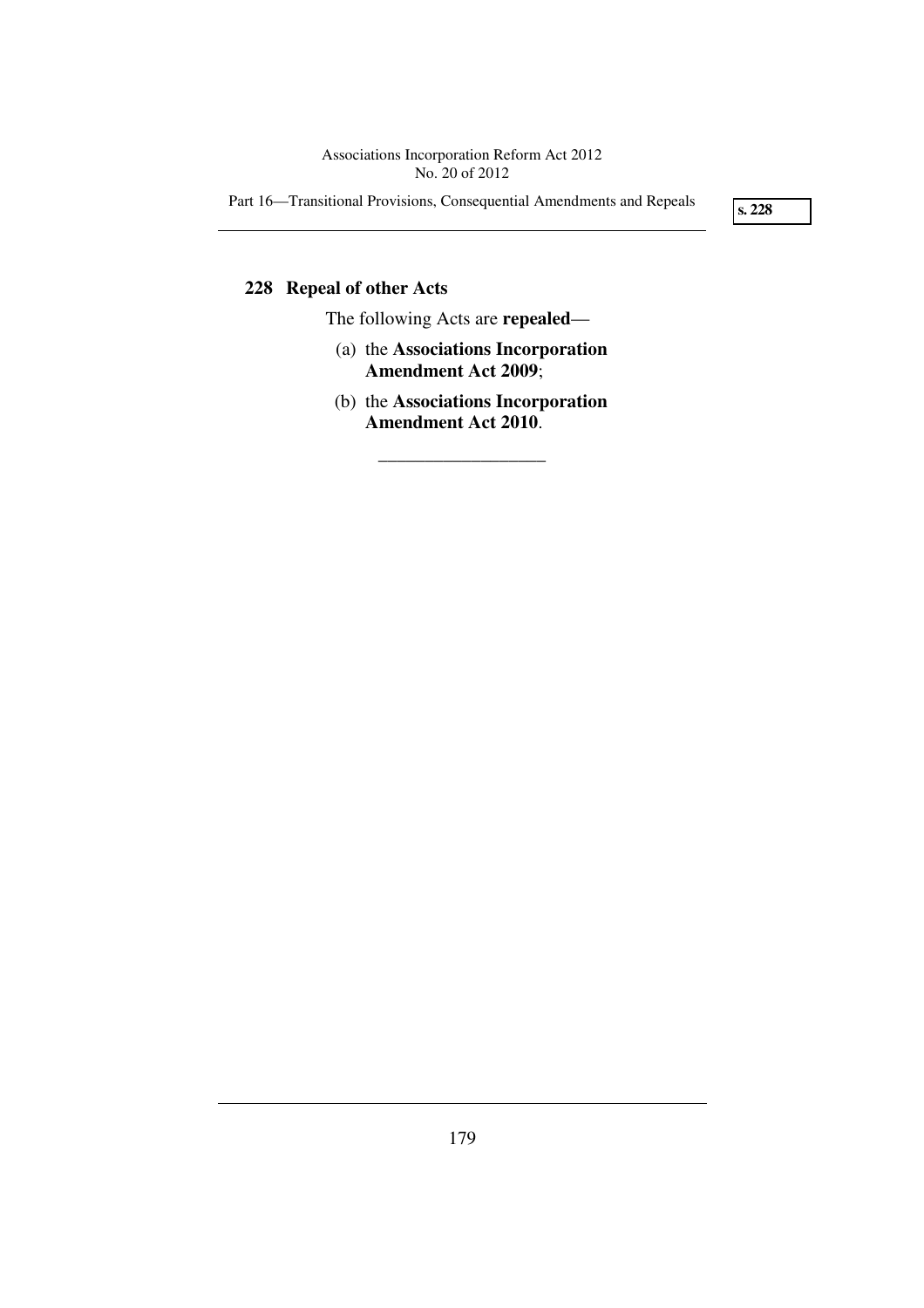## 228 Repeal of other Acts

The following Acts are **repealed**—

(a) the **Associations Incorporation Amendment Act 2009**;

(b) the **Associations Incorporation Amendment Act 2010**.

---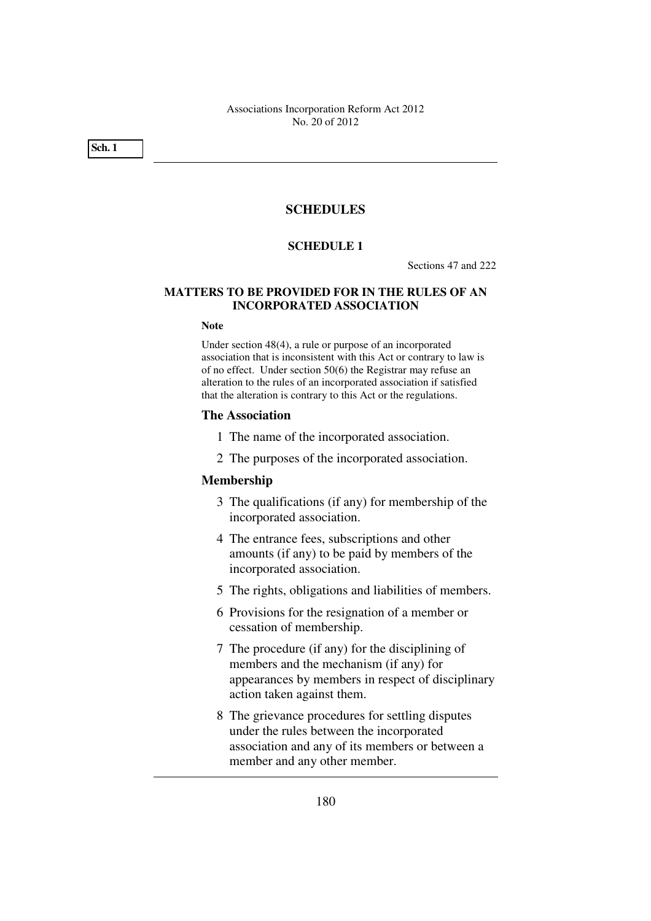# SCHEDULES

## SCHEDULE 1

Sections 47 and 222

## MATTERS TO BE PROVIDED FOR IN THE RULES OF AN INCORPORATED ASSOCIATION

**Note**

Under section 48(4), a rule or purpose of an incorporated association that is inconsistent with this Act or contrary to law is of no effect. Under section 50(6) the Registrar may refuse an alteration to the rules of an incorporated association if satisfied that the alteration is contrary to this Act or the regulations.

### The Association

1 The name of the incorporated association.

2 The purposes of the incorporated association.

### Membership

3 The qualifications (if any) for membership of the incorporated association.

4 The entrance fees, subscriptions and other amounts (if any) to be paid by members of the incorporated association.

5 The rights, obligations and liabilities of members.

6 Provisions for the resignation of a member or cessation of membership.

7 The procedure (if any) for the disciplining of members and the mechanism (if any) for appearances by members in respect of disciplinary action taken against them.

8 The grievance procedures for settling disputes under the rules between the incorporated association and any of its members or between a member and any other member.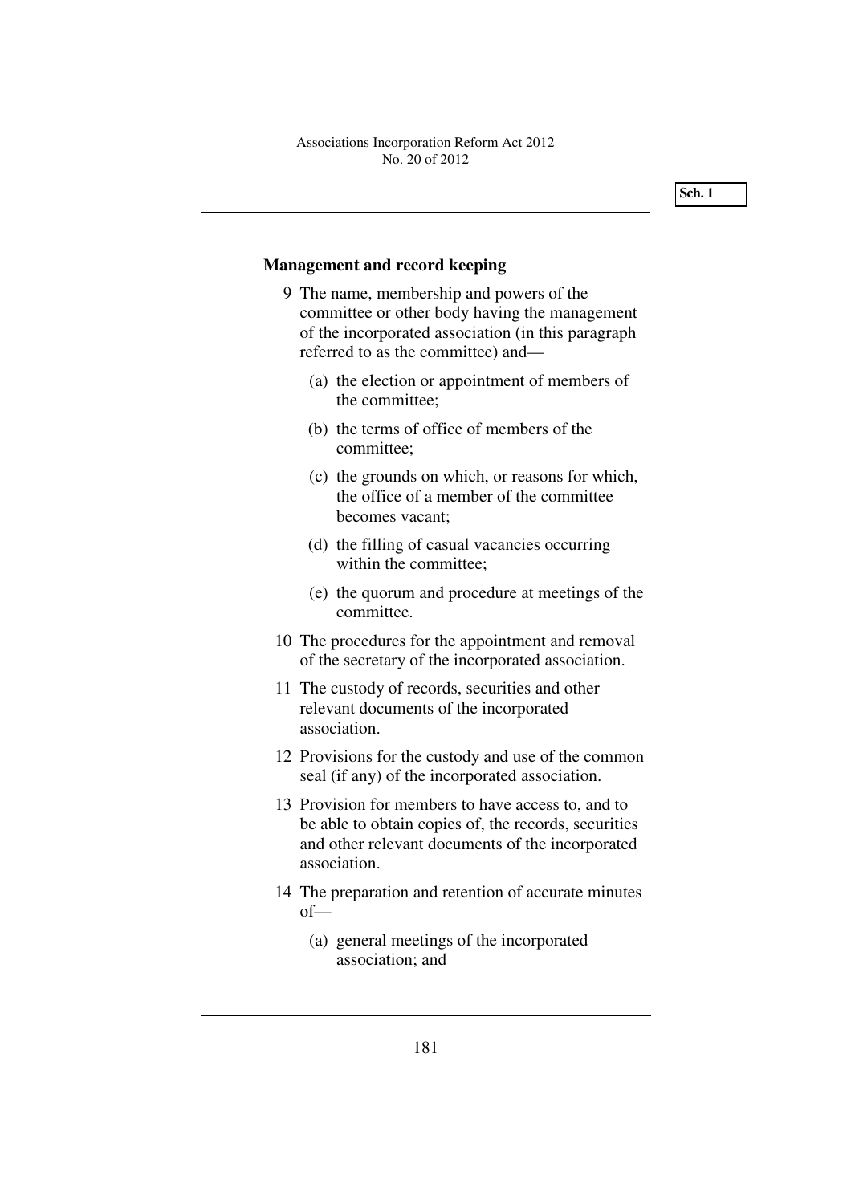## Management and record keeping

9 The name, membership and powers of the committee or other body having the management of the incorporated association (in this paragraph referred to as the committee) and—

(a) the election or appointment of members of the committee;

(b) the terms of office of members of the committee;

(c) the grounds on which, or reasons for which, the office of a member of the committee becomes vacant;

(d) the filling of casual vacancies occurring within the committee;

(e) the quorum and procedure at meetings of the committee.

10 The procedures for the appointment and removal of the secretary of the incorporated association.

11 The custody of records, securities and other relevant documents of the incorporated association.

12 Provisions for the custody and use of the common seal (if any) of the incorporated association.

13 Provision for members to have access to, and to be able to obtain copies of, the records, securities and other relevant documents of the incorporated association.

14 The preparation and retention of accurate minutes of—

(a) general meetings of the incorporated association; and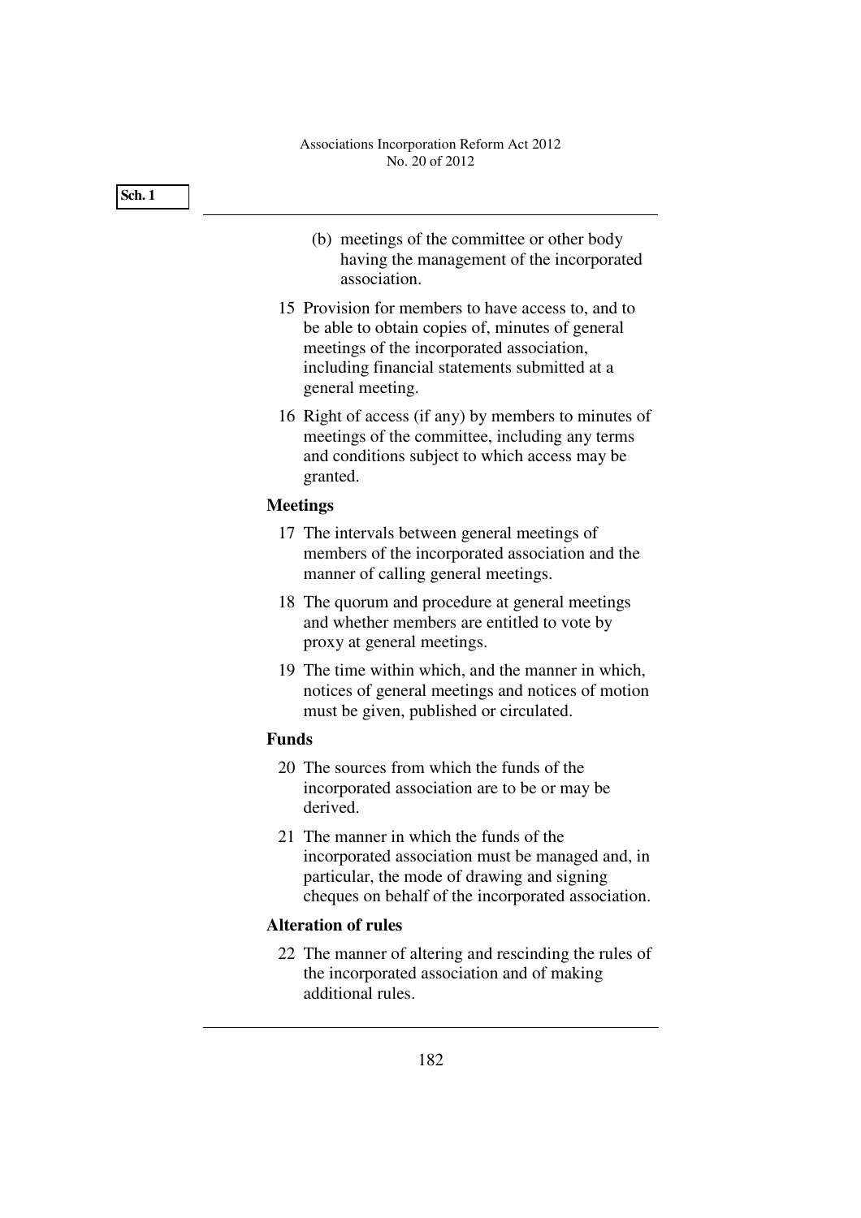(b) meetings of the committee or other body having the management of the incorporated association.

15 Provision for members to have access to, and to be able to obtain copies of, minutes of general meetings of the incorporated association, including financial statements submitted at a general meeting.

16 Right of access (if any) by members to minutes of meetings of the committee, including any terms and conditions subject to which access may be granted.

**Meetings**

17 The intervals between general meetings of members of the incorporated association and the manner of calling general meetings.

18 The quorum and procedure at general meetings and whether members are entitled to vote by proxy at general meetings.

19 The time within which, and the manner in which, notices of general meetings and notices of motion must be given, published or circulated.

**Funds**

20 The sources from which the funds of the incorporated association are to be or may be derived.

21 The manner in which the funds of the incorporated association must be managed and, in particular, the mode of drawing and signing cheques on behalf of the incorporated association.

**Alteration of rules**

22 The manner of altering and rescinding the rules of the incorporated association and of making additional rules.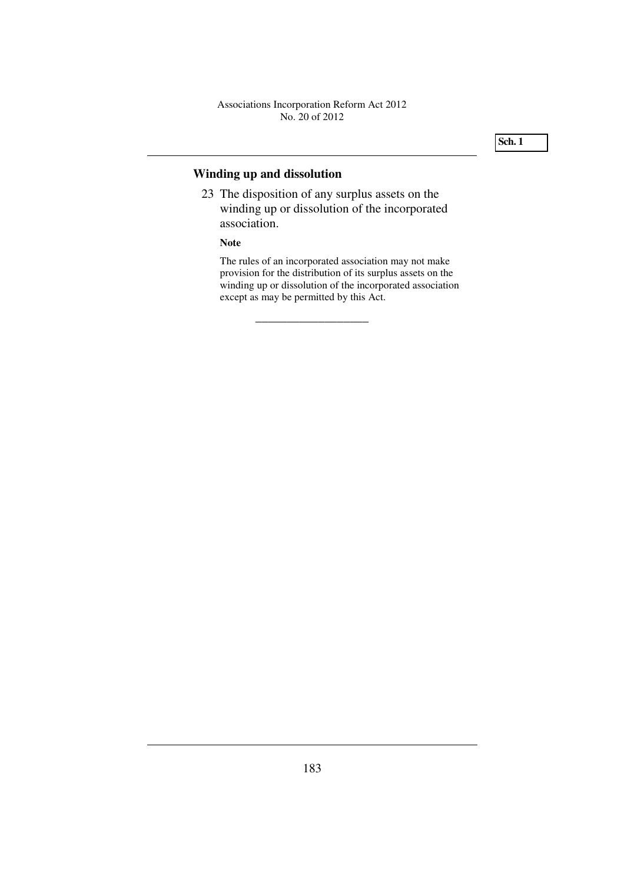## Winding up and dissolution

23 The disposition of any surplus assets on the winding up or dissolution of the incorporated association.

**Note**

The rules of an incorporated association may not make provision for the distribution of its surplus assets on the winding up or dissolution of the incorporated association except as may be permitted by this Act.

---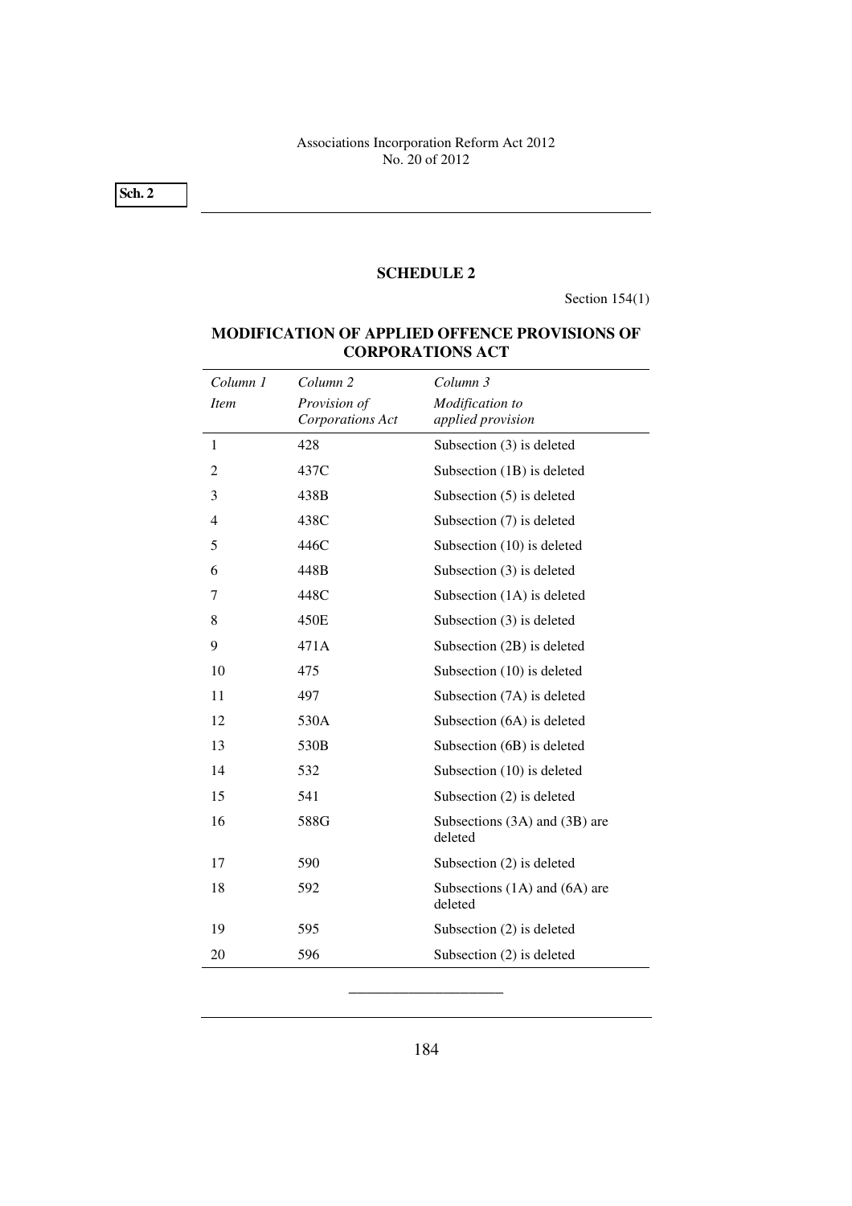## SCHEDULE 2

Section 154(1)

### MODIFICATION OF APPLIED OFFENCE PROVISIONS OF CORPORATIONS ACT

| *Column 1* *Item* | *Column 2* *Provision of Corporations Act* | *Column 3* *Modification to applied provision* |
|---|---|---|
| 1 | 428 | Subsection (3) is deleted |
| 2 | 437C | Subsection (1B) is deleted |
| 3 | 438B | Subsection (5) is deleted |
| 4 | 438C | Subsection (7) is deleted |
| 5 | 446C | Subsection (10) is deleted |
| 6 | 448B | Subsection (3) is deleted |
| 7 | 448C | Subsection (1A) is deleted |
| 8 | 450E | Subsection (3) is deleted |
| 9 | 471A | Subsection (2B) is deleted |
| 10 | 475 | Subsection (10) is deleted |
| 11 | 497 | Subsection (7A) is deleted |
| 12 | 530A | Subsection (6A) is deleted |
| 13 | 530B | Subsection (6B) is deleted |
| 14 | 532 | Subsection (10) is deleted |
| 15 | 541 | Subsection (2) is deleted |
| 16 | 588G | Subsections (3A) and (3B) are deleted |
| 17 | 590 | Subsection (2) is deleted |
| 18 | 592 | Subsections (1A) and (6A) are deleted |
| 19 | 595 | Subsection (2) is deleted |
| 20 | 596 | Subsection (2) is deleted |

═══════════════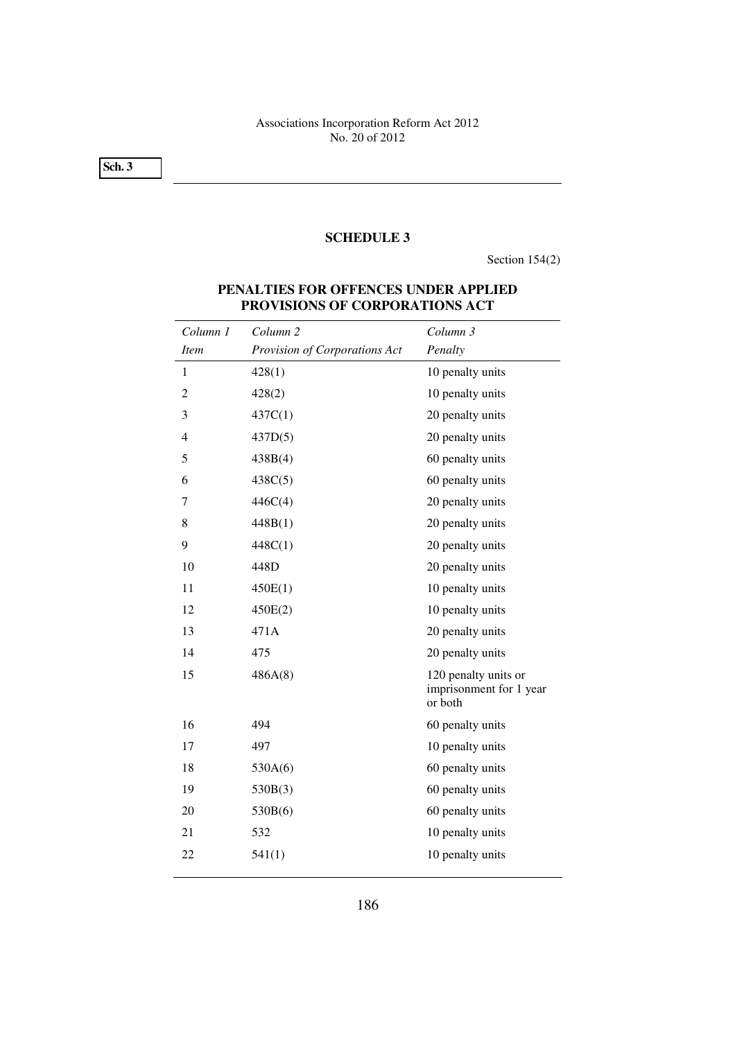## SCHEDULE 3

Section 154(2)

### PENALTIES FOR OFFENCES UNDER APPLIED PROVISIONS OF CORPORATIONS ACT

| *Column 1* *Item* | *Column 2* *Provision of Corporations Act* | *Column 3* *Penalty* |
|---|---|---|
| 1 | 428(1) | 10 penalty units |
| 2 | 428(2) | 10 penalty units |
| 3 | 437C(1) | 20 penalty units |
| 4 | 437D(5) | 20 penalty units |
| 5 | 438B(4) | 60 penalty units |
| 6 | 438C(5) | 60 penalty units |
| 7 | 446C(4) | 20 penalty units |
| 8 | 448B(1) | 20 penalty units |
| 9 | 448C(1) | 20 penalty units |
| 10 | 448D | 20 penalty units |
| 11 | 450E(1) | 10 penalty units |
| 12 | 450E(2) | 10 penalty units |
| 13 | 471A | 20 penalty units |
| 14 | 475 | 20 penalty units |
| 15 | 486A(8) | 120 penalty units or imprisonment for 1 year or both |
| 16 | 494 | 60 penalty units |
| 17 | 497 | 10 penalty units |
| 18 | 530A(6) | 60 penalty units |
| 19 | 530B(3) | 60 penalty units |
| 20 | 530B(6) | 60 penalty units |
| 21 | 532 | 10 penalty units |
| 22 | 541(1) | 10 penalty units |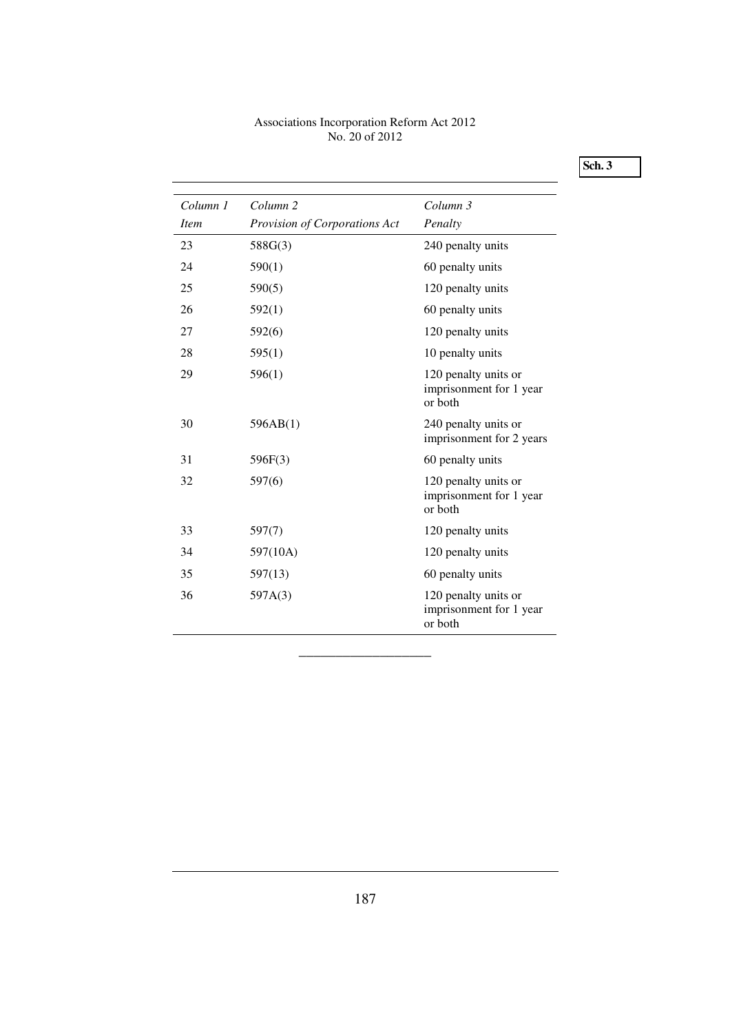| Column 1 *Item* | Column 2 *Provision of Corporations Act* | Column 3 *Penalty* |
|---|---|---|
| 23 | 588G(3) | 240 penalty units |
| 24 | 590(1) | 60 penalty units |
| 25 | 590(5) | 120 penalty units |
| 26 | 592(1) | 60 penalty units |
| 27 | 592(6) | 120 penalty units |
| 28 | 595(1) | 10 penalty units |
| 29 | 596(1) | 120 penalty units or imprisonment for 1 year or both |
| 30 | 596AB(1) | 240 penalty units or imprisonment for 2 years |
| 31 | 596F(3) | 60 penalty units |
| 32 | 597(6) | 120 penalty units or imprisonment for 1 year or both |
| 33 | 597(7) | 120 penalty units |
| 34 | 597(10A) | 120 penalty units |
| 35 | 597(13) | 60 penalty units |
| 36 | 597A(3) | 120 penalty units or imprisonment for 1 year or both |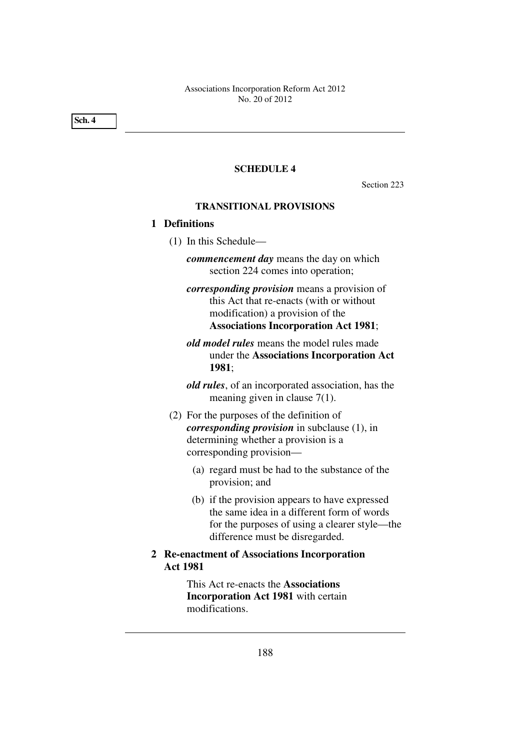## SCHEDULE 4

Section 223

### TRANSITIONAL PROVISIONS

**1 Definitions**

(1) In this Schedule—

***commencement day*** means the day on which section 224 comes into operation;

***corresponding provision*** means a provision of this Act that re-enacts (with or without modification) a provision of the **Associations Incorporation Act 1981**;

***old model rules*** means the model rules made under the **Associations Incorporation Act 1981**;

***old rules***, of an incorporated association, has the meaning given in clause 7(1).

(2) For the purposes of the definition of ***corresponding provision*** in subclause (1), in determining whether a provision is a corresponding provision—

(a) regard must be had to the substance of the provision; and

(b) if the provision appears to have expressed the same idea in a different form of words for the purposes of using a clearer style—the difference must be disregarded.

**2 Re-enactment of Associations Incorporation Act 1981**

This Act re-enacts the **Associations Incorporation Act 1981** with certain modifications.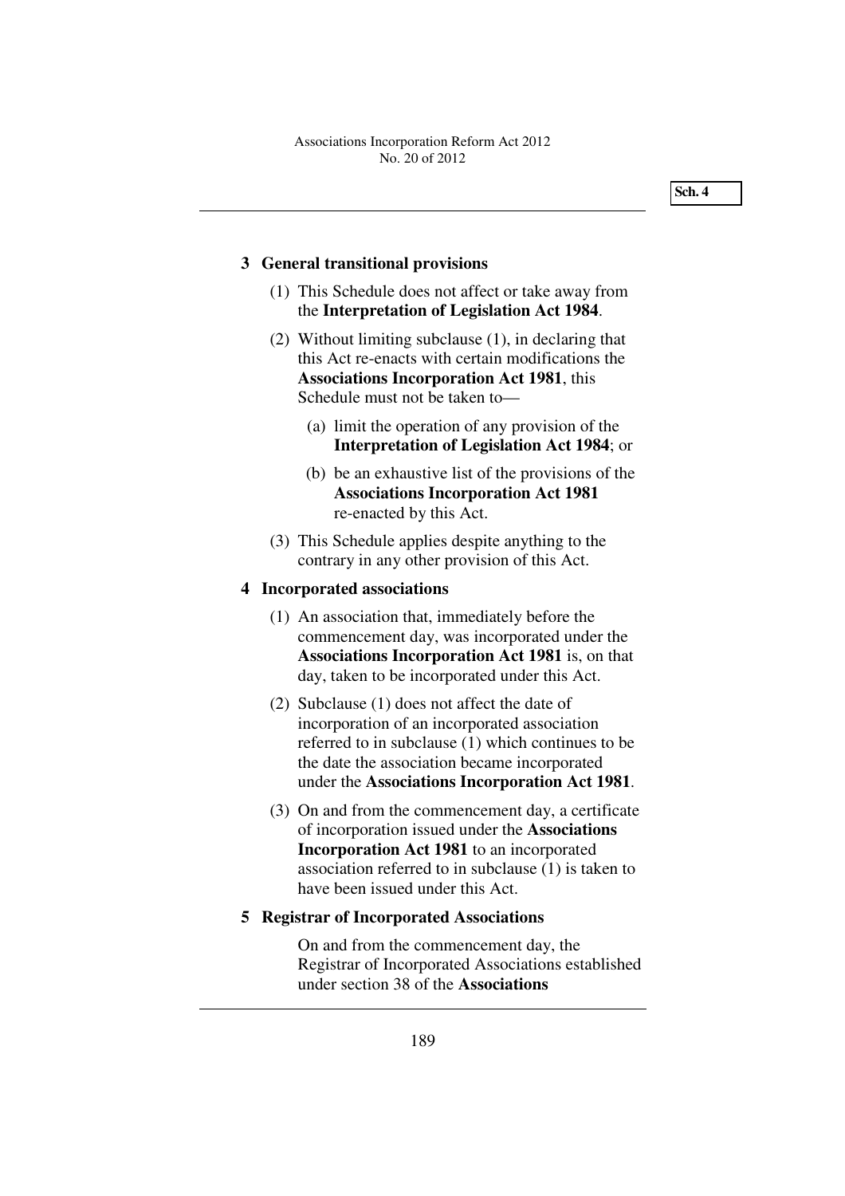## 3 General transitional provisions

(1) This Schedule does not affect or take away from the **Interpretation of Legislation Act 1984**.

(2) Without limiting subclause (1), in declaring that this Act re-enacts with certain modifications the **Associations Incorporation Act 1981**, this Schedule must not be taken to—

(a) limit the operation of any provision of the **Interpretation of Legislation Act 1984**; or

(b) be an exhaustive list of the provisions of the **Associations Incorporation Act 1981** re-enacted by this Act.

(3) This Schedule applies despite anything to the contrary in any other provision of this Act.

## 4 Incorporated associations

(1) An association that, immediately before the commencement day, was incorporated under the **Associations Incorporation Act 1981** is, on that day, taken to be incorporated under this Act.

(2) Subclause (1) does not affect the date of incorporation of an incorporated association referred to in subclause (1) which continues to be the date the association became incorporated under the **Associations Incorporation Act 1981**.

(3) On and from the commencement day, a certificate of incorporation issued under the **Associations Incorporation Act 1981** to an incorporated association referred to in subclause (1) is taken to have been issued under this Act.

## 5 Registrar of Incorporated Associations

On and from the commencement day, the Registrar of Incorporated Associations established under section 38 of the **Associations**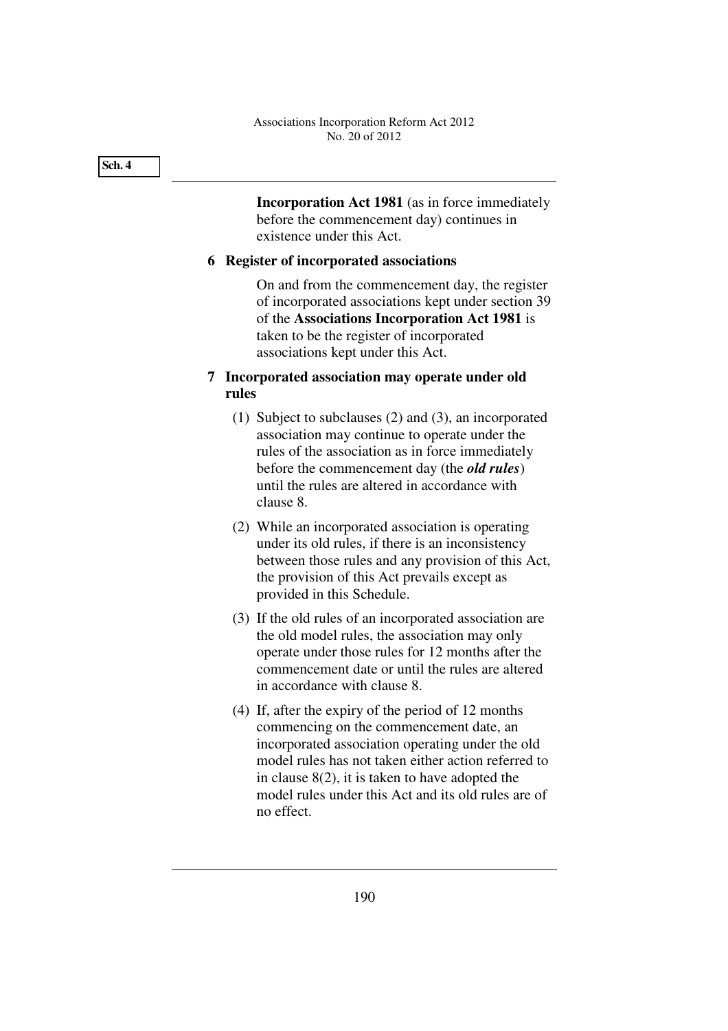**Incorporation Act 1981** (as in force immediately before the commencement day) continues in existence under this Act.

## 6 Register of incorporated associations

On and from the commencement day, the register of incorporated associations kept under section 39 of the **Associations Incorporation Act 1981** is taken to be the register of incorporated associations kept under this Act.

## 7 Incorporated association may operate under old rules

(1) Subject to subclauses (2) and (3), an incorporated association may continue to operate under the rules of the association as in force immediately before the commencement day (the ***old rules***) until the rules are altered in accordance with clause 8.

(2) While an incorporated association is operating under its old rules, if there is an inconsistency between those rules and any provision of this Act, the provision of this Act prevails except as provided in this Schedule.

(3) If the old rules of an incorporated association are the old model rules, the association may only operate under those rules for 12 months after the commencement date or until the rules are altered in accordance with clause 8.

(4) If, after the expiry of the period of 12 months commencing on the commencement date, an incorporated association operating under the old model rules has not taken either action referred to in clause 8(2), it is taken to have adopted the model rules under this Act and its old rules are of no effect.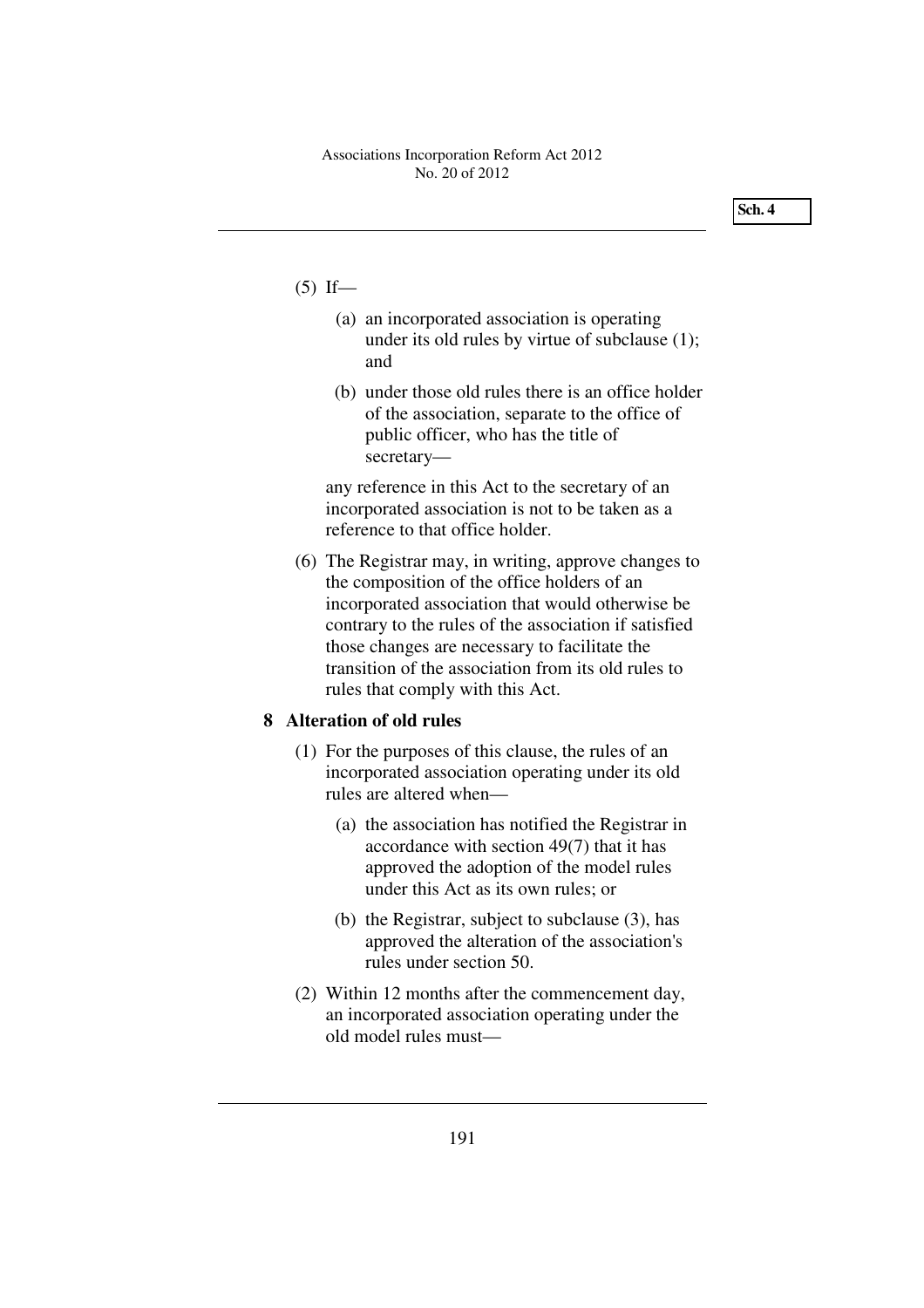(5) If—

(a) an incorporated association is operating under its old rules by virtue of subclause (1); and

(b) under those old rules there is an office holder of the association, separate to the office of public officer, who has the title of secretary—

any reference in this Act to the secretary of an incorporated association is not to be taken as a reference to that office holder.

(6) The Registrar may, in writing, approve changes to the composition of the office holders of an incorporated association that would otherwise be contrary to the rules of the association if satisfied those changes are necessary to facilitate the transition of the association from its old rules to rules that comply with this Act.

**8 Alteration of old rules**

(1) For the purposes of this clause, the rules of an incorporated association operating under its old rules are altered when—

(a) the association has notified the Registrar in accordance with section 49(7) that it has approved the adoption of the model rules under this Act as its own rules; or

(b) the Registrar, subject to subclause (3), has approved the alteration of the association's rules under section 50.

(2) Within 12 months after the commencement day, an incorporated association operating under the old model rules must—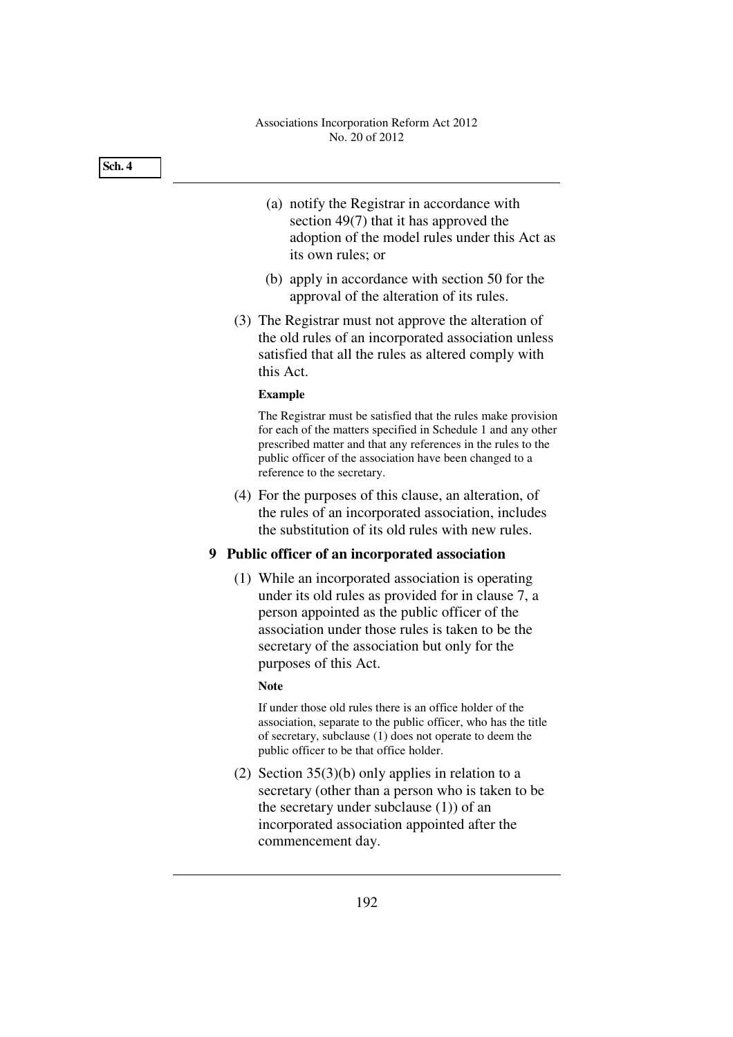(a) notify the Registrar in accordance with section 49(7) that it has approved the adoption of the model rules under this Act as its own rules; or

(b) apply in accordance with section 50 for the approval of the alteration of its rules.

(3) The Registrar must not approve the alteration of the old rules of an incorporated association unless satisfied that all the rules as altered comply with this Act.

**Example**

The Registrar must be satisfied that the rules make provision for each of the matters specified in Schedule 1 and any other prescribed matter and that any references in the rules to the public officer of the association have been changed to a reference to the secretary.

(4) For the purposes of this clause, an alteration, of the rules of an incorporated association, includes the substitution of its old rules with new rules.

## 9 Public officer of an incorporated association

(1) While an incorporated association is operating under its old rules as provided for in clause 7, a person appointed as the public officer of the association under those rules is taken to be the secretary of the association but only for the purposes of this Act.

**Note**

If under those old rules there is an office holder of the association, separate to the public officer, who has the title of secretary, subclause (1) does not operate to deem the public officer to be that office holder.

(2) Section 35(3)(b) only applies in relation to a secretary (other than a person who is taken to be the secretary under subclause (1)) of an incorporated association appointed after the commencement day.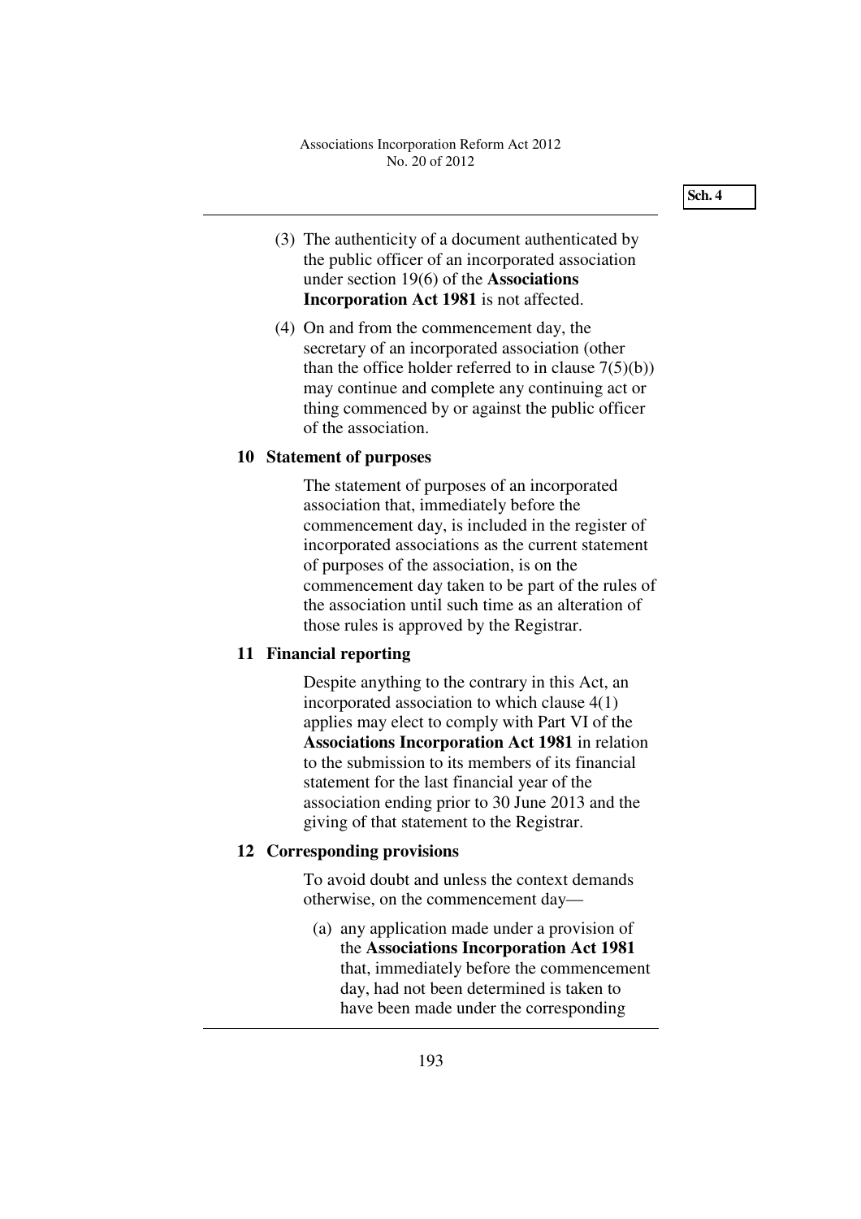(3) The authenticity of a document authenticated by the public officer of an incorporated association under section 19(6) of the **Associations Incorporation Act 1981** is not affected.

(4) On and from the commencement day, the secretary of an incorporated association (other than the office holder referred to in clause 7(5)(b)) may continue and complete any continuing act or thing commenced by or against the public officer of the association.

### 10 Statement of purposes

The statement of purposes of an incorporated association that, immediately before the commencement day, is included in the register of incorporated associations as the current statement of purposes of the association, is on the commencement day taken to be part of the rules of the association until such time as an alteration of those rules is approved by the Registrar.

### 11 Financial reporting

Despite anything to the contrary in this Act, an incorporated association to which clause 4(1) applies may elect to comply with Part VI of the **Associations Incorporation Act 1981** in relation to the submission to its members of its financial statement for the last financial year of the association ending prior to 30 June 2013 and the giving of that statement to the Registrar.

### 12 Corresponding provisions

To avoid doubt and unless the context demands otherwise, on the commencement day—

(a) any application made under a provision of the **Associations Incorporation Act 1981** that, immediately before the commencement day, had not been determined is taken to have been made under the corresponding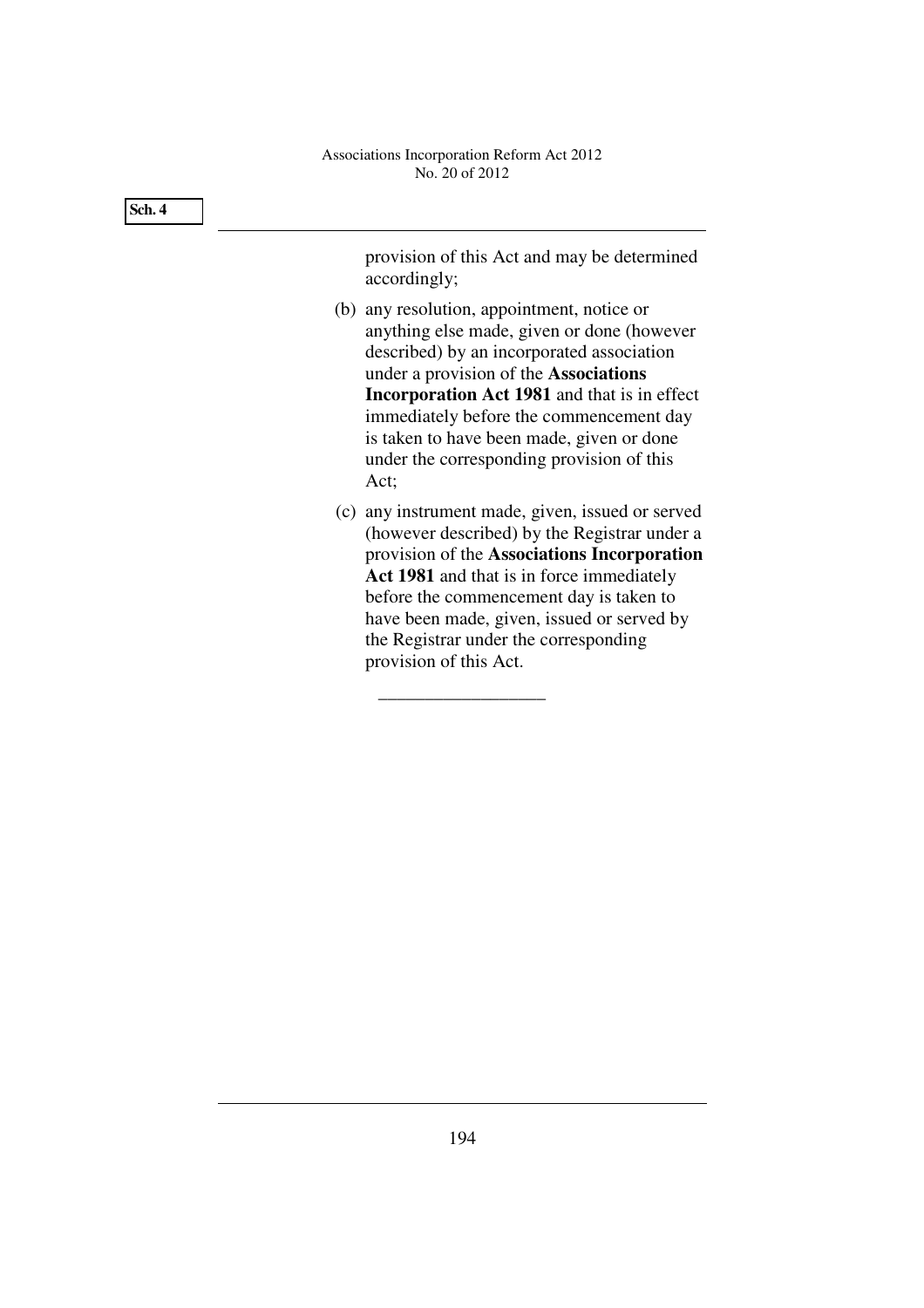provision of this Act and may be determined accordingly;

(b) any resolution, appointment, notice or anything else made, given or done (however described) by an incorporated association under a provision of the **Associations Incorporation Act 1981** and that is in effect immediately before the commencement day is taken to have been made, given or done under the corresponding provision of this Act;

(c) any instrument made, given, issued or served (however described) by the Registrar under a provision of the **Associations Incorporation Act 1981** and that is in force immediately before the commencement day is taken to have been made, given, issued or served by the Registrar under the corresponding provision of this Act.

__________________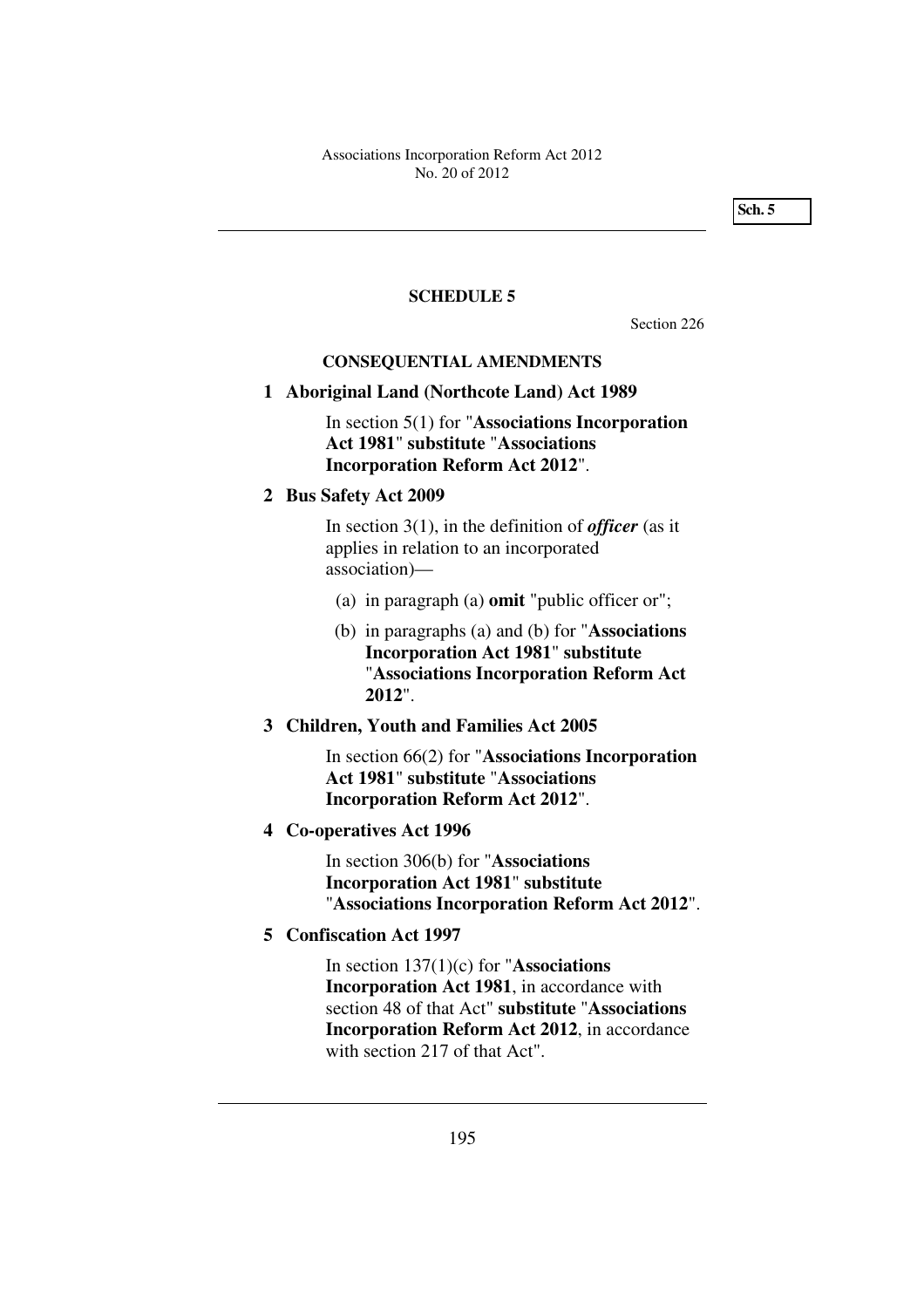## SCHEDULE 5

Section 226

### CONSEQUENTIAL AMENDMENTS

**1 Aboriginal Land (Northcote Land) Act 1989**

In section 5(1) for "**Associations Incorporation Act 1981**" **substitute** "**Associations Incorporation Reform Act 2012**".

**2 Bus Safety Act 2009**

In section 3(1), in the definition of ***officer*** (as it applies in relation to an incorporated association)—

(a) in paragraph (a) **omit** "public officer or";

(b) in paragraphs (a) and (b) for "**Associations Incorporation Act 1981**" **substitute** "**Associations Incorporation Reform Act 2012**".

**3 Children, Youth and Families Act 2005**

In section 66(2) for "**Associations Incorporation Act 1981**" **substitute** "**Associations Incorporation Reform Act 2012**".

**4 Co-operatives Act 1996**

In section 306(b) for "**Associations Incorporation Act 1981**" **substitute** "**Associations Incorporation Reform Act 2012**".

**5 Confiscation Act 1997**

In section 137(1)(c) for "**Associations Incorporation Act 1981**, in accordance with section 48 of that Act" **substitute** "**Associations Incorporation Reform Act 2012**, in accordance with section 217 of that Act".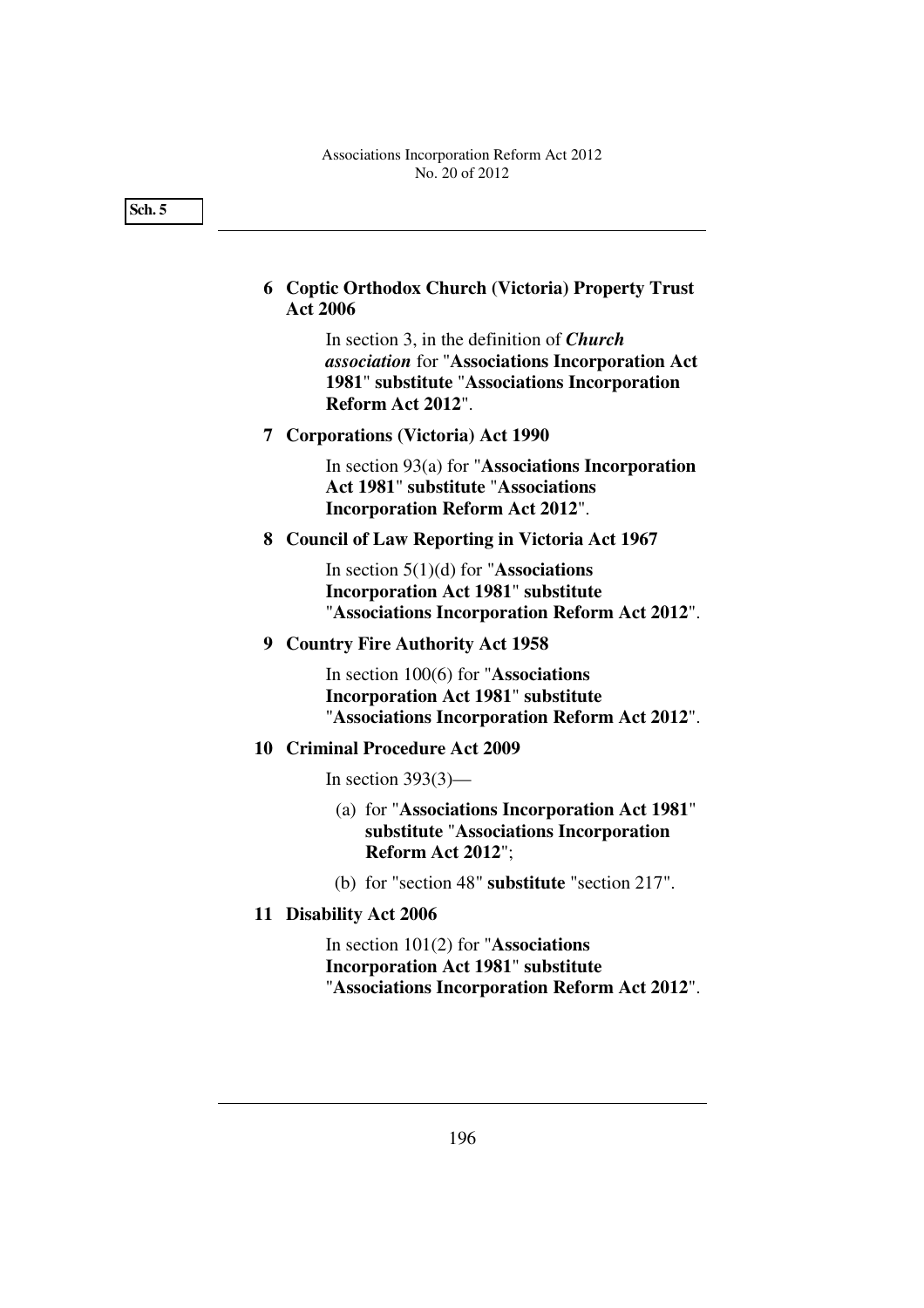**6 Coptic Orthodox Church (Victoria) Property Trust Act 2006**

In section 3, in the definition of ***Church association*** for "**Associations Incorporation Act 1981**" **substitute** "**Associations Incorporation Reform Act 2012**".

**7 Corporations (Victoria) Act 1990**

In section 93(a) for "**Associations Incorporation Act 1981**" **substitute** "**Associations Incorporation Reform Act 2012**".

**8 Council of Law Reporting in Victoria Act 1967**

In section 5(1)(d) for "**Associations Incorporation Act 1981**" **substitute** "**Associations Incorporation Reform Act 2012**".

**9 Country Fire Authority Act 1958**

In section 100(6) for "**Associations Incorporation Act 1981**" **substitute** "**Associations Incorporation Reform Act 2012**".

**10 Criminal Procedure Act 2009**

In section 393(3)—

(a) for "**Associations Incorporation Act 1981**" **substitute** "**Associations Incorporation Reform Act 2012**";

(b) for "section 48" **substitute** "section 217".

**11 Disability Act 2006**

In section 101(2) for "**Associations Incorporation Act 1981**" **substitute** "**Associations Incorporation Reform Act 2012**".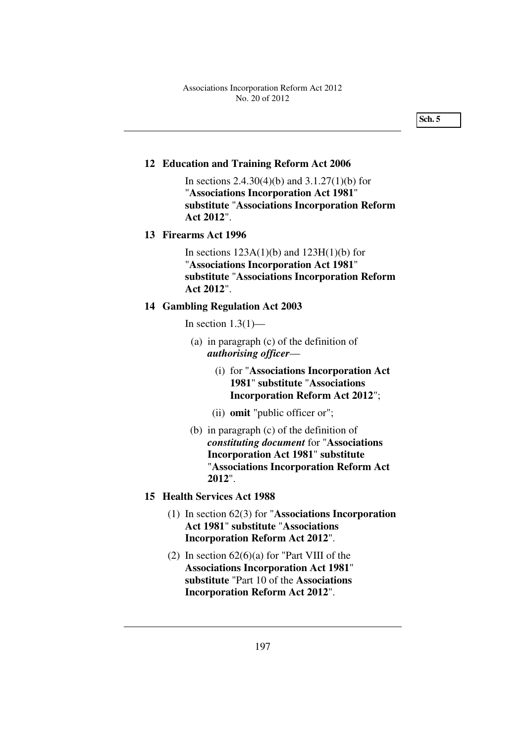## 12 Education and Training Reform Act 2006

In sections 2.4.30(4)(b) and 3.1.27(1)(b) for "**Associations Incorporation Act 1981**" **substitute** "**Associations Incorporation Reform Act 2012**".

## 13 Firearms Act 1996

In sections 123A(1)(b) and 123H(1)(b) for "**Associations Incorporation Act 1981**" **substitute** "**Associations Incorporation Reform Act 2012**".

## 14 Gambling Regulation Act 2003

In section 1.3(1)—

(a) in paragraph (c) of the definition of ***authorising officer***—

(i) for "**Associations Incorporation Act 1981**" **substitute** "**Associations Incorporation Reform Act 2012**";

(ii) **omit** "public officer or";

(b) in paragraph (c) of the definition of ***constituting document*** for "**Associations Incorporation Act 1981**" **substitute** "**Associations Incorporation Reform Act 2012**".

## 15 Health Services Act 1988

(1) In section 62(3) for "**Associations Incorporation Act 1981**" **substitute** "**Associations Incorporation Reform Act 2012**".

(2) In section 62(6)(a) for "Part VIII of the **Associations Incorporation Act 1981**" **substitute** "Part 10 of the **Associations Incorporation Reform Act 2012**".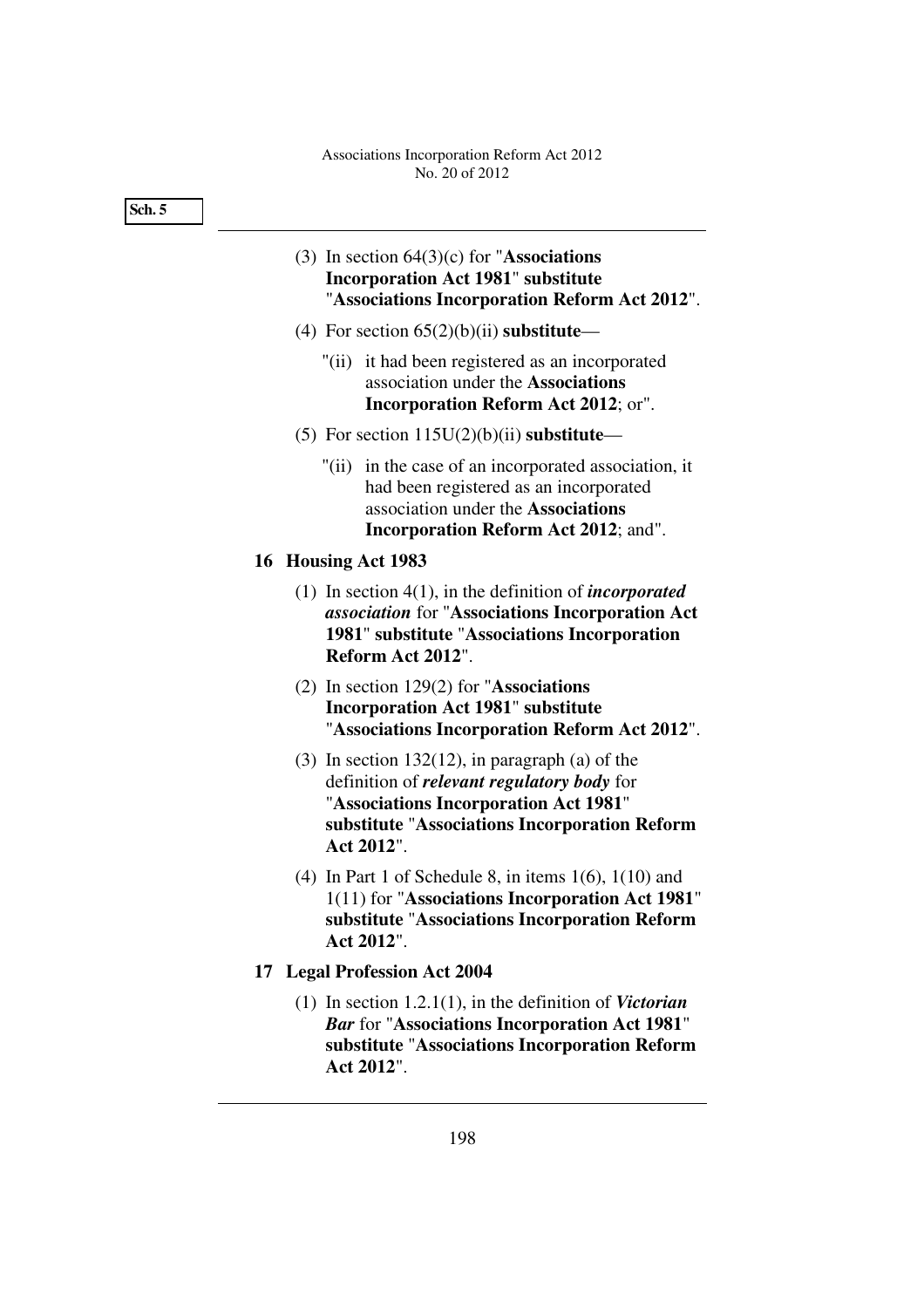(3) In section 64(3)(c) for "**Associations Incorporation Act 1981**" **substitute** "**Associations Incorporation Reform Act 2012**".

(4) For section 65(2)(b)(ii) **substitute**—

"(ii) it had been registered as an incorporated association under the **Associations Incorporation Reform Act 2012**; or".

(5) For section 115U(2)(b)(ii) **substitute**—

"(ii) in the case of an incorporated association, it had been registered as an incorporated association under the **Associations Incorporation Reform Act 2012**; and".

## 16 Housing Act 1983

(1) In section 4(1), in the definition of ***incorporated association*** for "**Associations Incorporation Act 1981**" **substitute** "**Associations Incorporation Reform Act 2012**".

(2) In section 129(2) for "**Associations Incorporation Act 1981**" **substitute** "**Associations Incorporation Reform Act 2012**".

(3) In section 132(12), in paragraph (a) of the definition of ***relevant regulatory body*** for "**Associations Incorporation Act 1981**" **substitute** "**Associations Incorporation Reform Act 2012**".

(4) In Part 1 of Schedule 8, in items 1(6), 1(10) and 1(11) for "**Associations Incorporation Act 1981**" **substitute** "**Associations Incorporation Reform Act 2012**".

## 17 Legal Profession Act 2004

(1) In section 1.2.1(1), in the definition of ***Victorian Bar*** for "**Associations Incorporation Act 1981**" **substitute** "**Associations Incorporation Reform Act 2012**".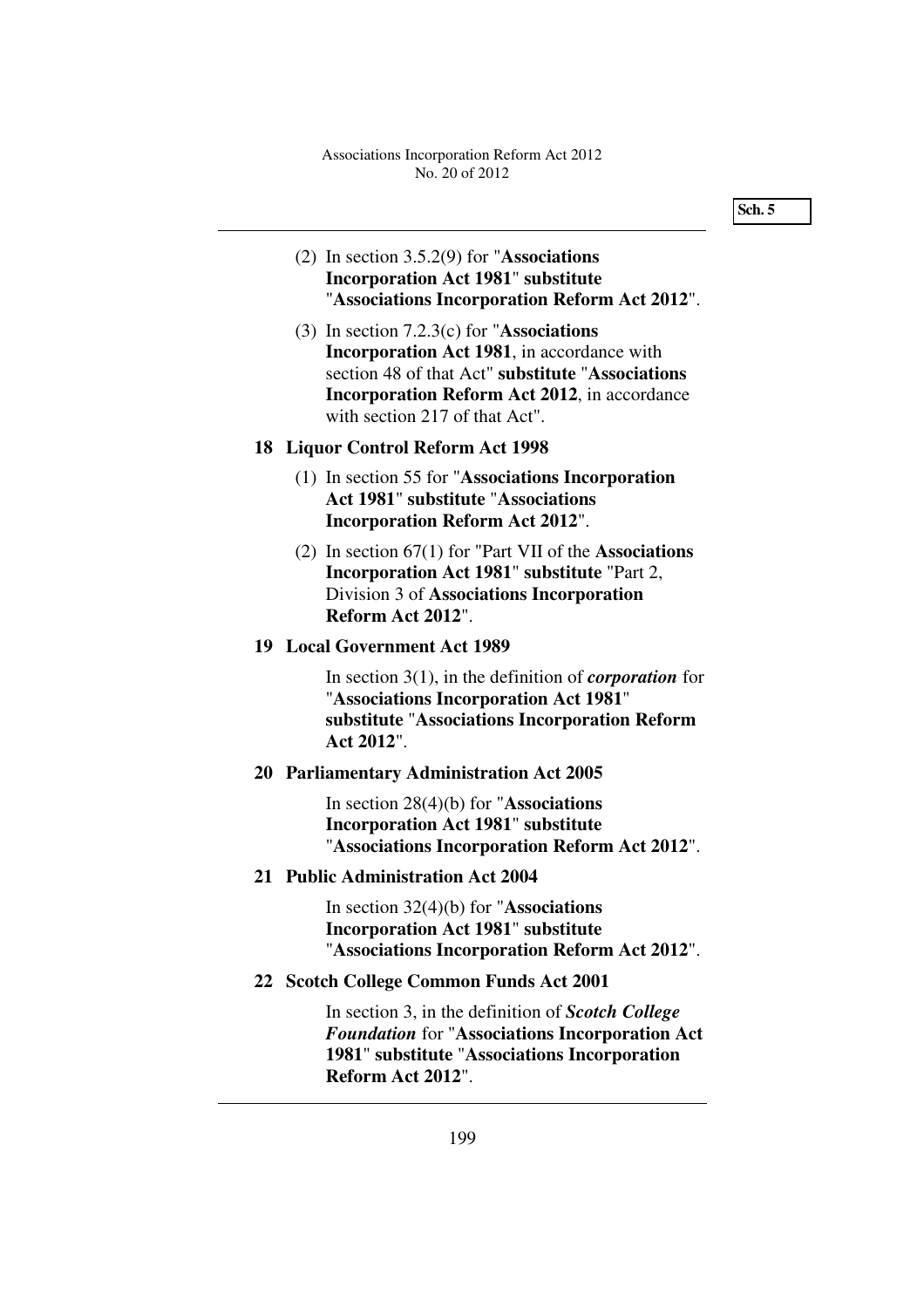(2) In section 3.5.2(9) for "**Associations Incorporation Act 1981**" **substitute** "**Associations Incorporation Reform Act 2012**".

(3) In section 7.2.3(c) for "**Associations Incorporation Act 1981**, in accordance with section 48 of that Act" **substitute** "**Associations Incorporation Reform Act 2012**, in accordance with section 217 of that Act".

**18 Liquor Control Reform Act 1998**

(1) In section 55 for "**Associations Incorporation Act 1981**" **substitute** "**Associations Incorporation Reform Act 2012**".

(2) In section 67(1) for "Part VII of the **Associations Incorporation Act 1981**" **substitute** "Part 2, Division 3 of **Associations Incorporation Reform Act 2012**".

**19 Local Government Act 1989**

In section 3(1), in the definition of ***corporation*** for "**Associations Incorporation Act 1981**" **substitute** "**Associations Incorporation Reform Act 2012**".

**20 Parliamentary Administration Act 2005**

In section 28(4)(b) for "**Associations Incorporation Act 1981**" **substitute** "**Associations Incorporation Reform Act 2012**".

**21 Public Administration Act 2004**

In section 32(4)(b) for "**Associations Incorporation Act 1981**" **substitute** "**Associations Incorporation Reform Act 2012**".

**22 Scotch College Common Funds Act 2001**

In section 3, in the definition of ***Scotch College Foundation*** for "**Associations Incorporation Act 1981**" **substitute** "**Associations Incorporation Reform Act 2012**".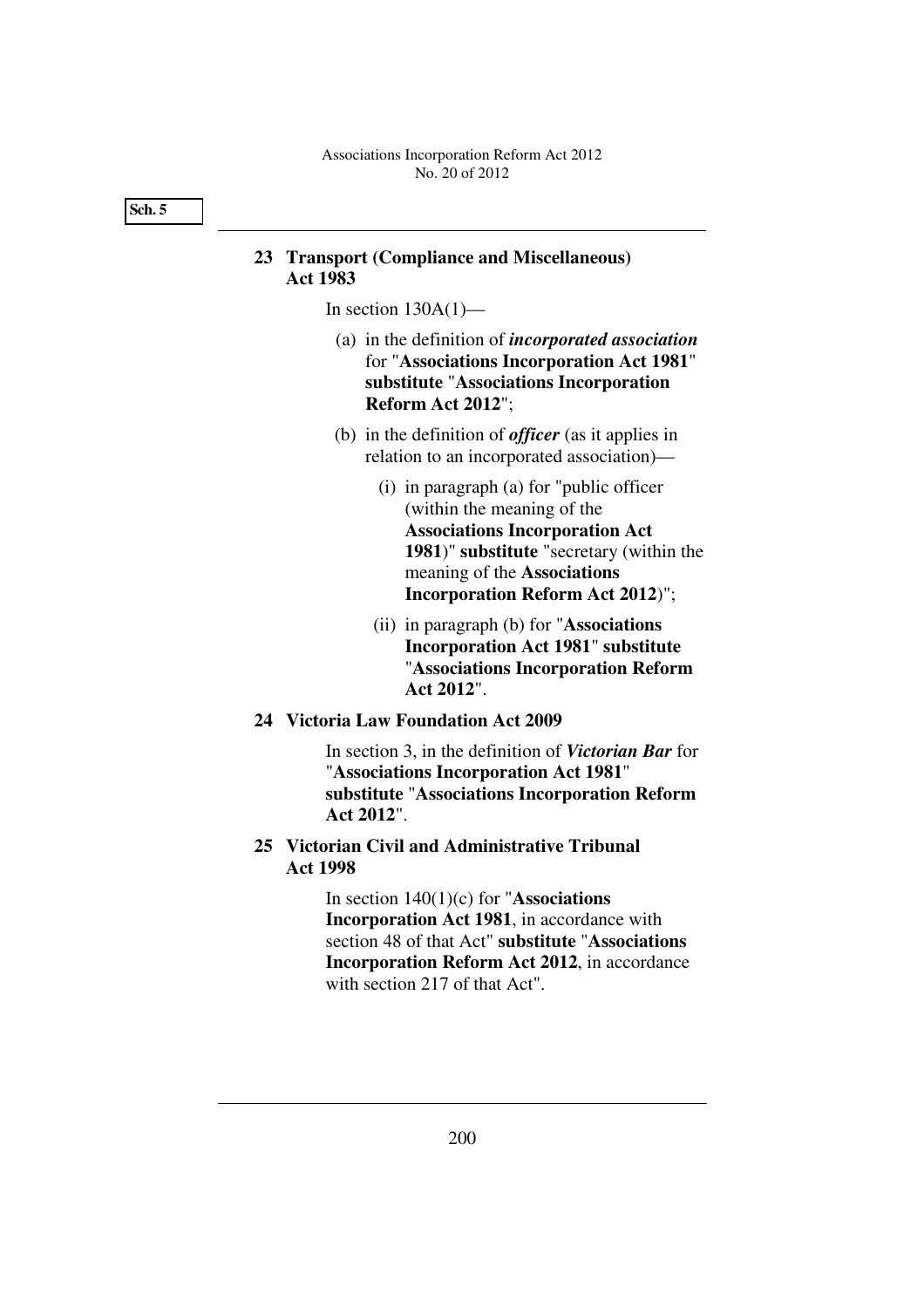## 23 Transport (Compliance and Miscellaneous) Act 1983

In section 130A(1)—

(a) in the definition of ***incorporated association*** for "**Associations Incorporation Act 1981**" **substitute** "**Associations Incorporation Reform Act 2012**";

(b) in the definition of ***officer*** (as it applies in relation to an incorporated association)—

(i) in paragraph (a) for "public officer (within the meaning of the **Associations Incorporation Act 1981**)" **substitute** "secretary (within the meaning of the **Associations Incorporation Reform Act 2012**)";

(ii) in paragraph (b) for "**Associations Incorporation Act 1981**" **substitute** "**Associations Incorporation Reform Act 2012**".

## 24 Victoria Law Foundation Act 2009

In section 3, in the definition of ***Victorian Bar*** for "**Associations Incorporation Act 1981**" **substitute** "**Associations Incorporation Reform Act 2012**".

## 25 Victorian Civil and Administrative Tribunal Act 1998

In section 140(1)(c) for "**Associations Incorporation Act 1981**, in accordance with section 48 of that Act" **substitute** "**Associations Incorporation Reform Act 2012**, in accordance with section 217 of that Act".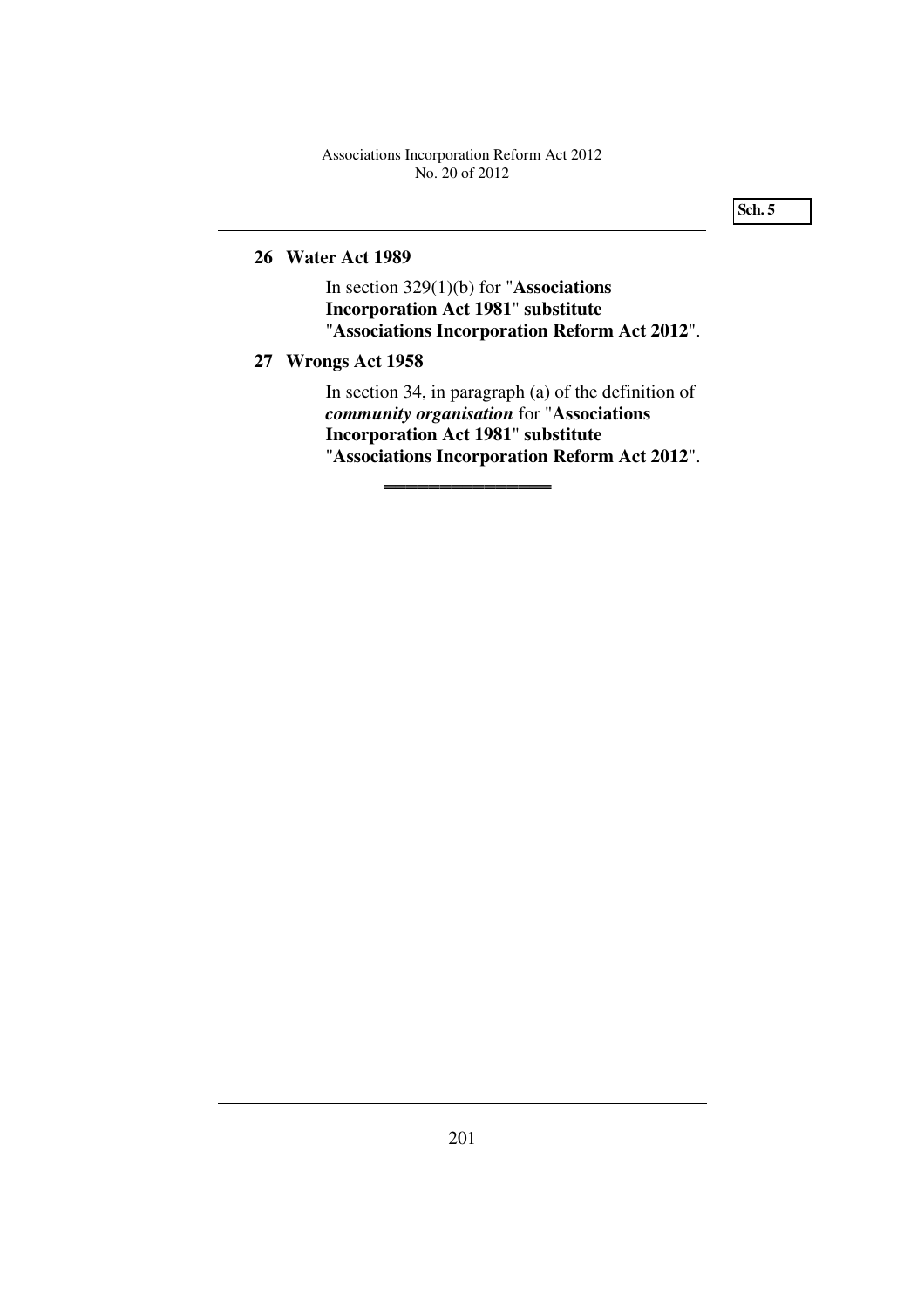**26 Water Act 1989**

In section 329(1)(b) for "**Associations Incorporation Act 1981**" **substitute** "**Associations Incorporation Reform Act 2012**".

**27 Wrongs Act 1958**

In section 34, in paragraph (a) of the definition of ***community organisation*** for "**Associations Incorporation Act 1981**" **substitute** "**Associations Incorporation Reform Act 2012**".

═══════════════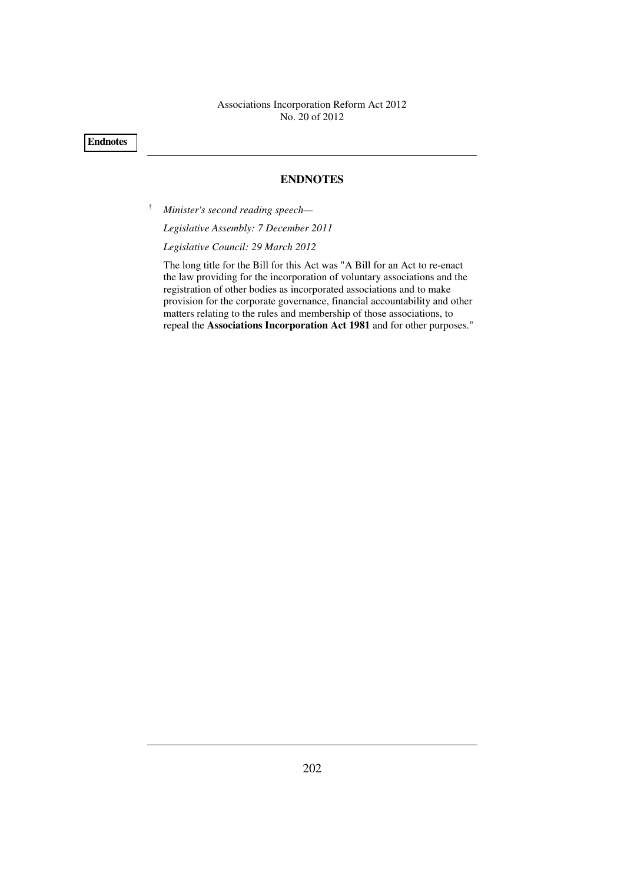## ENDNOTES

† *Minister's second reading speech—*

*Legislative Assembly: 7 December 2011*

*Legislative Council: 29 March 2012*

The long title for the Bill for this Act was "A Bill for an Act to re-enact the law providing for the incorporation of voluntary associations and the registration of other bodies as incorporated associations and to make provision for the corporate governance, financial accountability and other matters relating to the rules and membership of those associations, to repeal the **Associations Incorporation Act 1981** and for other purposes."